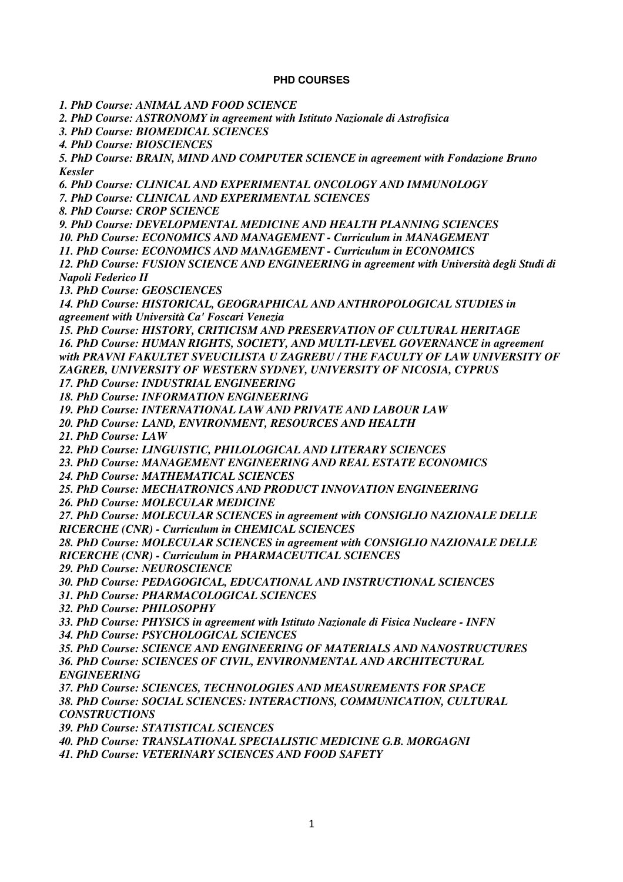**PHD COURSES**

*1. PhD Course: ANIMAL AND FOOD SCIENCE*
*2. PhD Course: ASTRONOMY in agreement with Istituto Nazionale di Astrofisica*
*3. PhD Course: BIOMEDICAL SCIENCES*
*4. PhD Course: BIOSCIENCES*
*5. PhD Course: BRAIN, MIND AND COMPUTER SCIENCE in agreement with Fondazione Bruno Kessler*
*6. PhD Course: CLINICAL AND EXPERIMENTAL ONCOLOGY AND IMMUNOLOGY*
*7. PhD Course: CLINICAL AND EXPERIMENTAL SCIENCES*
*8. PhD Course: CROP SCIENCE*
*9. PhD Course: DEVELOPMENTAL MEDICINE AND HEALTH PLANNING SCIENCES*
*10. PhD Course: ECONOMICS AND MANAGEMENT - Curriculum in MANAGEMENT*
*11. PhD Course: ECONOMICS AND MANAGEMENT - Curriculum in ECONOMICS*
*12. PhD Course: FUSION SCIENCE AND ENGINEERING in agreement with Università degli Studi di Napoli Federico II*
*13. PhD Course: GEOSCIENCES*
*14. PhD Course: HISTORICAL, GEOGRAPHICAL AND ANTHROPOLOGICAL STUDIES in agreement with Università Ca' Foscari Venezia*
*15. PhD Course: HISTORY, CRITICISM AND PRESERVATION OF CULTURAL HERITAGE*
*16. PhD Course: HUMAN RIGHTS, SOCIETY, AND MULTI-LEVEL GOVERNANCE in agreement with PRAVNI FAKULTET SVEUCILISTA U ZAGREBU / THE FACULTY OF LAW UNIVERSITY OF ZAGREB, UNIVERSITY OF WESTERN SYDNEY, UNIVERSITY OF NICOSIA, CYPRUS*
*17. PhD Course: INDUSTRIAL ENGINEERING*
*18. PhD Course: INFORMATION ENGINEERING*
*19. PhD Course: INTERNATIONAL LAW AND PRIVATE AND LABOUR LAW*
*20. PhD Course: LAND, ENVIRONMENT, RESOURCES AND HEALTH*
*21. PhD Course: LAW*
*22. PhD Course: LINGUISTIC, PHILOLOGICAL AND LITERARY SCIENCES*
*23. PhD Course: MANAGEMENT ENGINEERING AND REAL ESTATE ECONOMICS*
*24. PhD Course: MATHEMATICAL SCIENCES*
*25. PhD Course: MECHATRONICS AND PRODUCT INNOVATION ENGINEERING*
*26. PhD Course: MOLECULAR MEDICINE*
*27. PhD Course: MOLECULAR SCIENCES in agreement with CONSIGLIO NAZIONALE DELLE RICERCHE (CNR) - Curriculum in CHEMICAL SCIENCES*
*28. PhD Course: MOLECULAR SCIENCES in agreement with CONSIGLIO NAZIONALE DELLE RICERCHE (CNR) - Curriculum in PHARMACEUTICAL SCIENCES*
*29. PhD Course: NEUROSCIENCE*
*30. PhD Course: PEDAGOGICAL, EDUCATIONAL AND INSTRUCTIONAL SCIENCES*
*31. PhD Course: PHARMACOLOGICAL SCIENCES*
*32. PhD Course: PHILOSOPHY*
*33. PhD Course: PHYSICS in agreement with Istituto Nazionale di Fisica Nucleare - INFN*
*34. PhD Course: PSYCHOLOGICAL SCIENCES*
*35. PhD Course: SCIENCE AND ENGINEERING OF MATERIALS AND NANOSTRUCTURES*
*36. PhD Course: SCIENCES OF CIVIL, ENVIRONMENTAL AND ARCHITECTURAL ENGINEERING*
*37. PhD Course: SCIENCES, TECHNOLOGIES AND MEASUREMENTS FOR SPACE*
*38. PhD Course: SOCIAL SCIENCES: INTERACTIONS, COMMUNICATION, CULTURAL CONSTRUCTIONS*
*39. PhD Course: STATISTICAL SCIENCES*
*40. PhD Course: TRANSLATIONAL SPECIALISTIC MEDICINE G.B. MORGAGNI*
*41. PhD Course: VETERINARY SCIENCES AND FOOD SAFETY*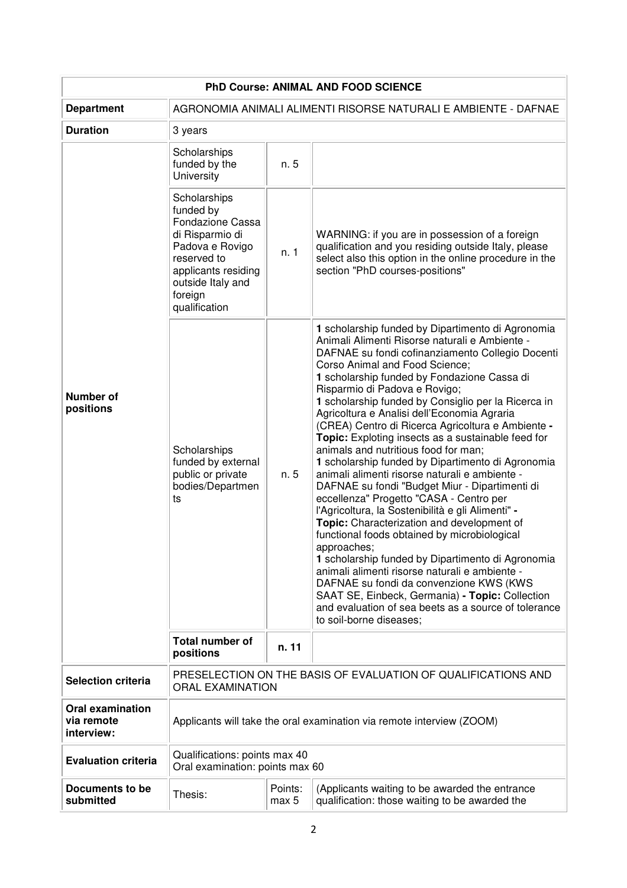| PhD Course: ANIMAL AND FOOD SCIENCE | | | |
|---|---|---|---|
| **Department** | AGRONOMIA ANIMALI ALIMENTI RISORSE NATURALI E AMBIENTE - DAFNAE | | |
| **Duration** | 3 years | | |
| **Number of positions** | Scholarships funded by the University | n. 5 | |
| | Scholarships funded by Fondazione Cassa di Risparmio di Padova e Rovigo reserved to applicants residing outside Italy and foreign qualification | n. 1 | WARNING: if you are in possession of a foreign qualification and you residing outside Italy, please select also this option in the online procedure in the section "PhD courses-positions" |
| | Scholarships funded by external public or private bodies/Departments | n. 5 | **1** scholarship funded by Dipartimento di Agronomia Animali Alimenti Risorse naturali e Ambiente - DAFNAE su fondi cofinanziamento Collegio Docenti Corso Animal and Food Science; **1** scholarship funded by Fondazione Cassa di Risparmio di Padova e Rovigo; **1** scholarship funded by Consiglio per la Ricerca in Agricoltura e Analisi dell'Economia Agraria (CREA) Centro di Ricerca Agricoltura e Ambiente **- Topic:** Exploting insects as a sustainable feed for animals and nutritious food for man; **1** scholarship funded by Dipartimento di Agronomia animali alimenti risorse naturali e ambiente - DAFNAE su fondi "Budget Miur - Dipartimenti di eccellenza" Progetto "CASA - Centro per l'Agricoltura, la Sostenibilità e gli Alimenti" **- Topic:** Characterization and development of functional foods obtained by microbiological approaches; **1** scholarship funded by Dipartimento di Agronomia animali alimenti risorse naturali e ambiente - DAFNAE su fondi da convenzione KWS (KWS SAAT SE, Einbeck, Germania) **- Topic:** Collection and evaluation of sea beets as a source of tolerance to soil-borne diseases; |
| | **Total number of positions** | **n. 11** | |
| **Selection criteria** | PRESELECTION ON THE BASIS OF EVALUATION OF QUALIFICATIONS AND ORAL EXAMINATION | | |
| **Oral examination via remote interview:** | Applicants will take the oral examination via remote interview (ZOOM) | | |
| **Evaluation criteria** | Qualifications: points max 40<br>Oral examination: points max 60 | | |
| **Documents to be submitted** | Thesis: | Points: max 5 | (Applicants waiting to be awarded the entrance qualification: those waiting to be awarded the |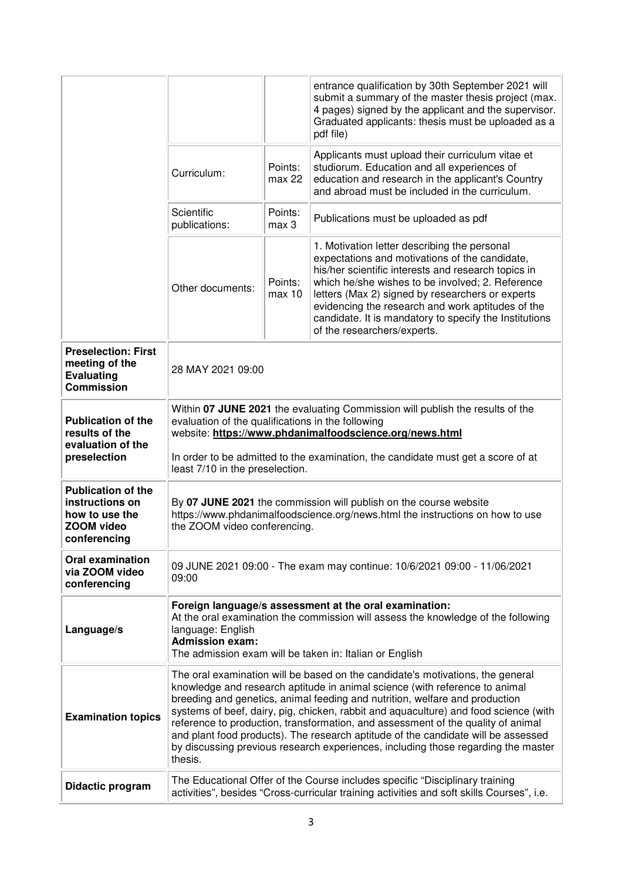| | | | |
|---|---|---|---|
| | | | entrance qualification by 30th September 2021 will submit a summary of the master thesis project (max. 4 pages) signed by the applicant and the supervisor. Graduated applicants: thesis must be uploaded as a pdf file) |
| | Curriculum: | Points: max 22 | Applicants must upload their curriculum vitae et studiorum. Education and all experiences of education and research in the applicant's Country and abroad must be included in the curriculum. |
| | Scientific publications: | Points: max 3 | Publications must be uploaded as pdf |
| | Other documents: | Points: max 10 | 1. Motivation letter describing the personal expectations and motivations of the candidate, his/her scientific interests and research topics in which he/she wishes to be involved; 2. Reference letters (Max 2) signed by researchers or experts evidencing the research and work aptitudes of the candidate. It is mandatory to specify the Institutions of the researchers/experts. |
| **Preselection: First meeting of the Evaluating Commission** | 28 MAY 2021 09:00 | | |
| **Publication of the results of the evaluation of the preselection** | Within **07 JUNE 2021** the evaluating Commission will publish the results of the evaluation of the qualifications in the following website: **https://www.phdanimalfoodscience.org/news.html**<br><br>In order to be admitted to the examination, the candidate must get a score of at least 7/10 in the preselection. | | |
| **Publication of the instructions on how to use the ZOOM video conferencing** | By **07 JUNE 2021** the commission will publish on the course website https://www.phdanimalfoodscience.org/news.html the instructions on how to use the ZOOM video conferencing. | | |
| **Oral examination via ZOOM video conferencing** | 09 JUNE 2021 09:00 - The exam may continue: 10/6/2021 09:00 - 11/06/2021 09:00 | | |
| **Language/s** | **Foreign language/s assessment at the oral examination:**<br>At the oral examination the commission will assess the knowledge of the following language: English<br>**Admission exam:**<br>The admission exam will be taken in: Italian or English | | |
| **Examination topics** | The oral examination will be based on the candidate's motivations, the general knowledge and research aptitude in animal science (with reference to animal breeding and genetics, animal feeding and nutrition, welfare and production systems of beef, dairy, pig, chicken, rabbit and aquaculture) and food science (with reference to production, transformation, and assessment of the quality of animal and plant food products). The research aptitude of the candidate will be assessed by discussing previous research experiences, including those regarding the master thesis. | | |
| **Didactic program** | The Educational Offer of the Course includes specific "Disciplinary training activities", besides "Cross-curricular training activities and soft skills Courses", i.e. | | |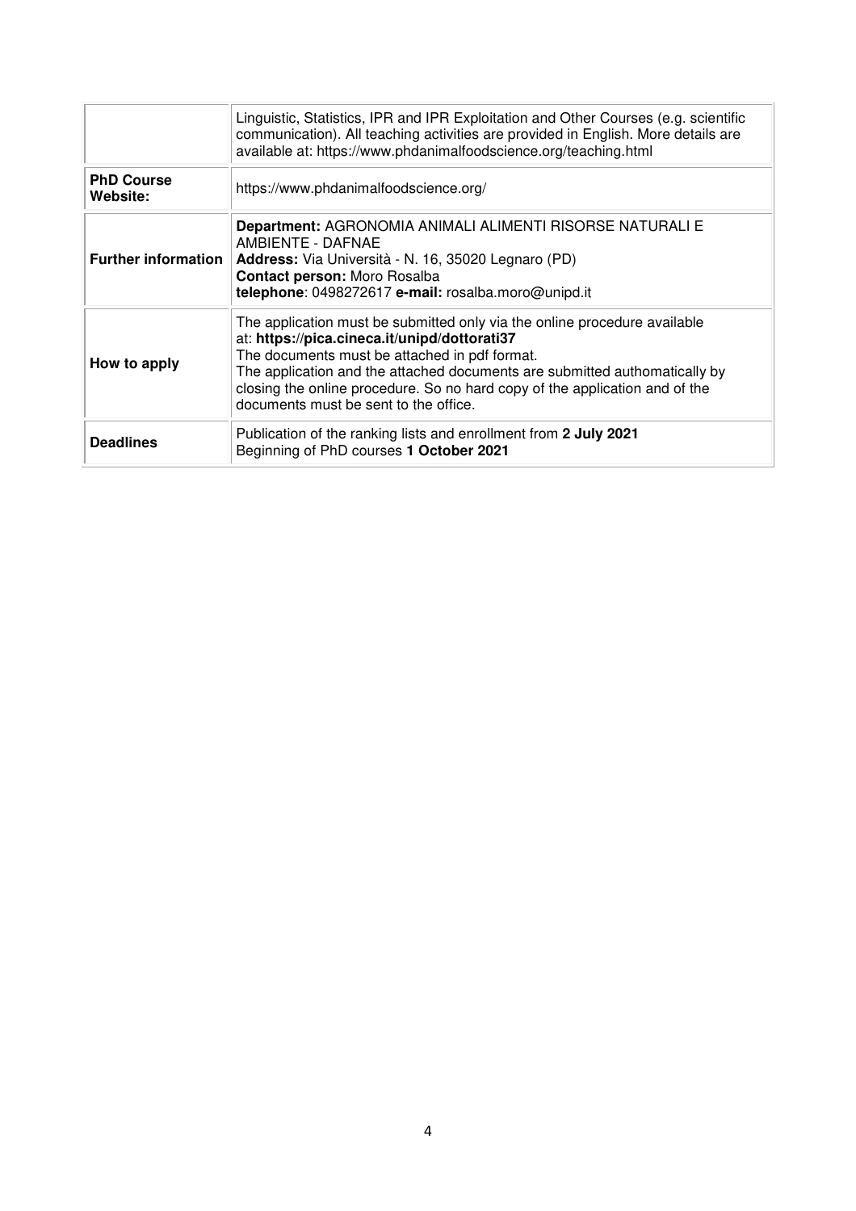| | |
|---|---|
| | Linguistic, Statistics, IPR and IPR Exploitation and Other Courses (e.g. scientific communication). All teaching activities are provided in English. More details are available at: https://www.phdanimalfoodscience.org/teaching.html |
| **PhD Course Website:** | https://www.phdanimalfoodscience.org/ |
| **Further information** | **Department:** AGRONOMIA ANIMALI ALIMENTI RISORSE NATURALI E AMBIENTE - DAFNAE<br>**Address:** Via Università - N. 16, 35020 Legnaro (PD)<br>**Contact person:** Moro Rosalba<br>**telephone**: 0498272617 **e-mail:** rosalba.moro@unipd.it |
| **How to apply** | The application must be submitted only via the online procedure available at: **https://pica.cineca.it/unipd/dottorati37**<br>The documents must be attached in pdf format.<br>The application and the attached documents are submitted authomatically by closing the online procedure. So no hard copy of the application and of the documents must be sent to the office. |
| **Deadlines** | Publication of the ranking lists and enrollment from **2 July 2021**<br>Beginning of PhD courses **1 October 2021** |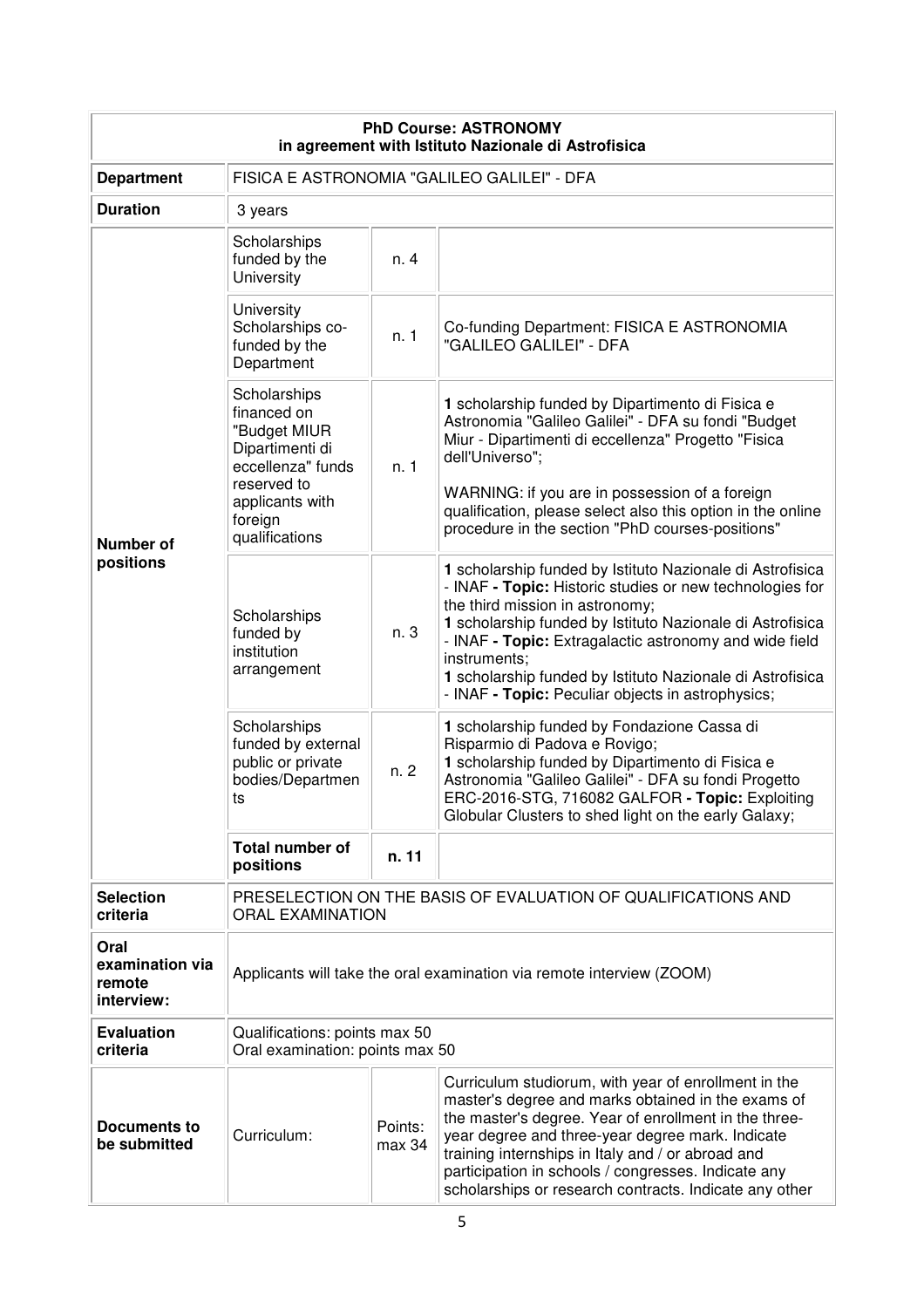| **PhD Course: ASTRONOMY in agreement with Istituto Nazionale di Astrofisica** | | | |
|---|---|---|---|
| **Department** | FISICA E ASTRONOMIA "GALILEO GALILEI" - DFA | | |
| **Duration** | 3 years | | |
| **Number of positions** | Scholarships funded by the University | n. 4 | |
| | University Scholarships co-funded by the Department | n. 1 | Co-funding Department: FISICA E ASTRONOMIA "GALILEO GALILEI" - DFA |
| | Scholarships financed on "Budget MIUR Dipartimenti di eccellenza" funds reserved to applicants with foreign qualifications | n. 1 | **1** scholarship funded by Dipartimento di Fisica e Astronomia "Galileo Galilei" - DFA su fondi "Budget Miur - Dipartimenti di eccellenza" Progetto "Fisica dell'Universo";<br><br>WARNING: if you are in possession of a foreign qualification, please select also this option in the online procedure in the section "PhD courses-positions" |
| | Scholarships funded by institution arrangement | n. 3 | **1** scholarship funded by Istituto Nazionale di Astrofisica - INAF **- Topic:** Historic studies or new technologies for the third mission in astronomy;<br>**1** scholarship funded by Istituto Nazionale di Astrofisica - INAF **- Topic:** Extragalactic astronomy and wide field instruments;<br>**1** scholarship funded by Istituto Nazionale di Astrofisica - INAF **- Topic:** Peculiar objects in astrophysics; |
| | Scholarships funded by external public or private bodies/Departments | n. 2 | **1** scholarship funded by Fondazione Cassa di Risparmio di Padova e Rovigo;<br>**1** scholarship funded by Dipartimento di Fisica e Astronomia "Galileo Galilei" - DFA su fondi Progetto ERC-2016-STG, 716082 GALFOR **- Topic:** Exploiting Globular Clusters to shed light on the early Galaxy; |
| | **Total number of positions** | **n. 11** | |
| **Selection criteria** | PRESELECTION ON THE BASIS OF EVALUATION OF QUALIFICATIONS AND ORAL EXAMINATION | | |
| **Oral examination via remote interview:** | Applicants will take the oral examination via remote interview (ZOOM) | | |
| **Evaluation criteria** | Qualifications: points max 50<br>Oral examination: points max 50 | | |
| **Documents to be submitted** | Curriculum: | Points: max 34 | Curriculum studiorum, with year of enrollment in the master's degree and marks obtained in the exams of the master's degree. Year of enrollment in the three-year degree and three-year degree mark. Indicate training internships in Italy and / or abroad and participation in schools / congresses. Indicate any scholarships or research contracts. Indicate any other |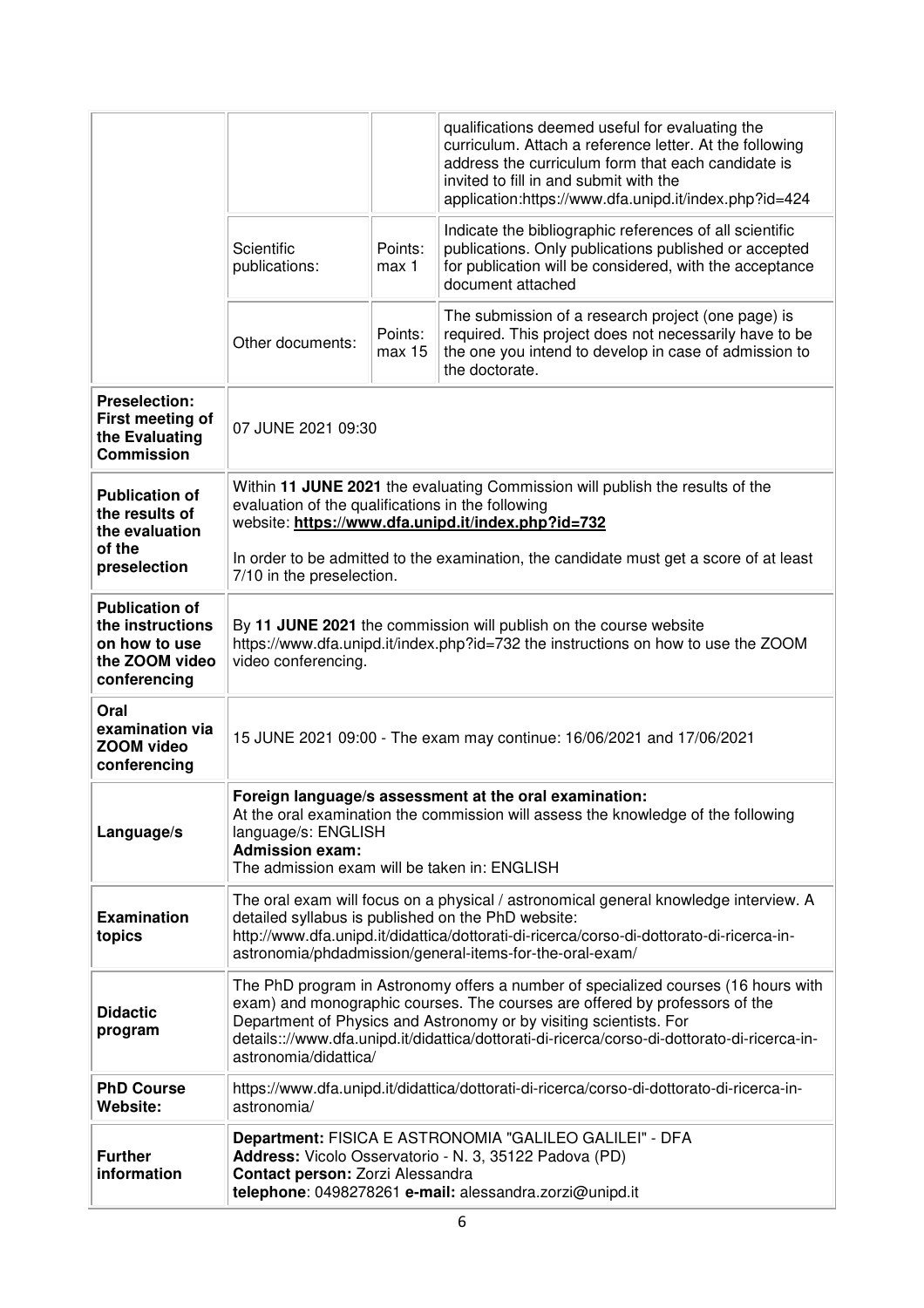| | | | |
|---|---|---|---|
| | | | qualifications deemed useful for evaluating the curriculum. Attach a reference letter. At the following address the curriculum form that each candidate is invited to fill in and submit with the application:https://www.dfa.unipd.it/index.php?id=424 |
| | Scientific publications: | Points: max 1 | Indicate the bibliographic references of all scientific publications. Only publications published or accepted for publication will be considered, with the acceptance document attached |
| | Other documents: | Points: max 15 | The submission of a research project (one page) is required. This project does not necessarily have to be the one you intend to develop in case of admission to the doctorate. |
| **Preselection: First meeting of the Evaluating Commission** | 07 JUNE 2021 09:30 | | |
| **Publication of the results of the evaluation of the preselection** | Within **11 JUNE 2021** the evaluating Commission will publish the results of the evaluation of the qualifications in the following website: **https://www.dfa.unipd.it/index.php?id=732**<br><br>In order to be admitted to the examination, the candidate must get a score of at least 7/10 in the preselection. | | |
| **Publication of the instructions on how to use the ZOOM video conferencing** | By **11 JUNE 2021** the commission will publish on the course website https://www.dfa.unipd.it/index.php?id=732 the instructions on how to use the ZOOM video conferencing. | | |
| **Oral examination via ZOOM video conferencing** | 15 JUNE 2021 09:00 - The exam may continue: 16/06/2021 and 17/06/2021 | | |
| **Language/s** | **Foreign language/s assessment at the oral examination:**<br>At the oral examination the commission will assess the knowledge of the following language/s: ENGLISH<br>**Admission exam:**<br>The admission exam will be taken in: ENGLISH | | |
| **Examination topics** | The oral exam will focus on a physical / astronomical general knowledge interview. A detailed syllabus is published on the PhD website: http://www.dfa.unipd.it/didattica/dottorati-di-ricerca/corso-di-dottorato-di-ricerca-in-astronomia/phdadmission/general-items-for-the-oral-exam/ | | |
| **Didactic program** | The PhD program in Astronomy offers a number of specialized courses (16 hours with exam) and monographic courses. The courses are offered by professors of the Department of Physics and Astronomy or by visiting scientists. For details:://www.dfa.unipd.it/didattica/dottorati-di-ricerca/corso-di-dottorato-di-ricerca-in-astronomia/didattica/ | | |
| **PhD Course Website:** | https://www.dfa.unipd.it/didattica/dottorati-di-ricerca/corso-di-dottorato-di-ricerca-in-astronomia/ | | |
| **Further information** | **Department:** FISICA E ASTRONOMIA "GALILEO GALILEI" - DFA<br>**Address:** Vicolo Osservatorio - N. 3, 35122 Padova (PD)<br>**Contact person:** Zorzi Alessandra<br>**telephone**: 0498278261 **e-mail:** alessandra.zorzi@unipd.it | | |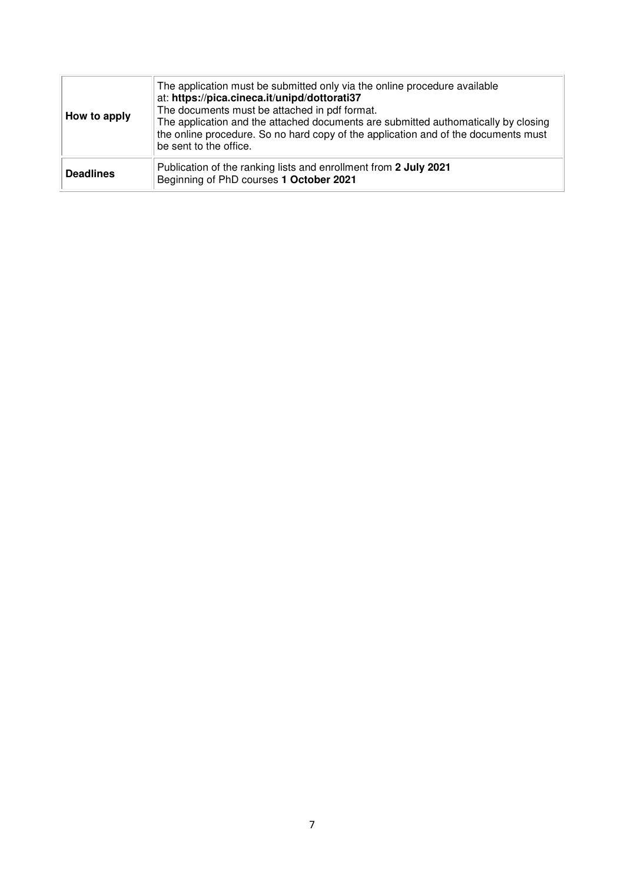| How to apply | The application must be submitted only via the online procedure available at: **https://pica.cineca.it/unipd/dottorati37** The documents must be attached in pdf format. The application and the attached documents are submitted authomatically by closing the online procedure. So no hard copy of the application and of the documents must be sent to the office. |
|---|---|
| **Deadlines** | Publication of the ranking lists and enrollment from **2 July 2021** Beginning of PhD courses **1 October 2021** |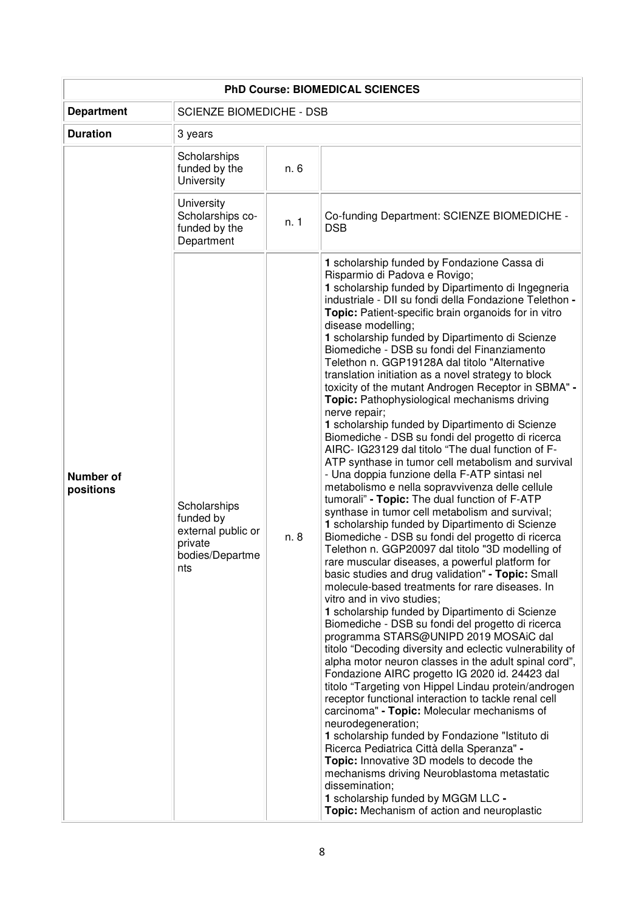| PhD Course: BIOMEDICAL SCIENCES | | | |
|---|---|---|---|
| **Department** | SCIENZE BIOMEDICHE - DSB | | |
| **Duration** | 3 years | | |
| **Number of positions** | Scholarships funded by the University | n. 6 | |
| | University Scholarships co-funded by the Department | n. 1 | Co-funding Department: SCIENZE BIOMEDICHE - DSB |
| | Scholarships funded by external public or private bodies/Departments | n. 8 | **1** scholarship funded by Fondazione Cassa di Risparmio di Padova e Rovigo; **1** scholarship funded by Dipartimento di Ingegneria industriale - DII su fondi della Fondazione Telethon **- Topic:** Patient-specific brain organoids for in vitro disease modelling; **1** scholarship funded by Dipartimento di Scienze Biomediche - DSB su fondi del Finanziamento Telethon n. GGP19128A dal titolo "Alternative translation initiation as a novel strategy to block toxicity of the mutant Androgen Receptor in SBMA" **- Topic:** Pathophysiological mechanisms driving nerve repair; **1** scholarship funded by Dipartimento di Scienze Biomediche - DSB su fondi del progetto di ricerca AIRC- IG23129 dal titolo "The dual function of F-ATP synthase in tumor cell metabolism and survival - Una doppia funzione della F-ATP sintasi nel metabolismo e nella sopravvivenza delle cellule tumorali" **- Topic:** The dual function of F-ATP synthase in tumor cell metabolism and survival; **1** scholarship funded by Dipartimento di Scienze Biomediche - DSB su fondi del progetto di ricerca Telethon n. GGP20097 dal titolo "3D modelling of rare muscular diseases, a powerful platform for basic studies and drug validation" **- Topic:** Small molecule-based treatments for rare diseases. In vitro and in vivo studies; **1** scholarship funded by Dipartimento di Scienze Biomediche - DSB su fondi del progetto di ricerca programma STARS@UNIPD 2019 MOSAiC dal titolo "Decoding diversity and eclectic vulnerability of alpha motor neuron classes in the adult spinal cord", Fondazione AIRC progetto IG 2020 id. 24423 dal titolo "Targeting von Hippel Lindau protein/androgen receptor functional interaction to tackle renal cell carcinoma" **- Topic:** Molecular mechanisms of neurodegeneration; **1** scholarship funded by Fondazione "Istituto di Ricerca Pediatrica Città della Speranza" **- Topic:** Innovative 3D models to decode the mechanisms driving Neuroblastoma metastatic dissemination; **1** scholarship funded by MGGM LLC **- Topic:** Mechanism of action and neuroplastic |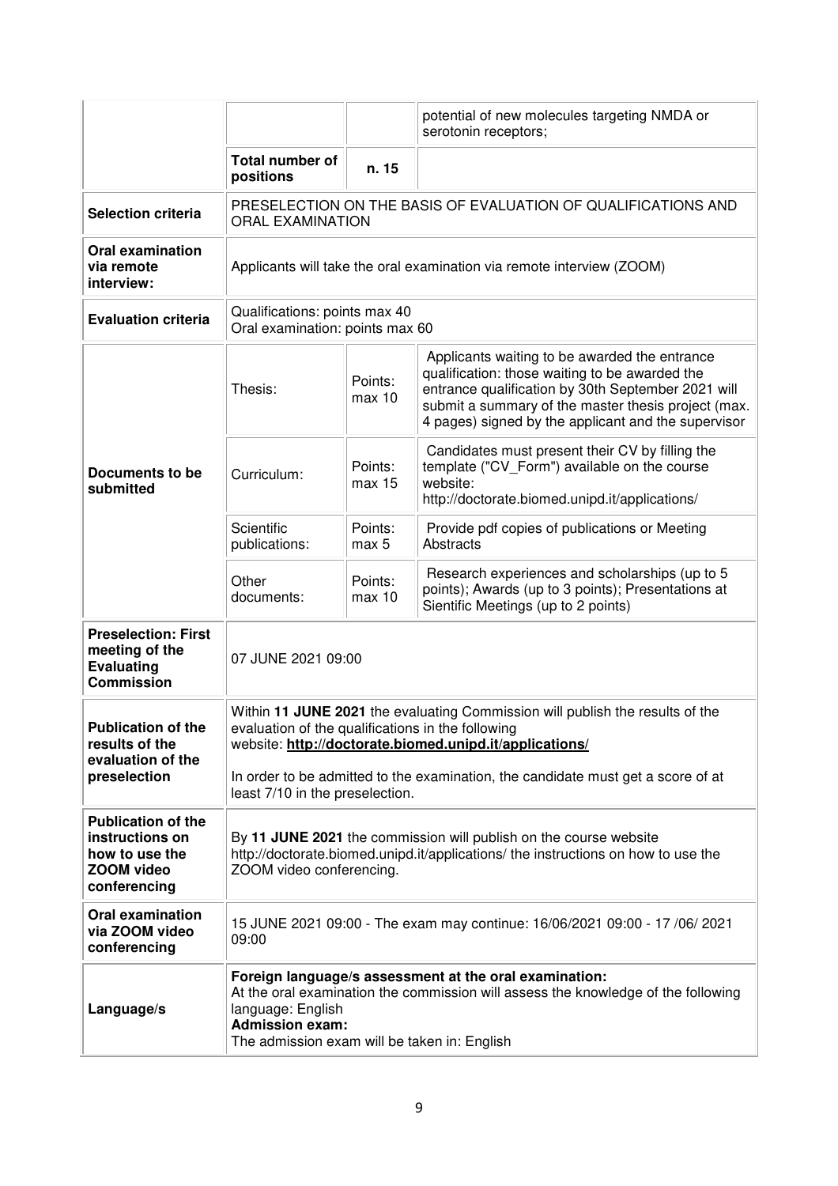|  |  |  |  |
|---|---|---|---|
|  |  |  | potential of new molecules targeting NMDA or serotonin receptors; |
|  | **Total number of positions** | **n. 15** |  |
| **Selection criteria** | PRESELECTION ON THE BASIS OF EVALUATION OF QUALIFICATIONS AND ORAL EXAMINATION | | |
| **Oral examination via remote interview:** | Applicants will take the oral examination via remote interview (ZOOM) | | |
| **Evaluation criteria** | Qualifications: points max 40<br>Oral examination: points max 60 | | |
| **Documents to be submitted** | Thesis: | Points: max 10 | Applicants waiting to be awarded the entrance qualification: those waiting to be awarded the entrance qualification by 30th September 2021 will submit a summary of the master thesis project (max. 4 pages) signed by the applicant and the supervisor |
|  | Curriculum: | Points: max 15 | Candidates must present their CV by filling the template ("CV_Form") available on the course website: http://doctorate.biomed.unipd.it/applications/ |
|  | Scientific publications: | Points: max 5 | Provide pdf copies of publications or Meeting Abstracts |
|  | Other documents: | Points: max 10 | Research experiences and scholarships (up to 5 points); Awards (up to 3 points); Presentations at Sientific Meetings (up to 2 points) |
| **Preselection: First meeting of the Evaluating Commission** | 07 JUNE 2021 09:00 | | |
| **Publication of the results of the evaluation of the preselection** | Within **11 JUNE 2021** the evaluating Commission will publish the results of the evaluation of the qualifications in the following website: **http://doctorate.biomed.unipd.it/applications/**<br><br>In order to be admitted to the examination, the candidate must get a score of at least 7/10 in the preselection. | | |
| **Publication of the instructions on how to use the ZOOM video conferencing** | By **11 JUNE 2021** the commission will publish on the course website http://doctorate.biomed.unipd.it/applications/ the instructions on how to use the ZOOM video conferencing. | | |
| **Oral examination via ZOOM video conferencing** | 15 JUNE 2021 09:00 - The exam may continue: 16/06/2021 09:00 - 17 /06/ 2021 09:00 | | |
| **Language/s** | **Foreign language/s assessment at the oral examination:**<br>At the oral examination the commission will assess the knowledge of the following language: English<br>**Admission exam:**<br>The admission exam will be taken in: English | | |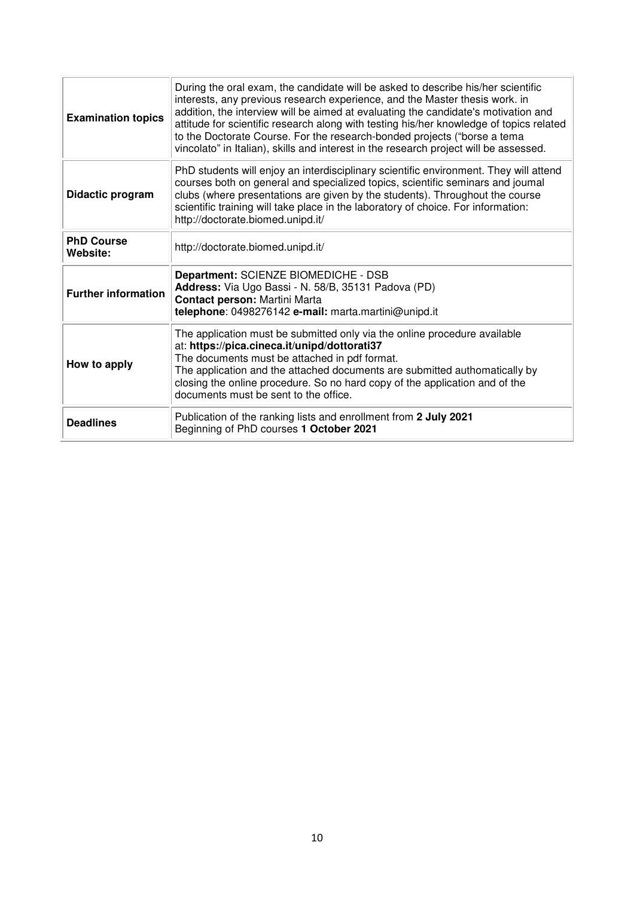| | |
|---|---|
| **Examination topics** | During the oral exam, the candidate will be asked to describe his/her scientific interests, any previous research experience, and the Master thesis work. in addition, the interview will be aimed at evaluating the candidate's motivation and attitude for scientific research along with testing his/her knowledge of topics related to the Doctorate Course. For the research-bonded projects ("borse a tema vincolato" in Italian), skills and interest in the research project will be assessed. |
| **Didactic program** | PhD students will enjoy an interdisciplinary scientific environment. They will attend courses both on general and specialized topics, scientific seminars and joumal clubs (where presentations are given by the students). Throughout the course scientific training will take place in the laboratory of choice. For information: http://doctorate.biomed.unipd.it/ |
| **PhD Course Website:** | http://doctorate.biomed.unipd.it/ |
| **Further information** | **Department:** SCIENZE BIOMEDICHE - DSB<br>**Address:** Via Ugo Bassi - N. 58/B, 35131 Padova (PD)<br>**Contact person:** Martini Marta<br>**telephone**: 0498276142 **e-mail:** marta.martini@unipd.it |
| **How to apply** | The application must be submitted only via the online procedure available at: **https://pica.cineca.it/unipd/dottorati37**<br>The documents must be attached in pdf format.<br>The application and the attached documents are submitted authomatically by closing the online procedure. So no hard copy of the application and of the documents must be sent to the office. |
| **Deadlines** | Publication of the ranking lists and enrollment from **2 July 2021**<br>Beginning of PhD courses **1 October 2021** |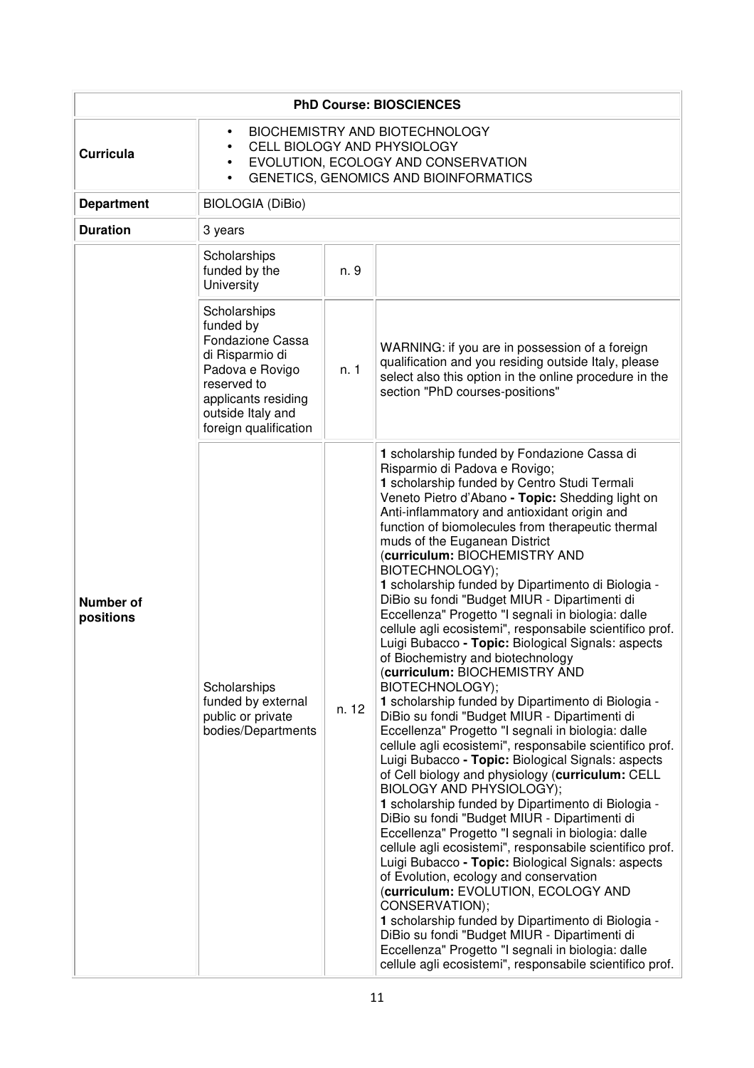| **PhD Course: BIOSCIENCES** | | | |
|---|---|---|---|
| **Curricula** | • BIOCHEMISTRY AND BIOTECHNOLOGY<br>• CELL BIOLOGY AND PHYSIOLOGY<br>• EVOLUTION, ECOLOGY AND CONSERVATION<br>• GENETICS, GENOMICS AND BIOINFORMATICS | | |
| **Department** | BIOLOGIA (DiBio) | | |
| **Duration** | 3 years | | |
| **Number of positions** | Scholarships funded by the University | n. 9 | |
| | Scholarships funded by Fondazione Cassa di Risparmio di Padova e Rovigo reserved to applicants residing outside Italy and foreign qualification | n. 1 | WARNING: if you are in possession of a foreign qualification and you residing outside Italy, please select also this option in the online procedure in the section "PhD courses-positions" |
| | Scholarships funded by external public or private bodies/Departments | n. 12 | **1** scholarship funded by Fondazione Cassa di Risparmio di Padova e Rovigo;<br>**1** scholarship funded by Centro Studi Termali Veneto Pietro d'Abano **- Topic:** Shedding light on Anti-inflammatory and antioxidant origin and function of biomolecules from therapeutic thermal muds of the Euganean District (**curriculum:** BIOCHEMISTRY AND BIOTECHNOLOGY);<br>**1** scholarship funded by Dipartimento di Biologia - DiBio su fondi "Budget MIUR - Dipartimenti di Eccellenza" Progetto "I segnali in biologia: dalle cellule agli ecosistemi", responsabile scientifico prof. Luigi Bubacco **- Topic:** Biological Signals: aspects of Biochemistry and biotechnology (**curriculum:** BIOCHEMISTRY AND BIOTECHNOLOGY);<br>**1** scholarship funded by Dipartimento di Biologia - DiBio su fondi "Budget MIUR - Dipartimenti di Eccellenza" Progetto "I segnali in biologia: dalle cellule agli ecosistemi", responsabile scientifico prof. Luigi Bubacco **- Topic:** Biological Signals: aspects of Cell biology and physiology (**curriculum:** CELL BIOLOGY AND PHYSIOLOGY);<br>**1** scholarship funded by Dipartimento di Biologia - DiBio su fondi "Budget MIUR - Dipartimenti di Eccellenza" Progetto "I segnali in biologia: dalle cellule agli ecosistemi", responsabile scientifico prof. Luigi Bubacco **- Topic:** Biological Signals: aspects of Evolution, ecology and conservation (**curriculum:** EVOLUTION, ECOLOGY AND CONSERVATION);<br>**1** scholarship funded by Dipartimento di Biologia - DiBio su fondi "Budget MIUR - Dipartimenti di Eccellenza" Progetto "I segnali in biologia: dalle cellule agli ecosistemi", responsabile scientifico prof. |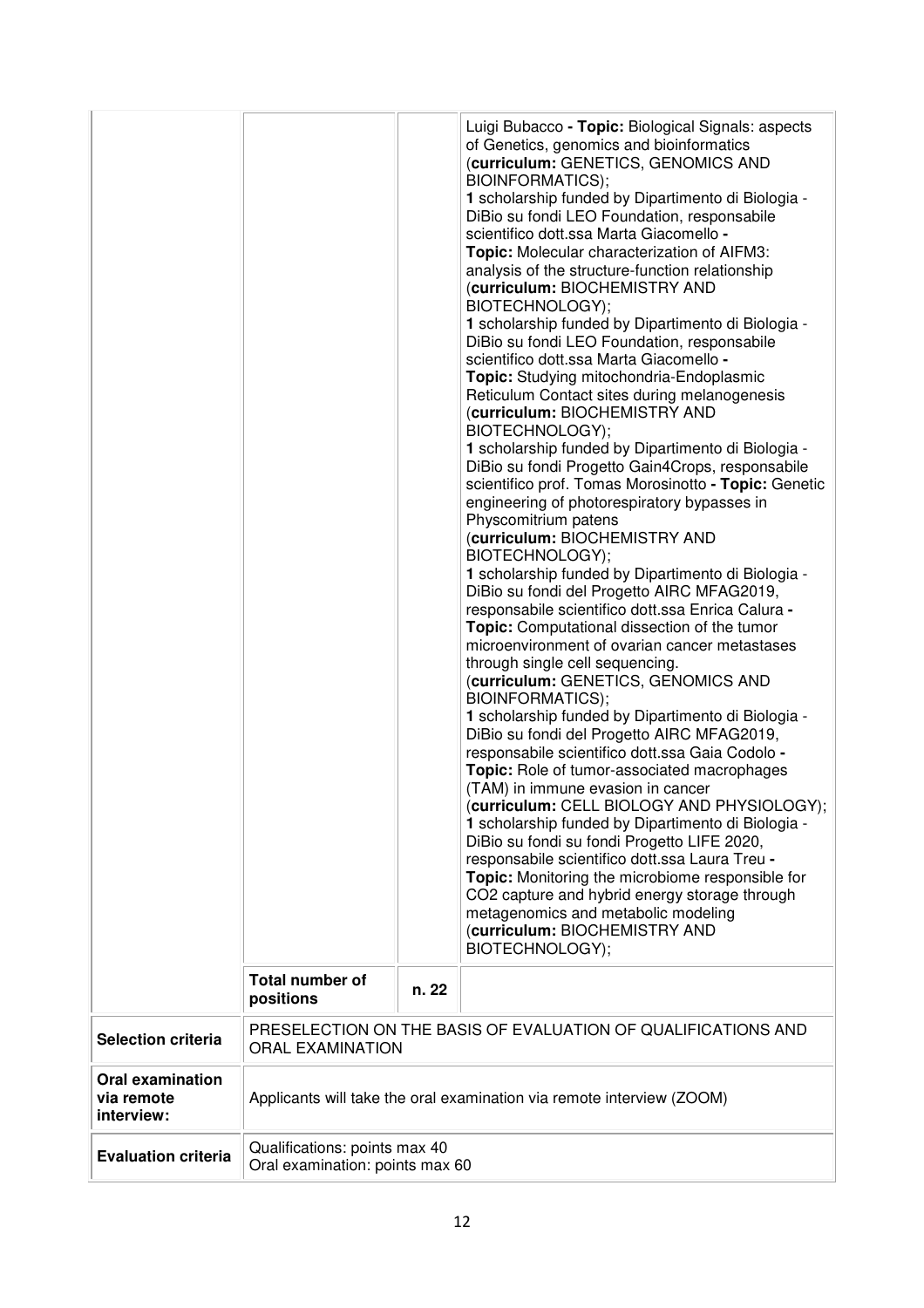| | | | |
|---|---|---|---|
| | | | Luigi Bubacco **- Topic:** Biological Signals: aspects of Genetics, genomics and bioinformatics (**curriculum:** GENETICS, GENOMICS AND BIOINFORMATICS);<br>**1** scholarship funded by Dipartimento di Biologia - DiBio su fondi LEO Foundation, responsabile scientifico dott.ssa Marta Giacomello **-** **Topic:** Molecular characterization of AIFM3: analysis of the structure-function relationship (**curriculum:** BIOCHEMISTRY AND BIOTECHNOLOGY);<br>**1** scholarship funded by Dipartimento di Biologia - DiBio su fondi LEO Foundation, responsabile scientifico dott.ssa Marta Giacomello **-** **Topic:** Studying mitochondria-Endoplasmic Reticulum Contact sites during melanogenesis (**curriculum:** BIOCHEMISTRY AND BIOTECHNOLOGY);<br>**1** scholarship funded by Dipartimento di Biologia - DiBio su fondi Progetto Gain4Crops, responsabile scientifico prof. Tomas Morosinotto **- Topic:** Genetic engineering of photorespiratory bypasses in Physcomitrium patens (**curriculum:** BIOCHEMISTRY AND BIOTECHNOLOGY);<br>**1** scholarship funded by Dipartimento di Biologia - DiBio su fondi del Progetto AIRC MFAG2019, responsabile scientifico dott.ssa Enrica Calura **-** **Topic:** Computational dissection of the tumor microenvironment of ovarian cancer metastases through single cell sequencing. (**curriculum:** GENETICS, GENOMICS AND BIOINFORMATICS);<br>**1** scholarship funded by Dipartimento di Biologia - DiBio su fondi del Progetto AIRC MFAG2019, responsabile scientifico dott.ssa Gaia Codolo **-** **Topic:** Role of tumor-associated macrophages (TAM) in immune evasion in cancer (**curriculum:** CELL BIOLOGY AND PHYSIOLOGY);<br>**1** scholarship funded by Dipartimento di Biologia - DiBio su fondi su fondi Progetto LIFE 2020, responsabile scientifico dott.ssa Laura Treu **-** **Topic:** Monitoring the microbiome responsible for $CO_2$ capture and hybrid energy storage through metagenomics and metabolic modeling (**curriculum:** BIOCHEMISTRY AND BIOTECHNOLOGY); |
| | **Total number of positions** | n. 22 | |
| **Selection criteria** | PRESELECTION ON THE BASIS OF EVALUATION OF QUALIFICATIONS AND ORAL EXAMINATION | | |
| **Oral examination via remote interview:** | Applicants will take the oral examination via remote interview (ZOOM) | | |
| **Evaluation criteria** | Qualifications: points max 40<br>Oral examination: points max 60 | | |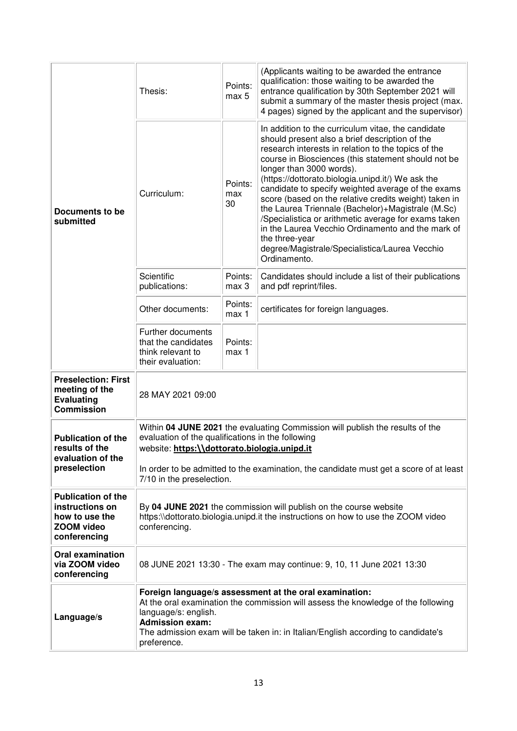| | | | |
|---|---|---|---|
| **Documents to be submitted** | Thesis: | Points: max 5 | (Applicants waiting to be awarded the entrance qualification: those waiting to be awarded the entrance qualification by 30th September 2021 will submit a summary of the master thesis project (max. 4 pages) signed by the applicant and the supervisor) |
| | Curriculum: | Points: max 30 | In addition to the curriculum vitae, the candidate should present also a brief description of the research interests in relation to the topics of the course in Biosciences (this statement should not be longer than 3000 words). (https://dottorato.biologia.unipd.it/) We ask the candidate to specify weighted average of the exams score (based on the relative credits weight) taken in the Laurea Triennale (Bachelor)+Magistrale (M.Sc) /Specialistica or arithmetic average for exams taken in the Laurea Vecchio Ordinamento and the mark of the three-year degree/Magistrale/Specialistica/Laurea Vecchio Ordinamento. |
| | Scientific publications: | Points: max 3 | Candidates should include a list of their publications and pdf reprint/files. |
| | Other documents: | Points: max 1 | certificates for foreign languages. |
| | Further documents that the candidates think relevant to their evaluation: | Points: max 1 | |
| **Preselection: First meeting of the Evaluating Commission** | 28 MAY 2021 09:00 | | |
| **Publication of the results of the evaluation of the preselection** | Within **04 JUNE 2021** the evaluating Commission will publish the results of the evaluation of the qualifications in the following website: **https:\\dottorato.biologia.unipd.it**<br><br>In order to be admitted to the examination, the candidate must get a score of at least 7/10 in the preselection. | | |
| **Publication of the instructions on how to use the ZOOM video conferencing** | By **04 JUNE 2021** the commission will publish on the course website https:\\dottorato.biologia.unipd.it the instructions on how to use the ZOOM video conferencing. | | |
| **Oral examination via ZOOM video conferencing** | 08 JUNE 2021 13:30 - The exam may continue: 9, 10, 11 June 2021 13:30 | | |
| **Language/s** | **Foreign language/s assessment at the oral examination:**<br>At the oral examination the commission will assess the knowledge of the following language/s: english.<br>**Admission exam:**<br>The admission exam will be taken in: in Italian/English according to candidate's preference. | | |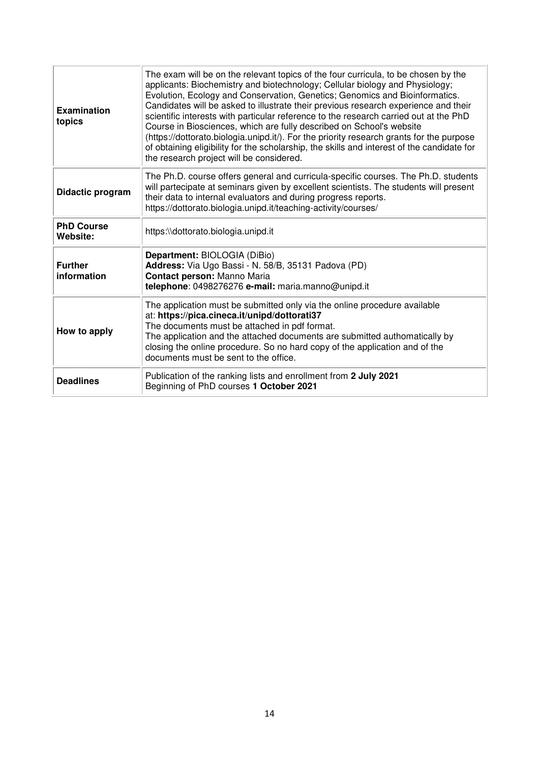| | |
|---|---|
| **Examination topics** | The exam will be on the relevant topics of the four curricula, to be chosen by the applicants: Biochemistry and biotechnology; Cellular biology and Physiology; Evolution, Ecology and Conservation, Genetics; Genomics and Bioinformatics. Candidates will be asked to illustrate their previous research experience and their scientific interests with particular reference to the research carried out at the PhD Course in Biosciences, which are fully described on School's website (https://dottorato.biologia.unipd.it/). For the priority research grants for the purpose of obtaining eligibility for the scholarship, the skills and interest of the candidate for the research project will be considered. |
| **Didactic program** | The Ph.D. course offers general and curricula-specific courses. The Ph.D. students will partecipate at seminars given by excellent scientists. The students will present their data to internal evaluators and during progress reports. https://dottorato.biologia.unipd.it/teaching-activity/courses/ |
| **PhD Course Website:** | https:\\dottorato.biologia.unipd.it |
| **Further information** | **Department:** BIOLOGIA (DiBio)<br>**Address:** Via Ugo Bassi - N. 58/B, 35131 Padova (PD)<br>**Contact person:** Manno Maria<br>**telephone**: 0498276276 **e-mail:** maria.manno@unipd.it |
| **How to apply** | The application must be submitted only via the online procedure available at: **https://pica.cineca.it/unipd/dottorati37**<br>The documents must be attached in pdf format.<br>The application and the attached documents are submitted authomatically by closing the online procedure. So no hard copy of the application and of the documents must be sent to the office. |
| **Deadlines** | Publication of the ranking lists and enrollment from **2 July 2021**<br>Beginning of PhD courses **1 October 2021** |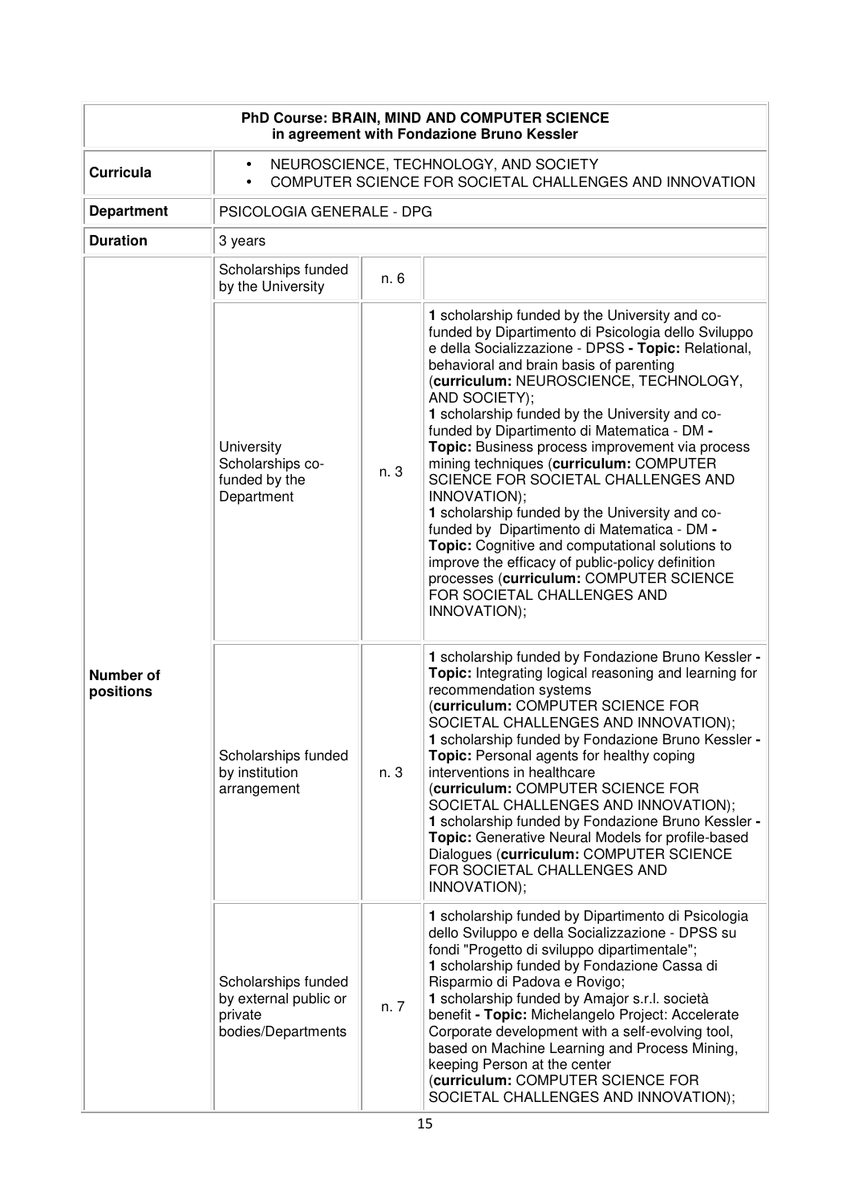| PhD Course: BRAIN, MIND AND COMPUTER SCIENCE<br>in agreement with Fondazione Bruno Kessler | | | |
|---|---|---|---|
| **Curricula** | • NEUROSCIENCE, TECHNOLOGY, AND SOCIETY<br>• COMPUTER SCIENCE FOR SOCIETAL CHALLENGES AND INNOVATION | | |
| **Department** | PSICOLOGIA GENERALE - DPG | | |
| **Duration** | 3 years | | |
| **Number of positions** | Scholarships funded by the University | n. 6 | |
| | University Scholarships co-funded by the Department | n. 3 | **1** scholarship funded by the University and co-funded by Dipartimento di Psicologia dello Sviluppo e della Socializzazione - DPSS **- Topic:** Relational, behavioral and brain basis of parenting (**curriculum:** NEUROSCIENCE, TECHNOLOGY, AND SOCIETY);<br>**1** scholarship funded by the University and co-funded by Dipartimento di Matematica - DM **- Topic:** Business process improvement via process mining techniques (**curriculum:** COMPUTER SCIENCE FOR SOCIETAL CHALLENGES AND INNOVATION);<br>**1** scholarship funded by the University and co-funded by Dipartimento di Matematica - DM **- Topic:** Cognitive and computational solutions to improve the efficacy of public-policy definition processes (**curriculum:** COMPUTER SCIENCE FOR SOCIETAL CHALLENGES AND INNOVATION); |
| | Scholarships funded by institution arrangement | n. 3 | **1** scholarship funded by Fondazione Bruno Kessler **- Topic:** Integrating logical reasoning and learning for recommendation systems (**curriculum:** COMPUTER SCIENCE FOR SOCIETAL CHALLENGES AND INNOVATION);<br>**1** scholarship funded by Fondazione Bruno Kessler **- Topic:** Personal agents for healthy coping interventions in healthcare (**curriculum:** COMPUTER SCIENCE FOR SOCIETAL CHALLENGES AND INNOVATION);<br>**1** scholarship funded by Fondazione Bruno Kessler **- Topic:** Generative Neural Models for profile-based Dialogues (**curriculum:** COMPUTER SCIENCE FOR SOCIETAL CHALLENGES AND INNOVATION); |
| | Scholarships funded by external public or private bodies/Departments | n. 7 | **1** scholarship funded by Dipartimento di Psicologia dello Sviluppo e della Socializzazione - DPSS su fondi "Progetto di sviluppo dipartimentale";<br>**1** scholarship funded by Fondazione Cassa di Risparmio di Padova e Rovigo;<br>**1** scholarship funded by Amajor s.r.l. società benefit **- Topic:** Michelangelo Project: Accelerate Corporate development with a self-evolving tool, based on Machine Learning and Process Mining, keeping Person at the center (**curriculum:** COMPUTER SCIENCE FOR SOCIETAL CHALLENGES AND INNOVATION); |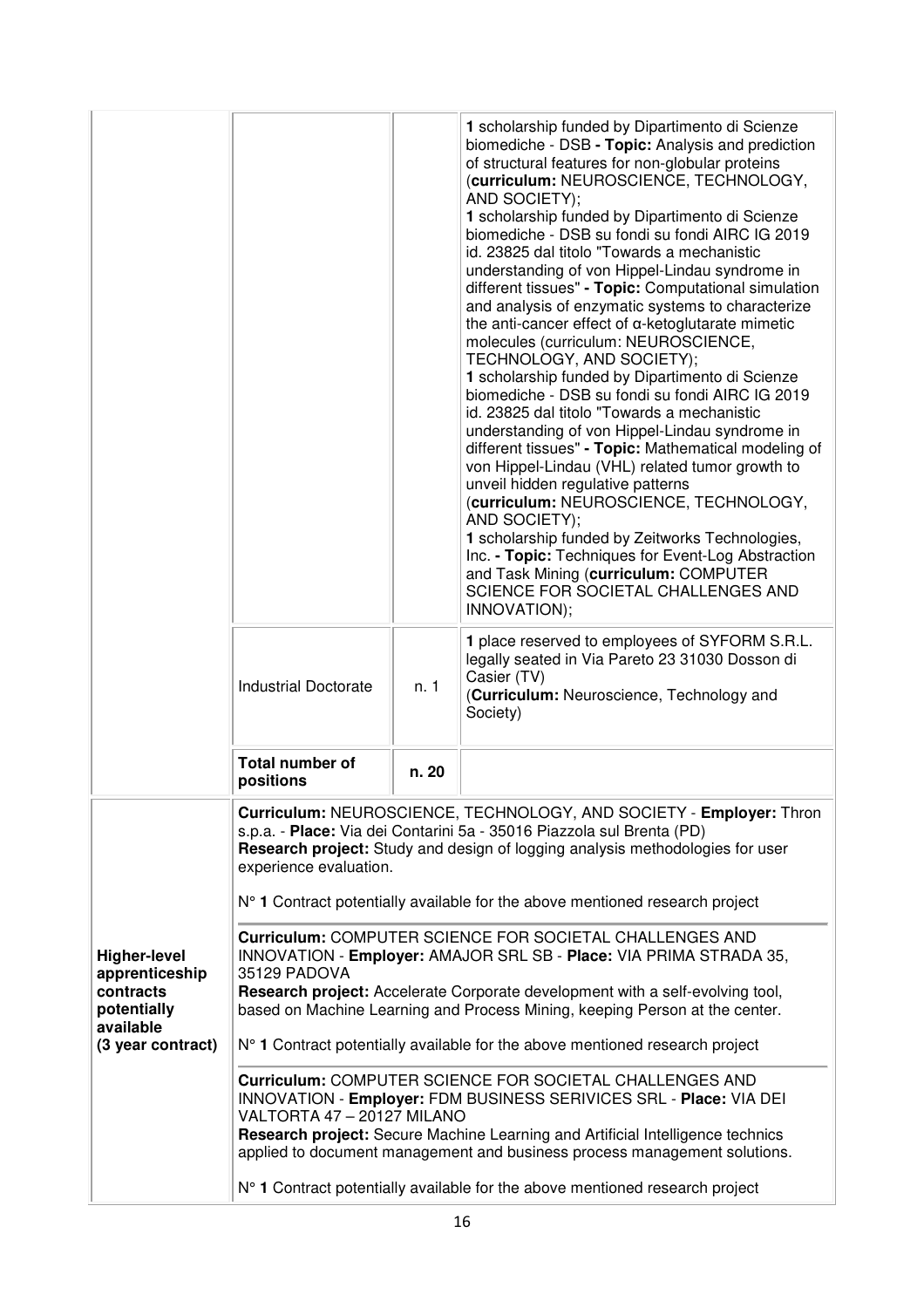| | | | |
|---|---|---|---|
| | | | **1** scholarship funded by Dipartimento di Scienze biomediche - DSB **- Topic:** Analysis and prediction of structural features for non-globular proteins (**curriculum:** NEUROSCIENCE, TECHNOLOGY, AND SOCIETY);<br>**1** scholarship funded by Dipartimento di Scienze biomediche - DSB su fondi su fondi AIRC IG 2019 id. 23825 dal titolo "Towards a mechanistic understanding of von Hippel-Lindau syndrome in different tissues" **- Topic:** Computational simulation and analysis of enzymatic systems to characterize the anti-cancer effect of α-ketoglutarate mimetic molecules (curriculum: NEUROSCIENCE, TECHNOLOGY, AND SOCIETY);<br>**1** scholarship funded by Dipartimento di Scienze biomediche - DSB su fondi su fondi AIRC IG 2019 id. 23825 dal titolo "Towards a mechanistic understanding of von Hippel-Lindau syndrome in different tissues" **- Topic:** Mathematical modeling of von Hippel-Lindau (VHL) related tumor growth to unveil hidden regulative patterns (**curriculum:** NEUROSCIENCE, TECHNOLOGY, AND SOCIETY);<br>**1** scholarship funded by Zeitworks Technologies, Inc. **- Topic:** Techniques for Event-Log Abstraction and Task Mining (**curriculum:** COMPUTER SCIENCE FOR SOCIETAL CHALLENGES AND INNOVATION); |
| | Industrial Doctorate | n. 1 | **1** place reserved to employees of SYFORM S.R.L. legally seated in Via Pareto 23 31030 Dosson di Casier (TV) (**Curriculum:** Neuroscience, Technology and Society) |
| | **Total number of positions** | **n. 20** | |
| **Higher-level apprenticeship contracts potentially available (3 year contract)** | **Curriculum:** NEUROSCIENCE, TECHNOLOGY, AND SOCIETY - **Employer:** Thron s.p.a. - **Place:** Via dei Contarini 5a - 35016 Piazzola sul Brenta (PD)<br>**Research project:** Study and design of logging analysis methodologies for user experience evaluation.<br>N° **1** Contract potentially available for the above mentioned research project<br><br>**Curriculum:** COMPUTER SCIENCE FOR SOCIETAL CHALLENGES AND INNOVATION - **Employer:** AMAJOR SRL SB - **Place:** VIA PRIMA STRADA 35, 35129 PADOVA<br>**Research project:** Accelerate Corporate development with a self-evolving tool, based on Machine Learning and Process Mining, keeping Person at the center.<br>N° **1** Contract potentially available for the above mentioned research project<br><br>**Curriculum:** COMPUTER SCIENCE FOR SOCIETAL CHALLENGES AND INNOVATION - **Employer:** FDM BUSINESS SERIVICES SRL - **Place:** VIA DEI VALTORTA 47 – 20127 MILANO<br>**Research project:** Secure Machine Learning and Artificial Intelligence technics applied to document management and business process management solutions.<br>N° **1** Contract potentially available for the above mentioned research project | | |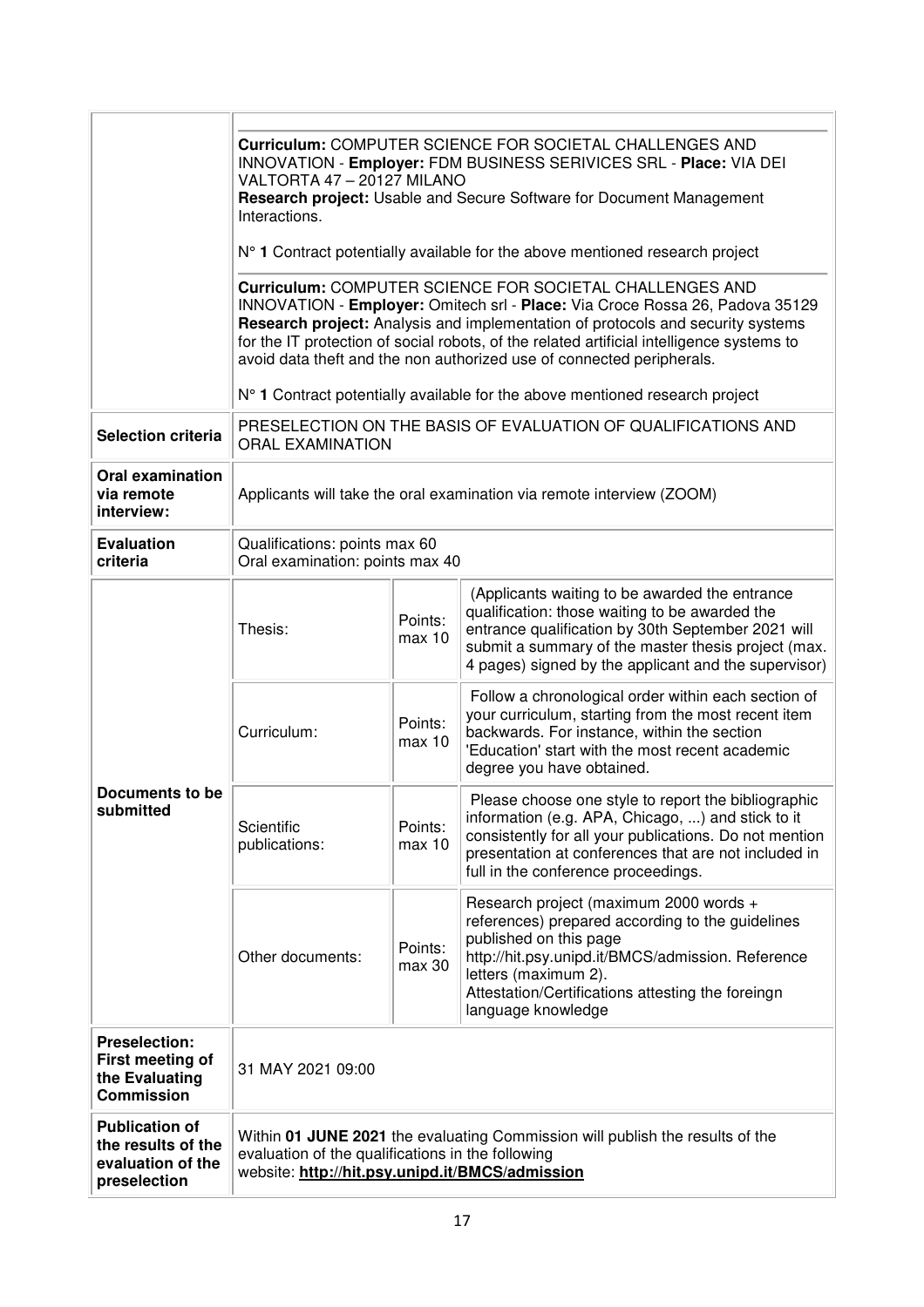| | | | |
|---|---|---|---|
| | **Curriculum:** COMPUTER SCIENCE FOR SOCIETAL CHALLENGES AND INNOVATION - **Employer:** FDM BUSINESS SERIVICES SRL - **Place:** VIA DEI VALTORTA 47 – 20127 MILANO<br>**Research project:** Usable and Secure Software for Document Management Interactions.<br><br>N° **1** Contract potentially available for the above mentioned research project<br><br>**Curriculum:** COMPUTER SCIENCE FOR SOCIETAL CHALLENGES AND INNOVATION - **Employer:** Omitech srl - **Place:** Via Croce Rossa 26, Padova 35129<br>**Research project:** Analysis and implementation of protocols and security systems for the IT protection of social robots, of the related artificial intelligence systems to avoid data theft and the non authorized use of connected peripherals.<br><br>N° **1** Contract potentially available for the above mentioned research project | | |
| **Selection criteria** | PRESELECTION ON THE BASIS OF EVALUATION OF QUALIFICATIONS AND ORAL EXAMINATION | | |
| **Oral examination via remote interview:** | Applicants will take the oral examination via remote interview (ZOOM) | | |
| **Evaluation criteria** | Qualifications: points max 60<br>Oral examination: points max 40 | | |
| **Documents to be submitted** | Thesis: | Points: max 10 | (Applicants waiting to be awarded the entrance qualification: those waiting to be awarded the entrance qualification by 30th September 2021 will submit a summary of the master thesis project (max. 4 pages) signed by the applicant and the supervisor) |
| | Curriculum: | Points: max 10 | Follow a chronological order within each section of your curriculum, starting from the most recent item backwards. For instance, within the section 'Education' start with the most recent academic degree you have obtained. |
| | Scientific publications: | Points: max 10 | Please choose one style to report the bibliographic information (e.g. APA, Chicago, ...) and stick to it consistently for all your publications. Do not mention presentation at conferences that are not included in full in the conference proceedings. |
| | Other documents: | Points: max 30 | Research project (maximum 2000 words + references) prepared according to the guidelines published on this page http://hit.psy.unipd.it/BMCS/admission. Reference letters (maximum 2).<br>Attestation/Certifications attesting the foreingn language knowledge |
| **Preselection: First meeting of the Evaluating Commission** | 31 MAY 2021 09:00 | | |
| **Publication of the results of the evaluation of the preselection** | Within **01 JUNE 2021** the evaluating Commission will publish the results of the evaluation of the qualifications in the following website: **http://hit.psy.unipd.it/BMCS/admission** | | |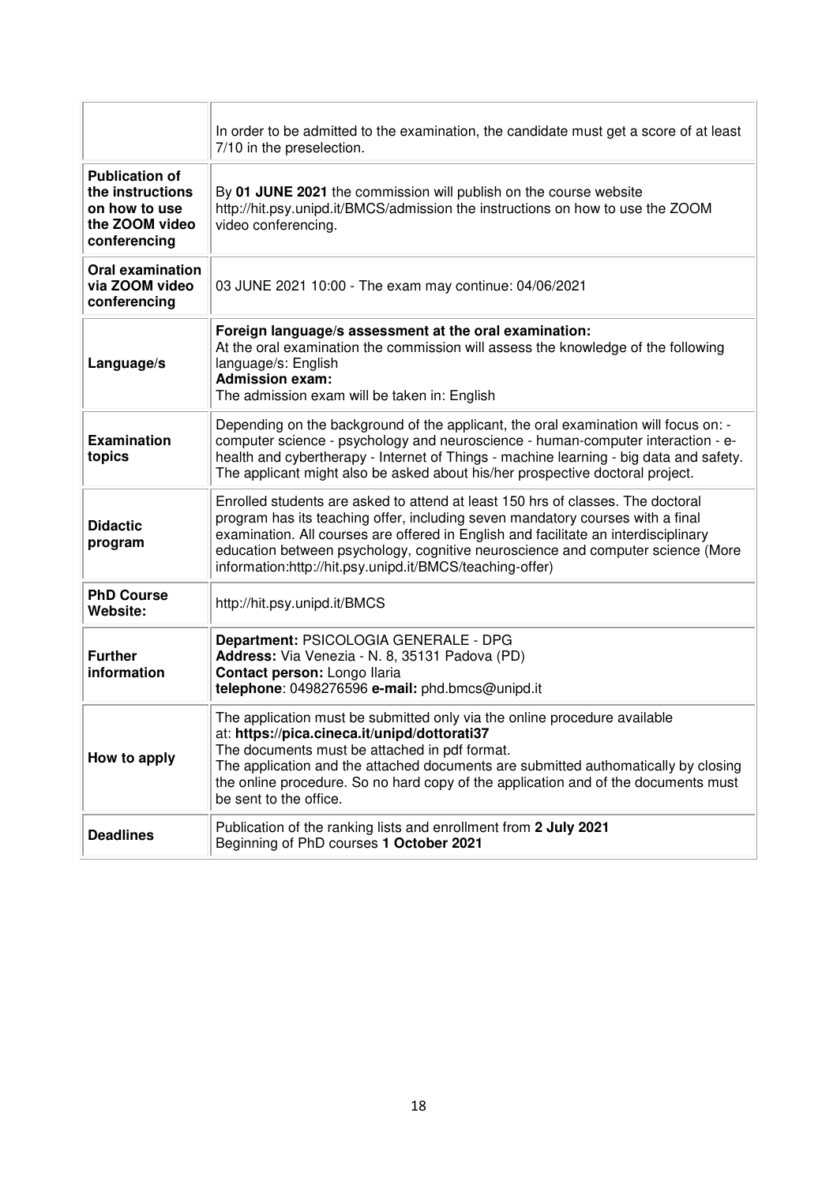| | |
|---|---|
| | In order to be admitted to the examination, the candidate must get a score of at least 7/10 in the preselection. |
| **Publication of the instructions on how to use the ZOOM video conferencing** | By **01 JUNE 2021** the commission will publish on the course website http://hit.psy.unipd.it/BMCS/admission the instructions on how to use the ZOOM video conferencing. |
| **Oral examination via ZOOM video conferencing** | 03 JUNE 2021 10:00 - The exam may continue: 04/06/2021 |
| **Language/s** | **Foreign language/s assessment at the oral examination:**<br>At the oral examination the commission will assess the knowledge of the following language/s: English<br>**Admission exam:**<br>The admission exam will be taken in: English |
| **Examination topics** | Depending on the background of the applicant, the oral examination will focus on: - computer science - psychology and neuroscience - human-computer interaction - e-health and cybertherapy - Internet of Things - machine learning - big data and safety. The applicant might also be asked about his/her prospective doctoral project. |
| **Didactic program** | Enrolled students are asked to attend at least 150 hrs of classes. The doctoral program has its teaching offer, including seven mandatory courses with a final examination. All courses are offered in English and facilitate an interdisciplinary education between psychology, cognitive neuroscience and computer science (More information:http://hit.psy.unipd.it/BMCS/teaching-offer) |
| **PhD Course Website:** | http://hit.psy.unipd.it/BMCS |
| **Further information** | **Department:** PSICOLOGIA GENERALE - DPG<br>**Address:** Via Venezia - N. 8, 35131 Padova (PD)<br>**Contact person:** Longo Ilaria<br>**telephone**: 0498276596 **e-mail:** phd.bmcs@unipd.it |
| **How to apply** | The application must be submitted only via the online procedure available at: **https://pica.cineca.it/unipd/dottorati37**<br>The documents must be attached in pdf format.<br>The application and the attached documents are submitted authomatically by closing the online procedure. So no hard copy of the application and of the documents must be sent to the office. |
| **Deadlines** | Publication of the ranking lists and enrollment from **2 July 2021**<br>Beginning of PhD courses **1 October 2021** |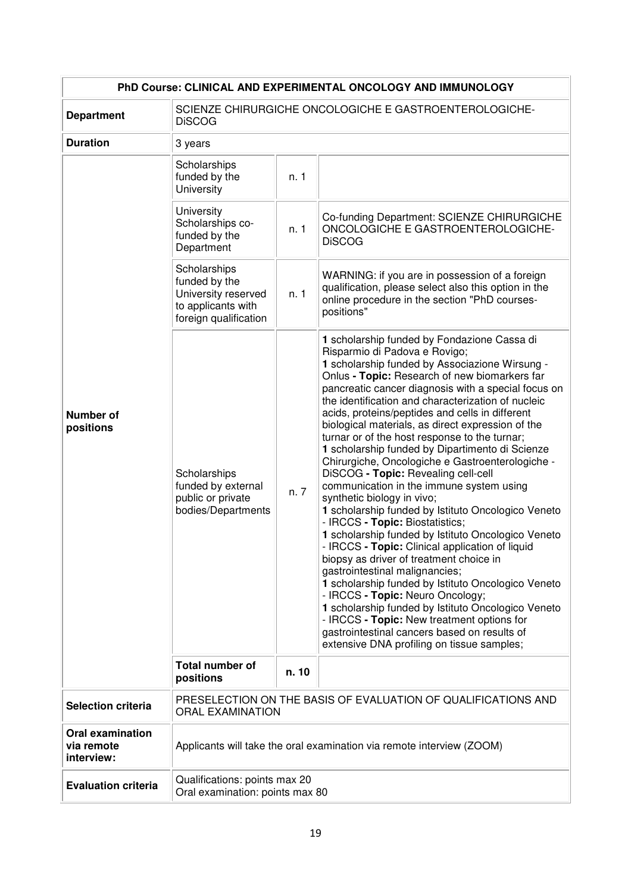| PhD Course: CLINICAL AND EXPERIMENTAL ONCOLOGY AND IMMUNOLOGY | | | |
|---|---|---|---|
| **Department** | SCIENZE CHIRURGICHE ONCOLOGICHE E GASTROENTEROLOGICHE-DiSCOG | | |
| **Duration** | 3 years | | |
| **Number of positions** | Scholarships funded by the University | n. 1 | |
| | University Scholarships co-funded by the Department | n. 1 | Co-funding Department: SCIENZE CHIRURGICHE ONCOLOGICHE E GASTROENTEROLOGICHE-DiSCOG |
| | Scholarships funded by the University reserved to applicants with foreign qualification | n. 1 | WARNING: if you are in possession of a foreign qualification, please select also this option in the online procedure in the section "PhD courses-positions" |
| | Scholarships funded by external public or private bodies/Departments | n. 7 | **1** scholarship funded by Fondazione Cassa di Risparmio di Padova e Rovigo;<br>**1** scholarship funded by Associazione Wirsung - Onlus **- Topic:** Research of new biomarkers far pancreatic cancer diagnosis with a special focus on the identification and characterization of nucleic acids, proteins/peptides and cells in different biological materials, as direct expression of the turnar or of the host response to the turnar;<br>**1** scholarship funded by Dipartimento di Scienze Chirurgiche, Oncologiche e Gastroenterologiche - DiSCOG **- Topic:** Revealing cell-cell communication in the immune system using synthetic biology in vivo;<br>**1** scholarship funded by Istituto Oncologico Veneto - IRCCS **- Topic:** Biostatistics;<br>**1** scholarship funded by Istituto Oncologico Veneto - IRCCS **- Topic:** Clinical application of liquid biopsy as driver of treatment choice in gastrointestinal malignancies;<br>**1** scholarship funded by Istituto Oncologico Veneto - IRCCS **- Topic:** Neuro Oncology;<br>**1** scholarship funded by Istituto Oncologico Veneto - IRCCS **- Topic:** New treatment options for gastrointestinal cancers based on results of extensive DNA profiling on tissue samples; |
| | **Total number of positions** | **n. 10** | |
| **Selection criteria** | PRESELECTION ON THE BASIS OF EVALUATION OF QUALIFICATIONS AND ORAL EXAMINATION | | |
| **Oral examination via remote interview:** | Applicants will take the oral examination via remote interview (ZOOM) | | |
| **Evaluation criteria** | Qualifications: points max 20<br>Oral examination: points max 80 | | |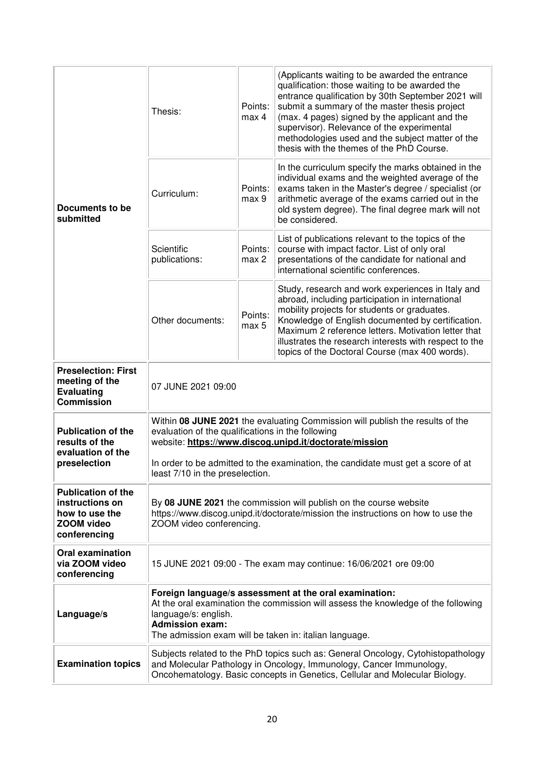| | | | |
|---|---|---|---|
| **Documents to be submitted** | Thesis: | Points: max 4 | (Applicants waiting to be awarded the entrance qualification: those waiting to be awarded the entrance qualification by 30th September 2021 will submit a summary of the master thesis project (max. 4 pages) signed by the applicant and the supervisor). Relevance of the experimental methodologies used and the subject matter of the thesis with the themes of the PhD Course. |
| | Curriculum: | Points: max 9 | In the curriculum specify the marks obtained in the individual exams and the weighted average of the exams taken in the Master's degree / specialist (or arithmetic average of the exams carried out in the old system degree). The final degree mark will not be considered. |
| | Scientific publications: | Points: max 2 | List of publications relevant to the topics of the course with impact factor. List of only oral presentations of the candidate for national and international scientific conferences. |
| | Other documents: | Points: max 5 | Study, research and work experiences in Italy and abroad, including participation in international mobility projects for students or graduates. Knowledge of English documented by certification. Maximum 2 reference letters. Motivation letter that illustrates the research interests with respect to the topics of the Doctoral Course (max 400 words). |
| **Preselection: First meeting of the Evaluating Commission** | 07 JUNE 2021 09:00 | | |
| **Publication of the results of the evaluation of the preselection** | Within **08 JUNE 2021** the evaluating Commission will publish the results of the evaluation of the qualifications in the following website: **https://www.discog.unipd.it/doctorate/mission**<br><br>In order to be admitted to the examination, the candidate must get a score of at least 7/10 in the preselection. | | |
| **Publication of the instructions on how to use the ZOOM video conferencing** | By **08 JUNE 2021** the commission will publish on the course website https://www.discog.unipd.it/doctorate/mission the instructions on how to use the ZOOM video conferencing. | | |
| **Oral examination via ZOOM video conferencing** | 15 JUNE 2021 09:00 - The exam may continue: 16/06/2021 ore 09:00 | | |
| **Language/s** | **Foreign language/s assessment at the oral examination:**<br>At the oral examination the commission will assess the knowledge of the following language/s: english.<br>**Admission exam:**<br>The admission exam will be taken in: italian language. | | |
| **Examination topics** | Subjects related to the PhD topics such as: General Oncology, Cytohistopathology and Molecular Pathology in Oncology, Immunology, Cancer Immunology, Oncohematology. Basic concepts in Genetics, Cellular and Molecular Biology. | | |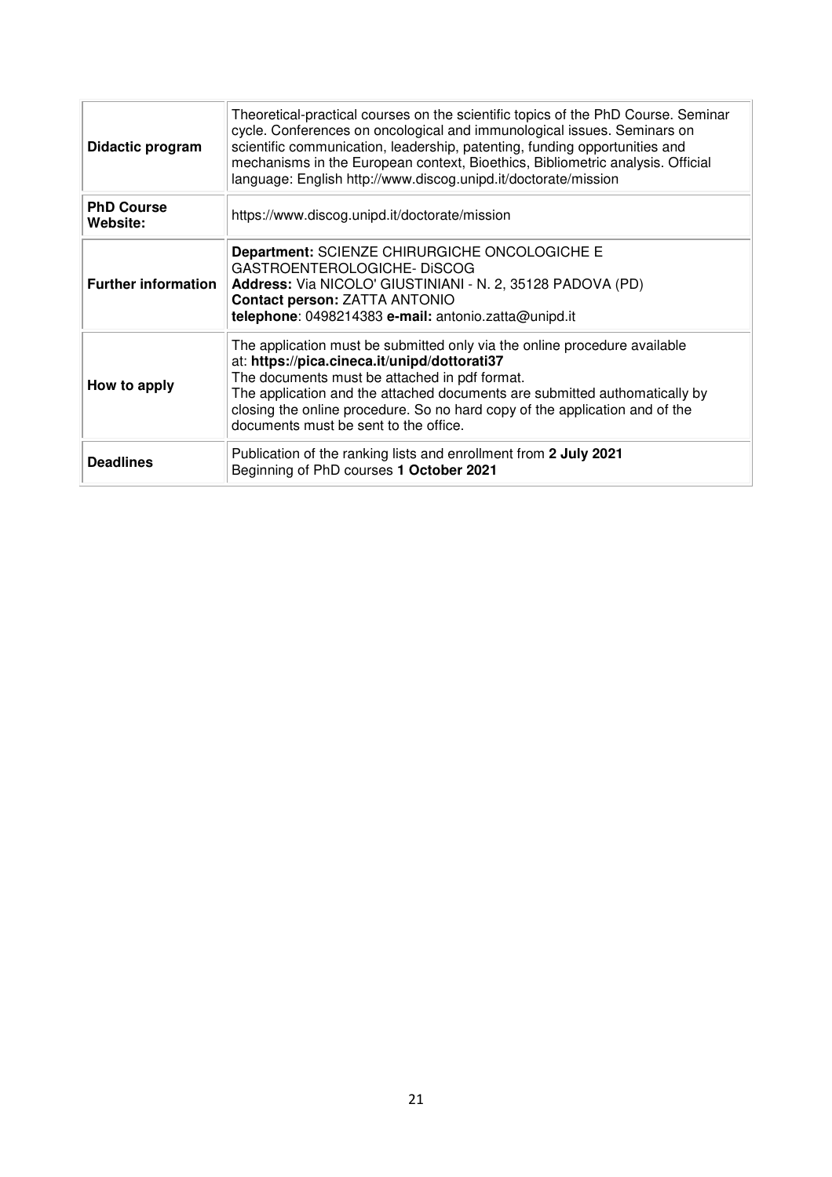| | |
|---|---|
| **Didactic program** | Theoretical-practical courses on the scientific topics of the PhD Course. Seminar cycle. Conferences on oncological and immunological issues. Seminars on scientific communication, leadership, patenting, funding opportunities and mechanisms in the European context, Bioethics, Bibliometric analysis. Official language: English http://www.discog.unipd.it/doctorate/mission |
| **PhD Course Website:** | https://www.discog.unipd.it/doctorate/mission |
| **Further information** | **Department:** SCIENZE CHIRURGICHE ONCOLOGICHE E GASTROENTEROLOGICHE- DiSCOG<br>**Address:** Via NICOLO' GIUSTINIANI - N. 2, 35128 PADOVA (PD)<br>**Contact person:** ZATTA ANTONIO<br>**telephone**: 0498214383 **e-mail:** antonio.zatta@unipd.it |
| **How to apply** | The application must be submitted only via the online procedure available at: **https://pica.cineca.it/unipd/dottorati37**<br>The documents must be attached in pdf format.<br>The application and the attached documents are submitted authomatically by closing the online procedure. So no hard copy of the application and of the documents must be sent to the office. |
| **Deadlines** | Publication of the ranking lists and enrollment from **2 July 2021**<br>Beginning of PhD courses **1 October 2021** |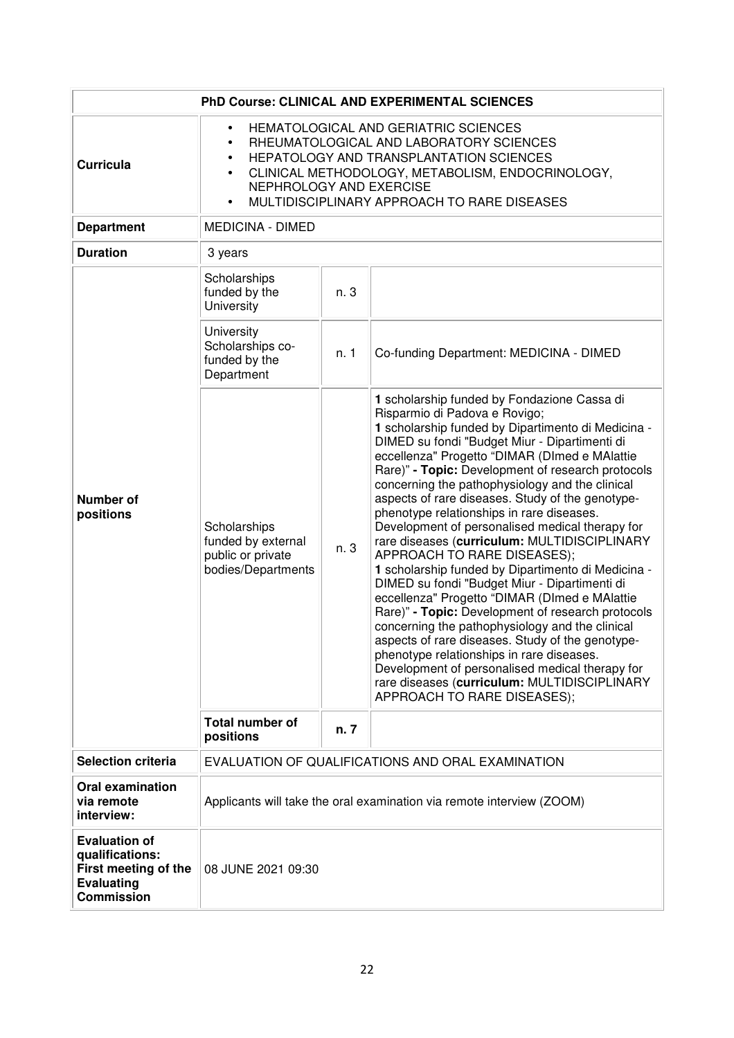| PhD Course: CLINICAL AND EXPERIMENTAL SCIENCES | | | |
|---|---|---|---|
| **Curricula** | • HEMATOLOGICAL AND GERIATRIC SCIENCES<br>• RHEUMATOLOGICAL AND LABORATORY SCIENCES<br>• HEPATOLOGY AND TRANSPLANTATION SCIENCES<br>• CLINICAL METHODOLOGY, METABOLISM, ENDOCRINOLOGY, NEPHROLOGY AND EXERCISE<br>• MULTIDISCIPLINARY APPROACH TO RARE DISEASES | | |
| **Department** | MEDICINA - DIMED | | |
| **Duration** | 3 years | | |
| **Number of positions** | Scholarships funded by the University | n. 3 | |
| | University Scholarships co-funded by the Department | n. 1 | Co-funding Department: MEDICINA - DIMED |
| | Scholarships funded by external public or private bodies/Departments | n. 3 | **1** scholarship funded by Fondazione Cassa di Risparmio di Padova e Rovigo;<br>**1** scholarship funded by Dipartimento di Medicina - DIMED su fondi "Budget Miur - Dipartimenti di eccellenza" Progetto "DIMAR (DImed e MAlattie Rare)" **- Topic:** Development of research protocols concerning the pathophysiology and the clinical aspects of rare diseases. Study of the genotype-phenotype relationships in rare diseases. Development of personalised medical therapy for rare diseases (**curriculum:** MULTIDISCIPLINARY APPROACH TO RARE DISEASES);<br>**1** scholarship funded by Dipartimento di Medicina - DIMED su fondi "Budget Miur - Dipartimenti di eccellenza" Progetto "DIMAR (DImed e MAlattie Rare)" **- Topic:** Development of research protocols concerning the pathophysiology and the clinical aspects of rare diseases. Study of the genotype-phenotype relationships in rare diseases. Development of personalised medical therapy for rare diseases (**curriculum:** MULTIDISCIPLINARY APPROACH TO RARE DISEASES); |
| | **Total number of positions** | **n. 7** | |
| **Selection criteria** | EVALUATION OF QUALIFICATIONS AND ORAL EXAMINATION | | |
| **Oral examination via remote interview:** | Applicants will take the oral examination via remote interview (ZOOM) | | |
| **Evaluation of qualifications: First meeting of the Evaluating Commission** | 08 JUNE 2021 09:30 | | |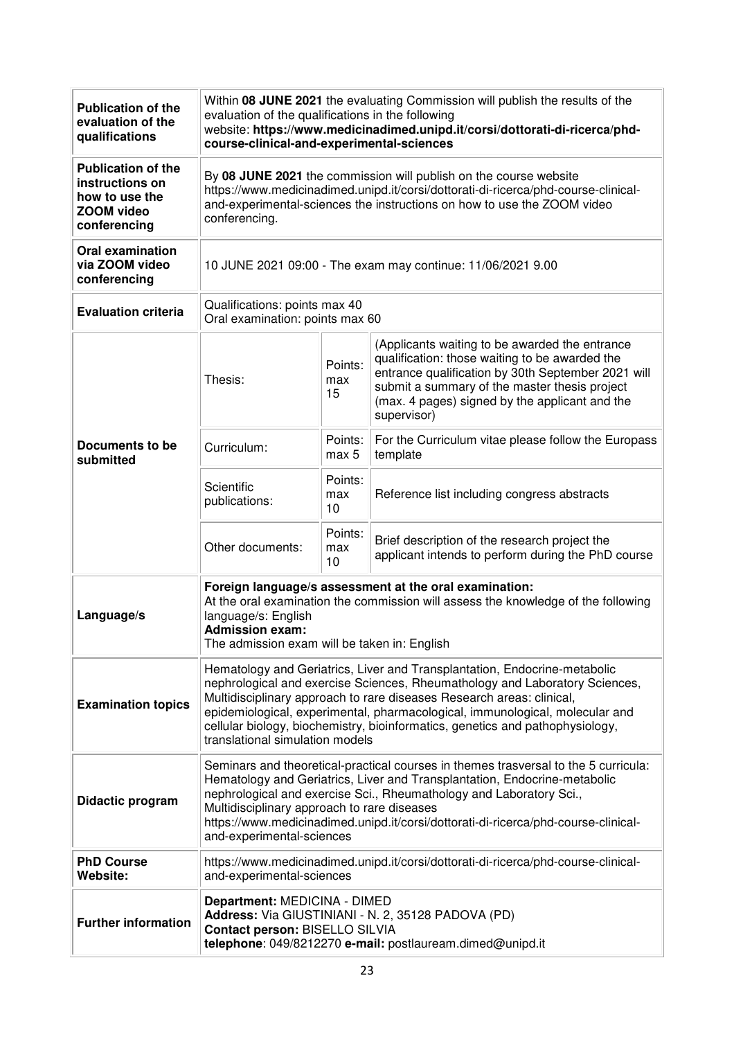| | | | |
|---|---|---|---|
| **Publication of the evaluation of the qualifications** | Within **08 JUNE 2021** the evaluating Commission will publish the results of the evaluation of the qualifications in the following website: **https://www.medicinadimed.unipd.it/corsi/dottorati-di-ricerca/phd-course-clinical-and-experimental-sciences** | | |
| **Publication of the instructions on how to use the ZOOM video conferencing** | By **08 JUNE 2021** the commission will publish on the course website https://www.medicinadimed.unipd.it/corsi/dottorati-di-ricerca/phd-course-clinical-and-experimental-sciences the instructions on how to use the ZOOM video conferencing. | | |
| **Oral examination via ZOOM video conferencing** | 10 JUNE 2021 09:00 - The exam may continue: 11/06/2021 9.00 | | |
| **Evaluation criteria** | Qualifications: points max 40<br>Oral examination: points max 60 | | |
| **Documents to be submitted** | Thesis: | Points: max 15 | (Applicants waiting to be awarded the entrance qualification: those waiting to be awarded the entrance qualification by 30th September 2021 will submit a summary of the master thesis project (max. 4 pages) signed by the applicant and the supervisor) |
| | Curriculum: | Points: max 5 | For the Curriculum vitae please follow the Europass template |
| | Scientific publications: | Points: max 10 | Reference list including congress abstracts |
| | Other documents: | Points: max 10 | Brief description of the research project the applicant intends to perform during the PhD course |
| **Language/s** | **Foreign language/s assessment at the oral examination:**<br>At the oral examination the commission will assess the knowledge of the following language/s: English<br>**Admission exam:**<br>The admission exam will be taken in: English | | |
| **Examination topics** | Hematology and Geriatrics, Liver and Transplantation, Endocrine-metabolic nephrological and exercise Sciences, Rheumathology and Laboratory Sciences, Multidisciplinary approach to rare diseases Research areas: clinical, epidemiological, experimental, pharmacological, immunological, molecular and cellular biology, biochemistry, bioinformatics, genetics and pathophysiology, translational simulation models | | |
| **Didactic program** | Seminars and theoretical-practical courses in themes trasversal to the 5 curricula: Hematology and Geriatrics, Liver and Transplantation, Endocrine-metabolic nephrological and exercise Sci., Rheumathology and Laboratory Sci., Multidisciplinary approach to rare diseases<br>https://www.medicinadimed.unipd.it/corsi/dottorati-di-ricerca/phd-course-clinical-and-experimental-sciences | | |
| **PhD Course Website:** | https://www.medicinadimed.unipd.it/corsi/dottorati-di-ricerca/phd-course-clinical-and-experimental-sciences | | |
| **Further information** | **Department:** MEDICINA - DIMED<br>**Address:** Via GIUSTINIANI - N. 2, 35128 PADOVA (PD)<br>**Contact person:** BISELLO SILVIA<br>**telephone**: 049/8212270 **e-mail:** postlauream.dimed@unipd.it | | |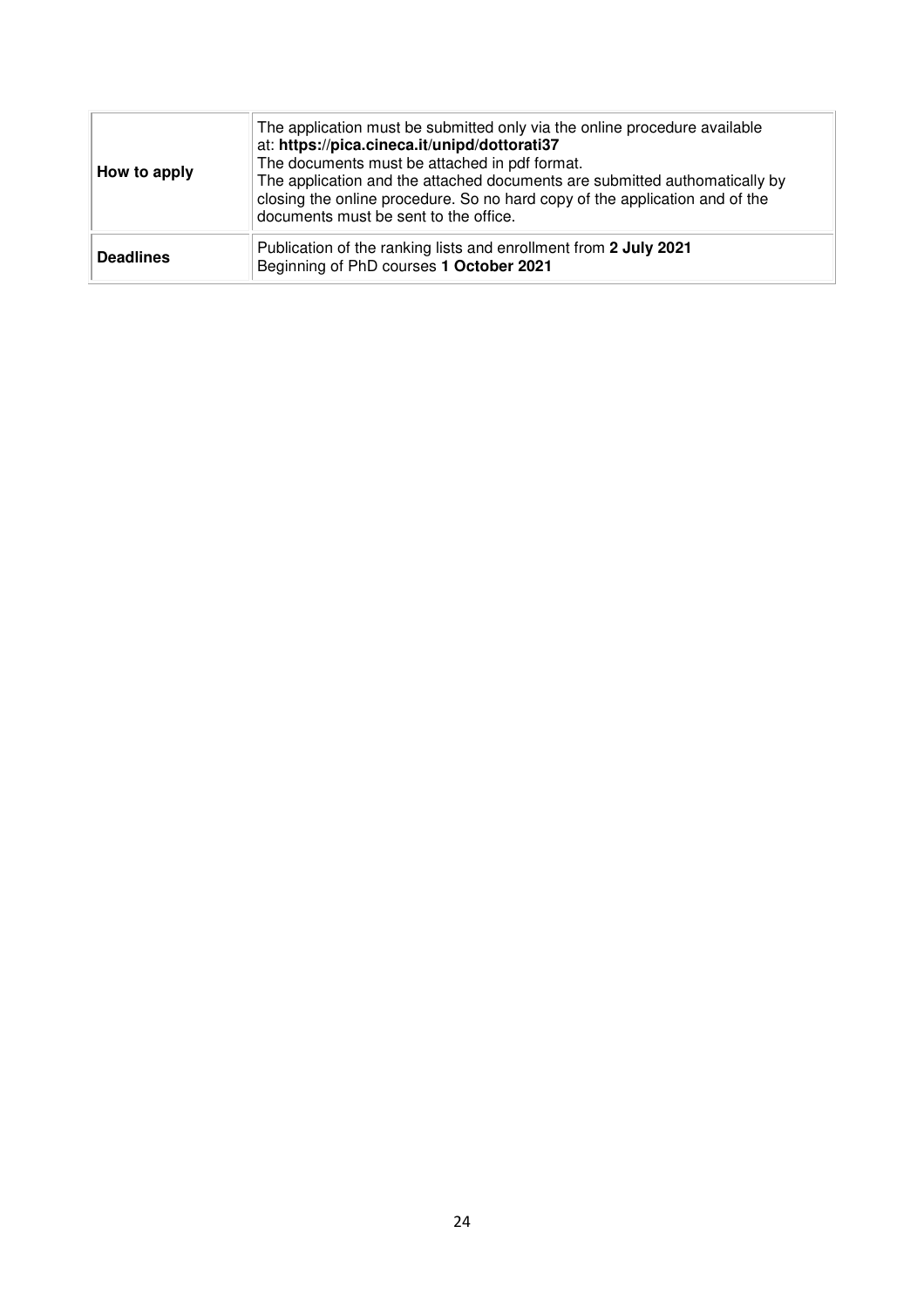| | |
|---|---|
| **How to apply** | The application must be submitted only via the online procedure available at: **https://pica.cineca.it/unipd/dottorati37** The documents must be attached in pdf format. The application and the attached documents are submitted authomatically by closing the online procedure. So no hard copy of the application and of the documents must be sent to the office. |
| **Deadlines** | Publication of the ranking lists and enrollment from **2 July 2021** Beginning of PhD courses **1 October 2021** |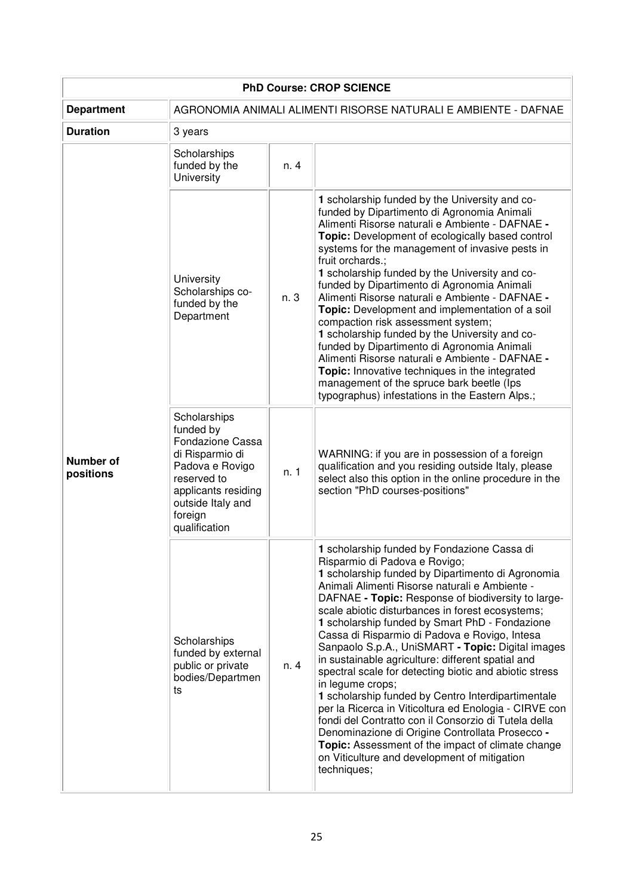| PhD Course: CROP SCIENCE | | | |
|---|---|---|---|
| **Department** | AGRONOMIA ANIMALI ALIMENTI RISORSE NATURALI E AMBIENTE - DAFNAE | | |
| **Duration** | 3 years | | |
| **Number of positions** | Scholarships funded by the University | n. 4 | |
| | University Scholarships co-funded by the Department | n. 3 | **1** scholarship funded by the University and co-funded by Dipartimento di Agronomia Animali Alimenti Risorse naturali e Ambiente - DAFNAE **- Topic:** Development of ecologically based control systems for the management of invasive pests in fruit orchards.;<br>**1** scholarship funded by the University and co-funded by Dipartimento di Agronomia Animali Alimenti Risorse naturali e Ambiente - DAFNAE **- Topic:** Development and implementation of a soil compaction risk assessment system;<br>**1** scholarship funded by the University and co-funded by Dipartimento di Agronomia Animali Alimenti Risorse naturali e Ambiente - DAFNAE **- Topic:** Innovative techniques in the integrated management of the spruce bark beetle (Ips typographus) infestations in the Eastern Alps.; |
| | Scholarships funded by Fondazione Cassa di Risparmio di Padova e Rovigo reserved to applicants residing outside Italy and foreign qualification | n. 1 | WARNING: if you are in possession of a foreign qualification and you residing outside Italy, please select also this option in the online procedure in the section "PhD courses-positions" |
| | Scholarships funded by external public or private bodies/Departments | n. 4 | **1** scholarship funded by Fondazione Cassa di Risparmio di Padova e Rovigo;<br>**1** scholarship funded by Dipartimento di Agronomia Animali Alimenti Risorse naturali e Ambiente - DAFNAE **- Topic:** Response of biodiversity to large-scale abiotic disturbances in forest ecosystems;<br>**1** scholarship funded by Smart PhD - Fondazione Cassa di Risparmio di Padova e Rovigo, Intesa Sanpaolo S.p.A., UniSMART **- Topic:** Digital images in sustainable agriculture: different spatial and spectral scale for detecting biotic and abiotic stress in legume crops;<br>**1** scholarship funded by Centro Interdipartimentale per la Ricerca in Viticoltura ed Enologia - CIRVE con fondi del Contratto con il Consorzio di Tutela della Denominazione di Origine Controllata Prosecco **- Topic:** Assessment of the impact of climate change on Viticulture and development of mitigation techniques; |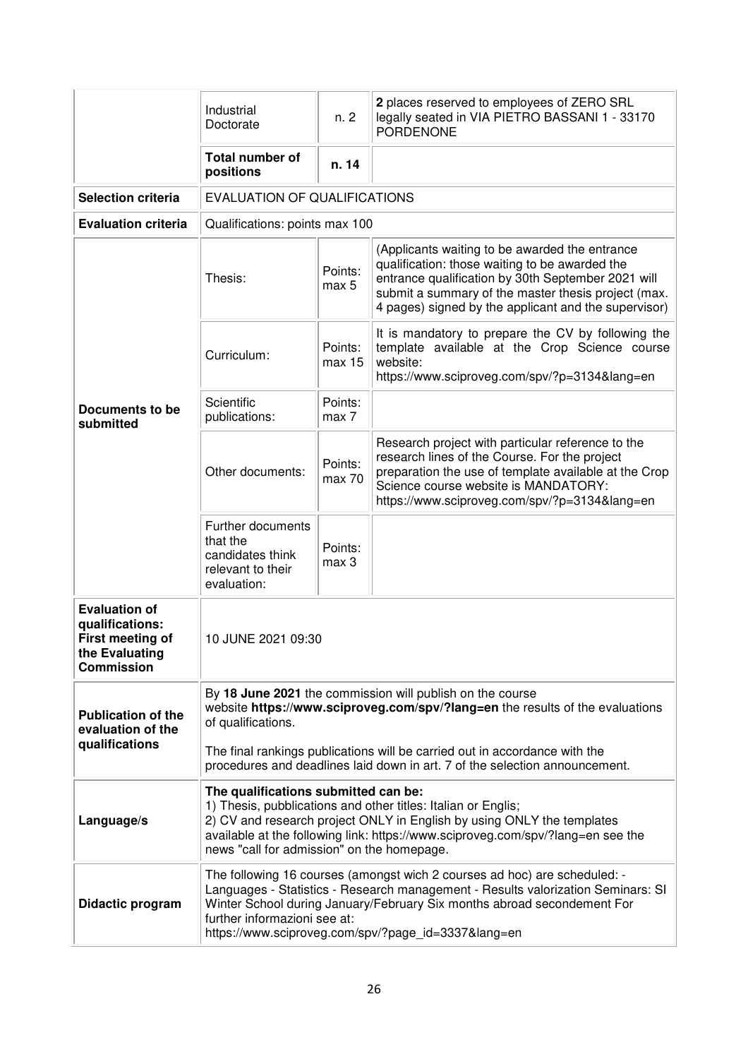| | | | |
|---|---|---|---|
| | Industrial Doctorate | n. 2 | **2** places reserved to employees of ZERO SRL legally seated in VIA PIETRO BASSANI 1 - 33170 PORDENONE |
| | **Total number of positions** | **n. 14** | |
| **Selection criteria** | EVALUATION OF QUALIFICATIONS | | |
| **Evaluation criteria** | Qualifications: points max 100 | | |
| **Documents to be submitted** | Thesis: | Points: max 5 | (Applicants waiting to be awarded the entrance qualification: those waiting to be awarded the entrance qualification by 30th September 2021 will submit a summary of the master thesis project (max. 4 pages) signed by the applicant and the supervisor) |
| | Curriculum: | Points: max 15 | It is mandatory to prepare the CV by following the template available at the Crop Science course website: https://www.sciproveg.com/spv/?p=3134&lang=en |
| | Scientific publications: | Points: max 7 | |
| | Other documents: | Points: max 70 | Research project with particular reference to the research lines of the Course. For the project preparation the use of template available at the Crop Science course website is MANDATORY: https://www.sciproveg.com/spv/?p=3134&lang=en |
| | Further documents that the candidates think relevant to their evaluation: | Points: max 3 | |
| **Evaluation of qualifications: First meeting of the Evaluating Commission** | 10 JUNE 2021 09:30 | | |
| **Publication of the evaluation of the qualifications** | By **18 June 2021** the commission will publish on the course website **https://www.sciproveg.com/spv/?lang=en** the results of the evaluations of qualifications.<br><br>The final rankings publications will be carried out in accordance with the procedures and deadlines laid down in art. 7 of the selection announcement. | | |
| **Language/s** | **The qualifications submitted can be:**<br>1) Thesis, pubblications and other titles: Italian or Englis;<br>2) CV and research project ONLY in English by using ONLY the templates available at the following link: https://www.sciproveg.com/spv/?lang=en see the news "call for admission" on the homepage. | | |
| **Didactic program** | The following 16 courses (amongst wich 2 courses ad hoc) are scheduled: - Languages - Statistics - Research management - Results valorization Seminars: SI Winter School during January/February Six months abroad secondement For further informazioni see at: https://www.sciproveg.com/spv/?page_id=3337&lang=en | | |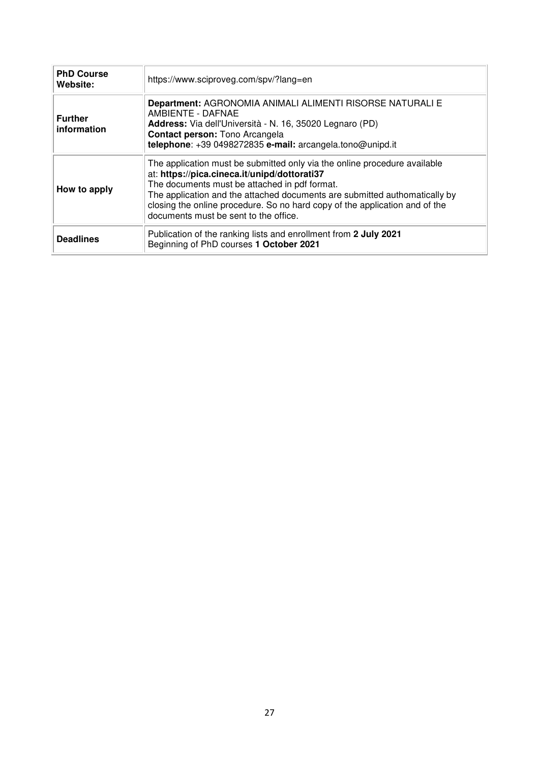| | |
|---|---|
| **PhD Course Website:** | https://www.sciproveg.com/spv/?lang=en |
| **Further information** | **Department:** AGRONOMIA ANIMALI ALIMENTI RISORSE NATURALI E AMBIENTE - DAFNAE<br>**Address:** Via dell'Università - N. 16, 35020 Legnaro (PD)<br>**Contact person:** Tono Arcangela<br>**telephone**: +39 0498272835 **e-mail:** arcangela.tono@unipd.it |
| **How to apply** | The application must be submitted only via the online procedure available at: **https://pica.cineca.it/unipd/dottorati37**<br>The documents must be attached in pdf format.<br>The application and the attached documents are submitted authomatically by closing the online procedure. So no hard copy of the application and of the documents must be sent to the office. |
| **Deadlines** | Publication of the ranking lists and enrollment from **2 July 2021**<br>Beginning of PhD courses **1 October 2021** |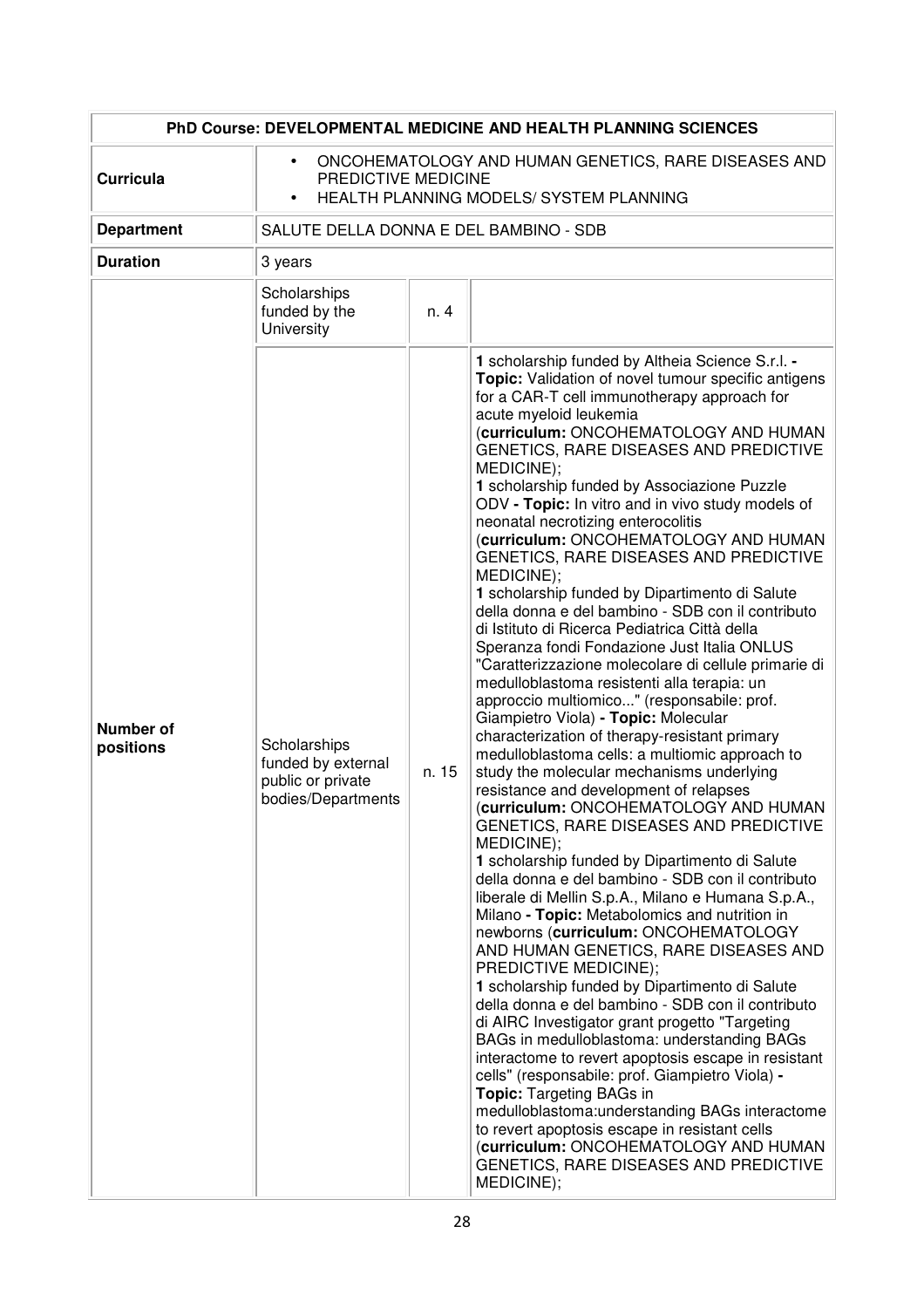| PhD Course: DEVELOPMENTAL MEDICINE AND HEALTH PLANNING SCIENCES | | | |
|---|---|---|---|
| **Curricula** | • ONCOHEMATOLOGY AND HUMAN GENETICS, RARE DISEASES AND PREDICTIVE MEDICINE<br>• HEALTH PLANNING MODELS/ SYSTEM PLANNING | | |
| **Department** | SALUTE DELLA DONNA E DEL BAMBINO - SDB | | |
| **Duration** | 3 years | | |
| **Number of positions** | Scholarships funded by the University | n. 4 | |
| | Scholarships funded by external public or private bodies/Departments | n. 15 | **1** scholarship funded by Altheia Science S.r.l. - **Topic:** Validation of novel tumour specific antigens for a CAR-T cell immunotherapy approach for acute myeloid leukemia (**curriculum:** ONCOHEMATOLOGY AND HUMAN GENETICS, RARE DISEASES AND PREDICTIVE MEDICINE);<br>**1** scholarship funded by Associazione Puzzle ODV - **Topic:** In vitro and in vivo study models of neonatal necrotizing enterocolitis (**curriculum:** ONCOHEMATOLOGY AND HUMAN GENETICS, RARE DISEASES AND PREDICTIVE MEDICINE);<br>**1** scholarship funded by Dipartimento di Salute della donna e del bambino - SDB con il contributo di Istituto di Ricerca Pediatrica Città della Speranza fondi Fondazione Just Italia ONLUS "Caratterizzazione molecolare di cellule primarie di medulloblastoma resistenti alla terapia: un approccio multiomico..." (responsabile: prof. Giampietro Viola) - **Topic:** Molecular characterization of therapy-resistant primary medulloblastoma cells: a multiomic approach to study the molecular mechanisms underlying resistance and development of relapses (**curriculum:** ONCOHEMATOLOGY AND HUMAN GENETICS, RARE DISEASES AND PREDICTIVE MEDICINE);<br>**1** scholarship funded by Dipartimento di Salute della donna e del bambino - SDB con il contributo liberale di Mellin S.p.A., Milano e Humana S.p.A., Milano - **Topic:** Metabolomics and nutrition in newborns (**curriculum:** ONCOHEMATOLOGY AND HUMAN GENETICS, RARE DISEASES AND PREDICTIVE MEDICINE);<br>**1** scholarship funded by Dipartimento di Salute della donna e del bambino - SDB con il contributo di AIRC Investigator grant progetto "Targeting BAGs in medulloblastoma: understanding BAGs interactome to revert apoptosis escape in resistant cells" (responsabile: prof. Giampietro Viola) - **Topic:** Targeting BAGs in medulloblastoma:understanding BAGs interactome to revert apoptosis escape in resistant cells (**curriculum:** ONCOHEMATOLOGY AND HUMAN GENETICS, RARE DISEASES AND PREDICTIVE MEDICINE); |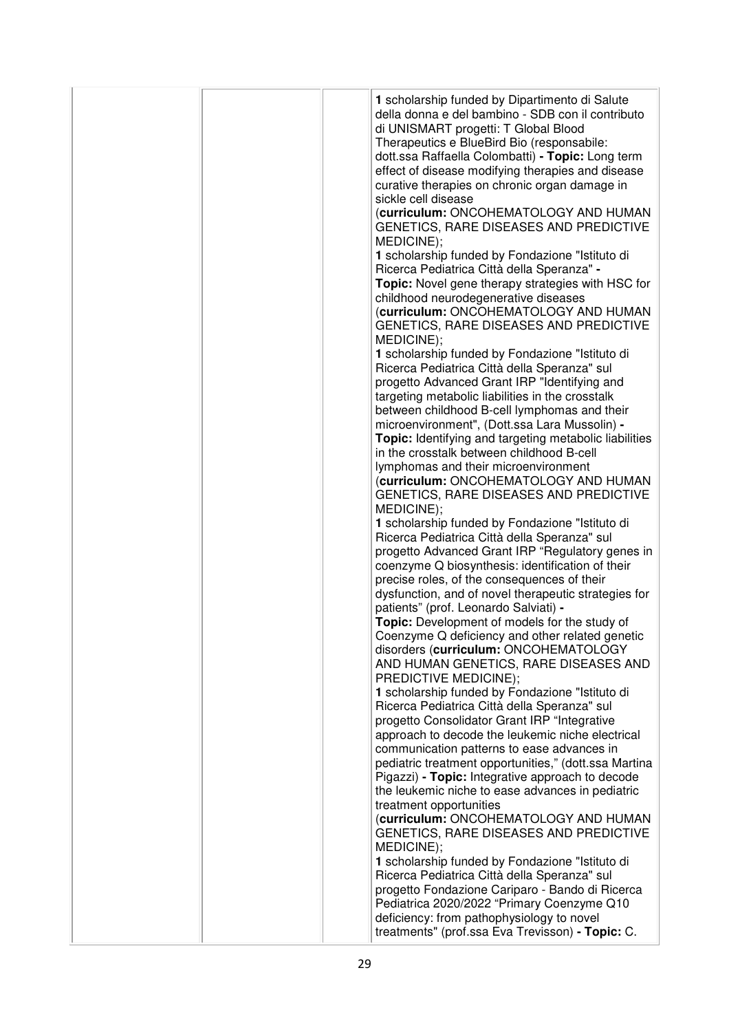| | | | |
|---|---|---|---|
| | | | **1** scholarship funded by Dipartimento di Salute della donna e del bambino - SDB con il contributo di UNISMART progetti: T Global Blood Therapeutics e BlueBird Bio (responsabile: dott.ssa Raffaella Colombatti) **- Topic:** Long term effect of disease modifying therapies and disease curative therapies on chronic organ damage in sickle cell disease (**curriculum:** ONCOHEMATOLOGY AND HUMAN GENETICS, RARE DISEASES AND PREDICTIVE MEDICINE);<br>**1** scholarship funded by Fondazione "Istituto di Ricerca Pediatrica Città della Speranza" **-** **Topic:** Novel gene therapy strategies with HSC for childhood neurodegenerative diseases (**curriculum:** ONCOHEMATOLOGY AND HUMAN GENETICS, RARE DISEASES AND PREDICTIVE MEDICINE);<br>**1** scholarship funded by Fondazione "Istituto di Ricerca Pediatrica Città della Speranza" sul progetto Advanced Grant IRP "Identifying and targeting metabolic liabilities in the crosstalk between childhood B-cell lymphomas and their microenvironment", (Dott.ssa Lara Mussolin) **-** **Topic:** Identifying and targeting metabolic liabilities in the crosstalk between childhood B-cell lymphomas and their microenvironment (**curriculum:** ONCOHEMATOLOGY AND HUMAN GENETICS, RARE DISEASES AND PREDICTIVE MEDICINE);<br>**1** scholarship funded by Fondazione "Istituto di Ricerca Pediatrica Città della Speranza" sul progetto Advanced Grant IRP "Regulatory genes in coenzyme Q biosynthesis: identification of their precise roles, of the consequences of their dysfunction, and of novel therapeutic strategies for patients" (prof. Leonardo Salviati) **-** **Topic:** Development of models for the study of Coenzyme Q deficiency and other related genetic disorders (**curriculum:** ONCOHEMATOLOGY AND HUMAN GENETICS, RARE DISEASES AND PREDICTIVE MEDICINE);<br>**1** scholarship funded by Fondazione "Istituto di Ricerca Pediatrica Città della Speranza" sul progetto Consolidator Grant IRP "Integrative approach to decode the leukemic niche electrical communication patterns to ease advances in pediatric treatment opportunities," (dott.ssa Martina Pigazzi) **- Topic:** Integrative approach to decode the leukemic niche to ease advances in pediatric treatment opportunities (**curriculum:** ONCOHEMATOLOGY AND HUMAN GENETICS, RARE DISEASES AND PREDICTIVE MEDICINE);<br>**1** scholarship funded by Fondazione "Istituto di Ricerca Pediatrica Città della Speranza" sul progetto Fondazione Cariparo - Bando di Ricerca Pediatrica 2020/2022 "Primary Coenzyme Q10 deficiency: from pathophysiology to novel treatments" (prof.ssa Eva Trevisson) **- Topic:** C. |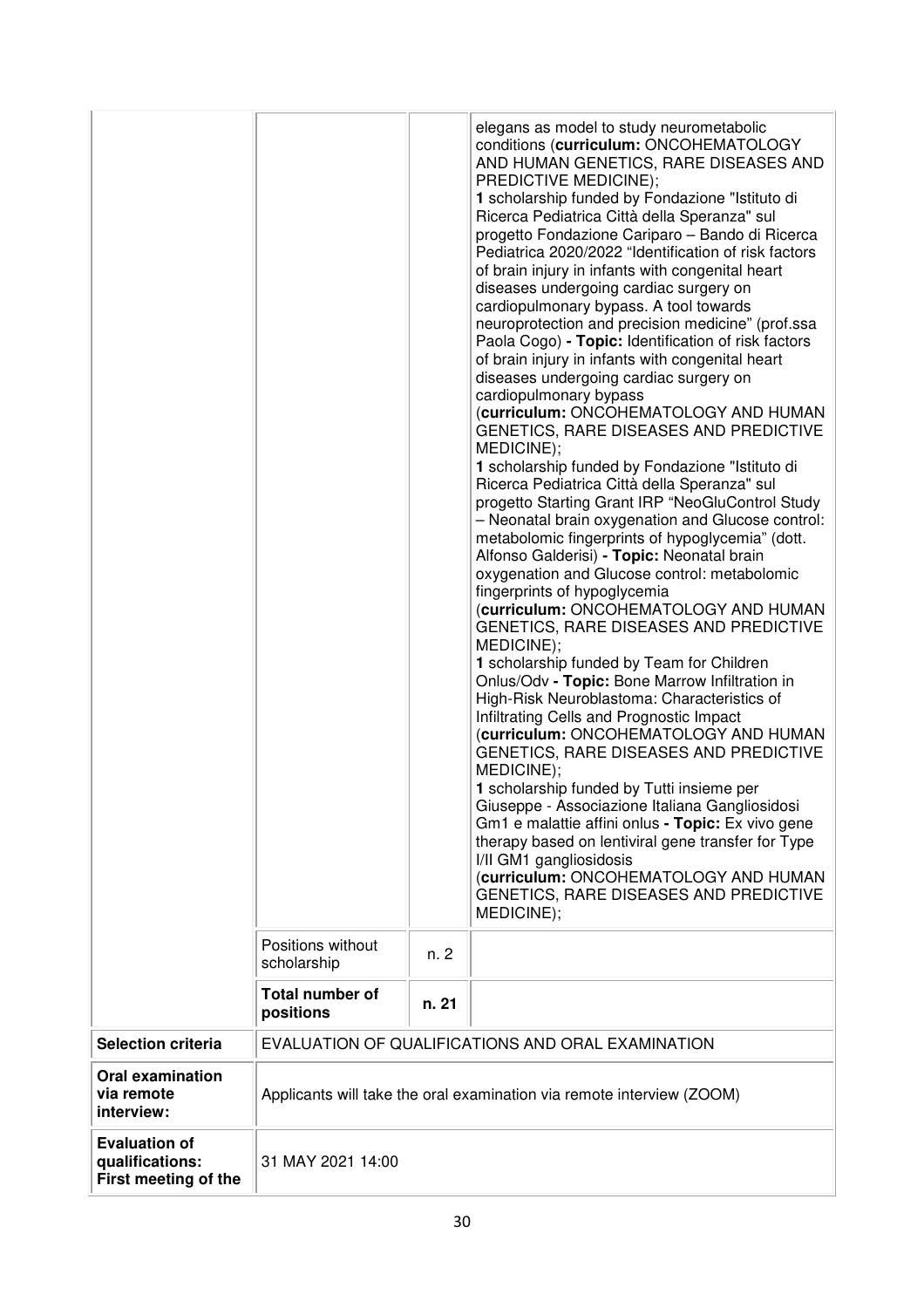| | | | |
|---|---|---|---|
| | | | elegans as model to study neurometabolic conditions (**curriculum:** ONCOHEMATOLOGY AND HUMAN GENETICS, RARE DISEASES AND PREDICTIVE MEDICINE);<br>**1** scholarship funded by Fondazione "Istituto di Ricerca Pediatrica Città della Speranza" sul progetto Fondazione Cariparo – Bando di Ricerca Pediatrica 2020/2022 "Identification of risk factors of brain injury in infants with congenital heart diseases undergoing cardiac surgery on cardiopulmonary bypass. A tool towards neuroprotection and precision medicine" (prof.ssa Paola Cogo) **- Topic:** Identification of risk factors of brain injury in infants with congenital heart diseases undergoing cardiac surgery on cardiopulmonary bypass (**curriculum:** ONCOHEMATOLOGY AND HUMAN GENETICS, RARE DISEASES AND PREDICTIVE MEDICINE);<br>**1** scholarship funded by Fondazione "Istituto di Ricerca Pediatrica Città della Speranza" sul progetto Starting Grant IRP "NeoGluControl Study – Neonatal brain oxygenation and Glucose control: metabolomic fingerprints of hypoglycemia" (dott. Alfonso Galderisi) **- Topic:** Neonatal brain oxygenation and Glucose control: metabolomic fingerprints of hypoglycemia (**curriculum:** ONCOHEMATOLOGY AND HUMAN GENETICS, RARE DISEASES AND PREDICTIVE MEDICINE);<br>**1** scholarship funded by Team for Children Onlus/Odv **- Topic:** Bone Marrow Infiltration in High-Risk Neuroblastoma: Characteristics of Infiltrating Cells and Prognostic Impact (**curriculum:** ONCOHEMATOLOGY AND HUMAN GENETICS, RARE DISEASES AND PREDICTIVE MEDICINE);<br>**1** scholarship funded by Tutti insieme per Giuseppe - Associazione Italiana Gangliosidosi Gm1 e malattie affini onlus **- Topic:** Ex vivo gene therapy based on lentiviral gene transfer for Type I/II GM1 gangliosidosis (**curriculum:** ONCOHEMATOLOGY AND HUMAN GENETICS, RARE DISEASES AND PREDICTIVE MEDICINE); |
| | Positions without scholarship | n. 2 | |
| | **Total number of positions** | **n. 21** | |
| **Selection criteria** | EVALUATION OF QUALIFICATIONS AND ORAL EXAMINATION | | |
| **Oral examination via remote interview:** | Applicants will take the oral examination via remote interview (ZOOM) | | |
| **Evaluation of qualifications: First meeting of the** | 31 MAY 2021 14:00 | | |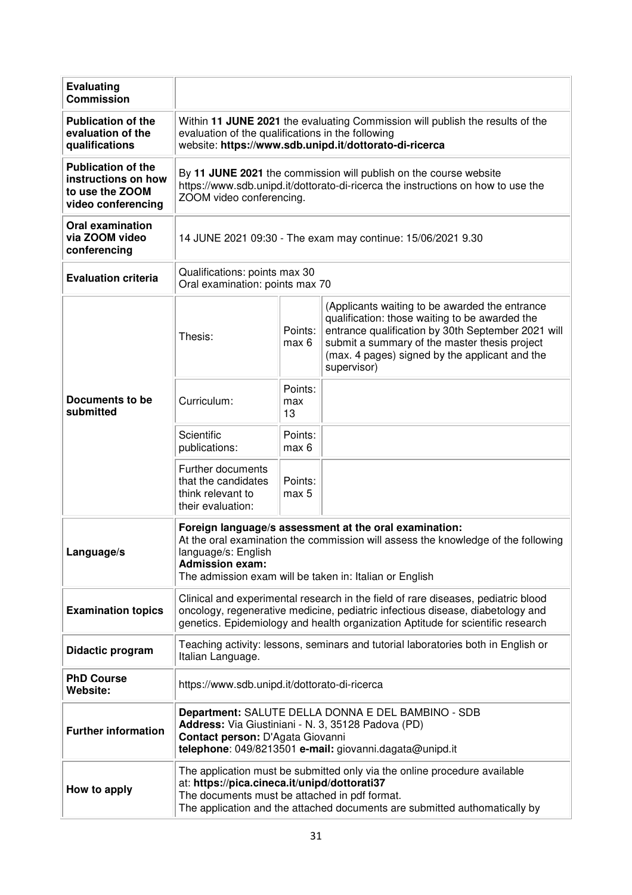| | | | |
|---|---|---|---|
| **Evaluating Commission** | | | |
| **Publication of the evaluation of the qualifications** | Within **11 JUNE 2021** the evaluating Commission will publish the results of the evaluation of the qualifications in the following website: **https://www.sdb.unipd.it/dottorato-di-ricerca** | | |
| **Publication of the instructions on how to use the ZOOM video conferencing** | By **11 JUNE 2021** the commission will publish on the course website https://www.sdb.unipd.it/dottorato-di-ricerca the instructions on how to use the ZOOM video conferencing. | | |
| **Oral examination via ZOOM video conferencing** | 14 JUNE 2021 09:30 - The exam may continue: 15/06/2021 9.30 | | |
| **Evaluation criteria** | Qualifications: points max 30<br>Oral examination: points max 70 | | |
| **Documents to be submitted** | Thesis: | Points: max 6 | (Applicants waiting to be awarded the entrance qualification: those waiting to be awarded the entrance qualification by 30th September 2021 will submit a summary of the master thesis project (max. 4 pages) signed by the applicant and the supervisor) |
| | Curriculum: | Points: max 13 | |
| | Scientific publications: | Points: max 6 | |
| | Further documents that the candidates think relevant to their evaluation: | Points: max 5 | |
| **Language/s** | **Foreign language/s assessment at the oral examination:**<br>At the oral examination the commission will assess the knowledge of the following language/s: English<br>**Admission exam:**<br>The admission exam will be taken in: Italian or English | | |
| **Examination topics** | Clinical and experimental research in the field of rare diseases, pediatric blood oncology, regenerative medicine, pediatric infectious disease, diabetology and genetics. Epidemiology and health organization Aptitude for scientific research | | |
| **Didactic program** | Teaching activity: lessons, seminars and tutorial laboratories both in English or Italian Language. | | |
| **PhD Course Website:** | https://www.sdb.unipd.it/dottorato-di-ricerca | | |
| **Further information** | **Department:** SALUTE DELLA DONNA E DEL BAMBINO - SDB<br>**Address:** Via Giustiniani - N. 3, 35128 Padova (PD)<br>**Contact person:** D'Agata Giovanni<br>**telephone**: 049/8213501 **e-mail:** giovanni.dagata@unipd.it | | |
| **How to apply** | The application must be submitted only via the online procedure available at: **https://pica.cineca.it/unipd/dottorati37**<br>The documents must be attached in pdf format.<br>The application and the attached documents are submitted authomatically by | | |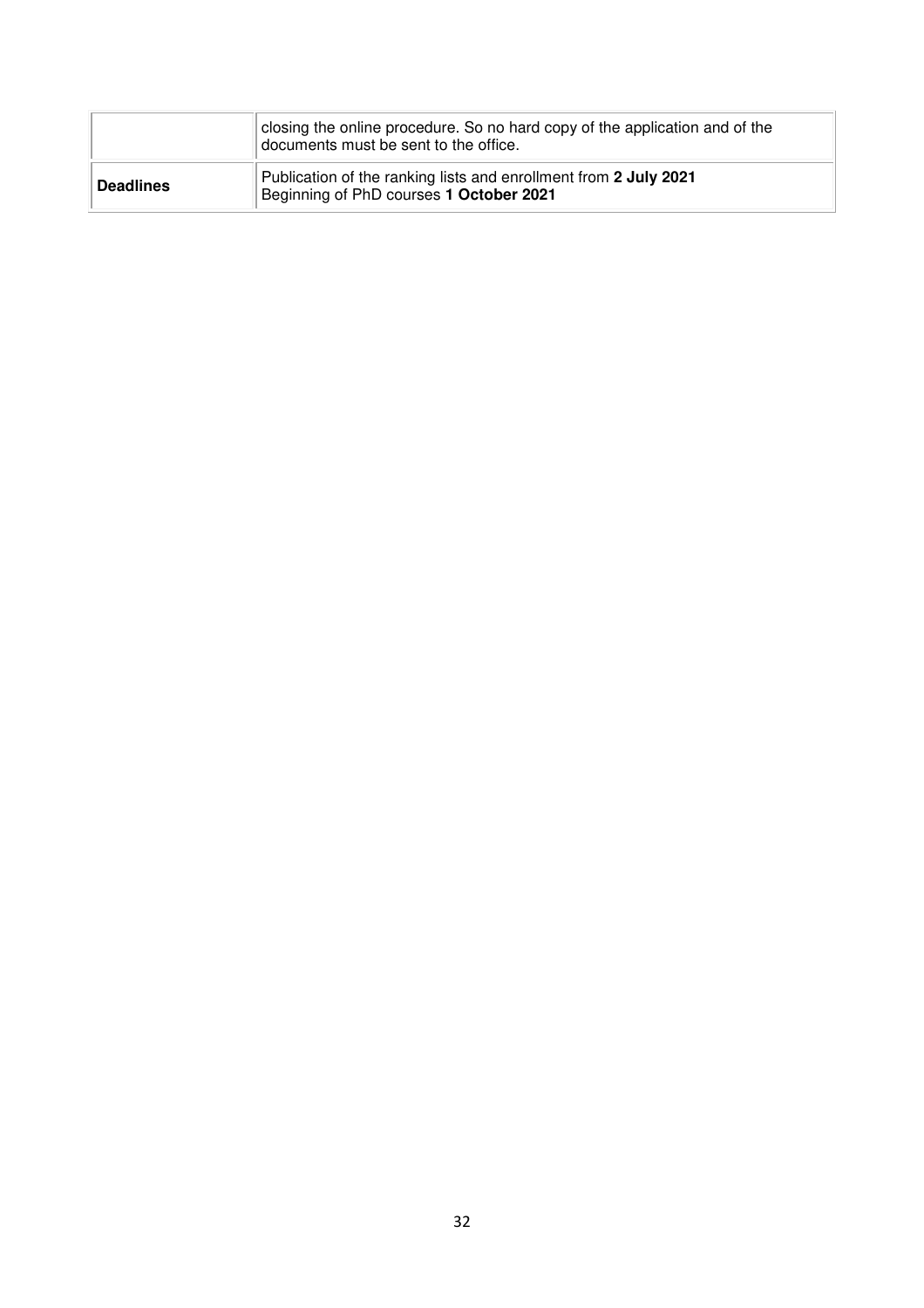| | |
|---|---|
| | closing the online procedure. So no hard copy of the application and of the documents must be sent to the office. |
| **Deadlines** | Publication of the ranking lists and enrollment from **2 July 2021**<br>Beginning of PhD courses **1 October 2021** |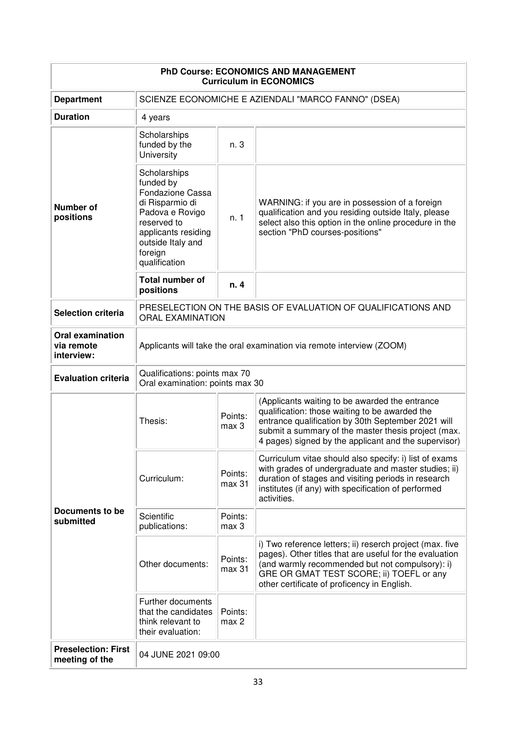| PhD Course: ECONOMICS AND MANAGEMENT<br>Curriculum in ECONOMICS | | | |
|---|---|---|---|
| **Department** | SCIENZE ECONOMICHE E AZIENDALI "MARCO FANNO" (DSEA) | | |
| **Duration** | 4 years | | |
| **Number of positions** | Scholarships funded by the University | n. 3 | |
| | Scholarships funded by Fondazione Cassa di Risparmio di Padova e Rovigo reserved to applicants residing outside Italy and foreign qualification | n. 1 | WARNING: if you are in possession of a foreign qualification and you residing outside Italy, please select also this option in the online procedure in the section "PhD courses-positions" |
| | **Total number of positions** | **n. 4** | |
| **Selection criteria** | PRESELECTION ON THE BASIS OF EVALUATION OF QUALIFICATIONS AND ORAL EXAMINATION | | |
| **Oral examination via remote interview:** | Applicants will take the oral examination via remote interview (ZOOM) | | |
| **Evaluation criteria** | Qualifications: points max 70<br>Oral examination: points max 30 | | |
| **Documents to be submitted** | Thesis: | Points: max 3 | (Applicants waiting to be awarded the entrance qualification: those waiting to be awarded the entrance qualification by 30th September 2021 will submit a summary of the master thesis project (max. 4 pages) signed by the applicant and the supervisor) |
| | Curriculum: | Points: max 31 | Curriculum vitae should also specify: i) list of exams with grades of undergraduate and master studies; ii) duration of stages and visiting periods in research institutes (if any) with specification of performed activities. |
| | Scientific publications: | Points: max 3 | |
| | Other documents: | Points: max 31 | i) Two reference letters; ii) reserch project (max. five pages). Other titles that are useful for the evaluation (and warmly recommended but not compulsory): i) GRE OR GMAT TEST SCORE; ii) TOEFL or any other certificate of proficency in English. |
| | Further documents that the candidates think relevant to their evaluation: | Points: max 2 | |
| **Preselection: First meeting of the** | 04 JUNE 2021 09:00 | | |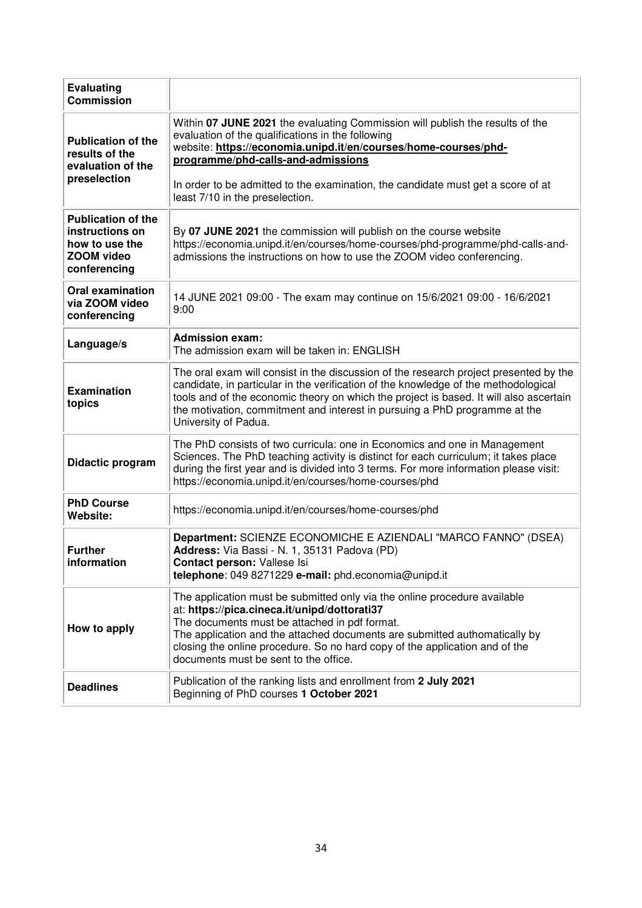| | |
|---|---|
| **Evaluating Commission** | |
| **Publication of the results of the evaluation of the preselection** | Within **07 JUNE 2021** the evaluating Commission will publish the results of the evaluation of the qualifications in the following website: **https://economia.unipd.it/en/courses/home-courses/phd-programme/phd-calls-and-admissions**<br><br>In order to be admitted to the examination, the candidate must get a score of at least 7/10 in the preselection. |
| **Publication of the instructions on how to use the ZOOM video conferencing** | By **07 JUNE 2021** the commission will publish on the course website https://economia.unipd.it/en/courses/home-courses/phd-programme/phd-calls-and-admissions the instructions on how to use the ZOOM video conferencing. |
| **Oral examination via ZOOM video conferencing** | 14 JUNE 2021 09:00 - The exam may continue on 15/6/2021 09:00 - 16/6/2021 9:00 |
| **Language/s** | **Admission exam:**<br>The admission exam will be taken in: ENGLISH |
| **Examination topics** | The oral exam will consist in the discussion of the research project presented by the candidate, in particular in the verification of the knowledge of the methodological tools and of the economic theory on which the project is based. It will also ascertain the motivation, commitment and interest in pursuing a PhD programme at the University of Padua. |
| **Didactic program** | The PhD consists of two curricula: one in Economics and one in Management Sciences. The PhD teaching activity is distinct for each curriculum; it takes place during the first year and is divided into 3 terms. For more information please visit: https://economia.unipd.it/en/courses/home-courses/phd |
| **PhD Course Website:** | https://economia.unipd.it/en/courses/home-courses/phd |
| **Further information** | **Department:** SCIENZE ECONOMICHE E AZIENDALI "MARCO FANNO" (DSEA)<br>**Address:** Via Bassi - N. 1, 35131 Padova (PD)<br>**Contact person:** Vallese Isi<br>**telephone**: 049 8271229 **e-mail:** phd.economia@unipd.it |
| **How to apply** | The application must be submitted only via the online procedure available at: **https://pica.cineca.it/unipd/dottorati37**<br>The documents must be attached in pdf format.<br>The application and the attached documents are submitted authomatically by closing the online procedure. So no hard copy of the application and of the documents must be sent to the office. |
| **Deadlines** | Publication of the ranking lists and enrollment from **2 July 2021**<br>Beginning of PhD courses **1 October 2021** |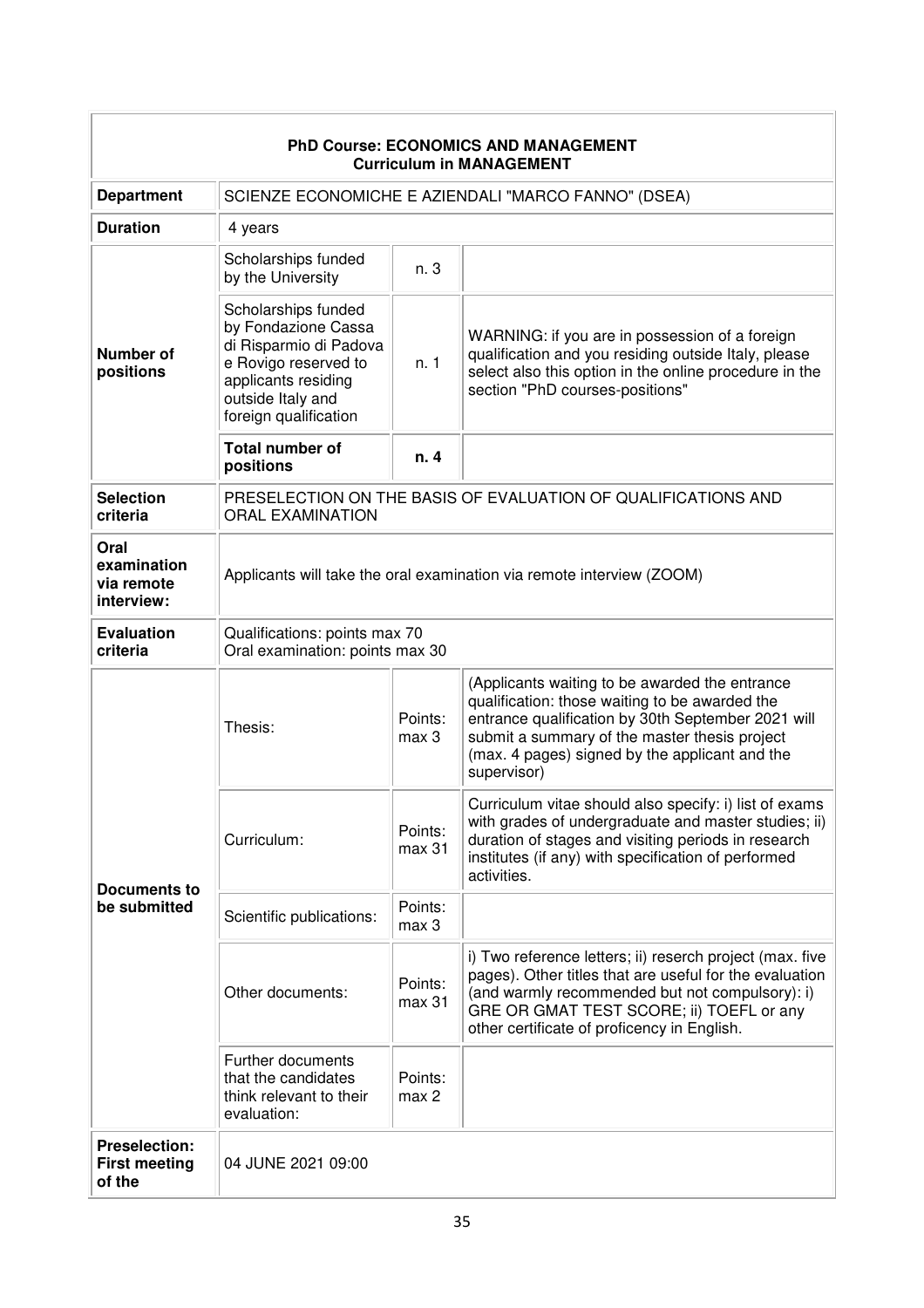| **PhD Course: ECONOMICS AND MANAGEMENT<br>Curriculum in MANAGEMENT** | | | |
|---|---|---|---|
| **Department** | SCIENZE ECONOMICHE E AZIENDALI "MARCO FANNO" (DSEA) | | |
| **Duration** | 4 years | | |
| **Number of positions** | Scholarships funded by the University | n. 3 | |
| | Scholarships funded by Fondazione Cassa di Risparmio di Padova e Rovigo reserved to applicants residing outside Italy and foreign qualification | n. 1 | WARNING: if you are in possession of a foreign qualification and you residing outside Italy, please select also this option in the online procedure in the section "PhD courses-positions" |
| | **Total number of positions** | **n. 4** | |
| **Selection criteria** | PRESELECTION ON THE BASIS OF EVALUATION OF QUALIFICATIONS AND ORAL EXAMINATION | | |
| **Oral examination via remote interview:** | Applicants will take the oral examination via remote interview (ZOOM) | | |
| **Evaluation criteria** | Qualifications: points max 70<br>Oral examination: points max 30 | | |
| **Documents to be submitted** | Thesis: | Points: max 3 | (Applicants waiting to be awarded the entrance qualification: those waiting to be awarded the entrance qualification by 30th September 2021 will submit a summary of the master thesis project (max. 4 pages) signed by the applicant and the supervisor) |
| | Curriculum: | Points: max 31 | Curriculum vitae should also specify: i) list of exams with grades of undergraduate and master studies; ii) duration of stages and visiting periods in research institutes (if any) with specification of performed activities. |
| | Scientific publications: | Points: max 3 | |
| | Other documents: | Points: max 31 | i) Two reference letters; ii) reserch project (max. five pages). Other titles that are useful for the evaluation (and warmly recommended but not compulsory): i) GRE OR GMAT TEST SCORE; ii) TOEFL or any other certificate of proficency in English. |
| | Further documents that the candidates think relevant to their evaluation: | Points: max 2 | |
| **Preselection: First meeting of the** | 04 JUNE 2021 09:00 | | |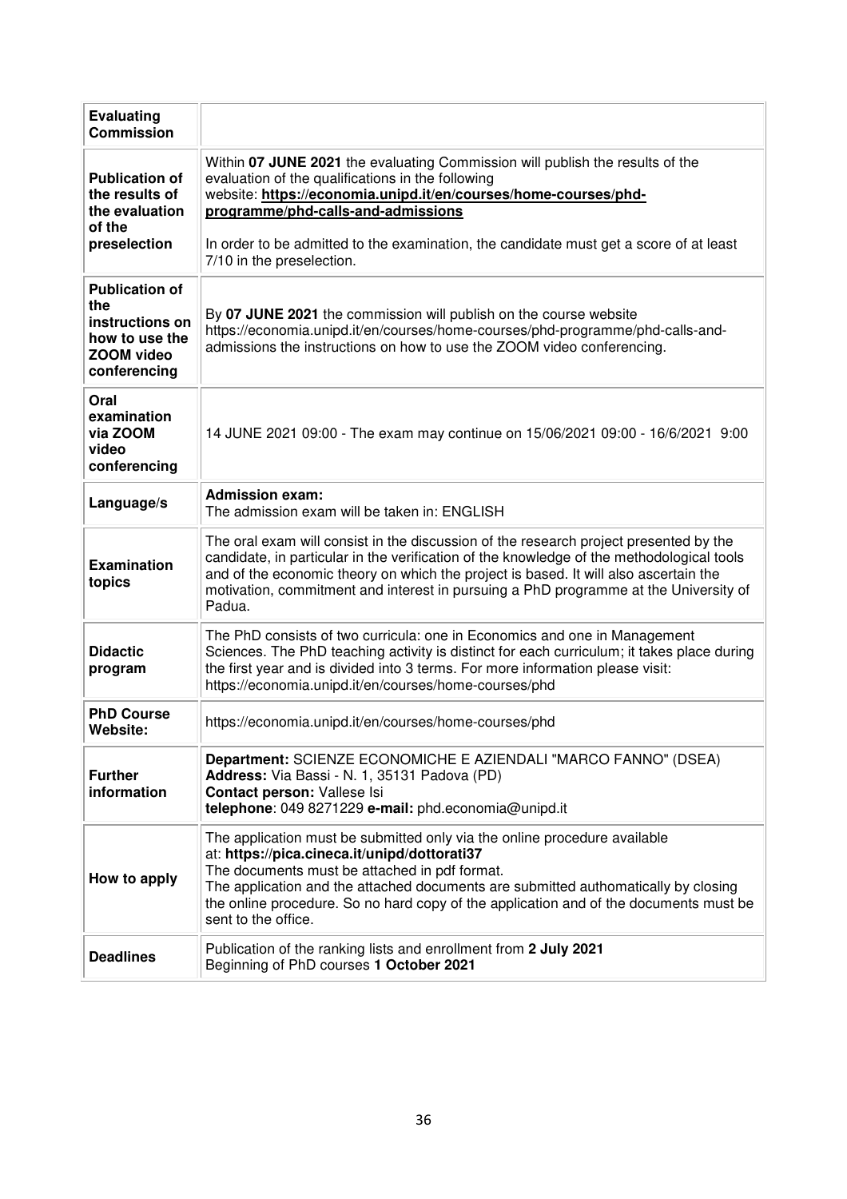| **Evaluating Commission** | |
|---|---|
| **Publication of the results of the evaluation of the preselection** | Within **07 JUNE 2021** the evaluating Commission will publish the results of the evaluation of the qualifications in the following website: **https://economia.unipd.it/en/courses/home-courses/phd-programme/phd-calls-and-admissions**<br><br>In order to be admitted to the examination, the candidate must get a score of at least 7/10 in the preselection. |
| **Publication of the instructions on how to use the ZOOM video conferencing** | By **07 JUNE 2021** the commission will publish on the course website https://economia.unipd.it/en/courses/home-courses/phd-programme/phd-calls-and-admissions the instructions on how to use the ZOOM video conferencing. |
| **Oral examination via ZOOM video conferencing** | 14 JUNE 2021 09:00 - The exam may continue on 15/06/2021 09:00 - 16/6/2021 9:00 |
| **Language/s** | **Admission exam:**<br>The admission exam will be taken in: ENGLISH |
| **Examination topics** | The oral exam will consist in the discussion of the research project presented by the candidate, in particular in the verification of the knowledge of the methodological tools and of the economic theory on which the project is based. It will also ascertain the motivation, commitment and interest in pursuing a PhD programme at the University of Padua. |
| **Didactic program** | The PhD consists of two curricula: one in Economics and one in Management Sciences. The PhD teaching activity is distinct for each curriculum; it takes place during the first year and is divided into 3 terms. For more information please visit: https://economia.unipd.it/en/courses/home-courses/phd |
| **PhD Course Website:** | https://economia.unipd.it/en/courses/home-courses/phd |
| **Further information** | **Department:** SCIENZE ECONOMICHE E AZIENDALI "MARCO FANNO" (DSEA)<br>**Address:** Via Bassi - N. 1, 35131 Padova (PD)<br>**Contact person:** Vallese Isi<br>**telephone**: 049 8271229 **e-mail:** phd.economia@unipd.it |
| **How to apply** | The application must be submitted only via the online procedure available at: **https://pica.cineca.it/unipd/dottorati37**<br>The documents must be attached in pdf format.<br>The application and the attached documents are submitted authomatically by closing the online procedure. So no hard copy of the application and of the documents must be sent to the office. |
| **Deadlines** | Publication of the ranking lists and enrollment from **2 July 2021**<br>Beginning of PhD courses **1 October 2021** |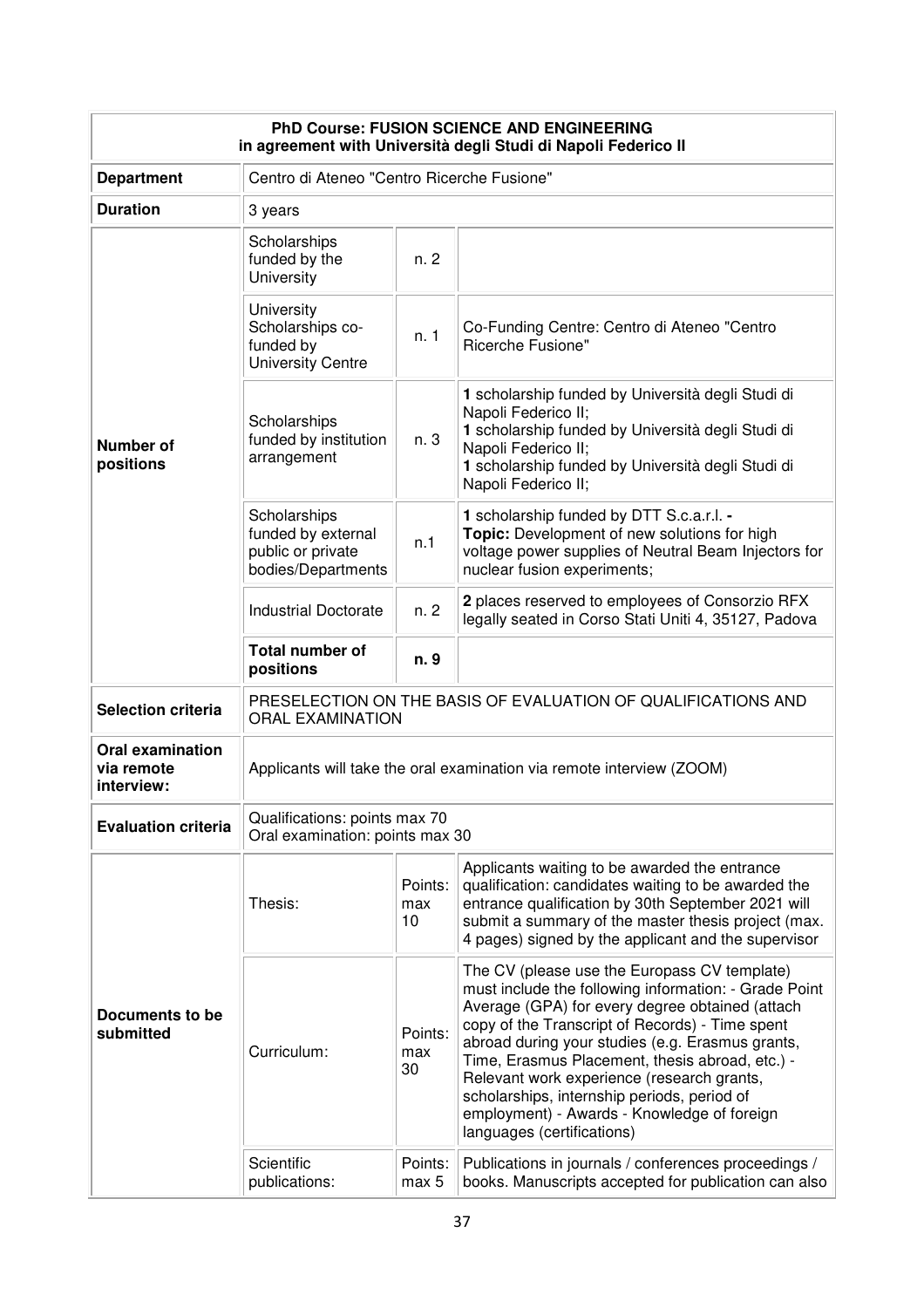| PhD Course: FUSION SCIENCE AND ENGINEERING<br>in agreement with Università degli Studi di Napoli Federico II | | | |
|---|---|---|---|
| **Department** | Centro di Ateneo "Centro Ricerche Fusione" | | |
| **Duration** | 3 years | | |
| **Number of positions** | Scholarships funded by the University | n. 2 | |
| | University Scholarships co-funded by University Centre | n. 1 | Co-Funding Centre: Centro di Ateneo "Centro Ricerche Fusione" |
| | Scholarships funded by institution arrangement | n. 3 | **1** scholarship funded by Università degli Studi di Napoli Federico II;<br>**1** scholarship funded by Università degli Studi di Napoli Federico II;<br>**1** scholarship funded by Università degli Studi di Napoli Federico II; |
| | Scholarships funded by external public or private bodies/Departments | n.1 | **1** scholarship funded by DTT S.c.a.r.l. -<br>**Topic:** Development of new solutions for high voltage power supplies of Neutral Beam Injectors for nuclear fusion experiments; |
| | Industrial Doctorate | n. 2 | **2** places reserved to employees of Consorzio RFX legally seated in Corso Stati Uniti 4, 35127, Padova |
| | **Total number of positions** | **n. 9** | |
| **Selection criteria** | PRESELECTION ON THE BASIS OF EVALUATION OF QUALIFICATIONS AND ORAL EXAMINATION | | |
| **Oral examination via remote interview:** | Applicants will take the oral examination via remote interview (ZOOM) | | |
| **Evaluation criteria** | Qualifications: points max 70<br>Oral examination: points max 30 | | |
| **Documents to be submitted** | Thesis: | Points: max 10 | Applicants waiting to be awarded the entrance qualification: candidates waiting to be awarded the entrance qualification by 30th September 2021 will submit a summary of the master thesis project (max. 4 pages) signed by the applicant and the supervisor |
| | Curriculum: | Points: max 30 | The CV (please use the Europass CV template) must include the following information: - Grade Point Average (GPA) for every degree obtained (attach copy of the Transcript of Records) - Time spent abroad during your studies (e.g. Erasmus grants, Time, Erasmus Placement, thesis abroad, etc.) - Relevant work experience (research grants, scholarships, internship periods, period of employment) - Awards - Knowledge of foreign languages (certifications) |
| | Scientific publications: | Points: max 5 | Publications in journals / conferences proceedings / books. Manuscripts accepted for publication can also |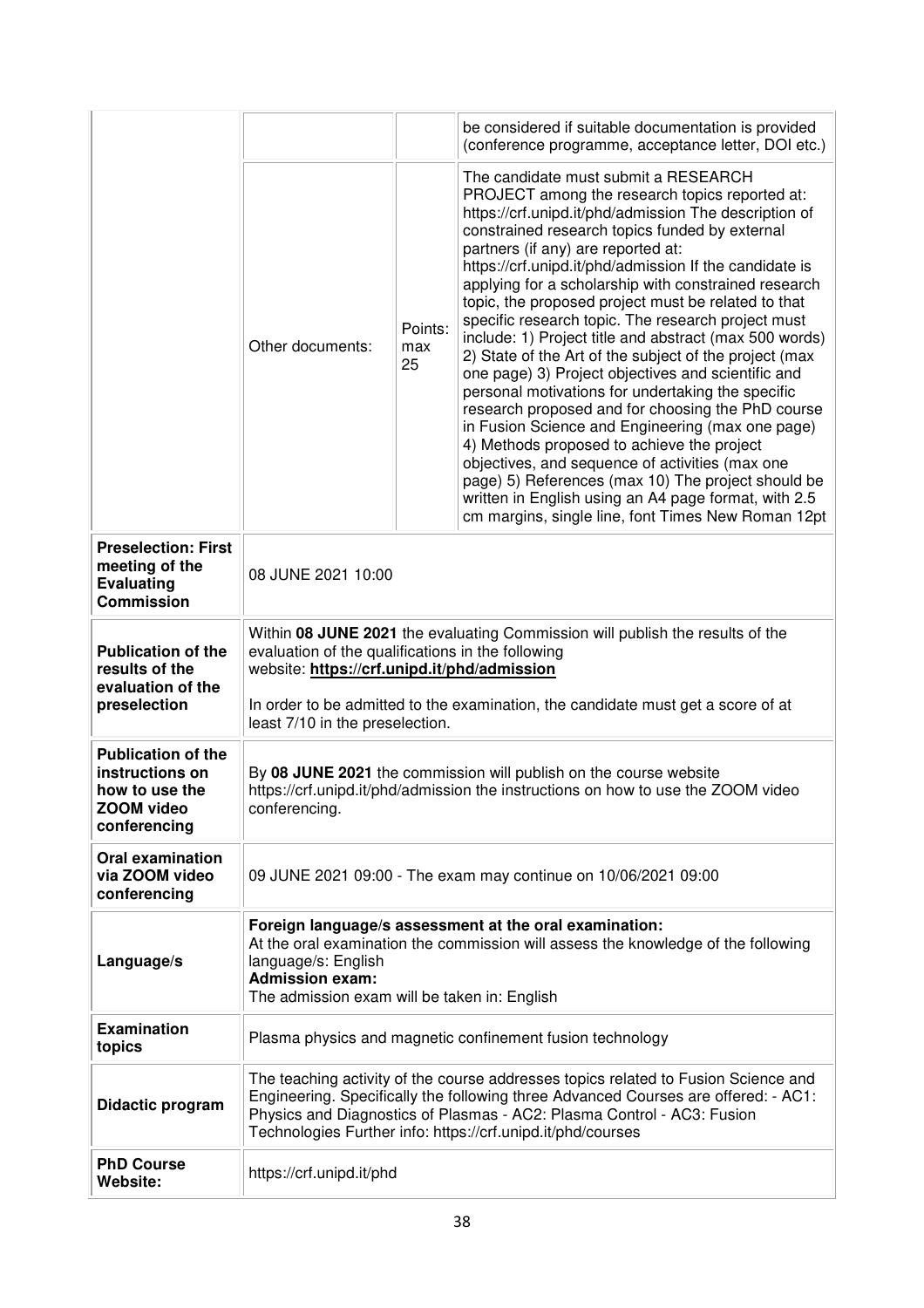| | | | |
|---|---|---|---|
| | | | be considered if suitable documentation is provided (conference programme, acceptance letter, DOI etc.) |
| | Other documents: | Points: max 25 | The candidate must submit a RESEARCH PROJECT among the research topics reported at: https://crf.unipd.it/phd/admission The description of constrained research topics funded by external partners (if any) are reported at: https://crf.unipd.it/phd/admission If the candidate is applying for a scholarship with constrained research topic, the proposed project must be related to that specific research topic. The research project must include: 1) Project title and abstract (max 500 words) 2) State of the Art of the subject of the project (max one page) 3) Project objectives and scientific and personal motivations for undertaking the specific research proposed and for choosing the PhD course in Fusion Science and Engineering (max one page) 4) Methods proposed to achieve the project objectives, and sequence of activities (max one page) 5) References (max 10) The project should be written in English using an A4 page format, with 2.5 cm margins, single line, font Times New Roman 12pt |
| **Preselection: First meeting of the Evaluating Commission** | 08 JUNE 2021 10:00 | | |
| **Publication of the results of the evaluation of the preselection** | Within **08 JUNE 2021** the evaluating Commission will publish the results of the evaluation of the qualifications in the following website: **https://crf.unipd.it/phd/admission**<br><br>In order to be admitted to the examination, the candidate must get a score of at least 7/10 in the preselection. | | |
| **Publication of the instructions on how to use the ZOOM video conferencing** | By **08 JUNE 2021** the commission will publish on the course website https://crf.unipd.it/phd/admission the instructions on how to use the ZOOM video conferencing. | | |
| **Oral examination via ZOOM video conferencing** | 09 JUNE 2021 09:00 - The exam may continue on 10/06/2021 09:00 | | |
| **Language/s** | **Foreign language/s assessment at the oral examination:**<br>At the oral examination the commission will assess the knowledge of the following language/s: English<br>**Admission exam:**<br>The admission exam will be taken in: English | | |
| **Examination topics** | Plasma physics and magnetic confinement fusion technology | | |
| **Didactic program** | The teaching activity of the course addresses topics related to Fusion Science and Engineering. Specifically the following three Advanced Courses are offered: - AC1: Physics and Diagnostics of Plasmas - AC2: Plasma Control - AC3: Fusion Technologies Further info: https://crf.unipd.it/phd/courses | | |
| **PhD Course Website:** | https://crf.unipd.it/phd | | |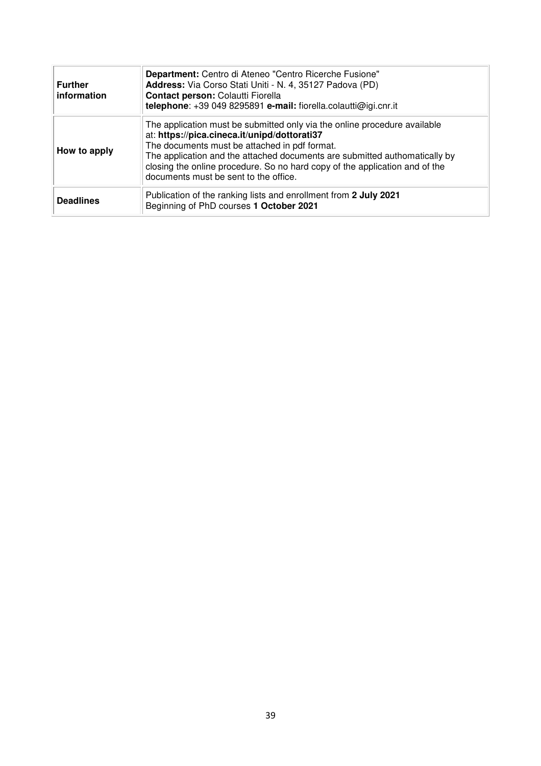| | |
|---|---|
| **Further information** | **Department:** Centro di Ateneo "Centro Ricerche Fusione"<br>**Address:** Via Corso Stati Uniti - N. 4, 35127 Padova (PD)<br>**Contact person:** Colautti Fiorella<br>**telephone**: +39 049 8295891 **e-mail:** fiorella.colautti@igi.cnr.it |
| **How to apply** | The application must be submitted only via the online procedure available at: **https://pica.cineca.it/unipd/dottorati37**<br>The documents must be attached in pdf format.<br>The application and the attached documents are submitted authomatically by closing the online procedure. So no hard copy of the application and of the documents must be sent to the office. |
| **Deadlines** | Publication of the ranking lists and enrollment from **2 July 2021**<br>Beginning of PhD courses **1 October 2021** |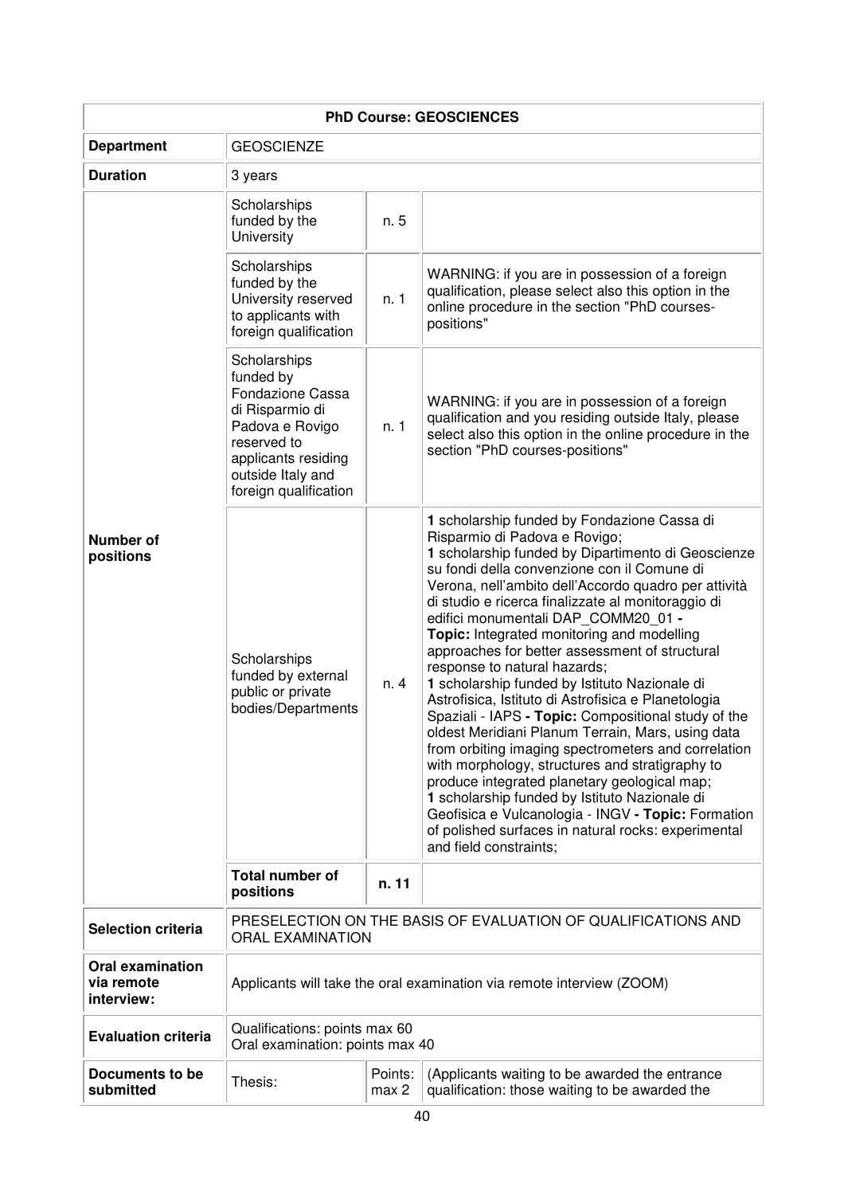| PhD Course: GEOSCIENCES | | | |
|---|---|---|---|
| **Department** | GEOSCIENZE | | |
| **Duration** | 3 years | | |
| **Number of positions** | Scholarships funded by the University | n. 5 | |
| | Scholarships funded by the University reserved to applicants with foreign qualification | n. 1 | WARNING: if you are in possession of a foreign qualification, please select also this option in the online procedure in the section "PhD courses-positions" |
| | Scholarships funded by Fondazione Cassa di Risparmio di Padova e Rovigo reserved to applicants residing outside Italy and foreign qualification | n. 1 | WARNING: if you are in possession of a foreign qualification and you residing outside Italy, please select also this option in the online procedure in the section "PhD courses-positions" |
| | Scholarships funded by external public or private bodies/Departments | n. 4 | **1** scholarship funded by Fondazione Cassa di Risparmio di Padova e Rovigo; **1** scholarship funded by Dipartimento di Geoscienze su fondi della convenzione con il Comune di Verona, nell'ambito dell'Accordo quadro per attività di studio e ricerca finalizzate al monitoraggio di edifici monumentali DAP_COMM20_01 **- Topic:** Integrated monitoring and modelling approaches for better assessment of structural response to natural hazards; **1** scholarship funded by Istituto Nazionale di Astrofisica, Istituto di Astrofisica e Planetologia Spaziali - IAPS **- Topic:** Compositional study of the oldest Meridiani Planum Terrain, Mars, using data from orbiting imaging spectrometers and correlation with morphology, structures and stratigraphy to produce integrated planetary geological map; **1** scholarship funded by Istituto Nazionale di Geofisica e Vulcanologia - INGV **- Topic:** Formation of polished surfaces in natural rocks: experimental and field constraints; |
| | **Total number of positions** | **n. 11** | |
| **Selection criteria** | PRESELECTION ON THE BASIS OF EVALUATION OF QUALIFICATIONS AND ORAL EXAMINATION | | |
| **Oral examination via remote interview:** | Applicants will take the oral examination via remote interview (ZOOM) | | |
| **Evaluation criteria** | Qualifications: points max 60<br>Oral examination: points max 40 | | |
| **Documents to be submitted** | Thesis: | Points: max 2 | (Applicants waiting to be awarded the entrance qualification: those waiting to be awarded the |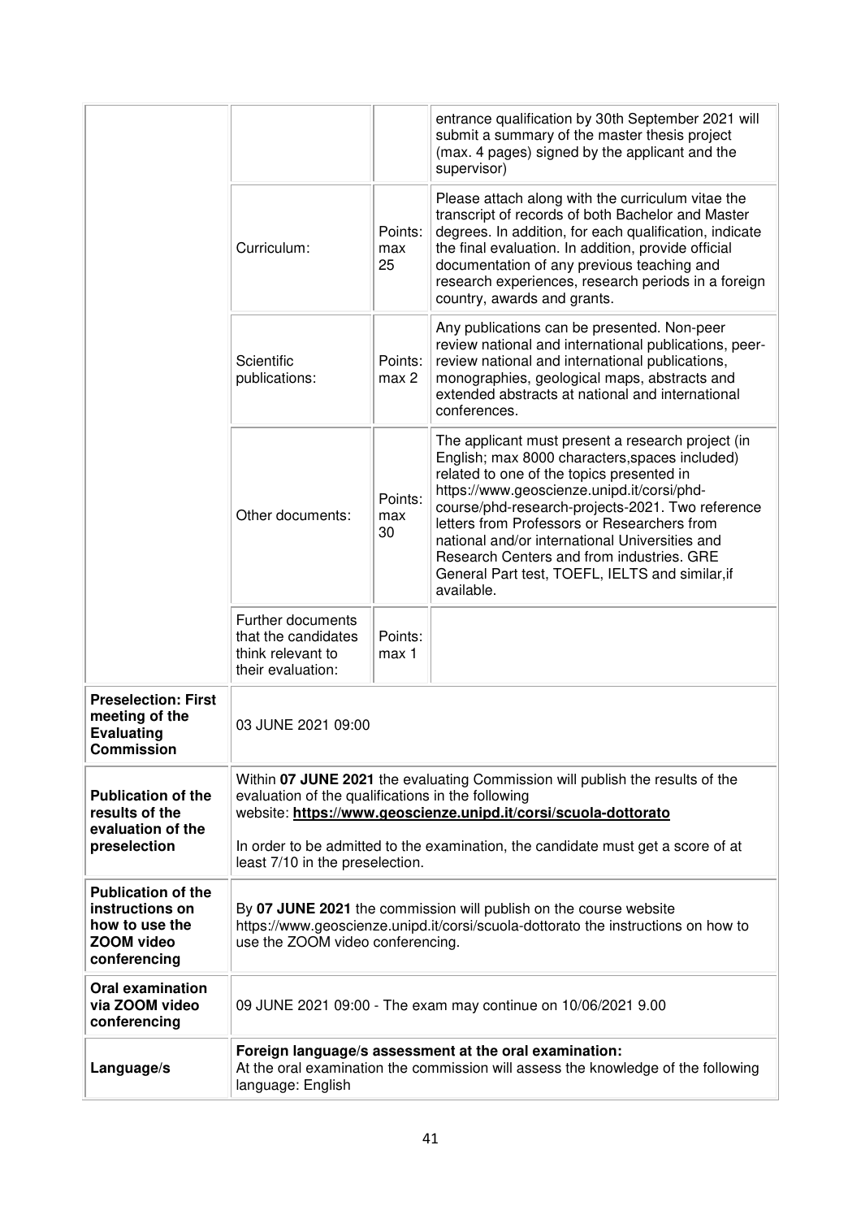| | | | |
|---|---|---|---|
| | | | entrance qualification by 30th September 2021 will submit a summary of the master thesis project (max. 4 pages) signed by the applicant and the supervisor) |
| | Curriculum: | Points: max 25 | Please attach along with the curriculum vitae the transcript of records of both Bachelor and Master degrees. In addition, for each qualification, indicate the final evaluation. In addition, provide official documentation of any previous teaching and research experiences, research periods in a foreign country, awards and grants. |
| | Scientific publications: | Points: max 2 | Any publications can be presented. Non-peer review national and international publications, peer-review national and international publications, monographies, geological maps, abstracts and extended abstracts at national and international conferences. |
| | Other documents: | Points: max 30 | The applicant must present a research project (in English; max 8000 characters,spaces included) related to one of the topics presented in https://www.geoscienze.unipd.it/corsi/phd-course/phd-research-projects-2021. Two reference letters from Professors or Researchers from national and/or international Universities and Research Centers and from industries. GRE General Part test, TOEFL, IELTS and similar,if available. |
| | Further documents that the candidates think relevant to their evaluation: | Points: max 1 | |
| **Preselection: First meeting of the Evaluating Commission** | 03 JUNE 2021 09:00 | | |
| **Publication of the results of the evaluation of the preselection** | Within **07 JUNE 2021** the evaluating Commission will publish the results of the evaluation of the qualifications in the following website: **https://www.geoscienze.unipd.it/corsi/scuola-dottorato**<br><br>In order to be admitted to the examination, the candidate must get a score of at least 7/10 in the preselection. | | |
| **Publication of the instructions on how to use the ZOOM video conferencing** | By **07 JUNE 2021** the commission will publish on the course website https://www.geoscienze.unipd.it/corsi/scuola-dottorato the instructions on how to use the ZOOM video conferencing. | | |
| **Oral examination via ZOOM video conferencing** | 09 JUNE 2021 09:00 - The exam may continue on 10/06/2021 9.00 | | |
| **Language/s** | **Foreign language/s assessment at the oral examination:**<br>At the oral examination the commission will assess the knowledge of the following language: English | | |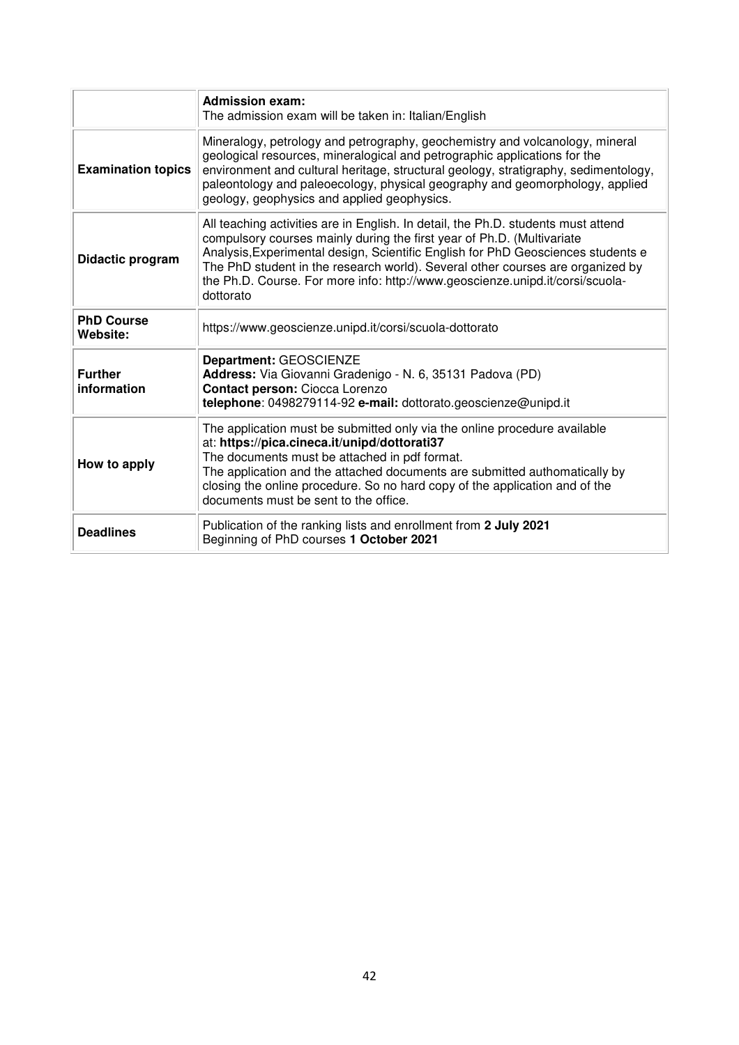| | **Admission exam:**<br>The admission exam will be taken in: Italian/English |
|---|---|
| **Examination topics** | Mineralogy, petrology and petrography, geochemistry and volcanology, mineral geological resources, mineralogical and petrographic applications for the environment and cultural heritage, structural geology, stratigraphy, sedimentology, paleontology and paleoecology, physical geography and geomorphology, applied geology, geophysics and applied geophysics. |
| **Didactic program** | All teaching activities are in English. In detail, the Ph.D. students must attend compulsory courses mainly during the first year of Ph.D. (Multivariate Analysis,Experimental design, Scientific English for PhD Geosciences students e The PhD student in the research world). Several other courses are organized by the Ph.D. Course. For more info: http://www.geoscienze.unipd.it/corsi/scuola-dottorato |
| **PhD Course Website:** | https://www.geoscienze.unipd.it/corsi/scuola-dottorato |
| **Further information** | **Department:** GEOSCIENZE<br>**Address:** Via Giovanni Gradenigo - N. 6, 35131 Padova (PD)<br>**Contact person:** Ciocca Lorenzo<br>**telephone**: 0498279114-92 **e-mail:** dottorato.geoscienze@unipd.it |
| **How to apply** | The application must be submitted only via the online procedure available at: **https://pica.cineca.it/unipd/dottorati37**<br>The documents must be attached in pdf format.<br>The application and the attached documents are submitted authomatically by closing the online procedure. So no hard copy of the application and of the documents must be sent to the office. |
| **Deadlines** | Publication of the ranking lists and enrollment from **2 July 2021**<br>Beginning of PhD courses **1 October 2021** |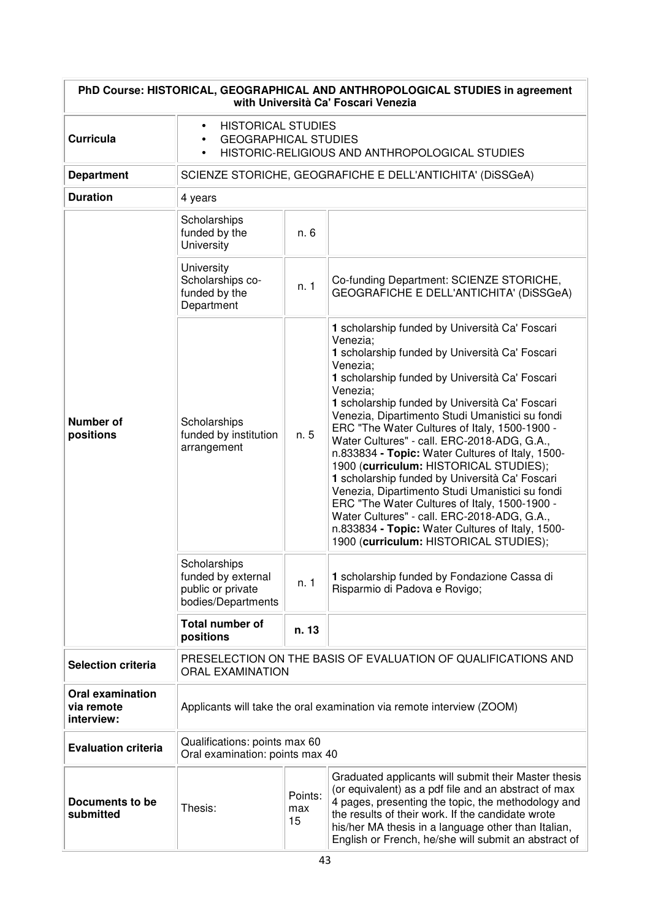| PhD Course: HISTORICAL, GEOGRAPHICAL AND ANTHROPOLOGICAL STUDIES in agreement with Università Ca' Foscari Venezia | | | |
|---|---|---|---|
| **Curricula** | • HISTORICAL STUDIES<br>• GEOGRAPHICAL STUDIES<br>• HISTORIC-RELIGIOUS AND ANTHROPOLOGICAL STUDIES | | |
| **Department** | SCIENZE STORICHE, GEOGRAFICHE E DELL'ANTICHITA' (DiSSGeA) | | |
| **Duration** | 4 years | | |
| **Number of positions** | Scholarships funded by the University | n. 6 | |
| | University Scholarships co-funded by the Department | n. 1 | Co-funding Department: SCIENZE STORICHE, GEOGRAFICHE E DELL'ANTICHITA' (DiSSGeA) |
| | Scholarships funded by institution arrangement | n. 5 | **1** scholarship funded by Università Ca' Foscari Venezia;<br>**1** scholarship funded by Università Ca' Foscari Venezia;<br>**1** scholarship funded by Università Ca' Foscari Venezia;<br>**1** scholarship funded by Università Ca' Foscari Venezia, Dipartimento Studi Umanistici su fondi ERC "The Water Cultures of Italy, 1500-1900 - Water Cultures" - call. ERC-2018-ADG, G.A., n.833834 **- Topic:** Water Cultures of Italy, 1500-1900 (**curriculum:** HISTORICAL STUDIES);<br>**1** scholarship funded by Università Ca' Foscari Venezia, Dipartimento Studi Umanistici su fondi ERC "The Water Cultures of Italy, 1500-1900 - Water Cultures" - call. ERC-2018-ADG, G.A., n.833834 **- Topic:** Water Cultures of Italy, 1500-1900 (**curriculum:** HISTORICAL STUDIES); |
| | Scholarships funded by external public or private bodies/Departments | n. 1 | **1** scholarship funded by Fondazione Cassa di Risparmio di Padova e Rovigo; |
| | **Total number of positions** | **n. 13** | |
| **Selection criteria** | PRESELECTION ON THE BASIS OF EVALUATION OF QUALIFICATIONS AND ORAL EXAMINATION | | |
| **Oral examination via remote interview:** | Applicants will take the oral examination via remote interview (ZOOM) | | |
| **Evaluation criteria** | Qualifications: points max 60<br>Oral examination: points max 40 | | |
| **Documents to be submitted** | Thesis: | Points: max 15 | Graduated applicants will submit their Master thesis (or equivalent) as a pdf file and an abstract of max 4 pages, presenting the topic, the methodology and the results of their work. If the candidate wrote his/her MA thesis in a language other than Italian, English or French, he/she will submit an abstract of |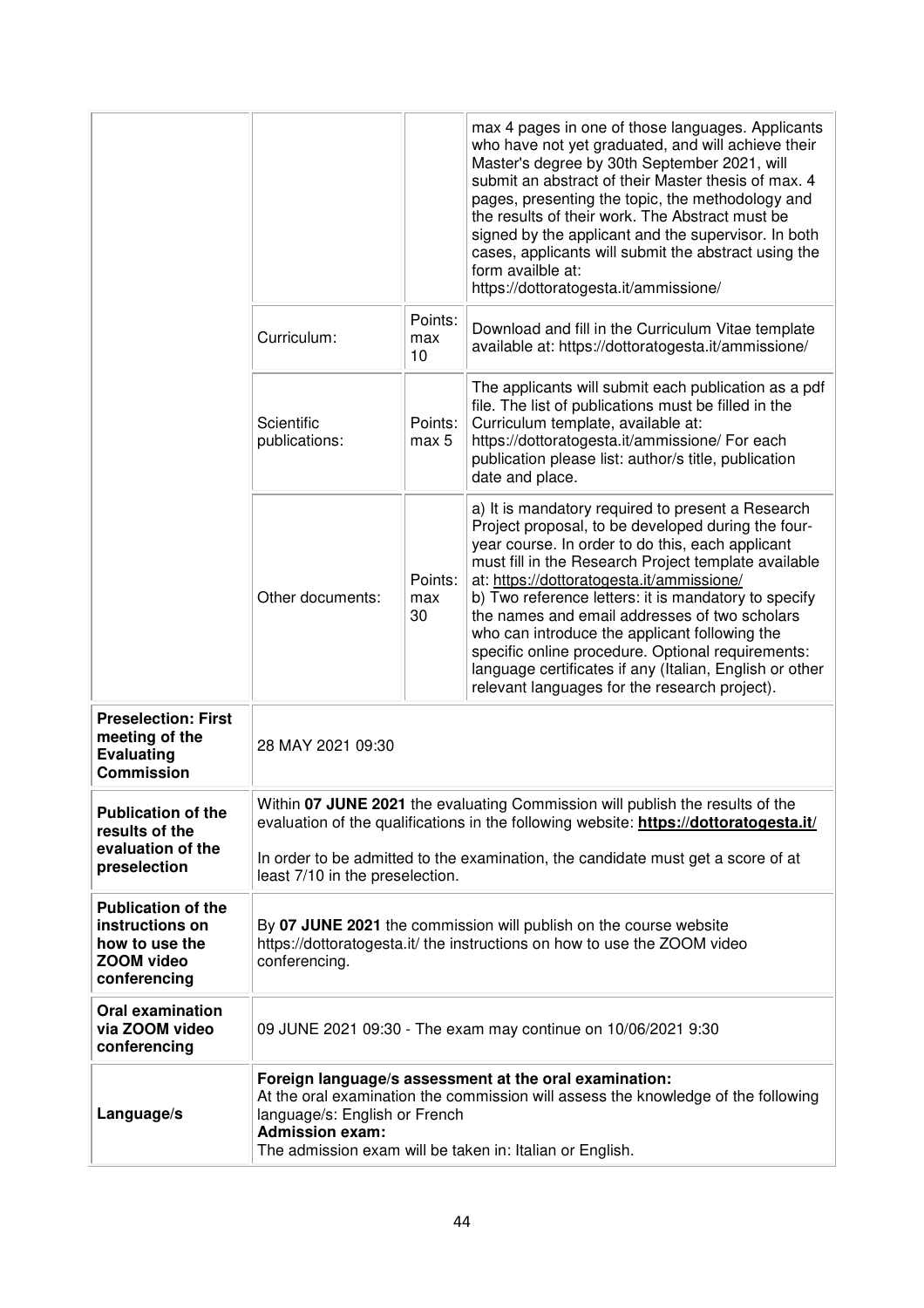| | | | |
|---|---|---|---|
| | | | max 4 pages in one of those languages. Applicants who have not yet graduated, and will achieve their Master's degree by 30th September 2021, will submit an abstract of their Master thesis of max. 4 pages, presenting the topic, the methodology and the results of their work. The Abstract must be signed by the applicant and the supervisor. In both cases, applicants will submit the abstract using the form availble at: https://dottoratogesta.it/ammissione/ |
| | Curriculum: | Points: max 10 | Download and fill in the Curriculum Vitae template available at: https://dottoratogesta.it/ammissione/ |
| | Scientific publications: | Points: max 5 | The applicants will submit each publication as a pdf file. The list of publications must be filled in the Curriculum template, available at: https://dottoratogesta.it/ammissione/ For each publication please list: author/s title, publication date and place. |
| | Other documents: | Points: max 30 | a) It is mandatory required to present a Research Project proposal, to be developed during the four-year course. In order to do this, each applicant must fill in the Research Project template available at: https://dottoratogesta.it/ammissione/ b) Two reference letters: it is mandatory to specify the names and email addresses of two scholars who can introduce the applicant following the specific online procedure. Optional requirements: language certificates if any (Italian, English or other relevant languages for the research project). |
| **Preselection: First meeting of the Evaluating Commission** | 28 MAY 2021 09:30 | | |
| **Publication of the results of the evaluation of the preselection** | Within **07 JUNE 2021** the evaluating Commission will publish the results of the evaluation of the qualifications in the following website: **https://dottoratogesta.it/**<br><br>In order to be admitted to the examination, the candidate must get a score of at least 7/10 in the preselection. | | |
| **Publication of the instructions on how to use the ZOOM video conferencing** | By **07 JUNE 2021** the commission will publish on the course website https://dottoratogesta.it/ the instructions on how to use the ZOOM video conferencing. | | |
| **Oral examination via ZOOM video conferencing** | 09 JUNE 2021 09:30 - The exam may continue on 10/06/2021 9:30 | | |
| **Language/s** | **Foreign language/s assessment at the oral examination:**<br>At the oral examination the commission will assess the knowledge of the following language/s: English or French<br>**Admission exam:**<br>The admission exam will be taken in: Italian or English. | | |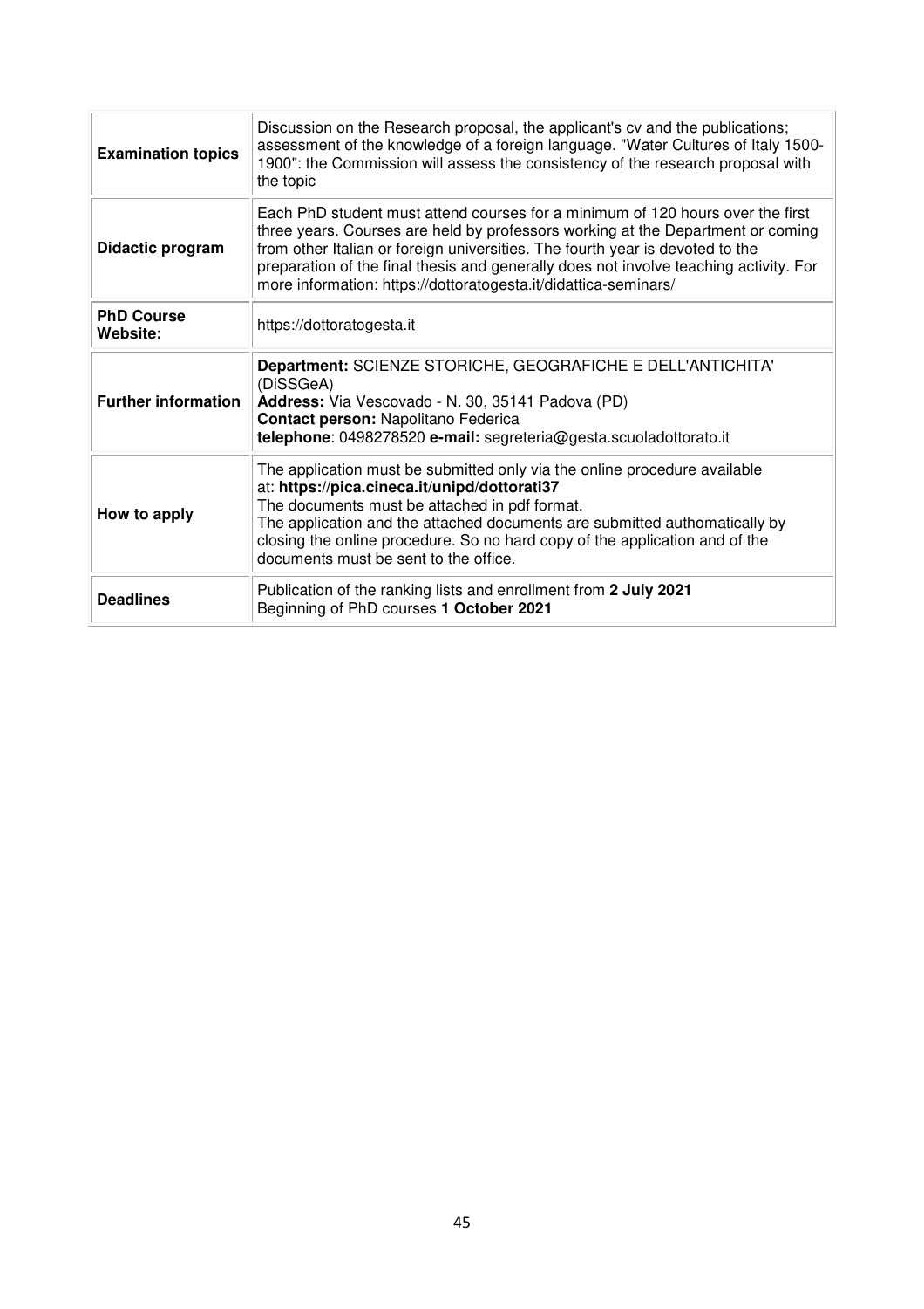| | |
|---|---|
| **Examination topics** | Discussion on the Research proposal, the applicant's cv and the publications; assessment of the knowledge of a foreign language. "Water Cultures of Italy 1500-1900": the Commission will assess the consistency of the research proposal with the topic |
| **Didactic program** | Each PhD student must attend courses for a minimum of 120 hours over the first three years. Courses are held by professors working at the Department or coming from other Italian or foreign universities. The fourth year is devoted to the preparation of the final thesis and generally does not involve teaching activity. For more information: https://dottoratogesta.it/didattica-seminars/ |
| **PhD Course Website:** | https://dottoratogesta.it |
| **Further information** | **Department:** SCIENZE STORICHE, GEOGRAFICHE E DELL'ANTICHITA' (DiSSGeA)<br>**Address:** Via Vescovado - N. 30, 35141 Padova (PD)<br>**Contact person:** Napolitano Federica<br>**telephone**: 0498278520 **e-mail:** segreteria@gesta.scuoladottorato.it |
| **How to apply** | The application must be submitted only via the online procedure available at: **https://pica.cineca.it/unipd/dottorati37**<br>The documents must be attached in pdf format.<br>The application and the attached documents are submitted authomatically by closing the online procedure. So no hard copy of the application and of the documents must be sent to the office. |
| **Deadlines** | Publication of the ranking lists and enrollment from **2 July 2021**<br>Beginning of PhD courses **1 October 2021** |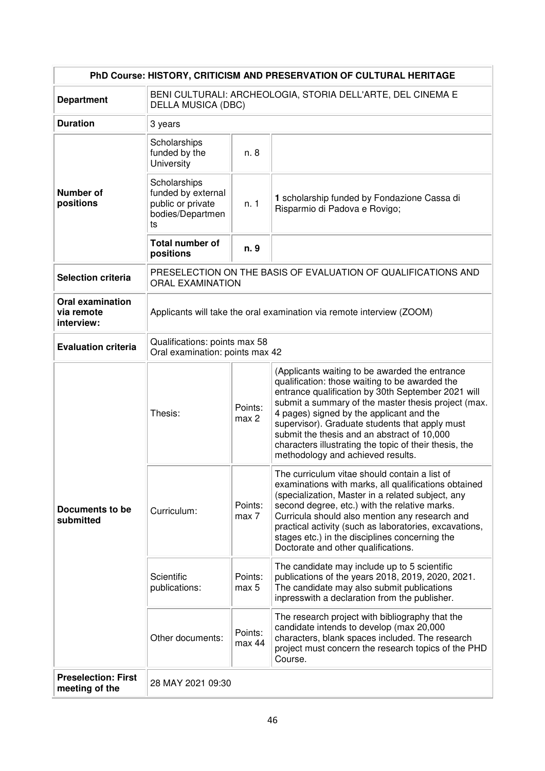| PhD Course: HISTORY, CRITICISM AND PRESERVATION OF CULTURAL HERITAGE | | | |
|---|---|---|---|
| **Department** | BENI CULTURALI: ARCHEOLOGIA, STORIA DELL'ARTE, DEL CINEMA E DELLA MUSICA (DBC) | | |
| **Duration** | 3 years | | |
| **Number of positions** | Scholarships funded by the University | n. 8 | |
| | Scholarships funded by external public or private bodies/Departments | n. 1 | **1** scholarship funded by Fondazione Cassa di Risparmio di Padova e Rovigo; |
| | **Total number of positions** | **n. 9** | |
| **Selection criteria** | PRESELECTION ON THE BASIS OF EVALUATION OF QUALIFICATIONS AND ORAL EXAMINATION | | |
| **Oral examination via remote interview:** | Applicants will take the oral examination via remote interview (ZOOM) | | |
| **Evaluation criteria** | Qualifications: points max 58<br>Oral examination: points max 42 | | |
| **Documents to be submitted** | Thesis: | Points: max 2 | (Applicants waiting to be awarded the entrance qualification: those waiting to be awarded the entrance qualification by 30th September 2021 will submit a summary of the master thesis project (max. 4 pages) signed by the applicant and the supervisor). Graduate students that apply must submit the thesis and an abstract of 10,000 characters illustrating the topic of their thesis, the methodology and achieved results. |
| | Curriculum: | Points: max 7 | The curriculum vitae should contain a list of examinations with marks, all qualifications obtained (specialization, Master in a related subject, any second degree, etc.) with the relative marks. Curricula should also mention any research and practical activity (such as laboratories, excavations, stages etc.) in the disciplines concerning the Doctorate and other qualifications. |
| | Scientific publications: | Points: max 5 | The candidate may include up to 5 scientific publications of the years 2018, 2019, 2020, 2021. The candidate may also submit publications inpresswith a declaration from the publisher. |
| | Other documents: | Points: max 44 | The research project with bibliography that the candidate intends to develop (max 20,000 characters, blank spaces included. The research project must concern the research topics of the PHD Course. |
| **Preselection: First meeting of the** | 28 MAY 2021 09:30 | | |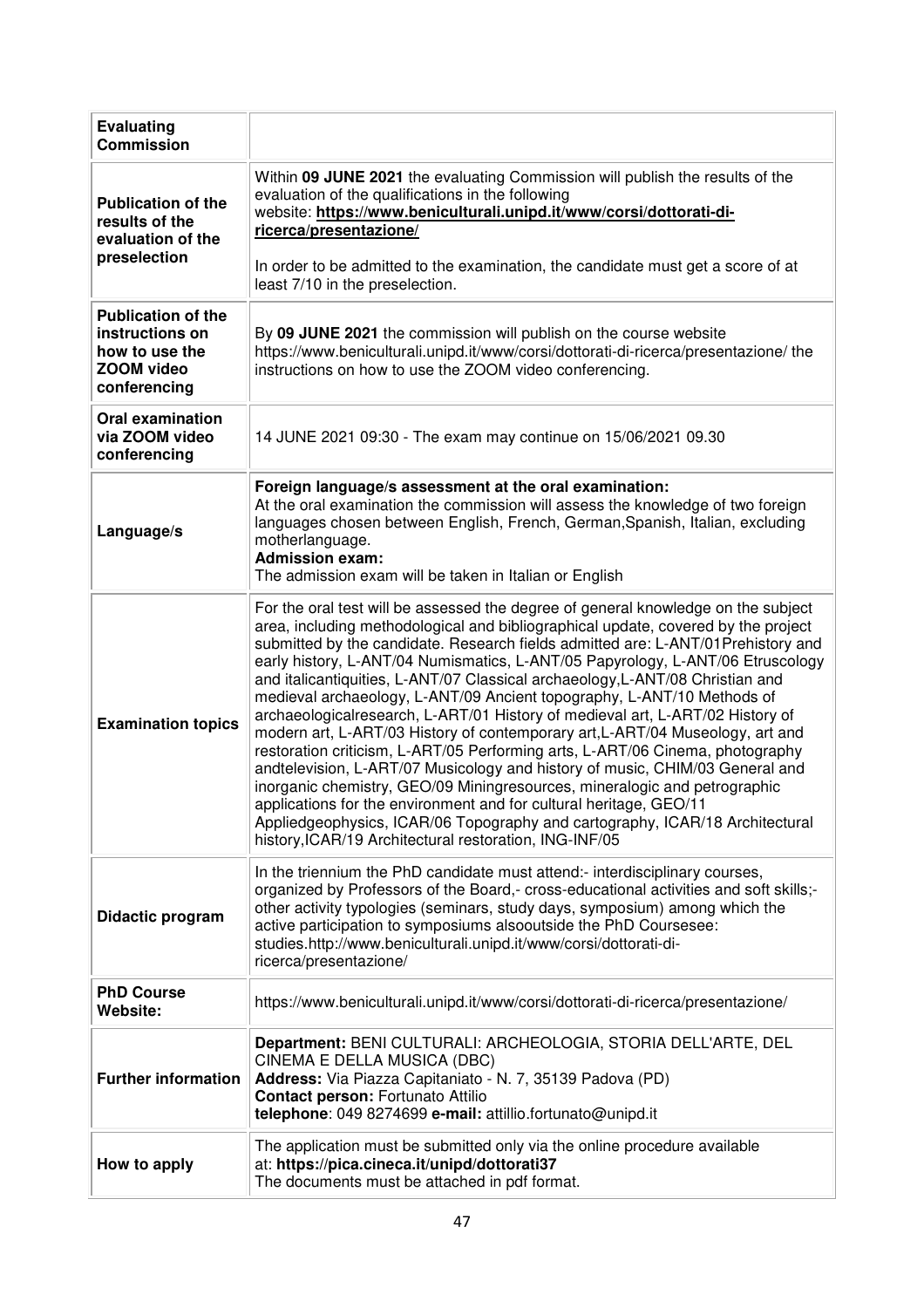| **Evaluating Commission** | |
|---|---|
| **Publication of the results of the evaluation of the preselection** | Within **09 JUNE 2021** the evaluating Commission will publish the results of the evaluation of the qualifications in the following website: **https://www.beniculturali.unipd.it/www/corsi/dottorati-di-ricerca/presentazione/**<br><br>In order to be admitted to the examination, the candidate must get a score of at least 7/10 in the preselection. |
| **Publication of the instructions on how to use the ZOOM video conferencing** | By **09 JUNE 2021** the commission will publish on the course website https://www.beniculturali.unipd.it/www/corsi/dottorati-di-ricerca/presentazione/ the instructions on how to use the ZOOM video conferencing. |
| **Oral examination via ZOOM video conferencing** | 14 JUNE 2021 09:30 - The exam may continue on 15/06/2021 09.30 |
| **Language/s** | **Foreign language/s assessment at the oral examination:**<br>At the oral examination the commission will assess the knowledge of two foreign languages chosen between English, French, German,Spanish, Italian, excluding motherlanguage.<br>**Admission exam:**<br>The admission exam will be taken in Italian or English |
| **Examination topics** | For the oral test will be assessed the degree of general knowledge on the subject area, including methodological and bibliographical update, covered by the project submitted by the candidate. Research fields admitted are: L-ANT/01Prehistory and early history, L-ANT/04 Numismatics, L-ANT/05 Papyrology, L-ANT/06 Etruscology and italicantiquities, L-ANT/07 Classical archaeology,L-ANT/08 Christian and medieval archaeology, L-ANT/09 Ancient topography, L-ANT/10 Methods of archaeologicalresearch, L-ART/01 History of medieval art, L-ART/02 History of modern art, L-ART/03 History of contemporary art,L-ART/04 Museology, art and restoration criticism, L-ART/05 Performing arts, L-ART/06 Cinema, photography andtelevision, L-ART/07 Musicology and history of music, CHIM/03 General and inorganic chemistry, GEO/09 Miningresources, mineralogic and petrographic applications for the environment and for cultural heritage, GEO/11 Appliedgeophysics, ICAR/06 Topography and cartography, ICAR/18 Architectural history,ICAR/19 Architectural restoration, ING-INF/05 |
| **Didactic program** | In the triennium the PhD candidate must attend:- interdisciplinary courses, organized by Professors of the Board,- cross-educational activities and soft skills;- other activity typologies (seminars, study days, symposium) among which the active participation to symposiums alsooutside the PhD Coursesee: studies.http://www.beniculturali.unipd.it/www/corsi/dottorati-di-ricerca/presentazione/ |
| **PhD Course Website:** | https://www.beniculturali.unipd.it/www/corsi/dottorati-di-ricerca/presentazione/ |
| **Further information** | **Department:** BENI CULTURALI: ARCHEOLOGIA, STORIA DELL'ARTE, DEL CINEMA E DELLA MUSICA (DBC)<br>**Address:** Via Piazza Capitaniato - N. 7, 35139 Padova (PD)<br>**Contact person:** Fortunato Attilio<br>**telephone**: 049 8274699 **e-mail:** attillio.fortunato@unipd.it |
| **How to apply** | The application must be submitted only via the online procedure available at: **https://pica.cineca.it/unipd/dottorati37**<br>The documents must be attached in pdf format. |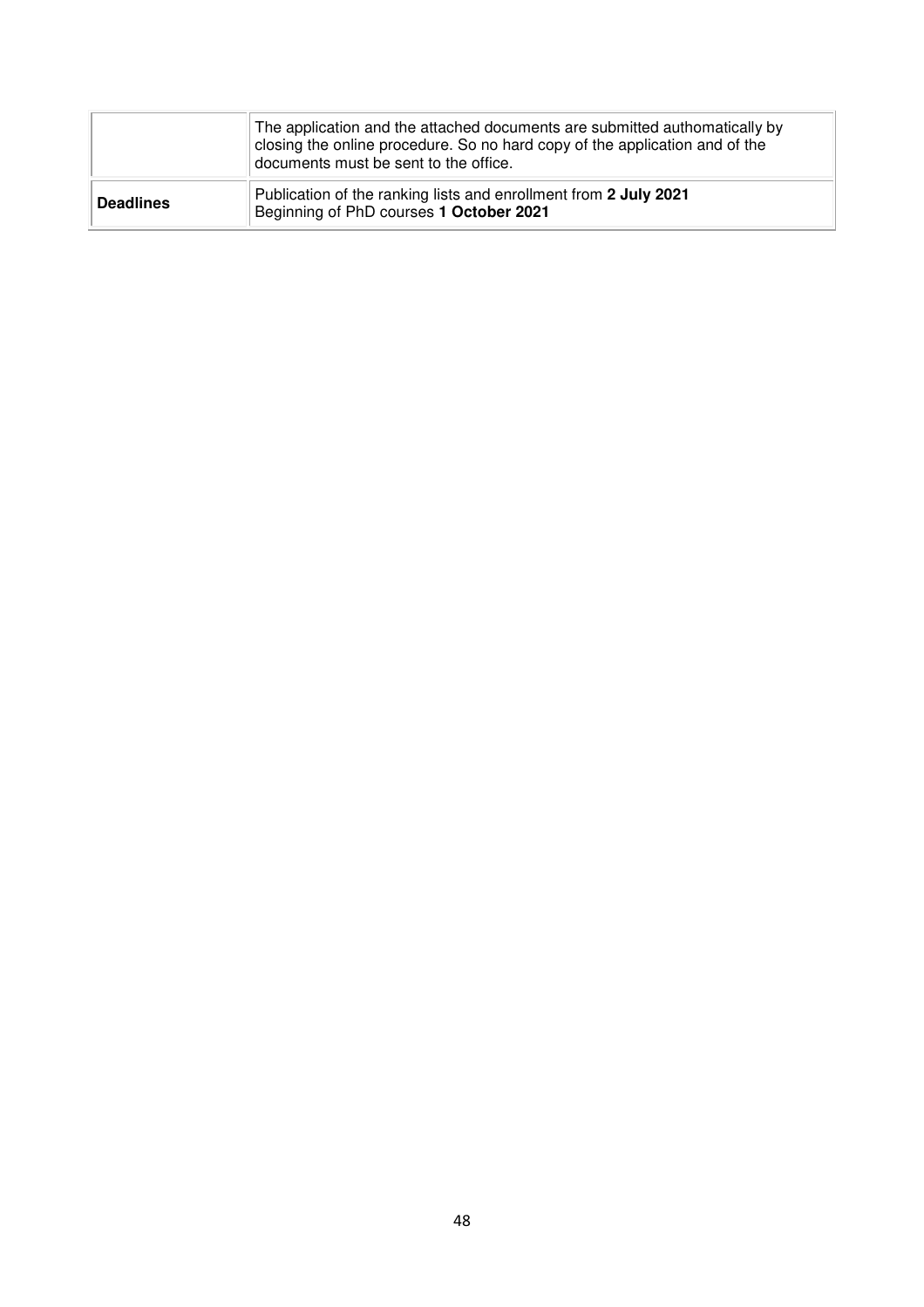| | |
|---|---|
| | The application and the attached documents are submitted authomatically by closing the online procedure. So no hard copy of the application and of the documents must be sent to the office. |
| **Deadlines** | Publication of the ranking lists and enrollment from **2 July 2021**<br>Beginning of PhD courses **1 October 2021** |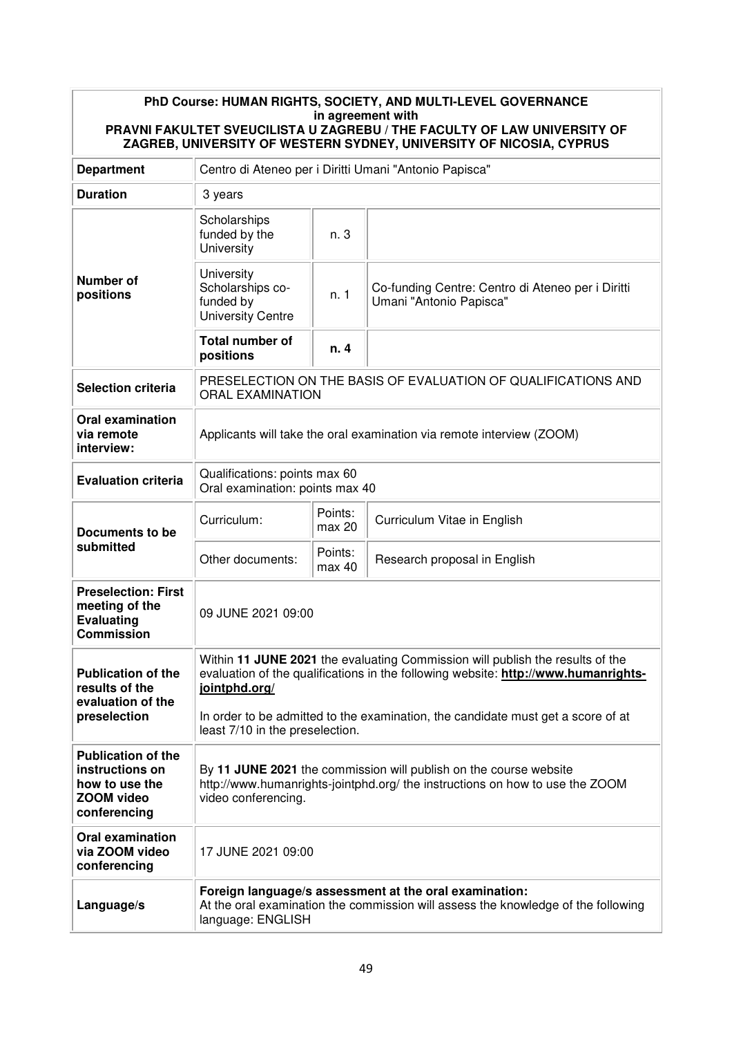| PhD Course: HUMAN RIGHTS, SOCIETY, AND MULTI-LEVEL GOVERNANCE in agreement with PRAVNI FAKULTET SVEUCILISTA U ZAGREBU / THE FACULTY OF LAW UNIVERSITY OF ZAGREB, UNIVERSITY OF WESTERN SYDNEY, UNIVERSITY OF NICOSIA, CYPRUS | | | |
|---|---|---|---|
| **Department** | Centro di Ateneo per i Diritti Umani "Antonio Papisca" | | |
| **Duration** | 3 years | | |
| **Number of positions** | Scholarships funded by the University | n. 3 | |
| | University Scholarships co-funded by University Centre | n. 1 | Co-funding Centre: Centro di Ateneo per i Diritti Umani "Antonio Papisca" |
| | **Total number of positions** | **n. 4** | |
| **Selection criteria** | PRESELECTION ON THE BASIS OF EVALUATION OF QUALIFICATIONS AND ORAL EXAMINATION | | |
| **Oral examination via remote interview:** | Applicants will take the oral examination via remote interview (ZOOM) | | |
| **Evaluation criteria** | Qualifications: points max 60<br>Oral examination: points max 40 | | |
| **Documents to be submitted** | Curriculum: | Points: max 20 | Curriculum Vitae in English |
| | Other documents: | Points: max 40 | Research proposal in English |
| **Preselection: First meeting of the Evaluating Commission** | 09 JUNE 2021 09:00 | | |
| **Publication of the results of the evaluation of the preselection** | Within **11 JUNE 2021** the evaluating Commission will publish the results of the evaluation of the qualifications in the following website: **http://www.humanrights-jointphd.org/**<br><br>In order to be admitted to the examination, the candidate must get a score of at least 7/10 in the preselection. | | |
| **Publication of the instructions on how to use the ZOOM video conferencing** | By **11 JUNE 2021** the commission will publish on the course website http://www.humanrights-jointphd.org/ the instructions on how to use the ZOOM video conferencing. | | |
| **Oral examination via ZOOM video conferencing** | 17 JUNE 2021 09:00 | | |
| **Language/s** | **Foreign language/s assessment at the oral examination:**<br>At the oral examination the commission will assess the knowledge of the following language: ENGLISH | | |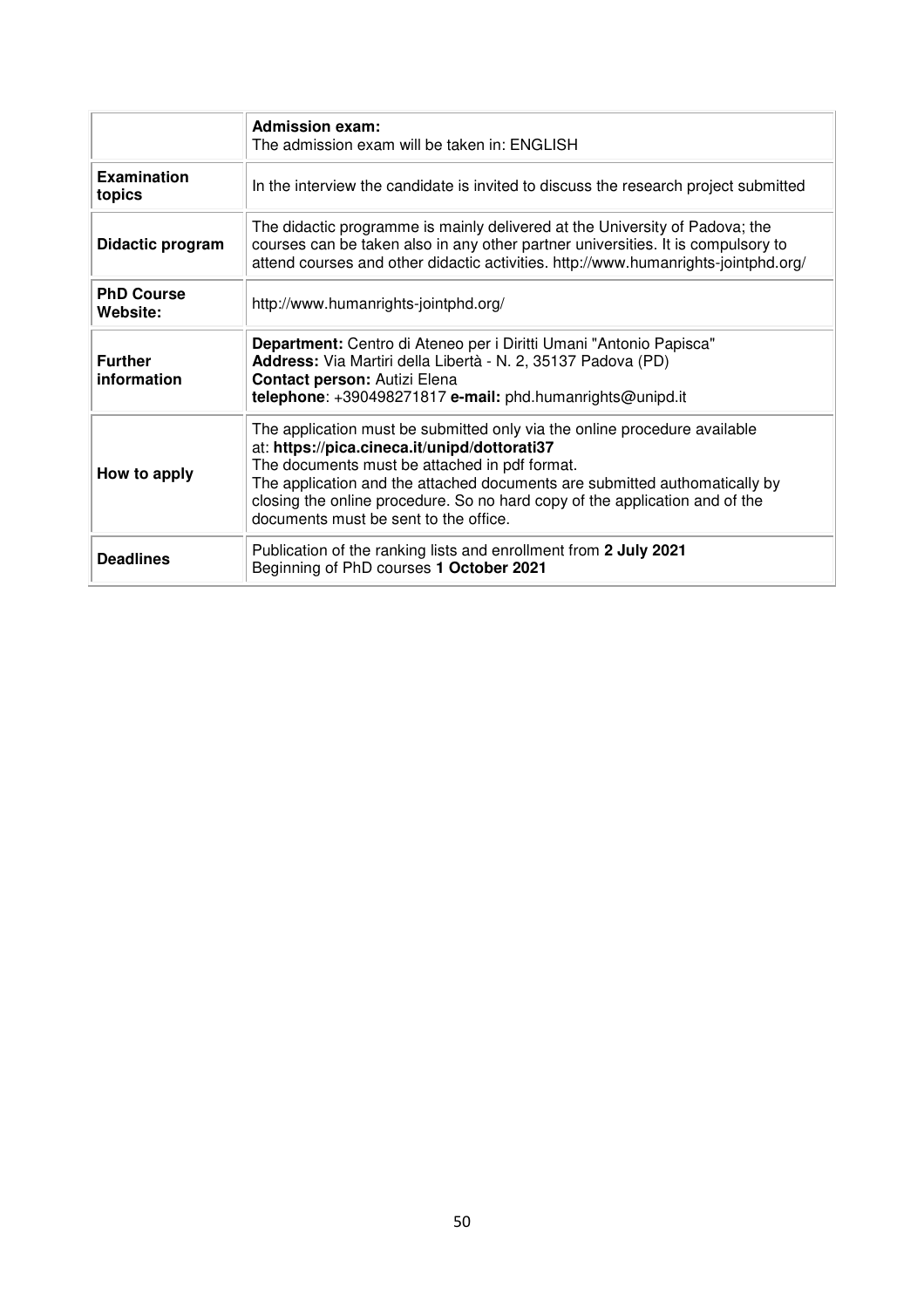| | |
|---|---|
| | **Admission exam:**<br>The admission exam will be taken in: ENGLISH |
| **Examination topics** | In the interview the candidate is invited to discuss the research project submitted |
| **Didactic program** | The didactic programme is mainly delivered at the University of Padova; the courses can be taken also in any other partner universities. It is compulsory to attend courses and other didactic activities. http://www.humanrights-jointphd.org/ |
| **PhD Course Website:** | http://www.humanrights-jointphd.org/ |
| **Further information** | **Department:** Centro di Ateneo per i Diritti Umani "Antonio Papisca"<br>**Address:** Via Martiri della Libertà - N. 2, 35137 Padova (PD)<br>**Contact person:** Autizi Elena<br>**telephone**: +390498271817 **e-mail:** phd.humanrights@unipd.it |
| **How to apply** | The application must be submitted only via the online procedure available at: **https://pica.cineca.it/unipd/dottorati37**<br>The documents must be attached in pdf format.<br>The application and the attached documents are submitted authomatically by closing the online procedure. So no hard copy of the application and of the documents must be sent to the office. |
| **Deadlines** | Publication of the ranking lists and enrollment from **2 July 2021**<br>Beginning of PhD courses **1 October 2021** |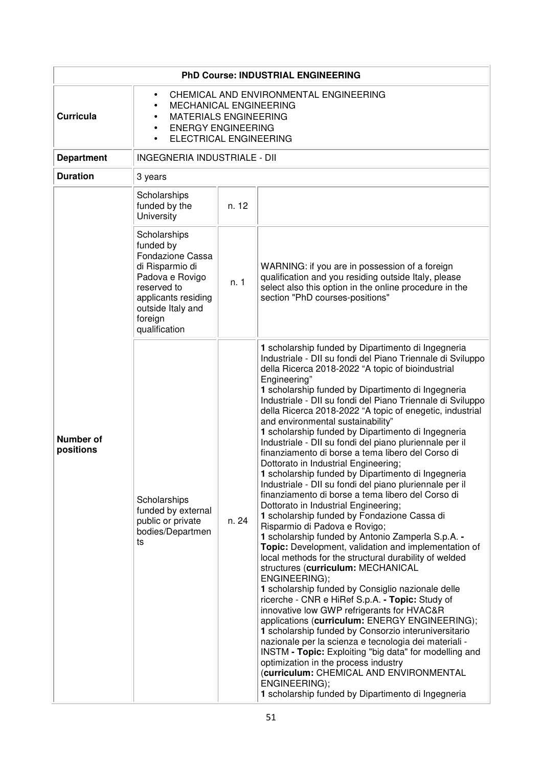| **PhD Course: INDUSTRIAL ENGINEERING** | | | |
|---|---|---|---|
| **Curricula** | • CHEMICAL AND ENVIRONMENTAL ENGINEERING<br>• MECHANICAL ENGINEERING<br>• MATERIALS ENGINEERING<br>• ENERGY ENGINEERING<br>• ELECTRICAL ENGINEERING | | |
| **Department** | INGEGNERIA INDUSTRIALE - DII | | |
| **Duration** | 3 years | | |
| **Number of positions** | Scholarships funded by the University | n. 12 | |
| | Scholarships funded by Fondazione Cassa di Risparmio di Padova e Rovigo reserved to applicants residing outside Italy and foreign qualification | n. 1 | WARNING: if you are in possession of a foreign qualification and you residing outside Italy, please select also this option in the online procedure in the section "PhD courses-positions" |
| | Scholarships funded by external public or private bodies/Departments | n. 24 | **1** scholarship funded by Dipartimento di Ingegneria Industriale - DII su fondi del Piano Triennale di Sviluppo della Ricerca 2018-2022 "A topic of bioindustrial Engineering"<br>**1** scholarship funded by Dipartimento di Ingegneria Industriale - DII su fondi del Piano Triennale di Sviluppo della Ricerca 2018-2022 "A topic of enegetic, industrial and environmental sustainability"<br>**1** scholarship funded by Dipartimento di Ingegneria Industriale - DII su fondi del piano pluriennale per il finanziamento di borse a tema libero del Corso di Dottorato in Industrial Engineering;<br>**1** scholarship funded by Dipartimento di Ingegneria Industriale - DII su fondi del piano pluriennale per il finanziamento di borse a tema libero del Corso di Dottorato in Industrial Engineering;<br>**1** scholarship funded by Fondazione Cassa di Risparmio di Padova e Rovigo;<br>**1** scholarship funded by Antonio Zamperla S.p.A. **- Topic:** Development, validation and implementation of local methods for the structural durability of welded structures (**curriculum:** MECHANICAL ENGINEERING);<br>**1** scholarship funded by Consiglio nazionale delle ricerche - CNR e HiRef S.p.A. **- Topic:** Study of innovative low GWP refrigerants for HVAC&R applications (**curriculum:** ENERGY ENGINEERING);<br>**1** scholarship funded by Consorzio interuniversitario nazionale per la scienza e tecnologia dei materiali - INSTM **- Topic:** Exploiting "big data" for modelling and optimization in the process industry (**curriculum:** CHEMICAL AND ENVIRONMENTAL ENGINEERING);<br>**1** scholarship funded by Dipartimento di Ingegneria |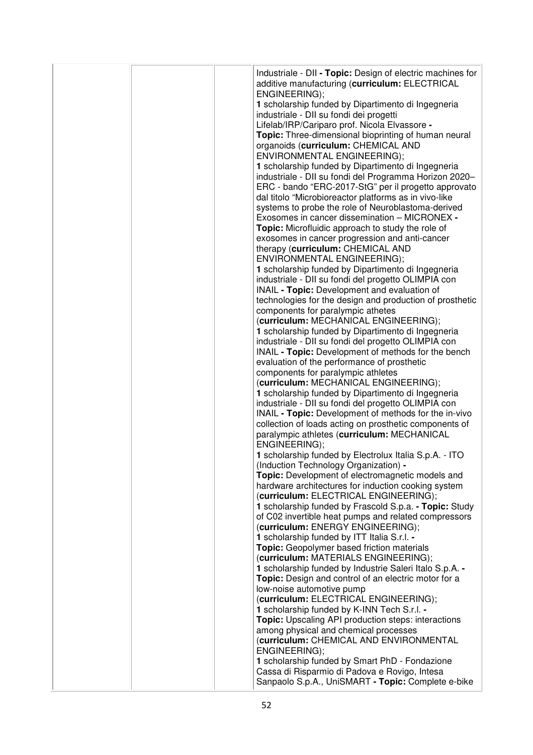| | | | Industriale - DII **- Topic:** Design of electric machines for additive manufacturing (**curriculum:** ELECTRICAL ENGINEERING);<br>**1** scholarship funded by Dipartimento di Ingegneria industriale - DII su fondi dei progetti Lifelab/IRP/Cariparo prof. Nicola Elvassore **-** **Topic:** Three-dimensional bioprinting of human neural organoids (**curriculum:** CHEMICAL AND ENVIRONMENTAL ENGINEERING);<br>**1** scholarship funded by Dipartimento di Ingegneria industriale - DII su fondi del Programma Horizon 2020– ERC - bando "ERC-2017-StG" per il progetto approvato dal titolo "Microbioreactor platforms as in vivo-like systems to probe the role of Neuroblastoma-derived Exosomes in cancer dissemination – MICRONEX **-** **Topic:** Microfluidic approach to study the role of exosomes in cancer progression and anti-cancer therapy (**curriculum:** CHEMICAL AND ENVIRONMENTAL ENGINEERING);<br>**1** scholarship funded by Dipartimento di Ingegneria industriale - DII su fondi del progetto OLIMPIA con INAIL **- Topic:** Development and evaluation of technologies for the design and production of prosthetic components for paralympic athetes (**curriculum:** MECHANICAL ENGINEERING);<br>**1** scholarship funded by Dipartimento di Ingegneria industriale - DII su fondi del progetto OLIMPIA con INAIL **- Topic:** Development of methods for the bench evaluation of the performance of prosthetic components for paralympic athletes (**curriculum:** MECHANICAL ENGINEERING);<br>**1** scholarship funded by Dipartimento di Ingegneria industriale - DII su fondi del progetto OLIMPIA con INAIL **- Topic:** Development of methods for the in-vivo collection of loads acting on prosthetic components of paralympic athletes (**curriculum:** MECHANICAL ENGINEERING);<br>**1** scholarship funded by Electrolux Italia S.p.A. - ITO (Induction Technology Organization) **-** **Topic:** Development of electromagnetic models and hardware architectures for induction cooking system (**curriculum:** ELECTRICAL ENGINEERING);<br>**1** scholarship funded by Frascold S.p.a. **- Topic:** Study of C02 invertible heat pumps and related compressors (**curriculum:** ENERGY ENGINEERING);<br>**1** scholarship funded by ITT Italia S.r.l. **-** **Topic:** Geopolymer based friction materials (**curriculum:** MATERIALS ENGINEERING);<br>**1** scholarship funded by Industrie Saleri Italo S.p.A. **-** **Topic:** Design and control of an electric motor for a low-noise automotive pump (**curriculum:** ELECTRICAL ENGINEERING);<br>**1** scholarship funded by K-INN Tech S.r.l. **-** **Topic:** Upscaling API production steps: interactions among physical and chemical processes (**curriculum:** CHEMICAL AND ENVIRONMENTAL ENGINEERING);<br>**1** scholarship funded by Smart PhD - Fondazione Cassa di Risparmio di Padova e Rovigo, Intesa Sanpaolo S.p.A., UniSMART **- Topic:** Complete e-bike |
|---|---|---|---|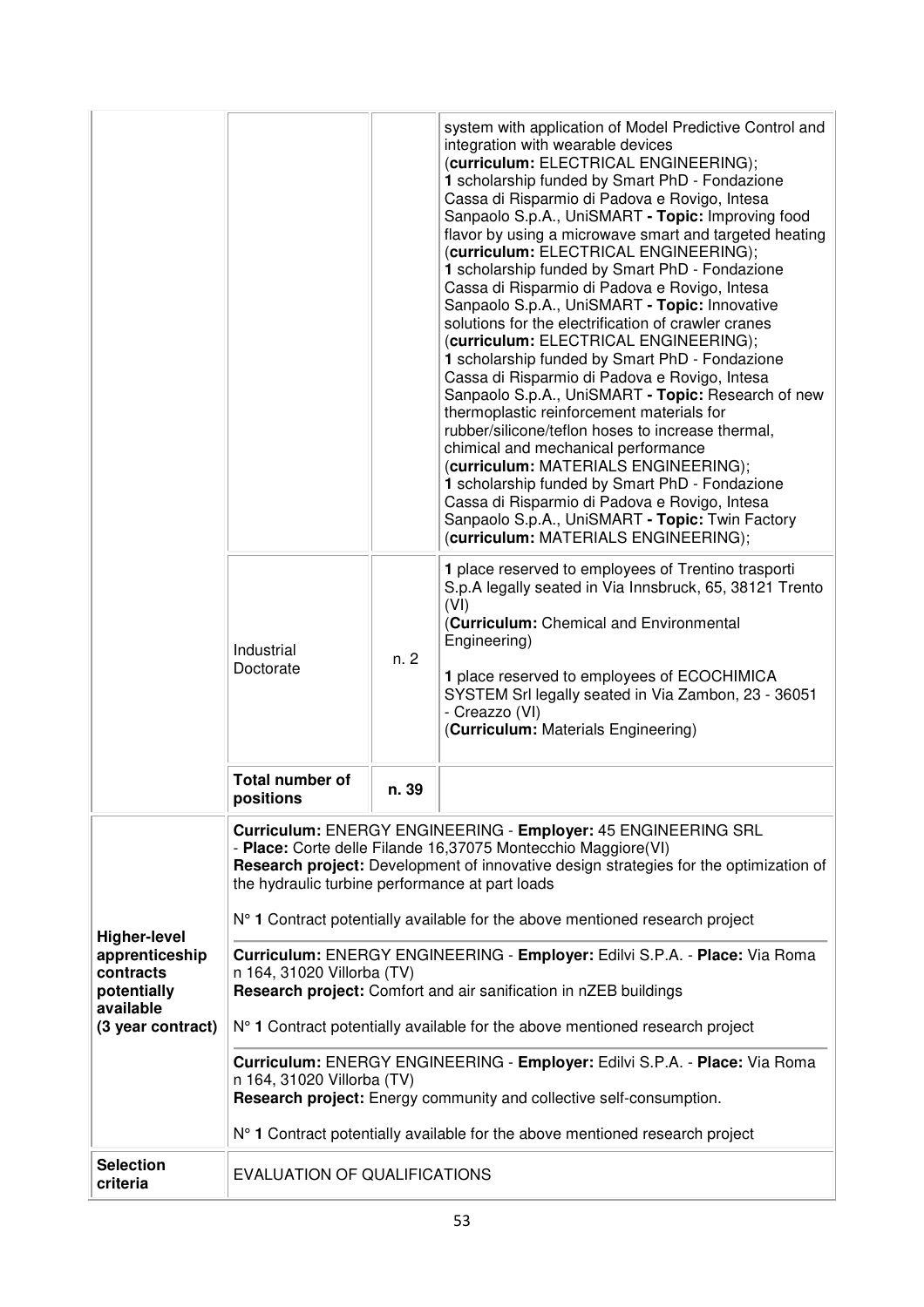| | | | |
|---|---|---|---|
| | | | system with application of Model Predictive Control and integration with wearable devices (**curriculum:** ELECTRICAL ENGINEERING);<br>**1** scholarship funded by Smart PhD - Fondazione Cassa di Risparmio di Padova e Rovigo, Intesa Sanpaolo S.p.A., UniSMART **- Topic:** Improving food flavor by using a microwave smart and targeted heating (**curriculum:** ELECTRICAL ENGINEERING);<br>**1** scholarship funded by Smart PhD - Fondazione Cassa di Risparmio di Padova e Rovigo, Intesa Sanpaolo S.p.A., UniSMART **- Topic:** Innovative solutions for the electrification of crawler cranes (**curriculum:** ELECTRICAL ENGINEERING);<br>**1** scholarship funded by Smart PhD - Fondazione Cassa di Risparmio di Padova e Rovigo, Intesa Sanpaolo S.p.A., UniSMART **- Topic:** Research of new thermoplastic reinforcement materials for rubber/silicone/teflon hoses to increase thermal, chimical and mechanical performance (**curriculum:** MATERIALS ENGINEERING);<br>**1** scholarship funded by Smart PhD - Fondazione Cassa di Risparmio di Padova e Rovigo, Intesa Sanpaolo S.p.A., UniSMART **- Topic:** Twin Factory (**curriculum:** MATERIALS ENGINEERING); |
| | Industrial Doctorate | n. 2 | **1** place reserved to employees of Trentino trasporti S.p.A legally seated in Via Innsbruck, 65, 38121 Trento (VI) (**Curriculum:** Chemical and Environmental Engineering)<br><br>**1** place reserved to employees of ECOCHIMICA SYSTEM Srl legally seated in Via Zambon, 23 - 36051 - Creazzo (VI) (**Curriculum:** Materials Engineering) |
| | **Total number of positions** | **n. 39** | |
| **Higher-level apprenticeship contracts potentially available (3 year contract)** | **Curriculum:** ENERGY ENGINEERING - **Employer:** 45 ENGINEERING SRL - **Place:** Corte delle Filande 16,37075 Montecchio Maggiore(VI)<br>**Research project:** Development of innovative design strategies for the optimization of the hydraulic turbine performance at part loads<br><br>N° **1** Contract potentially available for the above mentioned research project<br><br>**Curriculum:** ENERGY ENGINEERING - **Employer:** Edilvi S.P.A. - **Place:** Via Roma n 164, 31020 Villorba (TV)<br>**Research project:** Comfort and air sanification in nZEB buildings<br><br>N° **1** Contract potentially available for the above mentioned research project<br><br>**Curriculum:** ENERGY ENGINEERING - **Employer:** Edilvi S.P.A. - **Place:** Via Roma n 164, 31020 Villorba (TV)<br>**Research project:** Energy community and collective self-consumption.<br><br>N° **1** Contract potentially available for the above mentioned research project | | |
| **Selection criteria** | EVALUATION OF QUALIFICATIONS | | |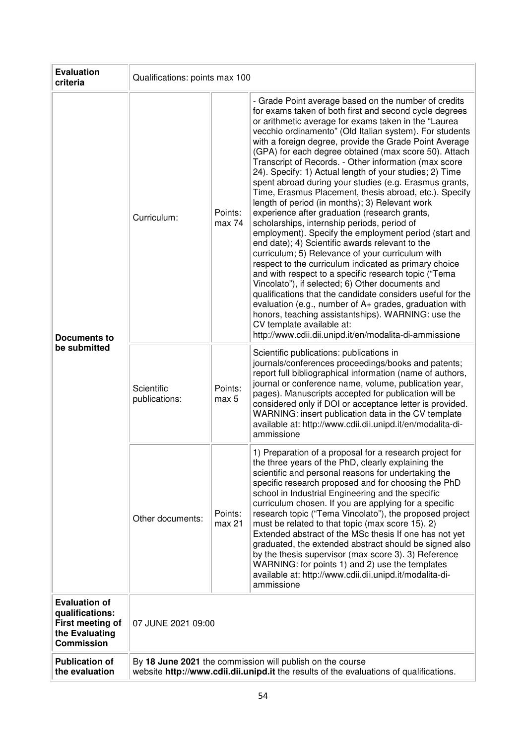| **Evaluation criteria** | Qualifications: points max 100 | | |
|---|---|---|---|
| **Documents to be submitted** | Curriculum: | Points: max 74 | - Grade Point average based on the number of credits for exams taken of both first and second cycle degrees or arithmetic average for exams taken in the "Laurea vecchio ordinamento" (Old Italian system). For students with a foreign degree, provide the Grade Point Average (GPA) for each degree obtained (max score 50). Attach Transcript of Records. - Other information (max score 24). Specify: 1) Actual length of your studies; 2) Time spent abroad during your studies (e.g. Erasmus grants, Time, Erasmus Placement, thesis abroad, etc.). Specify length of period (in months); 3) Relevant work experience after graduation (research grants, scholarships, internship periods, period of employment). Specify the employment period (start and end date); 4) Scientific awards relevant to the curriculum; 5) Relevance of your curriculum with respect to the curriculum indicated as primary choice and with respect to a specific research topic ("Tema Vincolato"), if selected; 6) Other documents and qualifications that the candidate considers useful for the evaluation (e.g., number of A+ grades, graduation with honors, teaching assistantships). WARNING: use the CV template available at: http://www.cdii.dii.unipd.it/en/modalita-di-ammissione |
| | Scientific publications: | Points: max 5 | Scientific publications: publications in journals/conferences proceedings/books and patents; report full bibliographical information (name of authors, journal or conference name, volume, publication year, pages). Manuscripts accepted for publication will be considered only if DOI or acceptance letter is provided. WARNING: insert publication data in the CV template available at: http://www.cdii.dii.unipd.it/en/modalita-di-ammissione |
| | Other documents: | Points: max 21 | 1) Preparation of a proposal for a research project for the three years of the PhD, clearly explaining the scientific and personal reasons for undertaking the specific research proposed and for choosing the PhD school in Industrial Engineering and the specific curriculum chosen. If you are applying for a specific research topic ("Tema Vincolato"), the proposed project must be related to that topic (max score 15). 2) Extended abstract of the MSc thesis If one has not yet graduated, the extended abstract should be signed also by the thesis supervisor (max score 3). 3) Reference WARNING: for points 1) and 2) use the templates available at: http://www.cdii.dii.unipd.it/modalita-di-ammissione |
| **Evaluation of qualifications: First meeting of the Evaluating Commission** | 07 JUNE 2021 09:00 | | |
| **Publication of the evaluation** | By **18 June 2021** the commission will publish on the course website **http://www.cdii.dii.unipd.it** the results of the evaluations of qualifications. | | |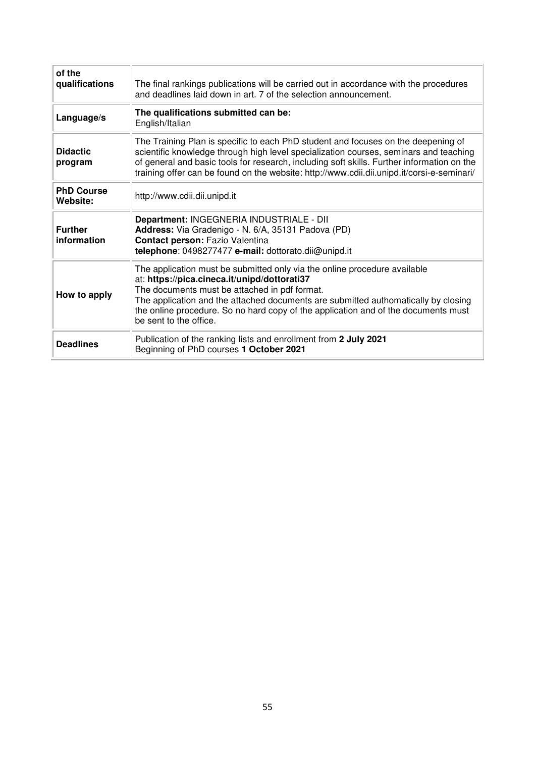| | |
|---|---|
| **of the qualifications** | The final rankings publications will be carried out in accordance with the procedures and deadlines laid down in art. 7 of the selection announcement. |
| **Language/s** | **The qualifications submitted can be:**<br>English/Italian |
| **Didactic program** | The Training Plan is specific to each PhD student and focuses on the deepening of scientific knowledge through high level specialization courses, seminars and teaching of general and basic tools for research, including soft skills. Further information on the training offer can be found on the website: http://www.cdii.dii.unipd.it/corsi-e-seminari/ |
| **PhD Course Website:** | http://www.cdii.dii.unipd.it |
| **Further information** | **Department:** INGEGNERIA INDUSTRIALE - DII<br>**Address:** Via Gradenigo - N. 6/A, 35131 Padova (PD)<br>**Contact person:** Fazio Valentina<br>**telephone**: 0498277477 **e-mail:** dottorato.dii@unipd.it |
| **How to apply** | The application must be submitted only via the online procedure available at: **https://pica.cineca.it/unipd/dottorati37**<br>The documents must be attached in pdf format.<br>The application and the attached documents are submitted authomatically by closing the online procedure. So no hard copy of the application and of the documents must be sent to the office. |
| **Deadlines** | Publication of the ranking lists and enrollment from **2 July 2021**<br>Beginning of PhD courses **1 October 2021** |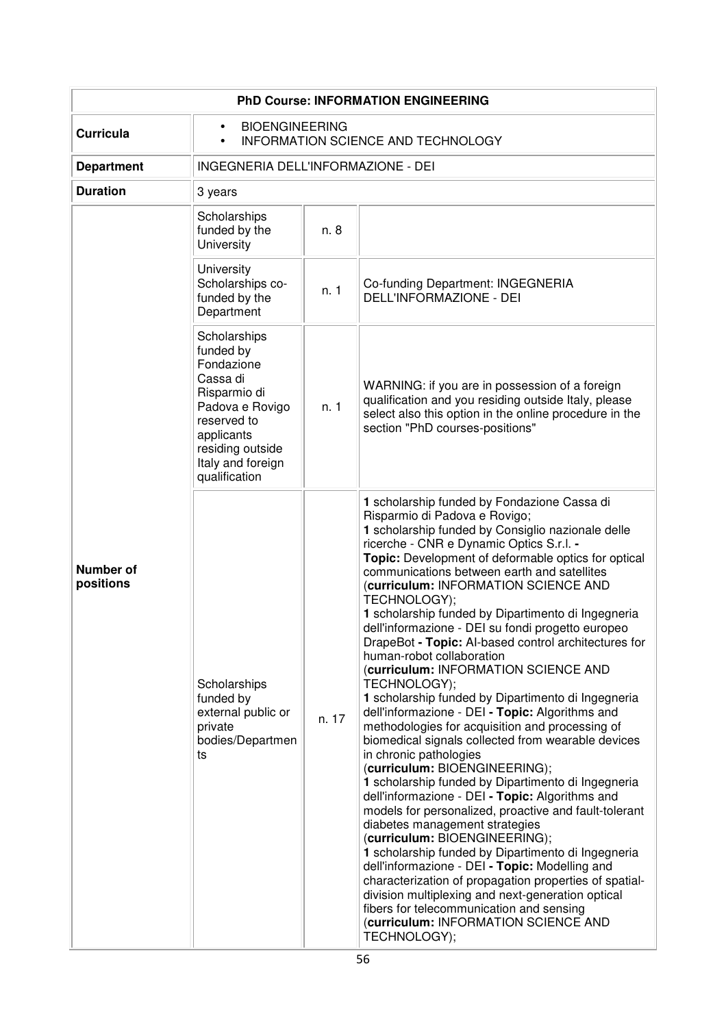| PhD Course: INFORMATION ENGINEERING | | | |
|---|---|---|---|
| **Curricula** | • BIOENGINEERING<br>• INFORMATION SCIENCE AND TECHNOLOGY | | |
| **Department** | INGEGNERIA DELL'INFORMAZIONE - DEI | | |
| **Duration** | 3 years | | |
| **Number of positions** | Scholarships funded by the University | n. 8 | |
| | University Scholarships co-funded by the Department | n. 1 | Co-funding Department: INGEGNERIA DELL'INFORMAZIONE - DEI |
| | Scholarships funded by Fondazione Cassa di Risparmio di Padova e Rovigo reserved to applicants residing outside Italy and foreign qualification | n. 1 | WARNING: if you are in possession of a foreign qualification and you residing outside Italy, please select also this option in the online procedure in the section "PhD courses-positions" |
| | Scholarships funded by external public or private bodies/Departments | n. 17 | **1** scholarship funded by Fondazione Cassa di Risparmio di Padova e Rovigo;<br>**1** scholarship funded by Consiglio nazionale delle ricerche - CNR e Dynamic Optics S.r.l. **- Topic:** Development of deformable optics for optical communications between earth and satellites (**curriculum:** INFORMATION SCIENCE AND TECHNOLOGY);<br>**1** scholarship funded by Dipartimento di Ingegneria dell'informazione - DEI su fondi progetto europeo DrapeBot **- Topic:** AI-based control architectures for human-robot collaboration (**curriculum:** INFORMATION SCIENCE AND TECHNOLOGY);<br>**1** scholarship funded by Dipartimento di Ingegneria dell'informazione - DEI **- Topic:** Algorithms and methodologies for acquisition and processing of biomedical signals collected from wearable devices in chronic pathologies (**curriculum:** BIOENGINEERING);<br>**1** scholarship funded by Dipartimento di Ingegneria dell'informazione - DEI **- Topic:** Algorithms and models for personalized, proactive and fault-tolerant diabetes management strategies (**curriculum:** BIOENGINEERING);<br>**1** scholarship funded by Dipartimento di Ingegneria dell'informazione - DEI **- Topic:** Modelling and characterization of propagation properties of spatial-division multiplexing and next-generation optical fibers for telecommunication and sensing (**curriculum:** INFORMATION SCIENCE AND TECHNOLOGY); |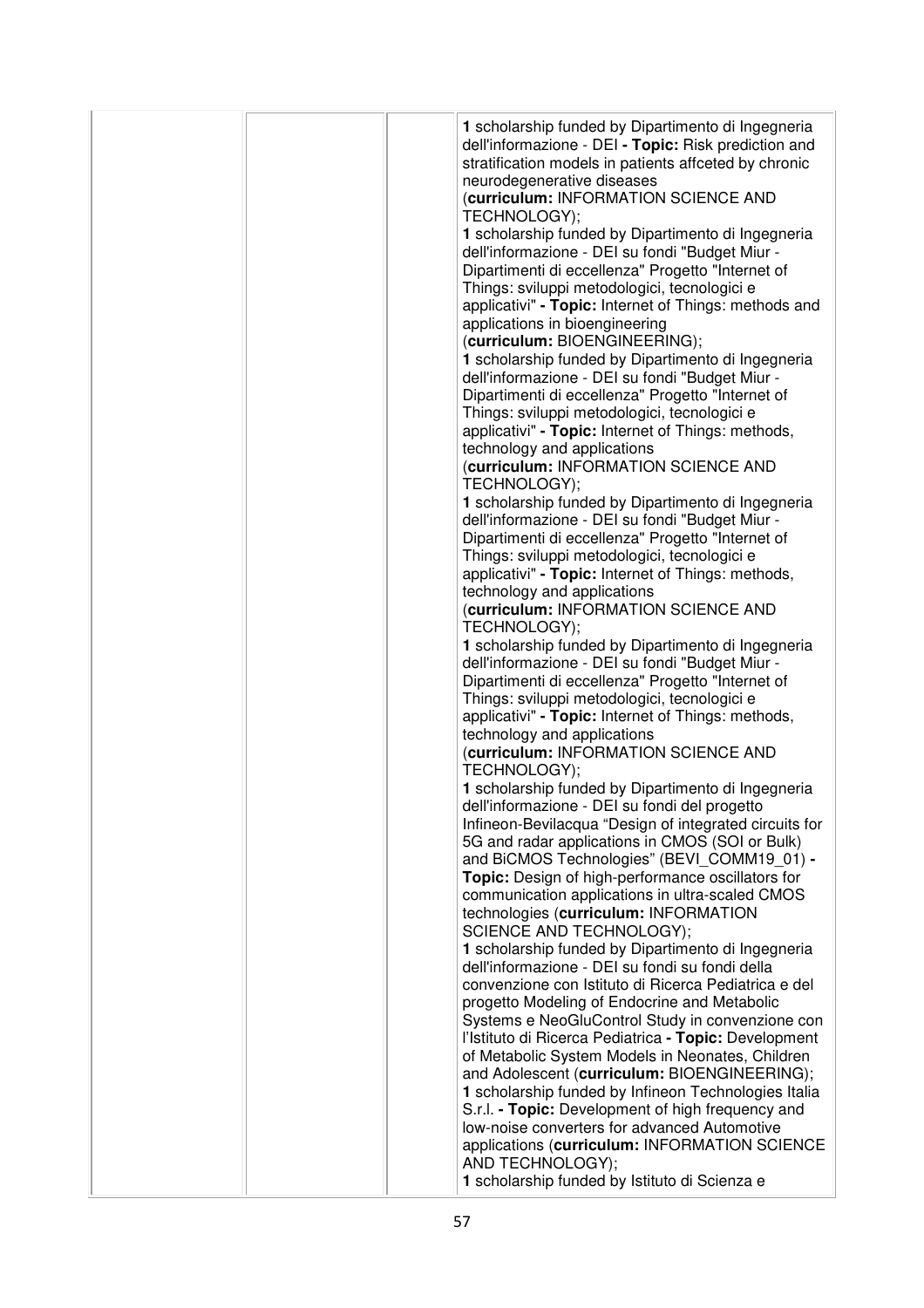| | | | |
|---|---|---|---|
| | | | **1** scholarship funded by Dipartimento di Ingegneria dell'informazione - DEI **- Topic:** Risk prediction and stratification models in patients affceted by chronic neurodegenerative diseases (**curriculum:** INFORMATION SCIENCE AND TECHNOLOGY); **1** scholarship funded by Dipartimento di Ingegneria dell'informazione - DEI su fondi "Budget Miur - Dipartimenti di eccellenza" Progetto "Internet of Things: sviluppi metodologici, tecnologici e applicativi" **- Topic:** Internet of Things: methods and applications in bioengineering (**curriculum:** BIOENGINEERING); **1** scholarship funded by Dipartimento di Ingegneria dell'informazione - DEI su fondi "Budget Miur - Dipartimenti di eccellenza" Progetto "Internet of Things: sviluppi metodologici, tecnologici e applicativi" **- Topic:** Internet of Things: methods, technology and applications (**curriculum:** INFORMATION SCIENCE AND TECHNOLOGY); **1** scholarship funded by Dipartimento di Ingegneria dell'informazione - DEI su fondi "Budget Miur - Dipartimenti di eccellenza" Progetto "Internet of Things: sviluppi metodologici, tecnologici e applicativi" **- Topic:** Internet of Things: methods, technology and applications (**curriculum:** INFORMATION SCIENCE AND TECHNOLOGY); **1** scholarship funded by Dipartimento di Ingegneria dell'informazione - DEI su fondi "Budget Miur - Dipartimenti di eccellenza" Progetto "Internet of Things: sviluppi metodologici, tecnologici e applicativi" **- Topic:** Internet of Things: methods, technology and applications (**curriculum:** INFORMATION SCIENCE AND TECHNOLOGY); **1** scholarship funded by Dipartimento di Ingegneria dell'informazione - DEI su fondi del progetto Infineon-Bevilacqua "Design of integrated circuits for 5G and radar applications in CMOS (SOI or Bulk) and BiCMOS Technologies" (BEVI_COMM19_01) **- Topic:** Design of high-performance oscillators for communication applications in ultra-scaled CMOS technologies (**curriculum:** INFORMATION SCIENCE AND TECHNOLOGY); **1** scholarship funded by Dipartimento di Ingegneria dell'informazione - DEI su fondi su fondi della convenzione con Istituto di Ricerca Pediatrica e del progetto Modeling of Endocrine and Metabolic Systems e NeoGluControl Study in convenzione con l'Istituto di Ricerca Pediatrica **- Topic:** Development of Metabolic System Models in Neonates, Children and Adolescent (**curriculum:** BIOENGINEERING); **1** scholarship funded by Infineon Technologies Italia S.r.l. **- Topic:** Development of high frequency and low-noise converters for advanced Automotive applications (**curriculum:** INFORMATION SCIENCE AND TECHNOLOGY); **1** scholarship funded by Istituto di Scienza e |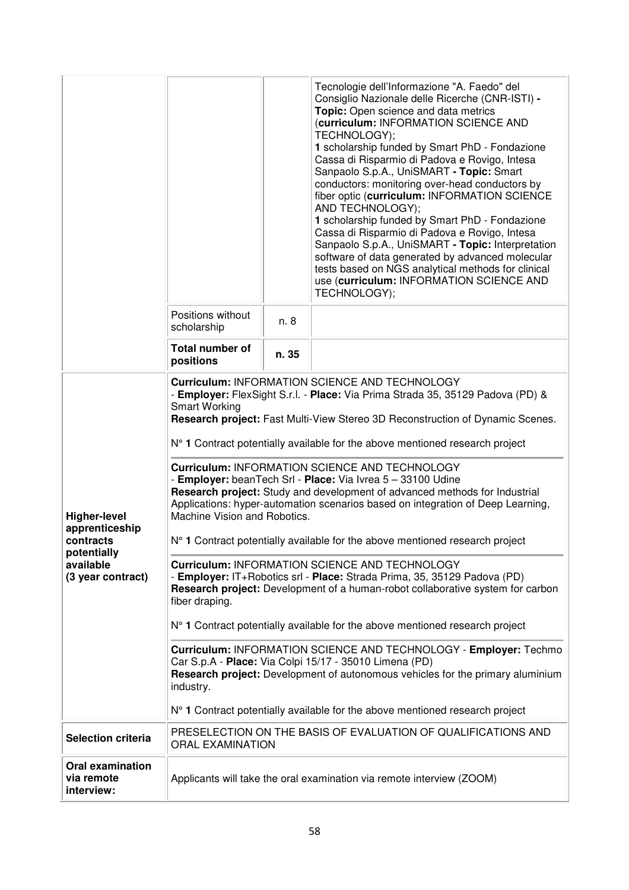| | | | |
|---|---|---|---|
| | | | Tecnologie dell'Informazione "A. Faedo" del Consiglio Nazionale delle Ricerche (CNR-ISTI) **- Topic:** Open science and data metrics (**curriculum:** INFORMATION SCIENCE AND TECHNOLOGY);<br>**1** scholarship funded by Smart PhD - Fondazione Cassa di Risparmio di Padova e Rovigo, Intesa Sanpaolo S.p.A., UniSMART **- Topic:** Smart conductors: monitoring over-head conductors by fiber optic (**curriculum:** INFORMATION SCIENCE AND TECHNOLOGY);<br>**1** scholarship funded by Smart PhD - Fondazione Cassa di Risparmio di Padova e Rovigo, Intesa Sanpaolo S.p.A., UniSMART **- Topic:** Interpretation software of data generated by advanced molecular tests based on NGS analytical methods for clinical use (**curriculum:** INFORMATION SCIENCE AND TECHNOLOGY); |
| | Positions without scholarship | n. 8 | |
| | **Total number of positions** | **n. 35** | |
| **Higher-level apprenticeship contracts potentially available (3 year contract)** | **Curriculum:** INFORMATION SCIENCE AND TECHNOLOGY - **Employer:** FlexSight S.r.l. - **Place:** Via Prima Strada 35, 35129 Padova (PD) & Smart Working<br>**Research project:** Fast Multi-View Stereo 3D Reconstruction of Dynamic Scenes.<br>N° **1** Contract potentially available for the above mentioned research project<br><br>**Curriculum:** INFORMATION SCIENCE AND TECHNOLOGY - **Employer:** beanTech Srl - **Place:** Via Ivrea 5 – 33100 Udine<br>**Research project:** Study and development of advanced methods for Industrial Applications: hyper-automation scenarios based on integration of Deep Learning, Machine Vision and Robotics.<br>N° **1** Contract potentially available for the above mentioned research project<br><br>**Curriculum:** INFORMATION SCIENCE AND TECHNOLOGY - **Employer:** IT+Robotics srl - **Place:** Strada Prima, 35, 35129 Padova (PD)<br>**Research project:** Development of a human-robot collaborative system for carbon fiber draping.<br>N° **1** Contract potentially available for the above mentioned research project<br><br>**Curriculum:** INFORMATION SCIENCE AND TECHNOLOGY - **Employer:** Techmo Car S.p.A - **Place:** Via Colpi 15/17 - 35010 Limena (PD)<br>**Research project:** Development of autonomous vehicles for the primary aluminium industry.<br>N° **1** Contract potentially available for the above mentioned research project | | |
| **Selection criteria** | PRESELECTION ON THE BASIS OF EVALUATION OF QUALIFICATIONS AND ORAL EXAMINATION | | |
| **Oral examination via remote interview:** | Applicants will take the oral examination via remote interview (ZOOM) | | |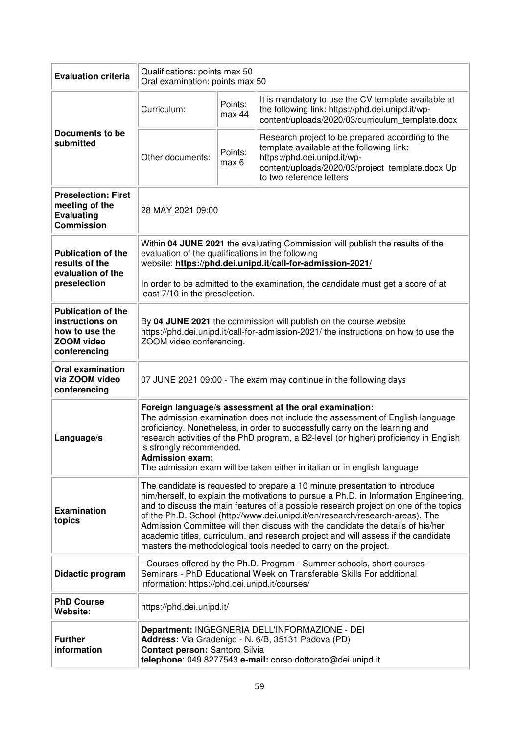| | | | |
|---|---|---|---|
| **Evaluation criteria** | Qualifications: points max 50<br>Oral examination: points max 50 | | |
| **Documents to be submitted** | Curriculum: | Points: max 44 | It is mandatory to use the CV template available at the following link: https://phd.dei.unipd.it/wp-content/uploads/2020/03/curriculum_template.docx |
| | Other documents: | Points: max 6 | Research project to be prepared according to the template available at the following link: https://phd.dei.unipd.it/wp-content/uploads/2020/03/project_template.docx Up to two reference letters |
| **Preselection: First meeting of the Evaluating Commission** | 28 MAY 2021 09:00 | | |
| **Publication of the results of the evaluation of the preselection** | Within **04 JUNE 2021** the evaluating Commission will publish the results of the evaluation of the qualifications in the following website: **https://phd.dei.unipd.it/call-for-admission-2021/**<br><br>In order to be admitted to the examination, the candidate must get a score of at least 7/10 in the preselection. | | |
| **Publication of the instructions on how to use the ZOOM video conferencing** | By **04 JUNE 2021** the commission will publish on the course website https://phd.dei.unipd.it/call-for-admission-2021/ the instructions on how to use the ZOOM video conferencing. | | |
| **Oral examination via ZOOM video conferencing** | 07 JUNE 2021 09:00 - The exam may continue in the following days | | |
| **Language/s** | **Foreign language/s assessment at the oral examination:**<br>The admission examination does not include the assessment of English language proficiency. Nonetheless, in order to successfully carry on the learning and research activities of the PhD program, a B2-level (or higher) proficiency in English is strongly recommended.<br>**Admission exam:**<br>The admission exam will be taken either in italian or in english language | | |
| **Examination topics** | The candidate is requested to prepare a 10 minute presentation to introduce him/herself, to explain the motivations to pursue a Ph.D. in Information Engineering, and to discuss the main features of a possible research project on one of the topics of the Ph.D. School (http://www.dei.unipd.it/en/research/research-areas). The Admission Committee will then discuss with the candidate the details of his/her academic titles, curriculum, and research project and will assess if the candidate masters the methodological tools needed to carry on the project. | | |
| **Didactic program** | - Courses offered by the Ph.D. Program - Summer schools, short courses - Seminars - PhD Educational Week on Transferable Skills For additional information: https://phd.dei.unipd.it/courses/ | | |
| **PhD Course Website:** | https://phd.dei.unipd.it/ | | |
| **Further information** | **Department:** INGEGNERIA DELL'INFORMAZIONE - DEI<br>**Address:** Via Gradenigo - N. 6/B, 35131 Padova (PD)<br>**Contact person:** Santoro Silvia<br>**telephone**: 049 8277543 **e-mail:** corso.dottorato@dei.unipd.it | | |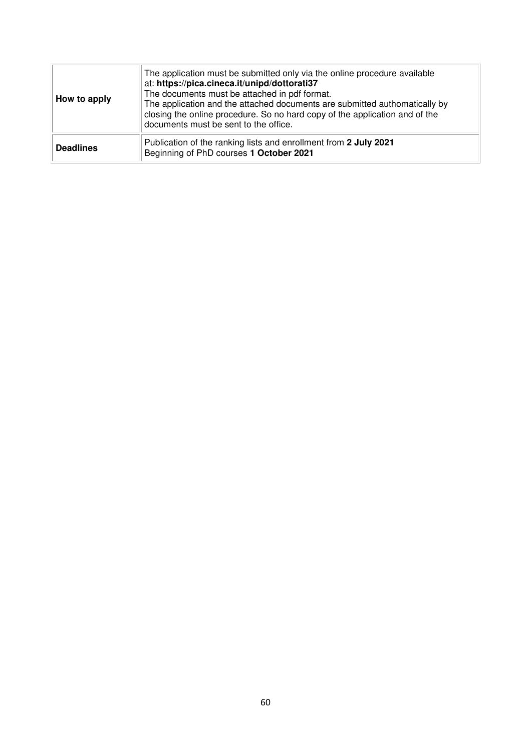| | |
|---|---|
| **How to apply** | The application must be submitted only via the online procedure available at: **https://pica.cineca.it/unipd/dottorati37**<br>The documents must be attached in pdf format.<br>The application and the attached documents are submitted authomatically by closing the online procedure. So no hard copy of the application and of the documents must be sent to the office. |
| **Deadlines** | Publication of the ranking lists and enrollment from **2 July 2021**<br>Beginning of PhD courses **1 October 2021** |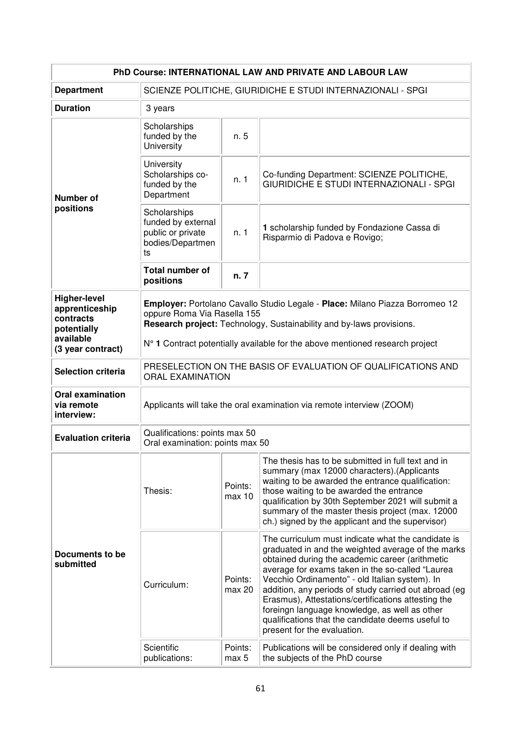| PhD Course: INTERNATIONAL LAW AND PRIVATE AND LABOUR LAW | | | |
|---|---|---|---|
| **Department** | SCIENZE POLITICHE, GIURIDICHE E STUDI INTERNAZIONALI - SPGI | | |
| **Duration** | 3 years | | |
| **Number of positions** | Scholarships funded by the University | n. 5 | |
| | University Scholarships co-funded by the Department | n. 1 | Co-funding Department: SCIENZE POLITICHE, GIURIDICHE E STUDI INTERNAZIONALI - SPGI |
| | Scholarships funded by external public or private bodies/Departments | n. 1 | **1** scholarship funded by Fondazione Cassa di Risparmio di Padova e Rovigo; |
| | **Total number of positions** | **n. 7** | |
| **Higher-level apprenticeship contracts potentially available (3 year contract)** | **Employer:** Portolano Cavallo Studio Legale - **Place:** Milano Piazza Borromeo 12 oppure Roma Via Rasella 155<br>**Research project:** Technology, Sustainability and by-laws provisions.<br>N° **1** Contract potentially available for the above mentioned research project | | |
| **Selection criteria** | PRESELECTION ON THE BASIS OF EVALUATION OF QUALIFICATIONS AND ORAL EXAMINATION | | |
| **Oral examination via remote interview:** | Applicants will take the oral examination via remote interview (ZOOM) | | |
| **Evaluation criteria** | Qualifications: points max 50<br>Oral examination: points max 50 | | |
| **Documents to be submitted** | Thesis: | Points: max 10 | The thesis has to be submitted in full text and in summary (max 12000 characters).(Applicants waiting to be awarded the entrance qualification: those waiting to be awarded the entrance qualification by 30th September 2021 will submit a summary of the master thesis project (max. 12000 ch.) signed by the applicant and the supervisor) |
| | Curriculum: | Points: max 20 | The curriculum must indicate what the candidate is graduated in and the weighted average of the marks obtained during the academic career (arithmetic average for exams taken in the so-called "Laurea Vecchio Ordinamento" - old Italian system). In addition, any periods of study carried out abroad (eg Erasmus), Attestations/certifications attesting the foreingn language knowledge, as well as other qualifications that the candidate deems useful to present for the evaluation. |
| | Scientific publications: | Points: max 5 | Publications will be considered only if dealing with the subjects of the PhD course |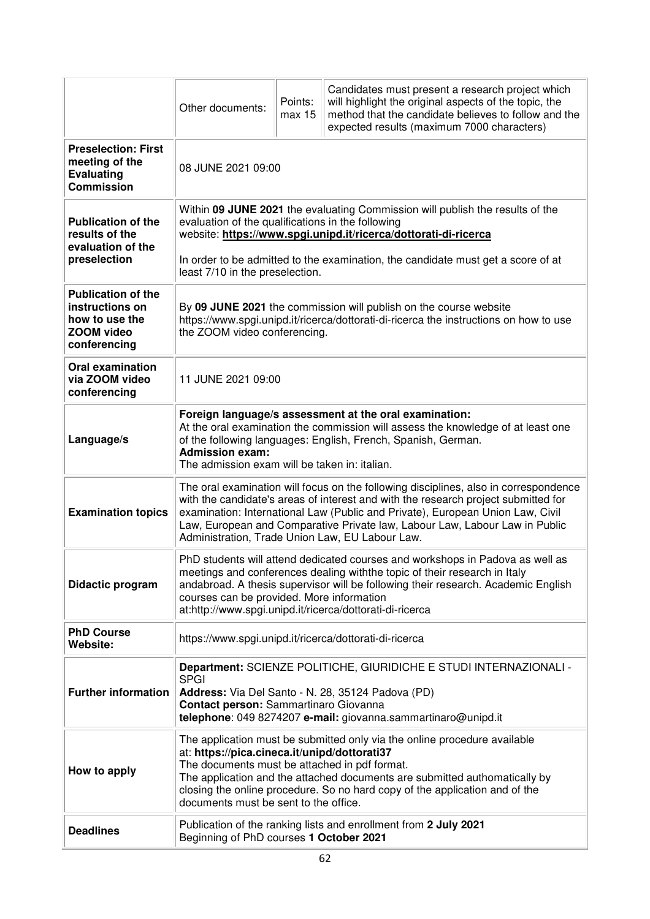| | | | |
|---|---|---|---|
| | Other documents: | Points: max 15 | Candidates must present a research project which will highlight the original aspects of the topic, the method that the candidate believes to follow and the expected results (maximum 7000 characters) |
| **Preselection: First meeting of the Evaluating Commission** | 08 JUNE 2021 09:00 | | |
| **Publication of the results of the evaluation of the preselection** | Within **09 JUNE 2021** the evaluating Commission will publish the results of the evaluation of the qualifications in the following website: **https://www.spgi.unipd.it/ricerca/dottorati-di-ricerca**<br><br>In order to be admitted to the examination, the candidate must get a score of at least 7/10 in the preselection. | | |
| **Publication of the instructions on how to use the ZOOM video conferencing** | By **09 JUNE 2021** the commission will publish on the course website https://www.spgi.unipd.it/ricerca/dottorati-di-ricerca the instructions on how to use the ZOOM video conferencing. | | |
| **Oral examination via ZOOM video conferencing** | 11 JUNE 2021 09:00 | | |
| **Language/s** | **Foreign language/s assessment at the oral examination:**<br>At the oral examination the commission will assess the knowledge of at least one of the following languages: English, French, Spanish, German.<br>**Admission exam:**<br>The admission exam will be taken in: italian. | | |
| **Examination topics** | The oral examination will focus on the following disciplines, also in correspondence with the candidate's areas of interest and with the research project submitted for examination: International Law (Public and Private), European Union Law, Civil Law, European and Comparative Private law, Labour Law, Labour Law in Public Administration, Trade Union Law, EU Labour Law. | | |
| **Didactic program** | PhD students will attend dedicated courses and workshops in Padova as well as meetings and conferences dealing withthe topic of their research in Italy andabroad. A thesis supervisor will be following their research. Academic English courses can be provided. More information at:http://www.spgi.unipd.it/ricerca/dottorati-di-ricerca | | |
| **PhD Course Website:** | https://www.spgi.unipd.it/ricerca/dottorati-di-ricerca | | |
| **Further information** | **Department:** SCIENZE POLITICHE, GIURIDICHE E STUDI INTERNAZIONALI - SPGI<br>**Address:** Via Del Santo - N. 28, 35124 Padova (PD)<br>**Contact person:** Sammartinaro Giovanna<br>**telephone**: 049 8274207 **e-mail:** giovanna.sammartinaro@unipd.it | | |
| **How to apply** | The application must be submitted only via the online procedure available at: **https://pica.cineca.it/unipd/dottorati37**<br>The documents must be attached in pdf format.<br>The application and the attached documents are submitted authomatically by closing the online procedure. So no hard copy of the application and of the documents must be sent to the office. | | |
| **Deadlines** | Publication of the ranking lists and enrollment from **2 July 2021**<br>Beginning of PhD courses **1 October 2021** | | |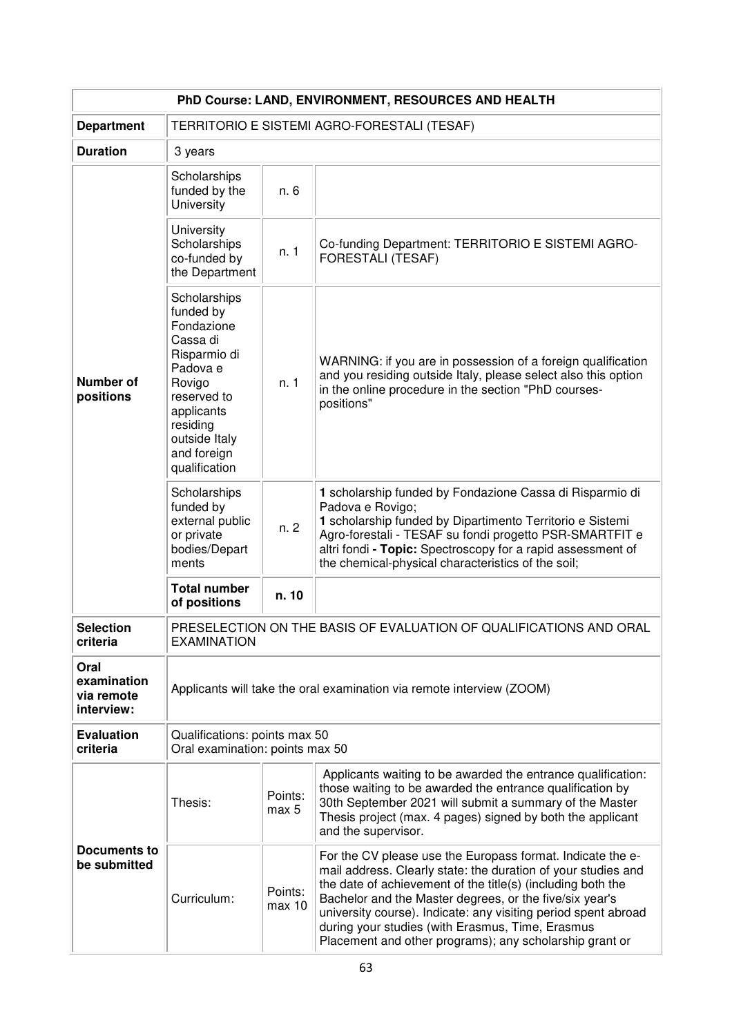| PhD Course: LAND, ENVIRONMENT, RESOURCES AND HEALTH | | | |
|---|---|---|---|
| **Department** | TERRITORIO E SISTEMI AGRO-FORESTALI (TESAF) | | |
| **Duration** | 3 years | | |
| **Number of positions** | Scholarships funded by the University | n. 6 | |
| | University Scholarships co-funded by the Department | n. 1 | Co-funding Department: TERRITORIO E SISTEMI AGRO-FORESTALI (TESAF) |
| | Scholarships funded by Fondazione Cassa di Risparmio di Padova e Rovigo reserved to applicants residing outside Italy and foreign qualification | n. 1 | WARNING: if you are in possession of a foreign qualification and you residing outside Italy, please select also this option in the online procedure in the section "PhD courses-positions" |
| | Scholarships funded by external public or private bodies/Departments | n. 2 | **1** scholarship funded by Fondazione Cassa di Risparmio di Padova e Rovigo; **1** scholarship funded by Dipartimento Territorio e Sistemi Agro-forestali - TESAF su fondi progetto PSR-SMARTFIT e altri fondi **- Topic:** Spectroscopy for a rapid assessment of the chemical-physical characteristics of the soil; |
| | **Total number of positions** | **n. 10** | |
| **Selection criteria** | PRESELECTION ON THE BASIS OF EVALUATION OF QUALIFICATIONS AND ORAL EXAMINATION | | |
| **Oral examination via remote interview:** | Applicants will take the oral examination via remote interview (ZOOM) | | |
| **Evaluation criteria** | Qualifications: points max 50<br>Oral examination: points max 50 | | |
| **Documents to be submitted** | Thesis: | Points: max 5 | Applicants waiting to be awarded the entrance qualification: those waiting to be awarded the entrance qualification by 30th September 2021 will submit a summary of the Master Thesis project (max. 4 pages) signed by both the applicant and the supervisor. |
| | Curriculum: | Points: max 10 | For the CV please use the Europass format. Indicate the e-mail address. Clearly state: the duration of your studies and the date of achievement of the title(s) (including both the Bachelor and the Master degrees, or the five/six year's university course). Indicate: any visiting period spent abroad during your studies (with Erasmus, Time, Erasmus Placement and other programs); any scholarship grant or |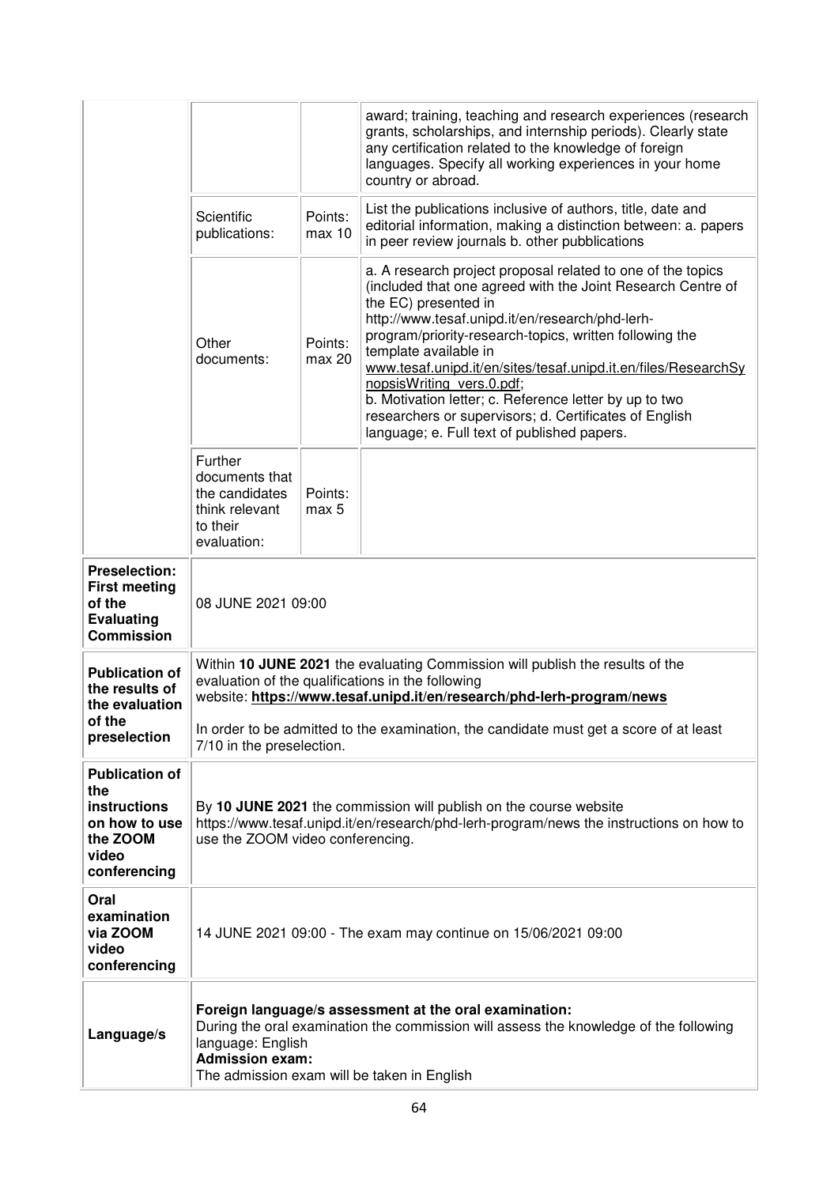| | | | |
|---|---|---|---|
| | | | award; training, teaching and research experiences (research grants, scholarships, and internship periods). Clearly state any certification related to the knowledge of foreign languages. Specify all working experiences in your home country or abroad. |
| | Scientific publications: | Points: max 10 | List the publications inclusive of authors, title, date and editorial information, making a distinction between: a. papers in peer review journals b. other pubblications |
| | Other documents: | Points: max 20 | a. A research project proposal related to one of the topics (included that one agreed with the Joint Research Centre of the EC) presented in http://www.tesaf.unipd.it/en/research/phd-lerh-program/priority-research-topics, written following the template available in www.tesaf.unipd.it/en/sites/tesaf.unipd.it.en/files/ResearchSynopsisWriting_vers.0.pdf; b. Motivation letter; c. Reference letter by up to two researchers or supervisors; d. Certificates of English language; e. Full text of published papers. |
| | Further documents that the candidates think relevant to their evaluation: | Points: max 5 | |
| **Preselection: First meeting of the Evaluating Commission** | 08 JUNE 2021 09:00 | | |
| **Publication of the results of the evaluation of the preselection** | Within **10 JUNE 2021** the evaluating Commission will publish the results of the evaluation of the qualifications in the following website: **https://www.tesaf.unipd.it/en/research/phd-lerh-program/news**<br><br>In order to be admitted to the examination, the candidate must get a score of at least 7/10 in the preselection. | | |
| **Publication of the instructions on how to use the ZOOM video conferencing** | By **10 JUNE 2021** the commission will publish on the course website https://www.tesaf.unipd.it/en/research/phd-lerh-program/news the instructions on how to use the ZOOM video conferencing. | | |
| **Oral examination via ZOOM video conferencing** | 14 JUNE 2021 09:00 - The exam may continue on 15/06/2021 09:00 | | |
| **Language/s** | **Foreign language/s assessment at the oral examination:**<br>During the oral examination the commission will assess the knowledge of the following language: English<br>**Admission exam:**<br>The admission exam will be taken in English | | |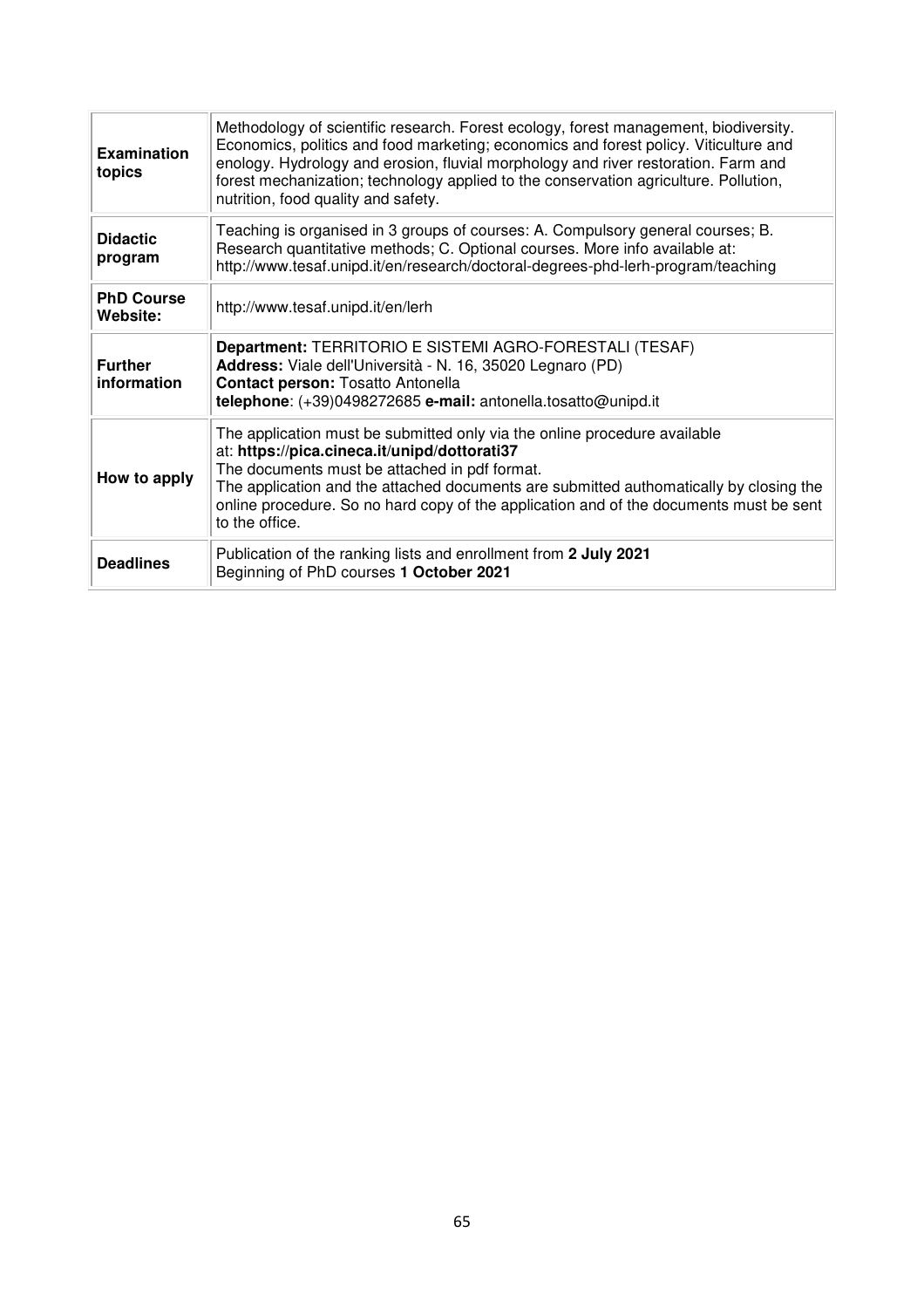| | |
|---|---|
| **Examination topics** | Methodology of scientific research. Forest ecology, forest management, biodiversity. Economics, politics and food marketing; economics and forest policy. Viticulture and enology. Hydrology and erosion, fluvial morphology and river restoration. Farm and forest mechanization; technology applied to the conservation agriculture. Pollution, nutrition, food quality and safety. |
| **Didactic program** | Teaching is organised in 3 groups of courses: A. Compulsory general courses; B. Research quantitative methods; C. Optional courses. More info available at: http://www.tesaf.unipd.it/en/research/doctoral-degrees-phd-lerh-program/teaching |
| **PhD Course Website:** | http://www.tesaf.unipd.it/en/lerh |
| **Further information** | **Department:** TERRITORIO E SISTEMI AGRO-FORESTALI (TESAF)<br>**Address:** Viale dell'Università - N. 16, 35020 Legnaro (PD)<br>**Contact person:** Tosatto Antonella<br>**telephone**: (+39)0498272685 **e-mail:** antonella.tosatto@unipd.it |
| **How to apply** | The application must be submitted only via the online procedure available at: **https://pica.cineca.it/unipd/dottorati37**<br>The documents must be attached in pdf format.<br>The application and the attached documents are submitted authomatically by closing the online procedure. So no hard copy of the application and of the documents must be sent to the office. |
| **Deadlines** | Publication of the ranking lists and enrollment from **2 July 2021**<br>Beginning of PhD courses **1 October 2021** |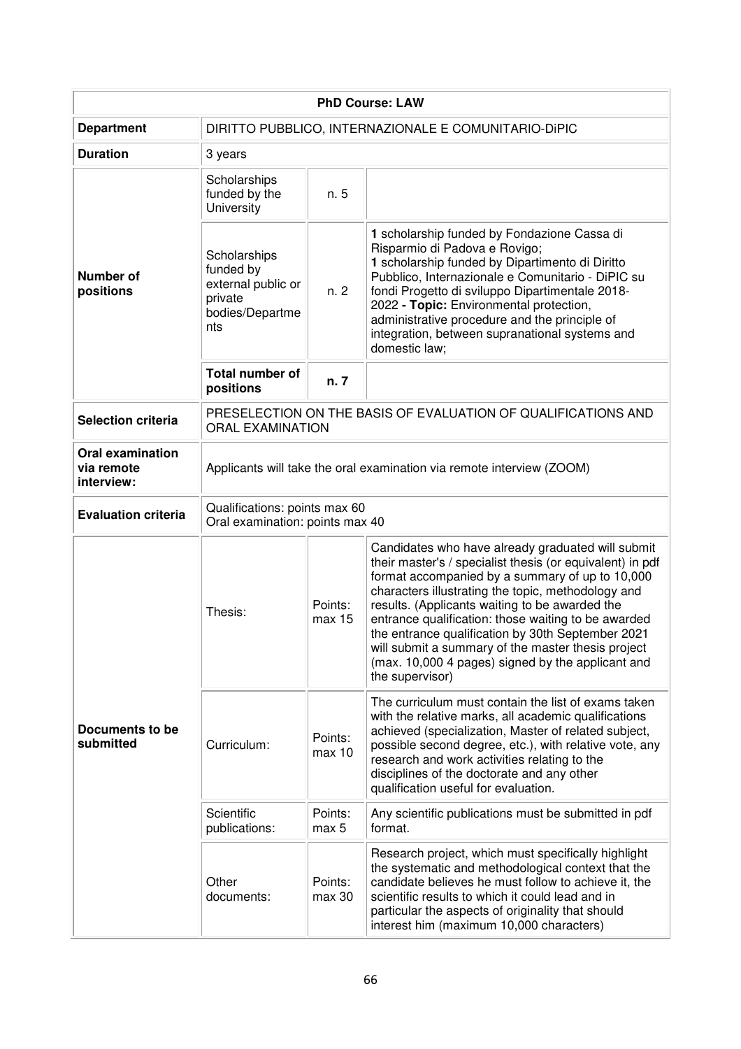| PhD Course: LAW | | | |
|---|---|---|---|
| **Department** | DIRITTO PUBBLICO, INTERNAZIONALE E COMUNITARIO-DiPIC | | |
| **Duration** | 3 years | | |
| **Number of positions** | Scholarships funded by the University | n. 5 | |
| | Scholarships funded by external public or private bodies/Departments | n. 2 | **1** scholarship funded by Fondazione Cassa di Risparmio di Padova e Rovigo; **1** scholarship funded by Dipartimento di Diritto Pubblico, Internazionale e Comunitario - DiPIC su fondi Progetto di sviluppo Dipartimentale 2018-2022 **- Topic:** Environmental protection, administrative procedure and the principle of integration, between supranational systems and domestic law; |
| | **Total number of positions** | **n. 7** | |
| **Selection criteria** | PRESELECTION ON THE BASIS OF EVALUATION OF QUALIFICATIONS AND ORAL EXAMINATION | | |
| **Oral examination via remote interview:** | Applicants will take the oral examination via remote interview (ZOOM) | | |
| **Evaluation criteria** | Qualifications: points max 60<br>Oral examination: points max 40 | | |
| **Documents to be submitted** | Thesis: | Points: max 15 | Candidates who have already graduated will submit their master's / specialist thesis (or equivalent) in pdf format accompanied by a summary of up to 10,000 characters illustrating the topic, methodology and results. (Applicants waiting to be awarded the entrance qualification: those waiting to be awarded the entrance qualification by 30th September 2021 will submit a summary of the master thesis project (max. 10,000 4 pages) signed by the applicant and the supervisor) |
| | Curriculum: | Points: max 10 | The curriculum must contain the list of exams taken with the relative marks, all academic qualifications achieved (specialization, Master of related subject, possible second degree, etc.), with relative vote, any research and work activities relating to the disciplines of the doctorate and any other qualification useful for evaluation. |
| | Scientific publications: | Points: max 5 | Any scientific publications must be submitted in pdf format. |
| | Other documents: | Points: max 30 | Research project, which must specifically highlight the systematic and methodological context that the candidate believes he must follow to achieve it, the scientific results to which it could lead and in particular the aspects of originality that should interest him (maximum 10,000 characters) |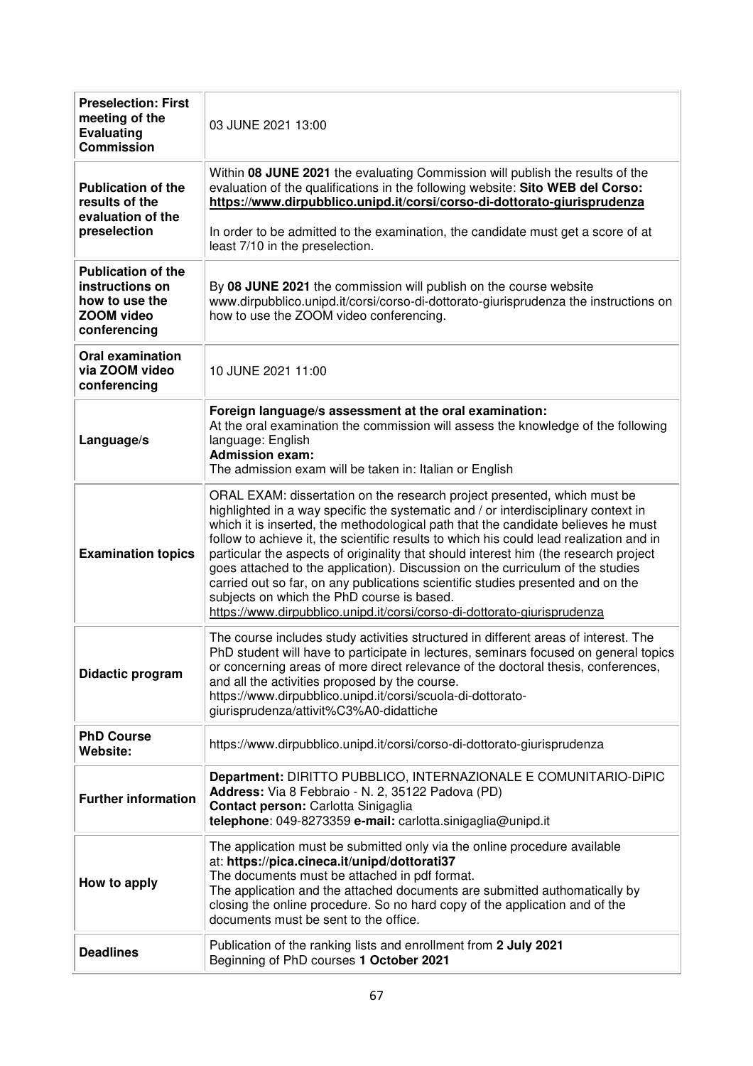| | |
|---|---|
| **Preselection: First meeting of the Evaluating Commission** | 03 JUNE 2021 13:00 |
| **Publication of the results of the evaluation of the preselection** | Within **08 JUNE 2021** the evaluating Commission will publish the results of the evaluation of the qualifications in the following website: **Sito WEB del Corso: https://www.dirpubblico.unipd.it/corsi/corso-di-dottorato-giurisprudenza**<br><br>In order to be admitted to the examination, the candidate must get a score of at least 7/10 in the preselection. |
| **Publication of the instructions on how to use the ZOOM video conferencing** | By **08 JUNE 2021** the commission will publish on the course website www.dirpubblico.unipd.it/corsi/corso-di-dottorato-giurisprudenza the instructions on how to use the ZOOM video conferencing. |
| **Oral examination via ZOOM video conferencing** | 10 JUNE 2021 11:00 |
| **Language/s** | **Foreign language/s assessment at the oral examination:**<br>At the oral examination the commission will assess the knowledge of the following language: English<br>**Admission exam:**<br>The admission exam will be taken in: Italian or English |
| **Examination topics** | ORAL EXAM: dissertation on the research project presented, which must be highlighted in a way specific the systematic and / or interdisciplinary context in which it is inserted, the methodological path that the candidate believes he must follow to achieve it, the scientific results to which his could lead realization and in particular the aspects of originality that should interest him (the research project goes attached to the application). Discussion on the curriculum of the studies carried out so far, on any publications scientific studies presented and on the subjects on which the PhD course is based.<br>https://www.dirpubblico.unipd.it/corsi/corso-di-dottorato-giurisprudenza |
| **Didactic program** | The course includes study activities structured in different areas of interest. The PhD student will have to participate in lectures, seminars focused on general topics or concerning areas of more direct relevance of the doctoral thesis, conferences, and all the activities proposed by the course.<br>https://www.dirpubblico.unipd.it/corsi/scuola-di-dottorato-giurisprudenza/attivit%C3%A0-didattiche |
| **PhD Course Website:** | https://www.dirpubblico.unipd.it/corsi/corso-di-dottorato-giurisprudenza |
| **Further information** | **Department:** DIRITTO PUBBLICO, INTERNAZIONALE E COMUNITARIO-DiPIC<br>**Address:** Via 8 Febbraio - N. 2, 35122 Padova (PD)<br>**Contact person:** Carlotta Sinigaglia<br>**telephone**: 049-8273359 **e-mail:** carlotta.sinigaglia@unipd.it |
| **How to apply** | The application must be submitted only via the online procedure available at: **https://pica.cineca.it/unipd/dottorati37**<br>The documents must be attached in pdf format.<br>The application and the attached documents are submitted authomatically by closing the online procedure. So no hard copy of the application and of the documents must be sent to the office. |
| **Deadlines** | Publication of the ranking lists and enrollment from **2 July 2021**<br>Beginning of PhD courses **1 October 2021** |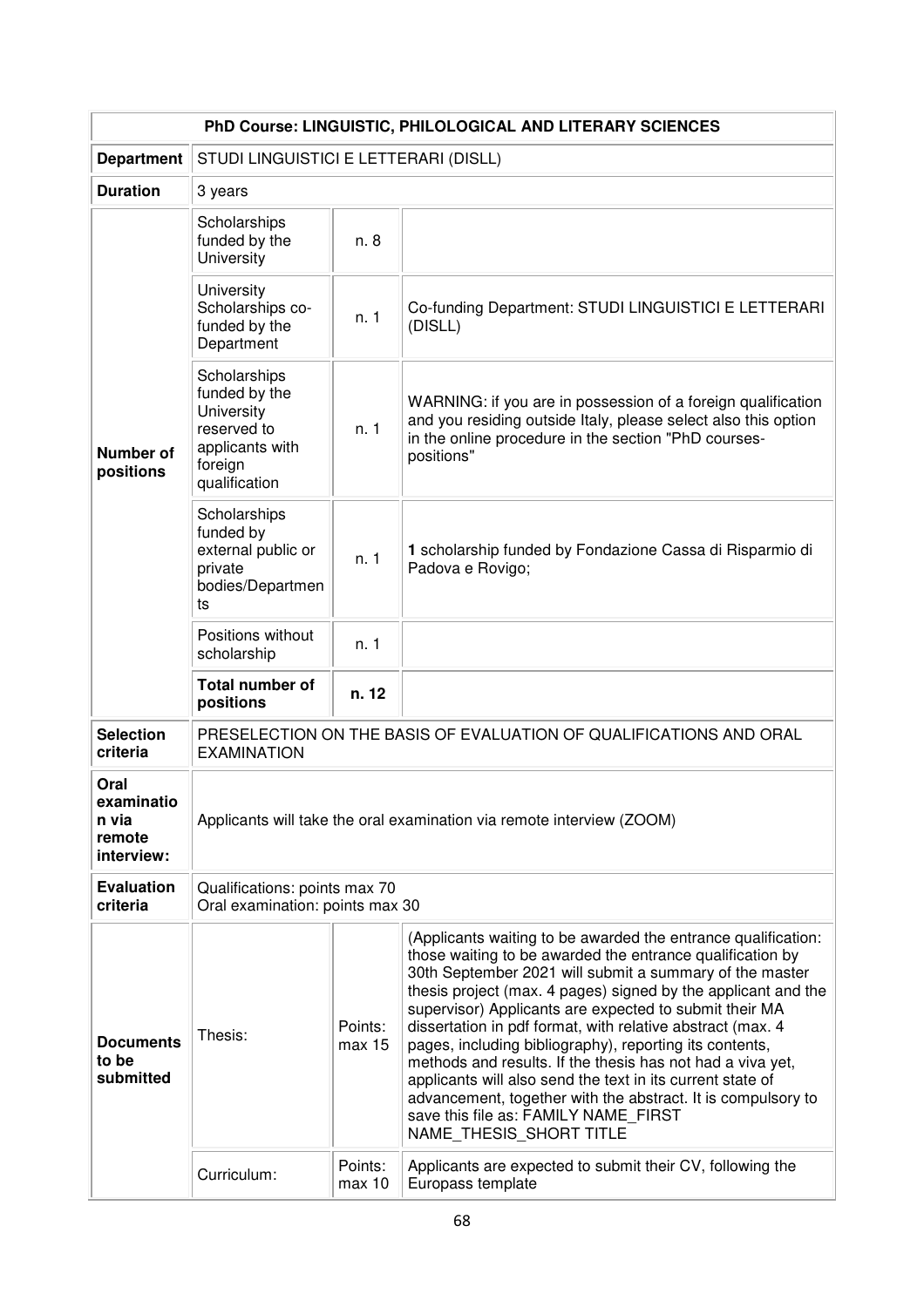| PhD Course: LINGUISTIC, PHILOLOGICAL AND LITERARY SCIENCES | | | |
|---|---|---|---|
| **Department** | STUDI LINGUISTICI E LETTERARI (DISLL) | | |
| **Duration** | 3 years | | |
| **Number of positions** | Scholarships funded by the University | n. 8 | |
| | University Scholarships co-funded by the Department | n. 1 | Co-funding Department: STUDI LINGUISTICI E LETTERARI (DISLL) |
| | Scholarships funded by the University reserved to applicants with foreign qualification | n. 1 | WARNING: if you are in possession of a foreign qualification and you residing outside Italy, please select also this option in the online procedure in the section "PhD courses-positions" |
| | Scholarships funded by external public or private bodies/Departments | n. 1 | **1** scholarship funded by Fondazione Cassa di Risparmio di Padova e Rovigo; |
| | Positions without scholarship | n. 1 | |
| | **Total number of positions** | **n. 12** | |
| **Selection criteria** | PRESELECTION ON THE BASIS OF EVALUATION OF QUALIFICATIONS AND ORAL EXAMINATION | | |
| **Oral examination via remote interview:** | Applicants will take the oral examination via remote interview (ZOOM) | | |
| **Evaluation criteria** | Qualifications: points max 70<br>Oral examination: points max 30 | | |
| **Documents to be submitted** | Thesis: | Points: max 15 | (Applicants waiting to be awarded the entrance qualification: those waiting to be awarded the entrance qualification by 30th September 2021 will submit a summary of the master thesis project (max. 4 pages) signed by the applicant and the supervisor) Applicants are expected to submit their MA dissertation in pdf format, with relative abstract (max. 4 pages, including bibliography), reporting its contents, methods and results. If the thesis has not had a viva yet, applicants will also send the text in its current state of advancement, together with the abstract. It is compulsory to save this file as: FAMILY NAME_FIRST NAME_THESIS_SHORT TITLE |
| | Curriculum: | Points: max 10 | Applicants are expected to submit their CV, following the Europass template |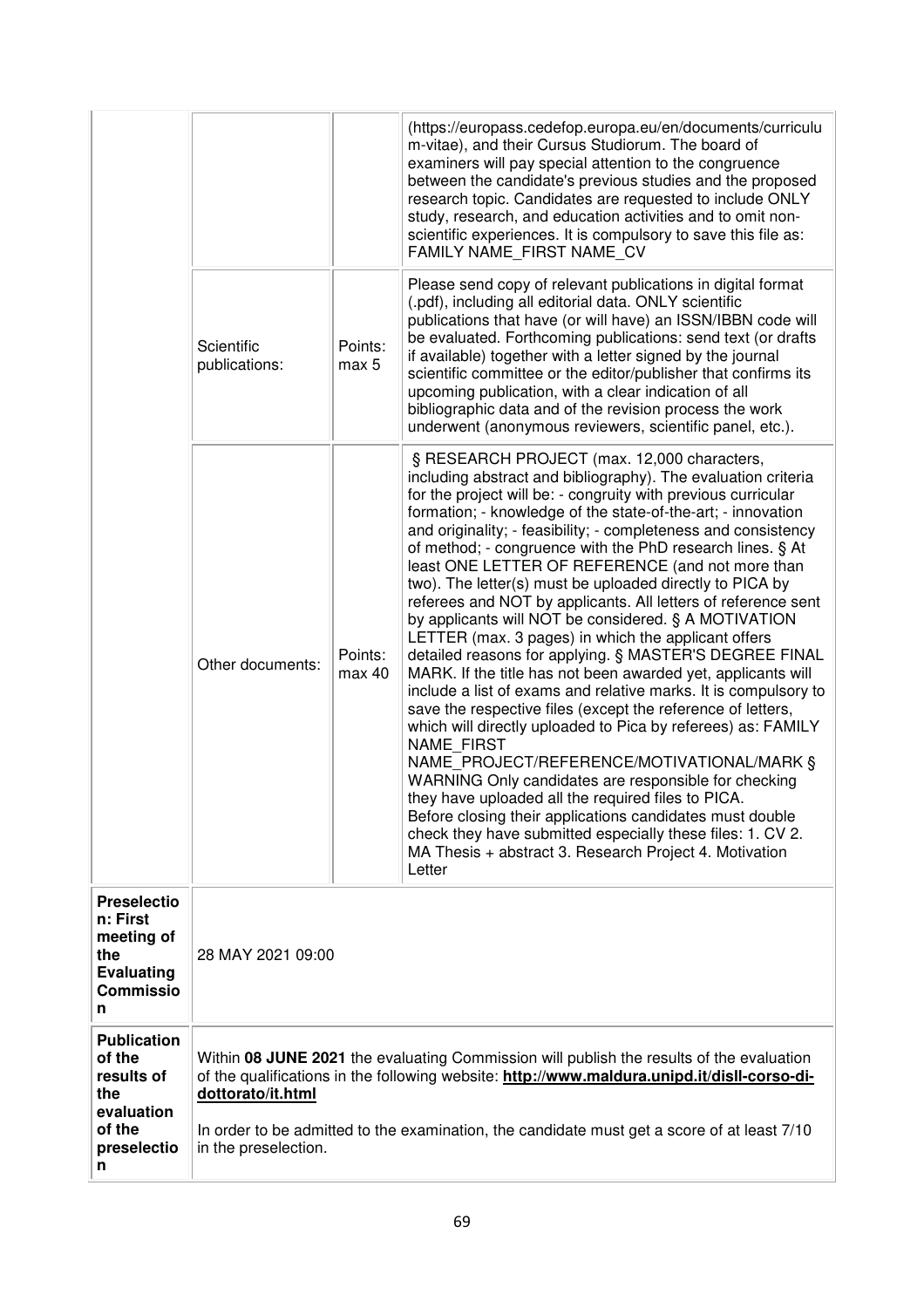| | | | |
|---|---|---|---|
| | | | (https://europass.cedefop.europa.eu/en/documents/curriculum-vitae), and their Cursus Studiorum. The board of examiners will pay special attention to the congruence between the candidate's previous studies and the proposed research topic. Candidates are requested to include ONLY study, research, and education activities and to omit non-scientific experiences. It is compulsory to save this file as: FAMILY NAME_FIRST NAME_CV |
| | Scientific publications: | Points: max 5 | Please send copy of relevant publications in digital format (.pdf), including all editorial data. ONLY scientific publications that have (or will have) an ISSN/IBBN code will be evaluated. Forthcoming publications: send text (or drafts if available) together with a letter signed by the journal scientific committee or the editor/publisher that confirms its upcoming publication, with a clear indication of all bibliographic data and of the revision process the work underwent (anonymous reviewers, scientific panel, etc.). |
| | Other documents: | Points: max 40 | § RESEARCH PROJECT (max. 12,000 characters, including abstract and bibliography). The evaluation criteria for the project will be: - congruity with previous curricular formation; - knowledge of the state-of-the-art; - innovation and originality; - feasibility; - completeness and consistency of method; - congruence with the PhD research lines. § At least ONE LETTER OF REFERENCE (and not more than two). The letter(s) must be uploaded directly to PICA by referees and NOT by applicants. All letters of reference sent by applicants will NOT be considered. § A MOTIVATION LETTER (max. 3 pages) in which the applicant offers detailed reasons for applying. § MASTER'S DEGREE FINAL MARK. If the title has not been awarded yet, applicants will include a list of exams and relative marks. It is compulsory to save the respective files (except the reference of letters, which will directly uploaded to Pica by referees) as: FAMILY NAME_FIRST NAME_PROJECT/REFERENCE/MOTIVATIONAL/MARK § WARNING Only candidates are responsible for checking they have uploaded all the required files to PICA. Before closing their applications candidates must double check they have submitted especially these files: 1. CV 2. MA Thesis + abstract 3. Research Project 4. Motivation Letter |
| **Preselection: First meeting of the Evaluating Commission** | 28 MAY 2021 09:00 | | |
| **Publication of the results of the evaluation of the preselection** | Within **08 JUNE 2021** the evaluating Commission will publish the results of the evaluation of the qualifications in the following website: **http://www.maldura.unipd.it/disll-corso-di-dottorato/it.html**<br><br>In order to be admitted to the examination, the candidate must get a score of at least 7/10 in the preselection. | | |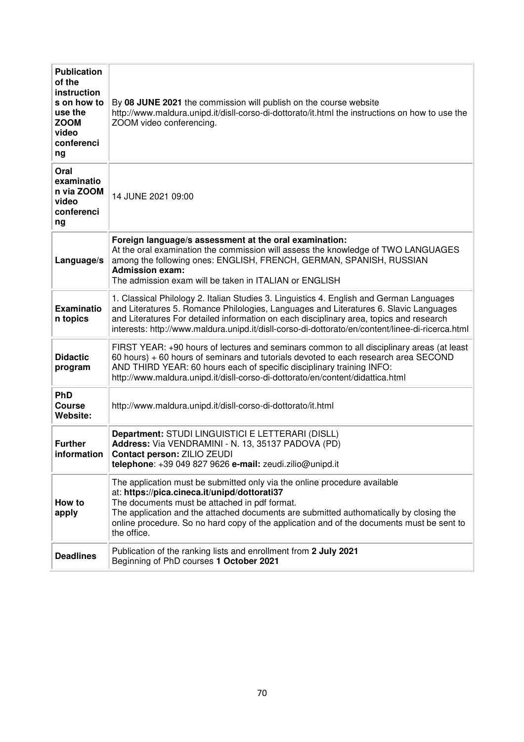| | |
|---|---|
| **Publication of the instructions on how to use the ZOOM video conferencing** | By **08 JUNE 2021** the commission will publish on the course website http://www.maldura.unipd.it/disll-corso-di-dottorato/it.html the instructions on how to use the ZOOM video conferencing. |
| **Oral examination via ZOOM video conferencing** | 14 JUNE 2021 09:00 |
| **Language/s** | **Foreign language/s assessment at the oral examination:** At the oral examination the commission will assess the knowledge of TWO LANGUAGES among the following ones: ENGLISH, FRENCH, GERMAN, SPANISH, RUSSIAN **Admission exam:** The admission exam will be taken in ITALIAN or ENGLISH |
| **Examination topics** | 1. Classical Philology 2. Italian Studies 3. Linguistics 4. English and German Languages and Literatures 5. Romance Philologies, Languages and Literatures 6. Slavic Languages and Literatures For detailed information on each disciplinary area, topics and research interests: http://www.maldura.unipd.it/disll-corso-di-dottorato/en/content/linee-di-ricerca.html |
| **Didactic program** | FIRST YEAR: +90 hours of lectures and seminars common to all disciplinary areas (at least 60 hours) + 60 hours of seminars and tutorials devoted to each research area SECOND AND THIRD YEAR: 60 hours each of specific disciplinary training INFO: http://www.maldura.unipd.it/disll-corso-di-dottorato/en/content/didattica.html |
| **PhD Course Website:** | http://www.maldura.unipd.it/disll-corso-di-dottorato/it.html |
| **Further information** | **Department:** STUDI LINGUISTICI E LETTERARI (DISLL) **Address:** Via VENDRAMINI - N. 13, 35137 PADOVA (PD) **Contact person:** ZILIO ZEUDI **telephone**: +39 049 827 9626 **e-mail:** zeudi.zilio@unipd.it |
| **How to apply** | The application must be submitted only via the online procedure available at: **https://pica.cineca.it/unipd/dottorati37** The documents must be attached in pdf format. The application and the attached documents are submitted authomatically by closing the online procedure. So no hard copy of the application and of the documents must be sent to the office. |
| **Deadlines** | Publication of the ranking lists and enrollment from **2 July 2021** Beginning of PhD courses **1 October 2021** |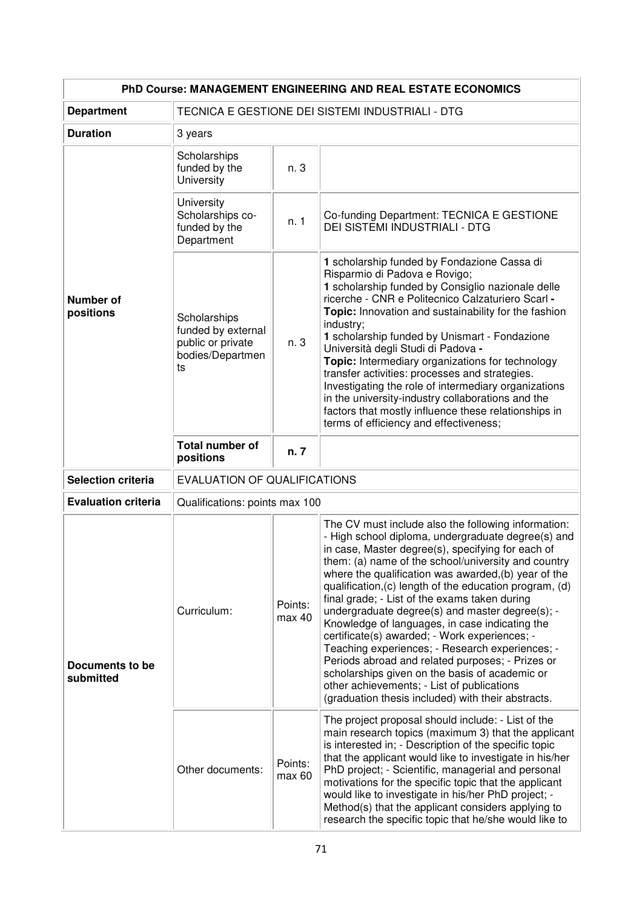| PhD Course: MANAGEMENT ENGINEERING AND REAL ESTATE ECONOMICS | | | |
|---|---|---|---|
| **Department** | TECNICA E GESTIONE DEI SISTEMI INDUSTRIALI - DTG | | |
| **Duration** | 3 years | | |
| **Number of positions** | Scholarships funded by the University | n. 3 | |
| | University Scholarships co-funded by the Department | n. 1 | Co-funding Department: TECNICA E GESTIONE DEI SISTEMI INDUSTRIALI - DTG |
| | Scholarships funded by external public or private bodies/Departments | n. 3 | **1** scholarship funded by Fondazione Cassa di Risparmio di Padova e Rovigo; **1** scholarship funded by Consiglio nazionale delle ricerche - CNR e Politecnico Calzaturiero Scarl **- Topic:** Innovation and sustainability for the fashion industry; **1** scholarship funded by Unismart - Fondazione Università degli Studi di Padova **- Topic:** Intermediary organizations for technology transfer activities: processes and strategies. Investigating the role of intermediary organizations in the university-industry collaborations and the factors that mostly influence these relationships in terms of efficiency and effectiveness; |
| | **Total number of positions** | **n. 7** | |
| **Selection criteria** | EVALUATION OF QUALIFICATIONS | | |
| **Evaluation criteria** | Qualifications: points max 100 | | |
| **Documents to be submitted** | Curriculum: | Points: max 40 | The CV must include also the following information: - High school diploma, undergraduate degree(s) and in case, Master degree(s), specifying for each of them: (a) name of the school/university and country where the qualification was awarded,(b) year of the qualification,(c) length of the education program, (d) final grade; - List of the exams taken during undergraduate degree(s) and master degree(s); - Knowledge of languages, in case indicating the certificate(s) awarded; - Work experiences; - Teaching experiences; - Research experiences; - Periods abroad and related purposes; - Prizes or scholarships given on the basis of academic or other achievements; - List of publications (graduation thesis included) with their abstracts. |
| | Other documents: | Points: max 60 | The project proposal should include: - List of the main research topics (maximum 3) that the applicant is interested in; - Description of the specific topic that the applicant would like to investigate in his/her PhD project; - Scientific, managerial and personal motivations for the specific topic that the applicant would like to investigate in his/her PhD project; - Method(s) that the applicant considers applying to research the specific topic that he/she would like to |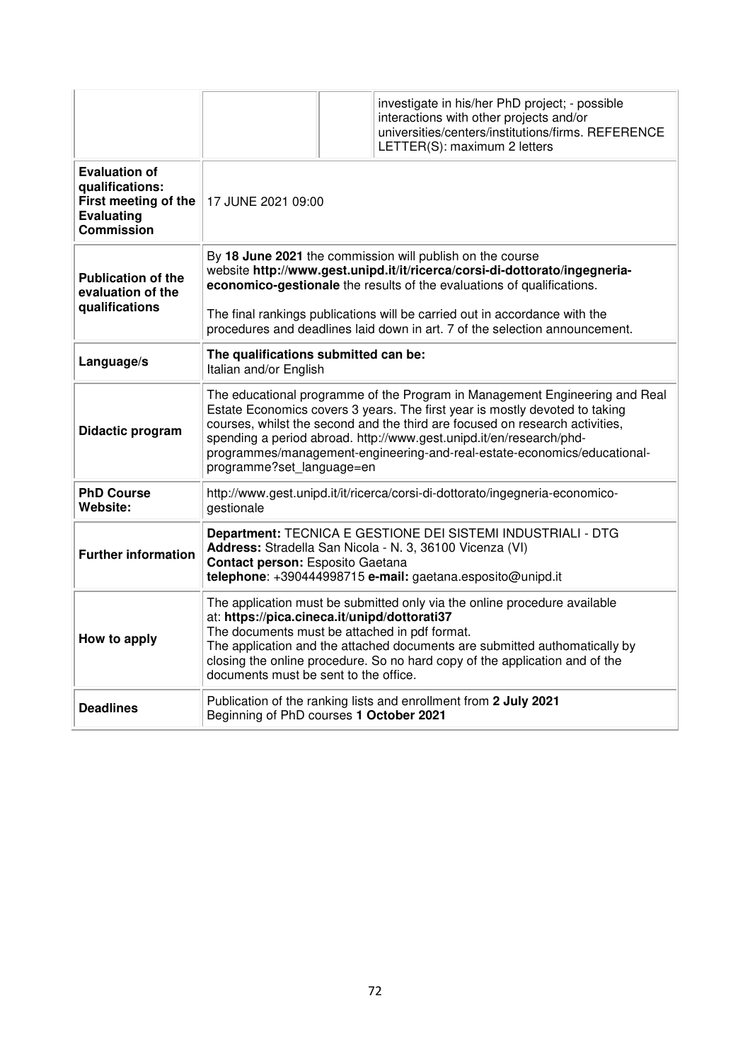| | | | |
|---|---|---|---|
| | | | investigate in his/her PhD project; - possible interactions with other projects and/or universities/centers/institutions/firms. REFERENCE LETTER(S): maximum 2 letters |
| **Evaluation of qualifications: First meeting of the Evaluating Commission** | 17 JUNE 2021 09:00 | | |
| **Publication of the evaluation of the qualifications** | By **18 June 2021** the commission will publish on the course website **http://www.gest.unipd.it/it/ricerca/corsi-di-dottorato/ingegneria-economico-gestionale** the results of the evaluations of qualifications.<br><br>The final rankings publications will be carried out in accordance with the procedures and deadlines laid down in art. 7 of the selection announcement. | | |
| **Language/s** | **The qualifications submitted can be:**<br>Italian and/or English | | |
| **Didactic program** | The educational programme of the Program in Management Engineering and Real Estate Economics covers 3 years. The first year is mostly devoted to taking courses, whilst the second and the third are focused on research activities, spending a period abroad. http://www.gest.unipd.it/en/research/phd-programmes/management-engineering-and-real-estate-economics/educational-programme?set_language=en | | |
| **PhD Course Website:** | http://www.gest.unipd.it/it/ricerca/corsi-di-dottorato/ingegneria-economico-gestionale | | |
| **Further information** | **Department:** TECNICA E GESTIONE DEI SISTEMI INDUSTRIALI - DTG<br>**Address:** Stradella San Nicola - N. 3, 36100 Vicenza (VI)<br>**Contact person:** Esposito Gaetana<br>**telephone**: +390444998715 **e-mail:** gaetana.esposito@unipd.it | | |
| **How to apply** | The application must be submitted only via the online procedure available at: **https://pica.cineca.it/unipd/dottorati37**<br>The documents must be attached in pdf format.<br>The application and the attached documents are submitted authomatically by closing the online procedure. So no hard copy of the application and of the documents must be sent to the office. | | |
| **Deadlines** | Publication of the ranking lists and enrollment from **2 July 2021**<br>Beginning of PhD courses **1 October 2021** | | |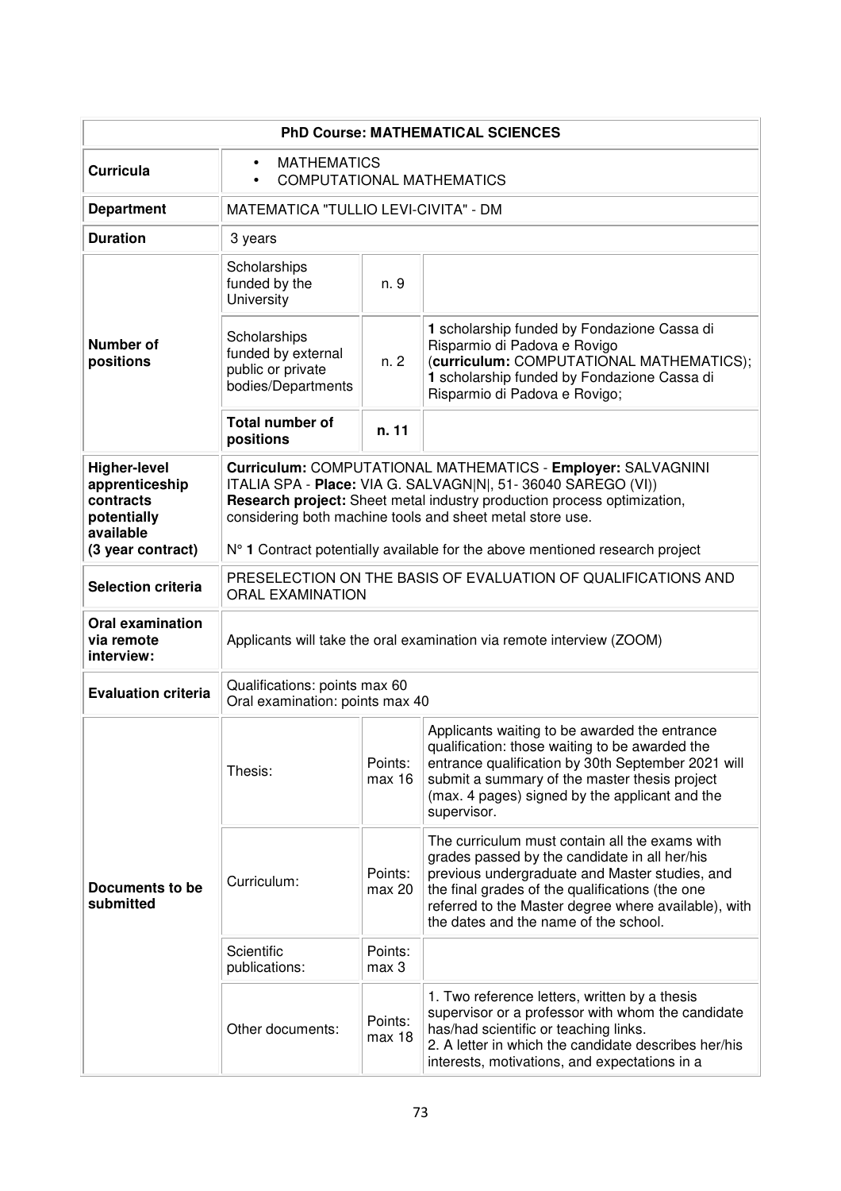| PhD Course: MATHEMATICAL SCIENCES | | | |
|---|---|---|---|
| **Curricula** | • MATHEMATICS<br>• COMPUTATIONAL MATHEMATICS | | |
| **Department** | MATEMATICA "TULLIO LEVI-CIVITA" - DM | | |
| **Duration** | 3 years | | |
| **Number of positions** | Scholarships funded by the University | n. 9 | |
| | Scholarships funded by external public or private bodies/Departments | n. 2 | **1** scholarship funded by Fondazione Cassa di Risparmio di Padova e Rovigo (**curriculum:** COMPUTATIONAL MATHEMATICS);<br>**1** scholarship funded by Fondazione Cassa di Risparmio di Padova e Rovigo; |
| | **Total number of positions** | **n. 11** | |
| **Higher-level apprenticeship contracts potentially available (3 year contract)** | **Curriculum:** COMPUTATIONAL MATHEMATICS - **Employer:** SALVAGNINI ITALIA SPA - **Place:** VIA G. SALVAGN\|N\|, 51- 36040 SAREGO (VI))<br>**Research project:** Sheet metal industry production process optimization, considering both machine tools and sheet metal store use.<br>N° **1** Contract potentially available for the above mentioned research project | | |
| **Selection criteria** | PRESELECTION ON THE BASIS OF EVALUATION OF QUALIFICATIONS AND ORAL EXAMINATION | | |
| **Oral examination via remote interview:** | Applicants will take the oral examination via remote interview (ZOOM) | | |
| **Evaluation criteria** | Qualifications: points max 60<br>Oral examination: points max 40 | | |
| **Documents to be submitted** | Thesis: | Points: max 16 | Applicants waiting to be awarded the entrance qualification: those waiting to be awarded the entrance qualification by 30th September 2021 will submit a summary of the master thesis project (max. 4 pages) signed by the applicant and the supervisor. |
| | Curriculum: | Points: max 20 | The curriculum must contain all the exams with grades passed by the candidate in all her/his previous undergraduate and Master studies, and the final grades of the qualifications (the one referred to the Master degree where available), with the dates and the name of the school. |
| | Scientific publications: | Points: max 3 | |
| | Other documents: | Points: max 18 | 1. Two reference letters, written by a thesis supervisor or a professor with whom the candidate has/had scientific or teaching links.<br>2. A letter in which the candidate describes her/his interests, motivations, and expectations in a |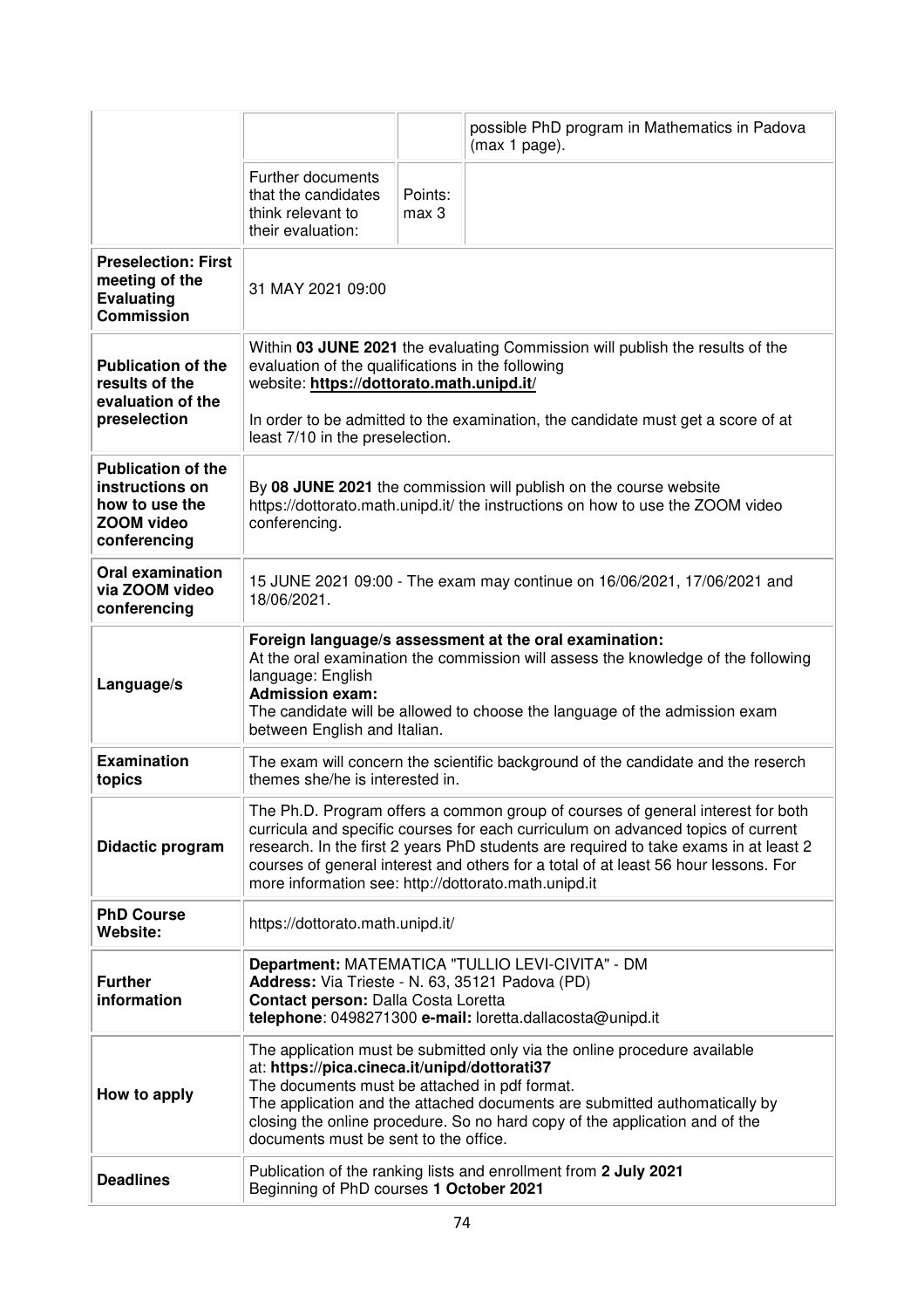| | | | |
|---|---|---|---|
| | | | possible PhD program in Mathematics in Padova (max 1 page). |
| | Further documents that the candidates think relevant to their evaluation: | Points: max 3 | |
| **Preselection: First meeting of the Evaluating Commission** | 31 MAY 2021 09:00 | | |
| **Publication of the results of the evaluation of the preselection** | Within **03 JUNE 2021** the evaluating Commission will publish the results of the evaluation of the qualifications in the following website: **https://dottorato.math.unipd.it/**<br><br>In order to be admitted to the examination, the candidate must get a score of at least 7/10 in the preselection. | | |
| **Publication of the instructions on how to use the ZOOM video conferencing** | By **08 JUNE 2021** the commission will publish on the course website https://dottorato.math.unipd.it/ the instructions on how to use the ZOOM video conferencing. | | |
| **Oral examination via ZOOM video conferencing** | 15 JUNE 2021 09:00 - The exam may continue on 16/06/2021, 17/06/2021 and 18/06/2021. | | |
| **Language/s** | **Foreign language/s assessment at the oral examination:**<br>At the oral examination the commission will assess the knowledge of the following language: English<br>**Admission exam:**<br>The candidate will be allowed to choose the language of the admission exam between English and Italian. | | |
| **Examination topics** | The exam will concern the scientific background of the candidate and the reserch themes she/he is interested in. | | |
| **Didactic program** | The Ph.D. Program offers a common group of courses of general interest for both curricula and specific courses for each curriculum on advanced topics of current research. In the first 2 years PhD students are required to take exams in at least 2 courses of general interest and others for a total of at least 56 hour lessons. For more information see: http://dottorato.math.unipd.it | | |
| **PhD Course Website:** | https://dottorato.math.unipd.it/ | | |
| **Further information** | **Department:** MATEMATICA "TULLIO LEVI-CIVITA" - DM<br>**Address:** Via Trieste - N. 63, 35121 Padova (PD)<br>**Contact person:** Dalla Costa Loretta<br>**telephone**: 0498271300 **e-mail:** loretta.dallacosta@unipd.it | | |
| **How to apply** | The application must be submitted only via the online procedure available at: **https://pica.cineca.it/unipd/dottorati37**<br>The documents must be attached in pdf format.<br>The application and the attached documents are submitted authomatically by closing the online procedure. So no hard copy of the application and of the documents must be sent to the office. | | |
| **Deadlines** | Publication of the ranking lists and enrollment from **2 July 2021**<br>Beginning of PhD courses **1 October 2021** | | |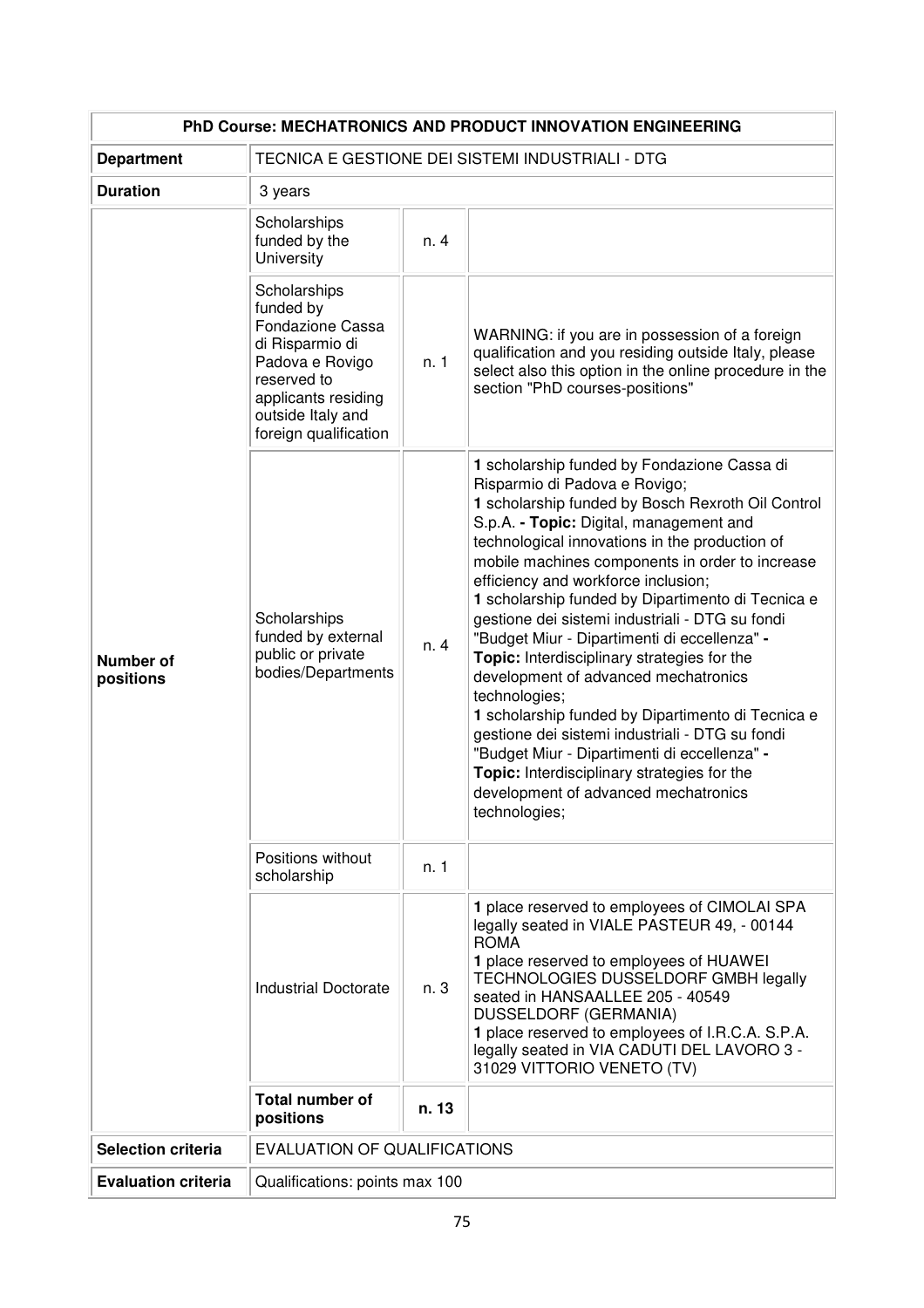| PhD Course: MECHATRONICS AND PRODUCT INNOVATION ENGINEERING | | | |
|---|---|---|---|
| **Department** | TECNICA E GESTIONE DEI SISTEMI INDUSTRIALI - DTG | | |
| **Duration** | 3 years | | |
| **Number of positions** | Scholarships funded by the University | n. 4 | |
| | Scholarships funded by Fondazione Cassa di Risparmio di Padova e Rovigo reserved to applicants residing outside Italy and foreign qualification | n. 1 | WARNING: if you are in possession of a foreign qualification and you residing outside Italy, please select also this option in the online procedure in the section "PhD courses-positions" |
| | Scholarships funded by external public or private bodies/Departments | n. 4 | **1** scholarship funded by Fondazione Cassa di Risparmio di Padova e Rovigo; **1** scholarship funded by Bosch Rexroth Oil Control S.p.A. **- Topic:** Digital, management and technological innovations in the production of mobile machines components in order to increase efficiency and workforce inclusion; **1** scholarship funded by Dipartimento di Tecnica e gestione dei sistemi industriali - DTG su fondi "Budget Miur - Dipartimenti di eccellenza" **- Topic:** Interdisciplinary strategies for the development of advanced mechatronics technologies; **1** scholarship funded by Dipartimento di Tecnica e gestione dei sistemi industriali - DTG su fondi "Budget Miur - Dipartimenti di eccellenza" **- Topic:** Interdisciplinary strategies for the development of advanced mechatronics technologies; |
| | Positions without scholarship | n. 1 | |
| | Industrial Doctorate | n. 3 | **1** place reserved to employees of CIMOLAI SPA legally seated in VIALE PASTEUR 49, - 00144 ROMA **1** place reserved to employees of HUAWEI TECHNOLOGIES DUSSELDORF GMBH legally seated in HANSAALLEE 205 - 40549 DUSSELDORF (GERMANIA) **1** place reserved to employees of I.R.C.A. S.P.A. legally seated in VIA CADUTI DEL LAVORO 3 - 31029 VITTORIO VENETO (TV) |
| | **Total number of positions** | **n. 13** | |
| **Selection criteria** | EVALUATION OF QUALIFICATIONS | | |
| **Evaluation criteria** | Qualifications: points max 100 | | |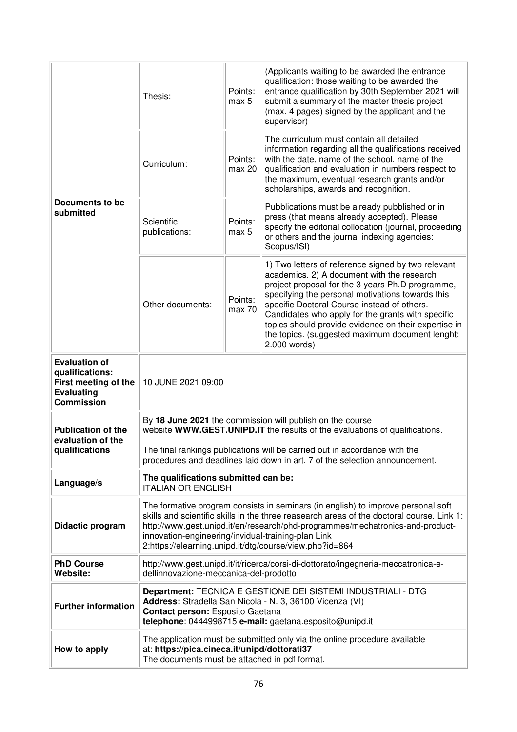| | | | |
|---|---|---|---|
| **Documents to be submitted** | Thesis: | Points: max 5 | (Applicants waiting to be awarded the entrance qualification: those waiting to be awarded the entrance qualification by 30th September 2021 will submit a summary of the master thesis project (max. 4 pages) signed by the applicant and the supervisor) |
| | Curriculum: | Points: max 20 | The curriculum must contain all detailed information regarding all the qualifications received with the date, name of the school, name of the qualification and evaluation in numbers respect to the maximum, eventual research grants and/or scholarships, awards and recognition. |
| | Scientific publications: | Points: max 5 | Pubblications must be already pubblished or in press (that means already accepted). Please specify the editorial collocation (journal, proceeding or others and the journal indexing agencies: Scopus/ISI) |
| | Other documents: | Points: max 70 | 1) Two letters of reference signed by two relevant academics. 2) A document with the research project proposal for the 3 years Ph.D programme, specifying the personal motivations towards this specific Doctoral Course instead of others. Candidates who apply for the grants with specific topics should provide evidence on their expertise in the topics. (suggested maximum document lenght: 2.000 words) |
| **Evaluation of qualifications: First meeting of the Evaluating Commission** | 10 JUNE 2021 09:00 | | |
| **Publication of the evaluation of the qualifications** | By **18 June 2021** the commission will publish on the course website **WWW.GEST.UNIPD.IT** the results of the evaluations of qualifications.<br><br>The final rankings publications will be carried out in accordance with the procedures and deadlines laid down in art. 7 of the selection announcement. | | |
| **Language/s** | **The qualifications submitted can be:**<br>ITALIAN OR ENGLISH | | |
| **Didactic program** | The formative program consists in seminars (in english) to improve personal soft skills and scientific skills in the three reasearch areas of the doctoral course. Link 1: http://www.gest.unipd.it/en/research/phd-programmes/mechatronics-and-product-innovation-engineering/invidual-training-plan Link 2:https://elearning.unipd.it/dtg/course/view.php?id=864 | | |
| **PhD Course Website:** | http://www.gest.unipd.it/it/ricerca/corsi-di-dottorato/ingegneria-meccatronica-e-dellinnovazione-meccanica-del-prodotto | | |
| **Further information** | **Department:** TECNICA E GESTIONE DEI SISTEMI INDUSTRIALI - DTG<br>**Address:** Stradella San Nicola - N. 3, 36100 Vicenza (VI)<br>**Contact person:** Esposito Gaetana<br>**telephone**: 0444998715 **e-mail:** gaetana.esposito@unipd.it | | |
| **How to apply** | The application must be submitted only via the online procedure available at: **https://pica.cineca.it/unipd/dottorati37**<br>The documents must be attached in pdf format. | | |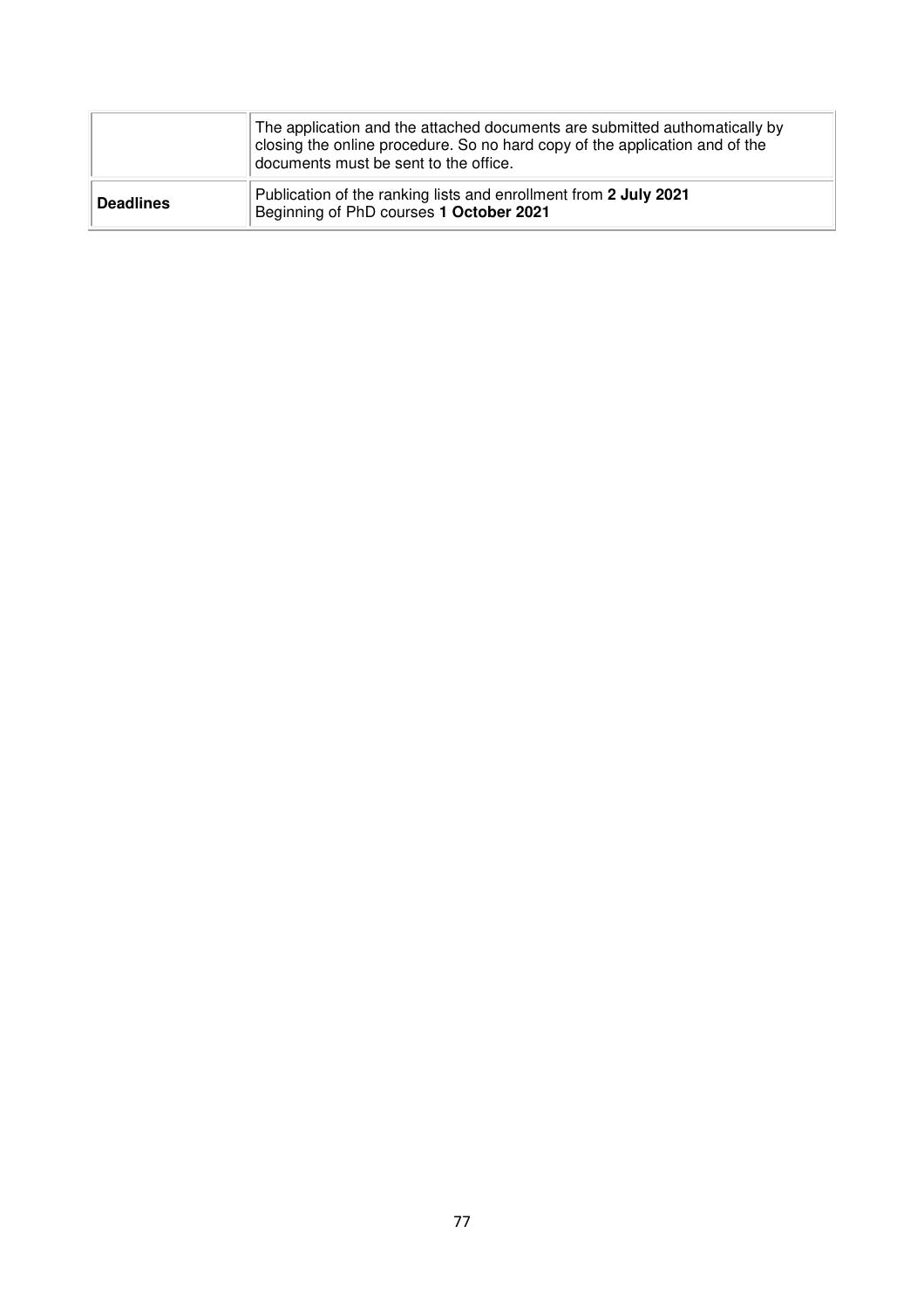| | |
|---|---|
| | The application and the attached documents are submitted authomatically by closing the online procedure. So no hard copy of the application and of the documents must be sent to the office. |
| **Deadlines** | Publication of the ranking lists and enrollment from **2 July 2021**<br>Beginning of PhD courses **1 October 2021** |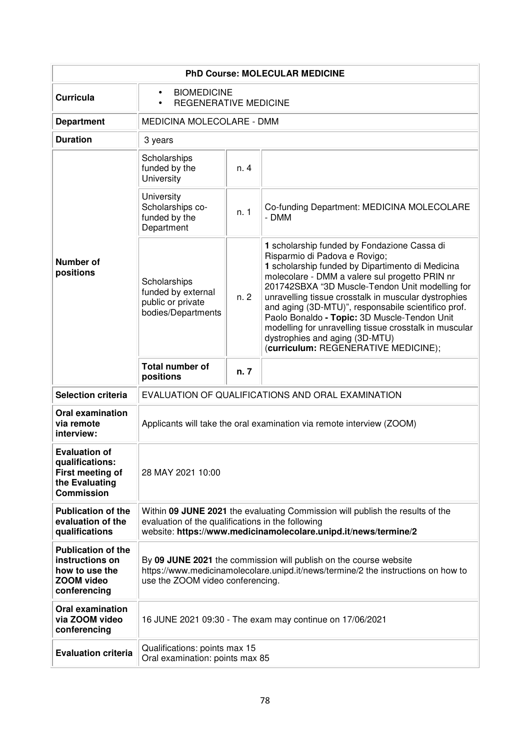| PhD Course: MOLECULAR MEDICINE | | | |
|---|---|---|---|
| **Curricula** | • BIOMEDICINE<br>• REGENERATIVE MEDICINE | | |
| **Department** | MEDICINA MOLECOLARE - DMM | | |
| **Duration** | 3 years | | |
| **Number of positions** | Scholarships funded by the University | n. 4 | |
| | University Scholarships co-funded by the Department | n. 1 | Co-funding Department: MEDICINA MOLECOLARE - DMM |
| | Scholarships funded by external public or private bodies/Departments | n. 2 | **1** scholarship funded by Fondazione Cassa di Risparmio di Padova e Rovigo;<br>**1** scholarship funded by Dipartimento di Medicina molecolare - DMM a valere sul progetto PRIN nr 201742SBXA "3D Muscle-Tendon Unit modelling for unravelling tissue crosstalk in muscular dystrophies and aging (3D-MTU)", responsabile scientifico prof. Paolo Bonaldo **- Topic:** 3D Muscle-Tendon Unit modelling for unravelling tissue crosstalk in muscular dystrophies and aging (3D-MTU) (**curriculum:** REGENERATIVE MEDICINE); |
| | **Total number of positions** | **n. 7** | |
| **Selection criteria** | EVALUATION OF QUALIFICATIONS AND ORAL EXAMINATION | | |
| **Oral examination via remote interview:** | Applicants will take the oral examination via remote interview (ZOOM) | | |
| **Evaluation of qualifications: First meeting of the Evaluating Commission** | 28 MAY 2021 10:00 | | |
| **Publication of the evaluation of the qualifications** | Within **09 JUNE 2021** the evaluating Commission will publish the results of the evaluation of the qualifications in the following website: **https://www.medicinamolecolare.unipd.it/news/termine/2** | | |
| **Publication of the instructions on how to use the ZOOM video conferencing** | By **09 JUNE 2021** the commission will publish on the course website https://www.medicinamolecolare.unipd.it/news/termine/2 the instructions on how to use the ZOOM video conferencing. | | |
| **Oral examination via ZOOM video conferencing** | 16 JUNE 2021 09:30 - The exam may continue on 17/06/2021 | | |
| **Evaluation criteria** | Qualifications: points max 15<br>Oral examination: points max 85 | | |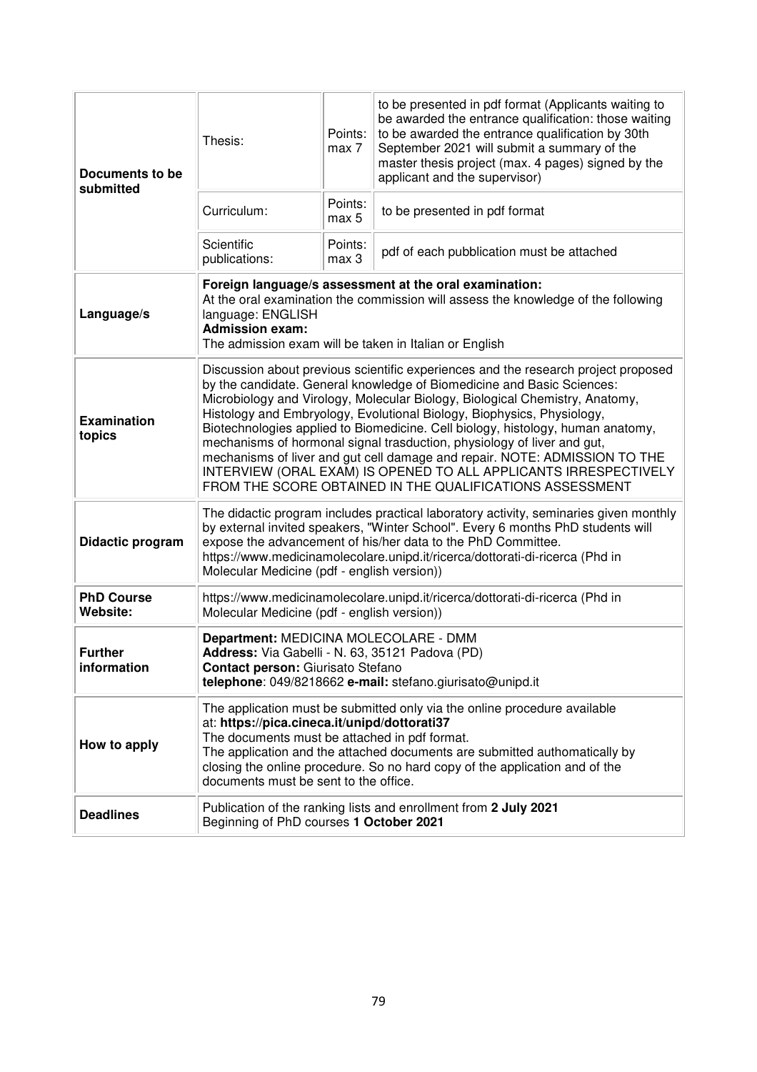| | | | |
|---|---|---|---|
| **Documents to be submitted** | Thesis: | Points: max 7 | to be presented in pdf format (Applicants waiting to be awarded the entrance qualification: those waiting to be awarded the entrance qualification by 30th September 2021 will submit a summary of the master thesis project (max. 4 pages) signed by the applicant and the supervisor) |
| | Curriculum: | Points: max 5 | to be presented in pdf format |
| | Scientific publications: | Points: max 3 | pdf of each pubblication must be attached |
| **Language/s** | **Foreign language/s assessment at the oral examination:** At the oral examination the commission will assess the knowledge of the following language: ENGLISH **Admission exam:** The admission exam will be taken in Italian or English | | |
| **Examination topics** | Discussion about previous scientific experiences and the research project proposed by the candidate. General knowledge of Biomedicine and Basic Sciences: Microbiology and Virology, Molecular Biology, Biological Chemistry, Anatomy, Histology and Embryology, Evolutional Biology, Biophysics, Physiology, Biotechnologies applied to Biomedicine. Cell biology, histology, human anatomy, mechanisms of hormonal signal trasduction, physiology of liver and gut, mechanisms of liver and gut cell damage and repair. NOTE: ADMISSION TO THE INTERVIEW (ORAL EXAM) IS OPENED TO ALL APPLICANTS IRRESPECTIVELY FROM THE SCORE OBTAINED IN THE QUALIFICATIONS ASSESSMENT | | |
| **Didactic program** | The didactic program includes practical laboratory activity, seminaries given monthly by external invited speakers, "Winter School". Every 6 months PhD students will expose the advancement of his/her data to the PhD Committee. https://www.medicinamolecolare.unipd.it/ricerca/dottorati-di-ricerca (Phd in Molecular Medicine (pdf - english version)) | | |
| **PhD Course Website:** | https://www.medicinamolecolare.unipd.it/ricerca/dottorati-di-ricerca (Phd in Molecular Medicine (pdf - english version)) | | |
| **Further information** | **Department:** MEDICINA MOLECOLARE - DMM **Address:** Via Gabelli - N. 63, 35121 Padova (PD) **Contact person:** Giurisato Stefano **telephone**: 049/8218662 **e-mail:** stefano.giurisato@unipd.it | | |
| **How to apply** | The application must be submitted only via the online procedure available at: **https://pica.cineca.it/unipd/dottorati37** The documents must be attached in pdf format. The application and the attached documents are submitted authomatically by closing the online procedure. So no hard copy of the application and of the documents must be sent to the office. | | |
| **Deadlines** | Publication of the ranking lists and enrollment from **2 July 2021** Beginning of PhD courses **1 October 2021** | | |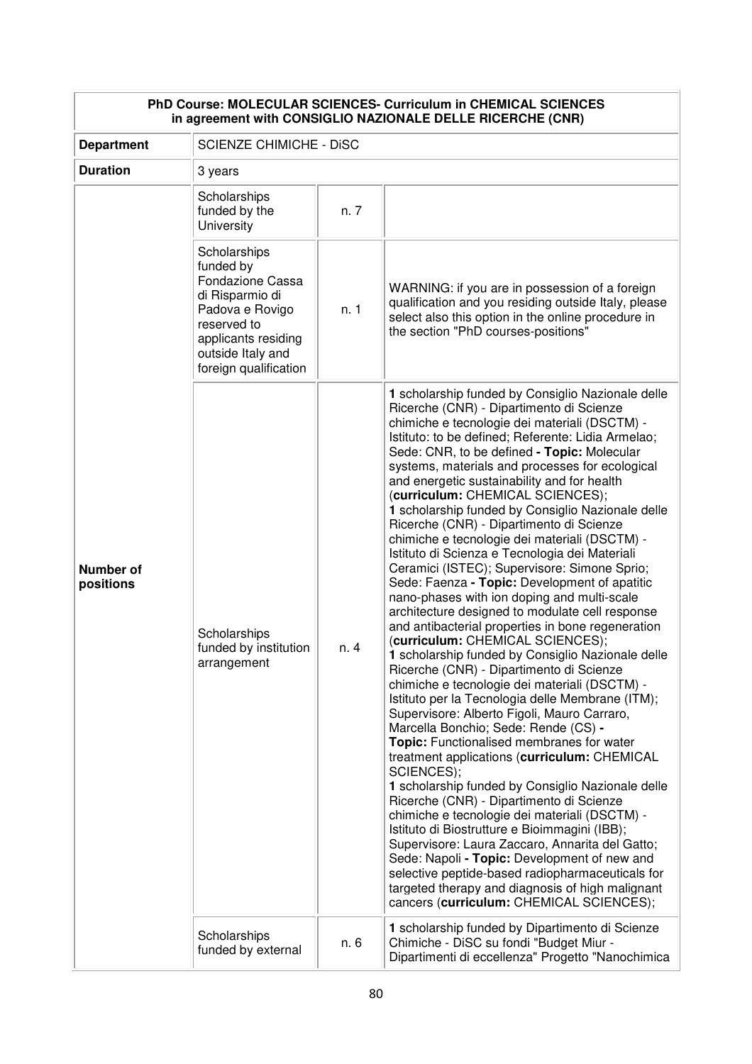| PhD Course: MOLECULAR SCIENCES- Curriculum in CHEMICAL SCIENCES in agreement with CONSIGLIO NAZIONALE DELLE RICERCHE (CNR) | | | |
|---|---|---|---|
| **Department** | SCIENZE CHIMICHE - DiSC | | |
| **Duration** | 3 years | | |
| **Number of positions** | Scholarships funded by the University | n. 7 | |
| | Scholarships funded by Fondazione Cassa di Risparmio di Padova e Rovigo reserved to applicants residing outside Italy and foreign qualification | n. 1 | WARNING: if you are in possession of a foreign qualification and you residing outside Italy, please select also this option in the online procedure in the section "PhD courses-positions" |
| | Scholarships funded by institution arrangement | n. 4 | **1** scholarship funded by Consiglio Nazionale delle Ricerche (CNR) - Dipartimento di Scienze chimiche e tecnologie dei materiali (DSCTM) - Istituto: to be defined; Referente: Lidia Armelao; Sede: CNR, to be defined **- Topic:** Molecular systems, materials and processes for ecological and energetic sustainability and for health (**curriculum:** CHEMICAL SCIENCES); **1** scholarship funded by Consiglio Nazionale delle Ricerche (CNR) - Dipartimento di Scienze chimiche e tecnologie dei materiali (DSCTM) - Istituto di Scienza e Tecnologia dei Materiali Ceramici (ISTEC); Supervisore: Simone Sprio; Sede: Faenza **- Topic:** Development of apatitic nano-phases with ion doping and multi-scale architecture designed to modulate cell response and antibacterial properties in bone regeneration (**curriculum:** CHEMICAL SCIENCES); **1** scholarship funded by Consiglio Nazionale delle Ricerche (CNR) - Dipartimento di Scienze chimiche e tecnologie dei materiali (DSCTM) - Istituto per la Tecnologia delle Membrane (ITM); Supervisore: Alberto Figoli, Mauro Carraro, Marcella Bonchio; Sede: Rende (CS) **- Topic:** Functionalised membranes for water treatment applications (**curriculum:** CHEMICAL SCIENCES); **1** scholarship funded by Consiglio Nazionale delle Ricerche (CNR) - Dipartimento di Scienze chimiche e tecnologie dei materiali (DSCTM) - Istituto di Biostrutture e Bioimmagini (IBB); Supervisore: Laura Zaccaro, Annarita del Gatto; Sede: Napoli **- Topic:** Development of new and selective peptide-based radiopharmaceuticals for targeted therapy and diagnosis of high malignant cancers (**curriculum:** CHEMICAL SCIENCES); |
| | Scholarships funded by external | n. 6 | **1** scholarship funded by Dipartimento di Scienze Chimiche - DiSC su fondi "Budget Miur - Dipartimenti di eccellenza" Progetto "Nanochimica |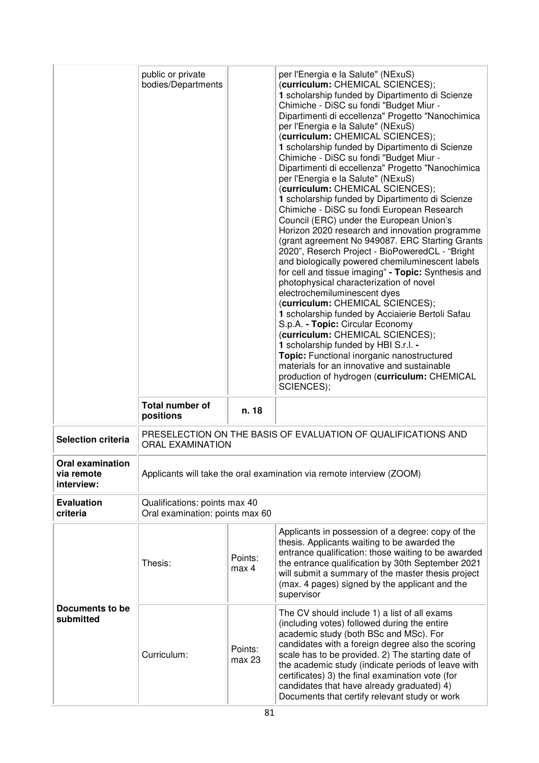| | | | |
|---|---|---|---|
| | public or private bodies/Departments | | per l'Energia e la Salute" (NExuS) (**curriculum:** CHEMICAL SCIENCES); **1** scholarship funded by Dipartimento di Scienze Chimiche - DiSC su fondi "Budget Miur - Dipartimenti di eccellenza" Progetto "Nanochimica per l'Energia e la Salute" (NExuS) (**curriculum:** CHEMICAL SCIENCES); **1** scholarship funded by Dipartimento di Scienze Chimiche - DiSC su fondi "Budget Miur - Dipartimenti di eccellenza" Progetto "Nanochimica per l'Energia e la Salute" (NExuS) (**curriculum:** CHEMICAL SCIENCES); **1** scholarship funded by Dipartimento di Scienze Chimiche - DiSC su fondi European Research Council (ERC) under the European Union's Horizon 2020 research and innovation programme (grant agreement No 949087. ERC Starting Grants 2020", Reserch Project - BioPoweredCL - "Bright and biologically powered chemiluminescent labels for cell and tissue imaging" **- Topic:** Synthesis and photophysical characterization of novel electrochemiluminescent dyes (**curriculum:** CHEMICAL SCIENCES); **1** scholarship funded by Acciaierie Bertoli Safau S.p.A. **- Topic:** Circular Economy (**curriculum:** CHEMICAL SCIENCES); **1** scholarship funded by HBI S.r.l. **- Topic:** Functional inorganic nanostructured materials for an innovative and sustainable production of hydrogen (**curriculum:** CHEMICAL SCIENCES); |
| | **Total number of positions** | **n. 18** | |
| **Selection criteria** | PRESELECTION ON THE BASIS OF EVALUATION OF QUALIFICATIONS AND ORAL EXAMINATION | | |
| **Oral examination via remote interview:** | Applicants will take the oral examination via remote interview (ZOOM) | | |
| **Evaluation criteria** | Qualifications: points max 40<br>Oral examination: points max 60 | | |
| **Documents to be submitted** | Thesis: | Points: max 4 | Applicants in possession of a degree: copy of the thesis. Applicants waiting to be awarded the entrance qualification: those waiting to be awarded the entrance qualification by 30th September 2021 will submit a summary of the master thesis project (max. 4 pages) signed by the applicant and the supervisor |
| | Curriculum: | Points: max 23 | The CV should include 1) a list of all exams (including votes) followed during the entire academic study (both BSc and MSc). For candidates with a foreign degree also the scoring scale has to be provided. 2) The starting date of the academic study (indicate periods of leave with certificates) 3) the final examination vote (for candidates that have already graduated) 4) Documents that certify relevant study or work |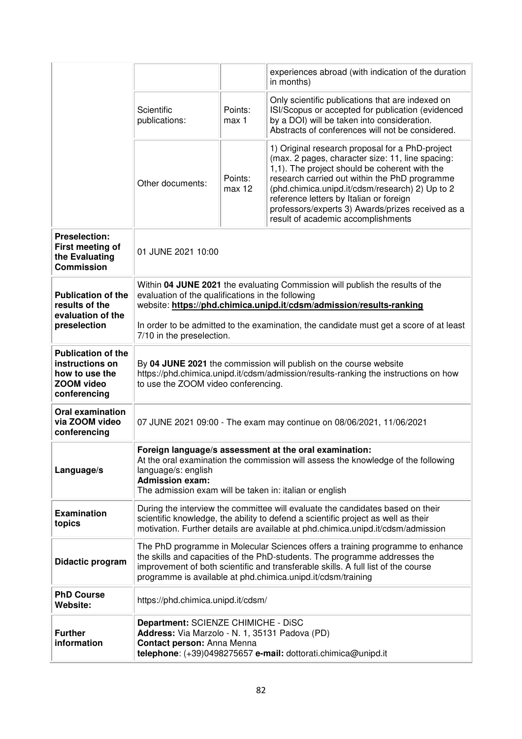| | | | |
|---|---|---|---|
| | | | experiences abroad (with indication of the duration in months) |
| | Scientific publications: | Points: max 1 | Only scientific publications that are indexed on ISI/Scopus or accepted for publication (evidenced by a DOI) will be taken into consideration. Abstracts of conferences will not be considered. |
| | Other documents: | Points: max 12 | 1) Original research proposal for a PhD-project (max. 2 pages, character size: 11, line spacing: 1,1). The project should be coherent with the research carried out within the PhD programme (phd.chimica.unipd.it/cdsm/research) 2) Up to 2 reference letters by Italian or foreign professors/experts 3) Awards/prizes received as a result of academic accomplishments |
| **Preselection: First meeting of the Evaluating Commission** | 01 JUNE 2021 10:00 | | |
| **Publication of the results of the evaluation of the preselection** | Within **04 JUNE 2021** the evaluating Commission will publish the results of the evaluation of the qualifications in the following website: **https://phd.chimica.unipd.it/cdsm/admission/results-ranking**<br><br>In order to be admitted to the examination, the candidate must get a score of at least 7/10 in the preselection. | | |
| **Publication of the instructions on how to use the ZOOM video conferencing** | By **04 JUNE 2021** the commission will publish on the course website https://phd.chimica.unipd.it/cdsm/admission/results-ranking the instructions on how to use the ZOOM video conferencing. | | |
| **Oral examination via ZOOM video conferencing** | 07 JUNE 2021 09:00 - The exam may continue on 08/06/2021, 11/06/2021 | | |
| **Language/s** | **Foreign language/s assessment at the oral examination:**<br>At the oral examination the commission will assess the knowledge of the following language/s: english<br>**Admission exam:**<br>The admission exam will be taken in: italian or english | | |
| **Examination topics** | During the interview the committee will evaluate the candidates based on their scientific knowledge, the ability to defend a scientific project as well as their motivation. Further details are available at phd.chimica.unipd.it/cdsm/admission | | |
| **Didactic program** | The PhD programme in Molecular Sciences offers a training programme to enhance the skills and capacities of the PhD-students. The programme addresses the improvement of both scientific and transferable skills. A full list of the course programme is available at phd.chimica.unipd.it/cdsm/training | | |
| **PhD Course Website:** | https://phd.chimica.unipd.it/cdsm/ | | |
| **Further information** | **Department:** SCIENZE CHIMICHE - DiSC<br>**Address:** Via Marzolo - N. 1, 35131 Padova (PD)<br>**Contact person:** Anna Menna<br>**telephone**: (+39)0498275657 **e-mail:** dottorati.chimica@unipd.it | | |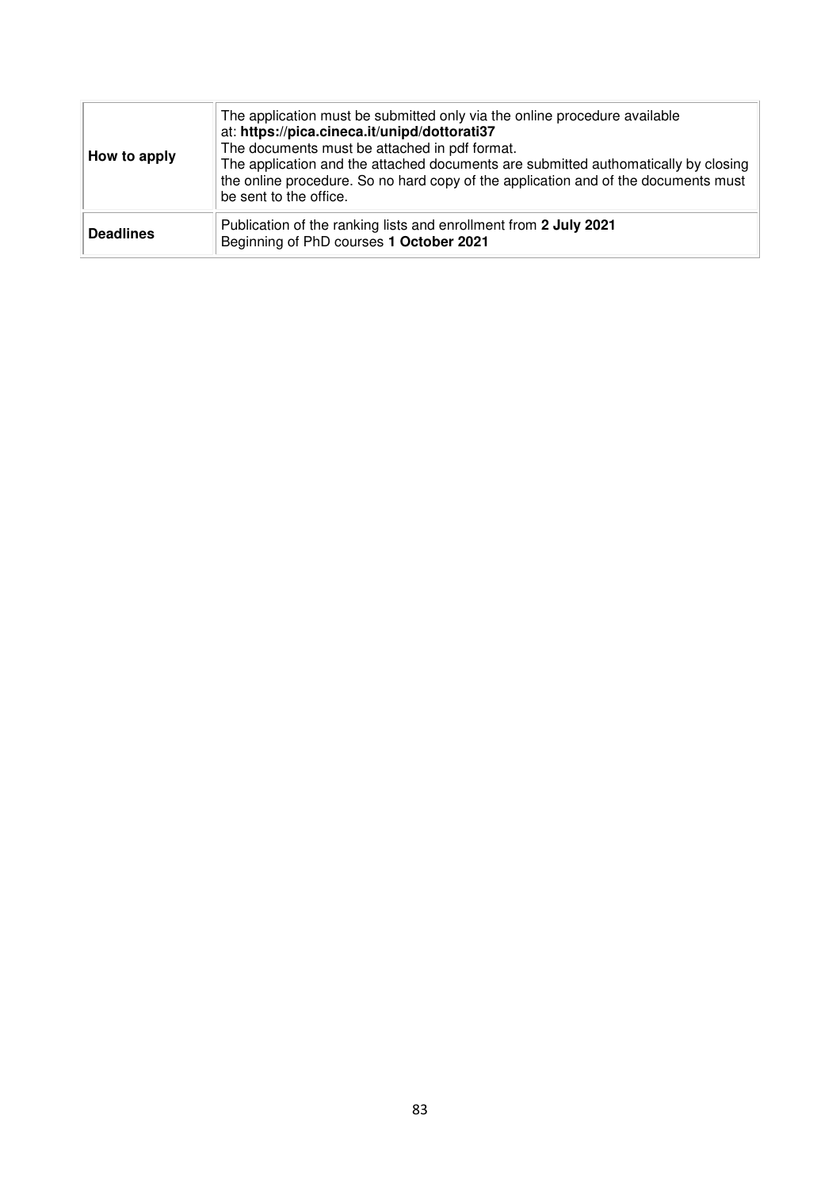| | |
|---|---|
| **How to apply** | The application must be submitted only via the online procedure available at: **https://pica.cineca.it/unipd/dottorati37**<br>The documents must be attached in pdf format.<br>The application and the attached documents are submitted authomatically by closing the online procedure. So no hard copy of the application and of the documents must be sent to the office. |
| **Deadlines** | Publication of the ranking lists and enrollment from **2 July 2021**<br>Beginning of PhD courses **1 October 2021** |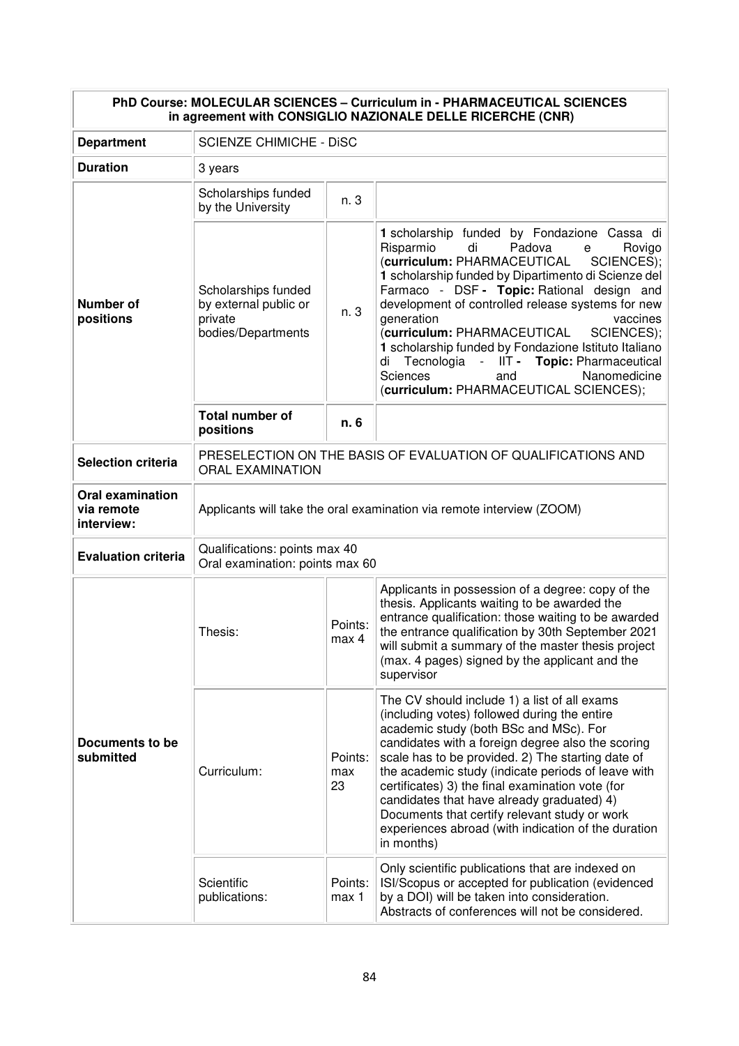| PhD Course: MOLECULAR SCIENCES – Curriculum in - PHARMACEUTICAL SCIENCES in agreement with CONSIGLIO NAZIONALE DELLE RICERCHE (CNR) | | | |
|---|---|---|---|
| **Department** | SCIENZE CHIMICHE - DiSC | | |
| **Duration** | 3 years | | |
| **Number of positions** | Scholarships funded by the University | n. 3 | |
| | Scholarships funded by external public or private bodies/Departments | n. 3 | **1** scholarship funded by Fondazione Cassa di Risparmio di Padova e Rovigo (**curriculum:** PHARMACEUTICAL SCIENCES); **1** scholarship funded by Dipartimento di Scienze del Farmaco - DSF **- Topic:** Rational design and development of controlled release systems for new generation vaccines (**curriculum:** PHARMACEUTICAL SCIENCES); **1** scholarship funded by Fondazione Istituto Italiano di Tecnologia - IIT **- Topic:** Pharmaceutical Sciences and Nanomedicine (**curriculum:** PHARMACEUTICAL SCIENCES); |
| | **Total number of positions** | **n. 6** | |
| **Selection criteria** | PRESELECTION ON THE BASIS OF EVALUATION OF QUALIFICATIONS AND ORAL EXAMINATION | | |
| **Oral examination via remote interview:** | Applicants will take the oral examination via remote interview (ZOOM) | | |
| **Evaluation criteria** | Qualifications: points max 40<br>Oral examination: points max 60 | | |
| **Documents to be submitted** | Thesis: | Points: max 4 | Applicants in possession of a degree: copy of the thesis. Applicants waiting to be awarded the entrance qualification: those waiting to be awarded the entrance qualification by 30th September 2021 will submit a summary of the master thesis project (max. 4 pages) signed by the applicant and the supervisor |
| | Curriculum: | Points: max 23 | The CV should include 1) a list of all exams (including votes) followed during the entire academic study (both BSc and MSc). For candidates with a foreign degree also the scoring scale has to be provided. 2) The starting date of the academic study (indicate periods of leave with certificates) 3) the final examination vote (for candidates that have already graduated) 4) Documents that certify relevant study or work experiences abroad (with indication of the duration in months) |
| | Scientific publications: | Points: max 1 | Only scientific publications that are indexed on ISI/Scopus or accepted for publication (evidenced by a DOI) will be taken into consideration. Abstracts of conferences will not be considered. |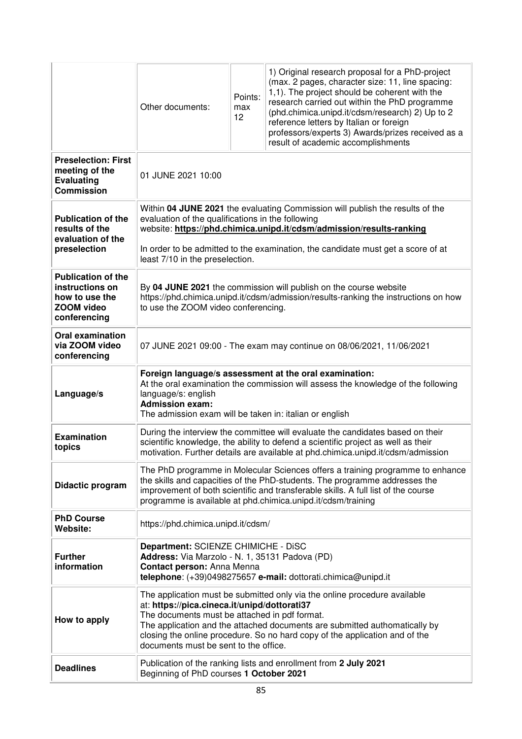| | | | |
|---|---|---|---|
| | Other documents: | Points: max 12 | 1) Original research proposal for a PhD-project (max. 2 pages, character size: 11, line spacing: 1,1). The project should be coherent with the research carried out within the PhD programme (phd.chimica.unipd.it/cdsm/research) 2) Up to 2 reference letters by Italian or foreign professors/experts 3) Awards/prizes received as a result of academic accomplishments |
| **Preselection: First meeting of the Evaluating Commission** | 01 JUNE 2021 10:00 | | |
| **Publication of the results of the evaluation of the preselection** | Within **04 JUNE 2021** the evaluating Commission will publish the results of the evaluation of the qualifications in the following website: **https://phd.chimica.unipd.it/cdsm/admission/results-ranking**<br><br>In order to be admitted to the examination, the candidate must get a score of at least 7/10 in the preselection. | | |
| **Publication of the instructions on how to use the ZOOM video conferencing** | By **04 JUNE 2021** the commission will publish on the course website https://phd.chimica.unipd.it/cdsm/admission/results-ranking the instructions on how to use the ZOOM video conferencing. | | |
| **Oral examination via ZOOM video conferencing** | 07 JUNE 2021 09:00 - The exam may continue on 08/06/2021, 11/06/2021 | | |
| **Language/s** | **Foreign language/s assessment at the oral examination:**<br>At the oral examination the commission will assess the knowledge of the following language/s: english<br>**Admission exam:**<br>The admission exam will be taken in: italian or english | | |
| **Examination topics** | During the interview the committee will evaluate the candidates based on their scientific knowledge, the ability to defend a scientific project as well as their motivation. Further details are available at phd.chimica.unipd.it/cdsm/admission | | |
| **Didactic program** | The PhD programme in Molecular Sciences offers a training programme to enhance the skills and capacities of the PhD-students. The programme addresses the improvement of both scientific and transferable skills. A full list of the course programme is available at phd.chimica.unipd.it/cdsm/training | | |
| **PhD Course Website:** | https://phd.chimica.unipd.it/cdsm/ | | |
| **Further information** | **Department:** SCIENZE CHIMICHE - DiSC<br>**Address:** Via Marzolo - N. 1, 35131 Padova (PD)<br>**Contact person:** Anna Menna<br>**telephone**: (+39)0498275657 **e-mail:** dottorati.chimica@unipd.it | | |
| **How to apply** | The application must be submitted only via the online procedure available at: **https://pica.cineca.it/unipd/dottorati37**<br>The documents must be attached in pdf format.<br>The application and the attached documents are submitted authomatically by closing the online procedure. So no hard copy of the application and of the documents must be sent to the office. | | |
| **Deadlines** | Publication of the ranking lists and enrollment from **2 July 2021**<br>Beginning of PhD courses **1 October 2021** | | |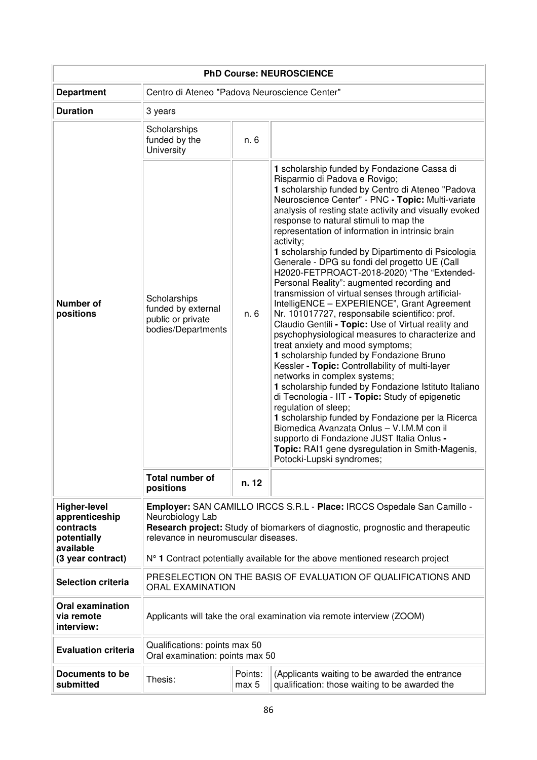| PhD Course: NEUROSCIENCE | | | |
|---|---|---|---|
| **Department** | Centro di Ateneo "Padova Neuroscience Center" | | |
| **Duration** | 3 years | | |
| **Number of positions** | Scholarships funded by the University | n. 6 | |
| | Scholarships funded by external public or private bodies/Departments | n. 6 | **1** scholarship funded by Fondazione Cassa di Risparmio di Padova e Rovigo;<br>**1** scholarship funded by Centro di Ateneo "Padova Neuroscience Center" - PNC **- Topic:** Multi-variate analysis of resting state activity and visually evoked response to natural stimuli to map the representation of information in intrinsic brain activity;<br>**1** scholarship funded by Dipartimento di Psicologia Generale - DPG su fondi del progetto UE (Call H2020-FETPROACT-2018-2020) "The "Extended-Personal Reality": augmented recording and transmission of virtual senses through artificial-IntelligENCE – EXPERIENCE", Grant Agreement Nr. 101017727, responsabile scientifico: prof. Claudio Gentili **- Topic:** Use of Virtual reality and psychophysiological measures to characterize and treat anxiety and mood symptoms;<br>**1** scholarship funded by Fondazione Bruno Kessler **- Topic:** Controllability of multi-layer networks in complex systems;<br>**1** scholarship funded by Fondazione Istituto Italiano di Tecnologia - IIT **- Topic:** Study of epigenetic regulation of sleep;<br>**1** scholarship funded by Fondazione per la Ricerca Biomedica Avanzata Onlus – V.I.M.M con il supporto di Fondazione JUST Italia Onlus **- Topic:** RAI1 gene dysregulation in Smith-Magenis, Potocki-Lupski syndromes; |
| | **Total number of positions** | **n. 12** | |
| **Higher-level apprenticeship contracts potentially available (3 year contract)** | **Employer:** SAN CAMILLO IRCCS S.R.L - **Place:** IRCCS Ospedale San Camillo - Neurobiology Lab<br>**Research project:** Study of biomarkers of diagnostic, prognostic and therapeutic relevance in neuromuscular diseases.<br><br>N° **1** Contract potentially available for the above mentioned research project | | |
| **Selection criteria** | PRESELECTION ON THE BASIS OF EVALUATION OF QUALIFICATIONS AND ORAL EXAMINATION | | |
| **Oral examination via remote interview:** | Applicants will take the oral examination via remote interview (ZOOM) | | |
| **Evaluation criteria** | Qualifications: points max 50<br>Oral examination: points max 50 | | |
| **Documents to be submitted** | Thesis: | Points: max 5 | (Applicants waiting to be awarded the entrance qualification: those waiting to be awarded the |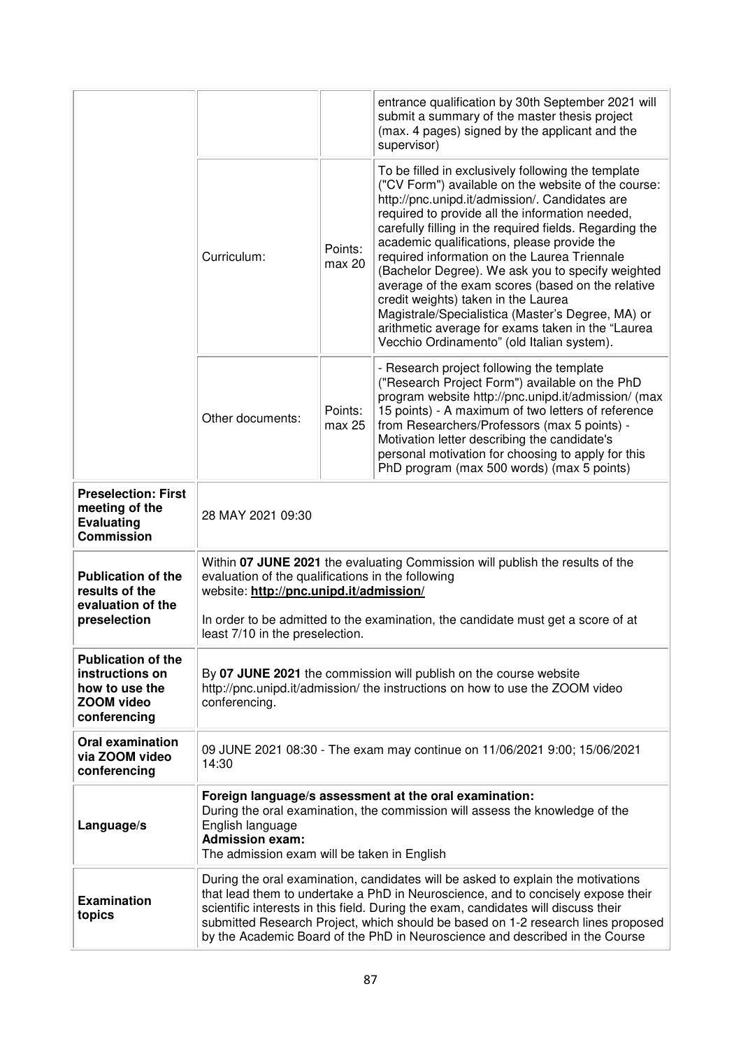| | | | |
|---|---|---|---|
| | | | entrance qualification by 30th September 2021 will submit a summary of the master thesis project (max. 4 pages) signed by the applicant and the supervisor) |
| | Curriculum: | Points: max 20 | To be filled in exclusively following the template ("CV Form") available on the website of the course: http://pnc.unipd.it/admission/. Candidates are required to provide all the information needed, carefully filling in the required fields. Regarding the academic qualifications, please provide the required information on the Laurea Triennale (Bachelor Degree). We ask you to specify weighted average of the exam scores (based on the relative credit weights) taken in the Laurea Magistrale/Specialistica (Master's Degree, MA) or arithmetic average for exams taken in the "Laurea Vecchio Ordinamento" (old Italian system). |
| | Other documents: | Points: max 25 | - Research project following the template ("Research Project Form") available on the PhD program website http://pnc.unipd.it/admission/ (max 15 points) - A maximum of two letters of reference from Researchers/Professors (max 5 points) - Motivation letter describing the candidate's personal motivation for choosing to apply for this PhD program (max 500 words) (max 5 points) |
| **Preselection: First meeting of the Evaluating Commission** | 28 MAY 2021 09:30 | | |
| **Publication of the results of the evaluation of the preselection** | Within **07 JUNE 2021** the evaluating Commission will publish the results of the evaluation of the qualifications in the following website: **http://pnc.unipd.it/admission/**<br><br>In order to be admitted to the examination, the candidate must get a score of at least 7/10 in the preselection. | | |
| **Publication of the instructions on how to use the ZOOM video conferencing** | By **07 JUNE 2021** the commission will publish on the course website http://pnc.unipd.it/admission/ the instructions on how to use the ZOOM video conferencing. | | |
| **Oral examination via ZOOM video conferencing** | 09 JUNE 2021 08:30 - The exam may continue on 11/06/2021 9:00; 15/06/2021 14:30 | | |
| **Language/s** | **Foreign language/s assessment at the oral examination:**<br>During the oral examination, the commission will assess the knowledge of the English language<br>**Admission exam:**<br>The admission exam will be taken in English | | |
| **Examination topics** | During the oral examination, candidates will be asked to explain the motivations that lead them to undertake a PhD in Neuroscience, and to concisely expose their scientific interests in this field. During the exam, candidates will discuss their submitted Research Project, which should be based on 1-2 research lines proposed by the Academic Board of the PhD in Neuroscience and described in the Course | | |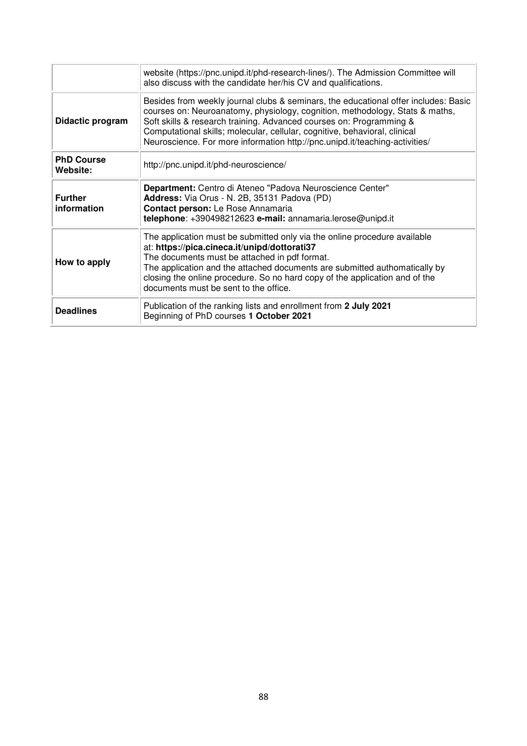| | |
|---|---|
| | website (https://pnc.unipd.it/phd-research-lines/). The Admission Committee will also discuss with the candidate her/his CV and qualifications. |
| **Didactic program** | Besides from weekly journal clubs & seminars, the educational offer includes: Basic courses on: Neuroanatomy, physiology, cognition, methodology, Stats & maths, Soft skills & research training. Advanced courses on: Programming & Computational skills; molecular, cellular, cognitive, behavioral, clinical Neuroscience. For more information http://pnc.unipd.it/teaching-activities/ |
| **PhD Course Website:** | http://pnc.unipd.it/phd-neuroscience/ |
| **Further information** | **Department:** Centro di Ateneo "Padova Neuroscience Center"<br>**Address:** Via Orus - N. 2B, 35131 Padova (PD)<br>**Contact person:** Le Rose Annamaria<br>**telephone**: +390498212623 **e-mail:** annamaria.lerose@unipd.it |
| **How to apply** | The application must be submitted only via the online procedure available at: **https://pica.cineca.it/unipd/dottorati37**<br>The documents must be attached in pdf format.<br>The application and the attached documents are submitted authomatically by closing the online procedure. So no hard copy of the application and of the documents must be sent to the office. |
| **Deadlines** | Publication of the ranking lists and enrollment from **2 July 2021**<br>Beginning of PhD courses **1 October 2021** |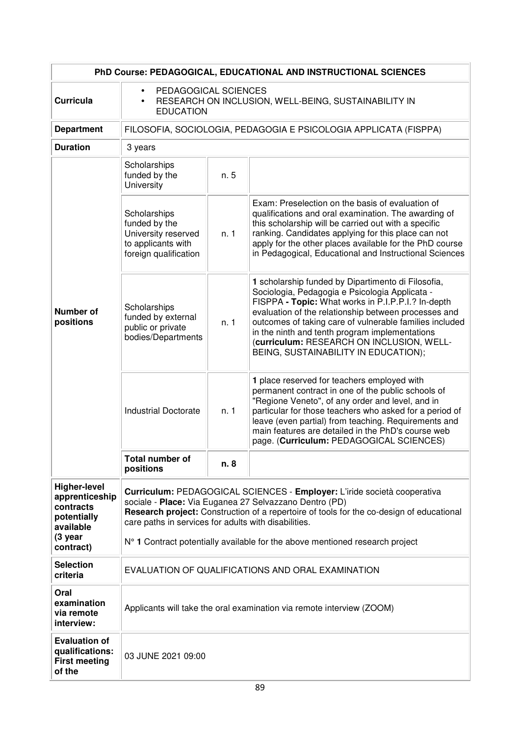| PhD Course: PEDAGOGICAL, EDUCATIONAL AND INSTRUCTIONAL SCIENCES | | | |
|---|---|---|---|
| **Curricula** | • PEDAGOGICAL SCIENCES<br>• RESEARCH ON INCLUSION, WELL-BEING, SUSTAINABILITY IN EDUCATION | | |
| **Department** | FILOSOFIA, SOCIOLOGIA, PEDAGOGIA E PSICOLOGIA APPLICATA (FISPPA) | | |
| **Duration** | 3 years | | |
| **Number of positions** | Scholarships funded by the University | n. 5 | |
| | Scholarships funded by the University reserved to applicants with foreign qualification | n. 1 | Exam: Preselection on the basis of evaluation of qualifications and oral examination. The awarding of this scholarship will be carried out with a specific ranking. Candidates applying for this place can not apply for the other places available for the PhD course in Pedagogical, Educational and Instructional Sciences |
| | Scholarships funded by external public or private bodies/Departments | n. 1 | **1** scholarship funded by Dipartimento di Filosofia, Sociologia, Pedagogia e Psicologia Applicata - FISPPA **- Topic:** What works in P.I.P.P.I.? In-depth evaluation of the relationship between processes and outcomes of taking care of vulnerable families included in the ninth and tenth program implementations (**curriculum:** RESEARCH ON INCLUSION, WELL-BEING, SUSTAINABILITY IN EDUCATION); |
| | Industrial Doctorate | n. 1 | **1** place reserved for teachers employed with permanent contract in one of the public schools of "Regione Veneto", of any order and level, and in particular for those teachers who asked for a period of leave (even partial) from teaching. Requirements and main features are detailed in the PhD's course web page. (**Curriculum:** PEDAGOGICAL SCIENCES) |
| | **Total number of positions** | **n. 8** | |
| **Higher-level apprenticeship contracts potentially available (3 year contract)** | **Curriculum:** PEDAGOGICAL SCIENCES - **Employer:** L'iride società cooperativa sociale - **Place:** Via Euganea 27 Selvazzano Dentro (PD)<br>**Research project:** Construction of a repertoire of tools for the co-design of educational care paths in services for adults with disabilities.<br><br>N° **1** Contract potentially available for the above mentioned research project | | |
| **Selection criteria** | EVALUATION OF QUALIFICATIONS AND ORAL EXAMINATION | | |
| **Oral examination via remote interview:** | Applicants will take the oral examination via remote interview (ZOOM) | | |
| **Evaluation of qualifications: First meeting of the** | 03 JUNE 2021 09:00 | | |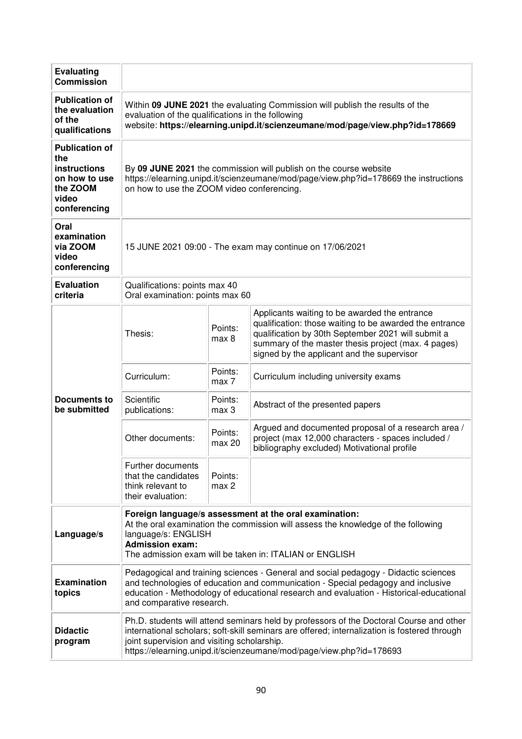| | | | |
|---|---|---|---|
| **Evaluating Commission** | | | |
| **Publication of the evaluation of the qualifications** | Within **09 JUNE 2021** the evaluating Commission will publish the results of the evaluation of the qualifications in the following website: **https://elearning.unipd.it/scienzeumane/mod/page/view.php?id=178669** | | |
| **Publication of the instructions on how to use the ZOOM video conferencing** | By **09 JUNE 2021** the commission will publish on the course website https://elearning.unipd.it/scienzeumane/mod/page/view.php?id=178669 the instructions on how to use the ZOOM video conferencing. | | |
| **Oral examination via ZOOM video conferencing** | 15 JUNE 2021 09:00 - The exam may continue on 17/06/2021 | | |
| **Evaluation criteria** | Qualifications: points max 40<br>Oral examination: points max 60 | | |
| **Documents to be submitted** | Thesis: | Points: max 8 | Applicants waiting to be awarded the entrance qualification: those waiting to be awarded the entrance qualification by 30th September 2021 will submit a summary of the master thesis project (max. 4 pages) signed by the applicant and the supervisor |
| | Curriculum: | Points: max 7 | Curriculum including university exams |
| | Scientific publications: | Points: max 3 | Abstract of the presented papers |
| | Other documents: | Points: max 20 | Argued and documented proposal of a research area / project (max 12,000 characters - spaces included / bibliography excluded) Motivational profile |
| | Further documents that the candidates think relevant to their evaluation: | Points: max 2 | |
| **Language/s** | **Foreign language/s assessment at the oral examination:**<br>At the oral examination the commission will assess the knowledge of the following language/s: ENGLISH<br>**Admission exam:**<br>The admission exam will be taken in: ITALIAN or ENGLISH | | |
| **Examination topics** | Pedagogical and training sciences - General and social pedagogy - Didactic sciences and technologies of education and communication - Special pedagogy and inclusive education - Methodology of educational research and evaluation - Historical-educational and comparative research. | | |
| **Didactic program** | Ph.D. students will attend seminars held by professors of the Doctoral Course and other international scholars; soft-skill seminars are offered; internalization is fostered through joint supervision and visiting scholarship.<br>https://elearning.unipd.it/scienzeumane/mod/page/view.php?id=178693 | | |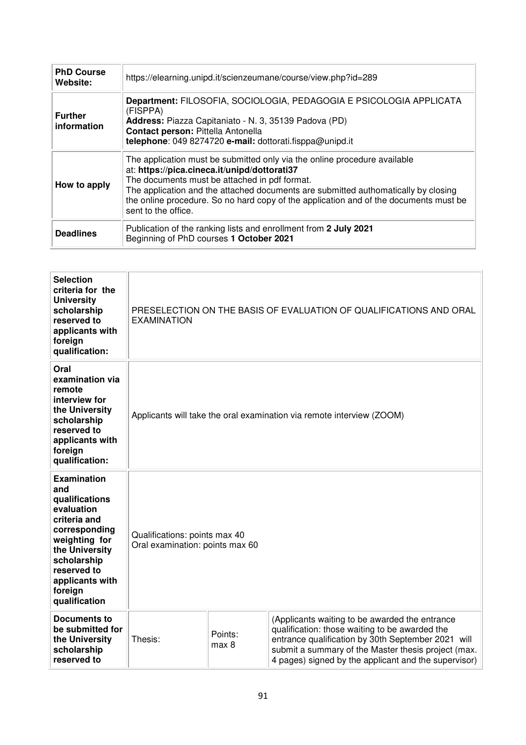| | |
|---|---|
| **PhD Course Website:** | https://elearning.unipd.it/scienzeumane/course/view.php?id=289 |
| **Further information** | **Department:** FILOSOFIA, SOCIOLOGIA, PEDAGOGIA E PSICOLOGIA APPLICATA (FISPPA)<br>**Address:** Piazza Capitaniato - N. 3, 35139 Padova (PD)<br>**Contact person:** Pittella Antonella<br>**telephone**: 049 8274720 **e-mail:** dottorati.fisppa@unipd.it |
| **How to apply** | The application must be submitted only via the online procedure available at: **https://pica.cineca.it/unipd/dottorati37**<br>The documents must be attached in pdf format.<br>The application and the attached documents are submitted authomatically by closing the online procedure. So no hard copy of the application and of the documents must be sent to the office. |
| **Deadlines** | Publication of the ranking lists and enrollment from **2 July 2021**<br>Beginning of PhD courses **1 October 2021** |

| | | | |
|---|---|---|---|
| **Selection criteria for the University scholarship reserved to applicants with foreign qualification:** | PRESELECTION ON THE BASIS OF EVALUATION OF QUALIFICATIONS AND ORAL EXAMINATION | | |
| **Oral examination via remote interview for the University scholarship reserved to applicants with foreign qualification:** | Applicants will take the oral examination via remote interview (ZOOM) | | |
| **Examination and qualifications evaluation criteria and corresponding weighting for the University scholarship reserved to applicants with foreign qualification** | Qualifications: points max 40<br>Oral examination: points max 60 | | |
| **Documents to be submitted for the University scholarship reserved to** | Thesis: | Points: max 8 | (Applicants waiting to be awarded the entrance qualification: those waiting to be awarded the entrance qualification by 30th September 2021 will submit a summary of the Master thesis project (max. 4 pages) signed by the applicant and the supervisor) |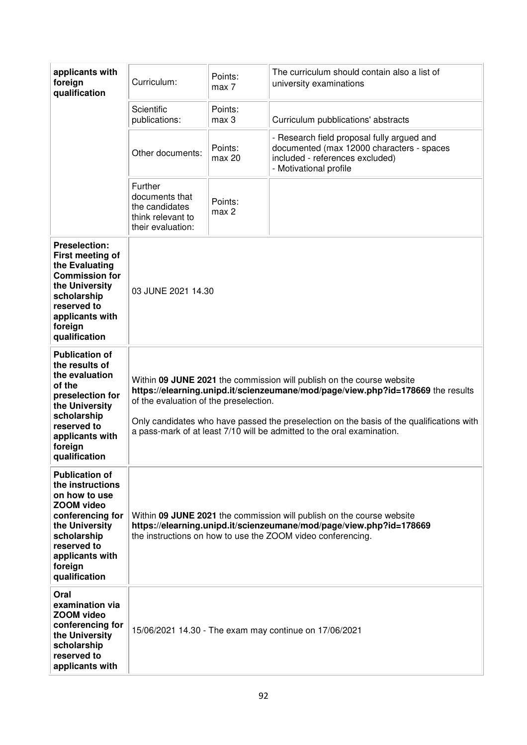| | | | |
|---|---|---|---|
| **applicants with foreign qualification** | Curriculum: | Points: max 7 | The curriculum should contain also a list of university examinations |
| | Scientific publications: | Points: max 3 | Curriculum pubblications' abstracts |
| | Other documents: | Points: max 20 | - Research field proposal fully argued and documented (max 12000 characters - spaces included - references excluded)<br>- Motivational profile |
| | Further documents that the candidates think relevant to their evaluation: | Points: max 2 | |
| **Preselection: First meeting of the Evaluating Commission for the University scholarship reserved to applicants with foreign qualification** | 03 JUNE 2021 14.30 | | |
| **Publication of the results of the evaluation of the preselection for the University scholarship reserved to applicants with foreign qualification** | Within **09 JUNE 2021** the commission will publish on the course website **https://elearning.unipd.it/scienzeumane/mod/page/view.php?id=178669** the results of the evaluation of the preselection.<br><br>Only candidates who have passed the preselection on the basis of the qualifications with a pass-mark of at least 7/10 will be admitted to the oral examination. | | |
| **Publication of the instructions on how to use ZOOM video conferencing for the University scholarship reserved to applicants with foreign qualification** | Within **09 JUNE 2021** the commission will publish on the course website **https://elearning.unipd.it/scienzeumane/mod/page/view.php?id=178669** the instructions on how to use the ZOOM video conferencing. | | |
| **Oral examination via ZOOM video conferencing for the University scholarship reserved to applicants with** | 15/06/2021 14.30 - The exam may continue on 17/06/2021 | | |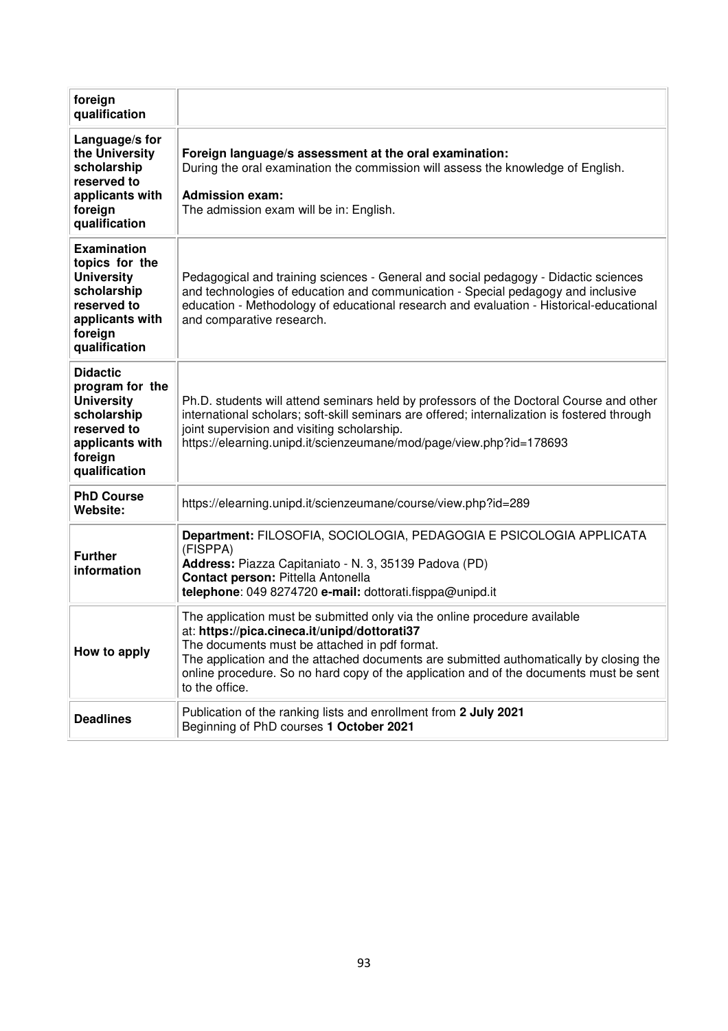| foreign qualification | |
|---|---|
| **Language/s for the University scholarship reserved to applicants with foreign qualification** | **Foreign language/s assessment at the oral examination:**<br>During the oral examination the commission will assess the knowledge of English.<br>**Admission exam:**<br>The admission exam will be in: English. |
| **Examination topics for the University scholarship reserved to applicants with foreign qualification** | Pedagogical and training sciences - General and social pedagogy - Didactic sciences and technologies of education and communication - Special pedagogy and inclusive education - Methodology of educational research and evaluation - Historical-educational and comparative research. |
| **Didactic program for the University scholarship reserved to applicants with foreign qualification** | Ph.D. students will attend seminars held by professors of the Doctoral Course and other international scholars; soft-skill seminars are offered; internalization is fostered through joint supervision and visiting scholarship.<br>https://elearning.unipd.it/scienzeumane/mod/page/view.php?id=178693 |
| **PhD Course Website:** | https://elearning.unipd.it/scienzeumane/course/view.php?id=289 |
| **Further information** | **Department:** FILOSOFIA, SOCIOLOGIA, PEDAGOGIA E PSICOLOGIA APPLICATA (FISPPA)<br>**Address:** Piazza Capitaniato - N. 3, 35139 Padova (PD)<br>**Contact person:** Pittella Antonella<br>**telephone**: 049 8274720 **e-mail:** dottorati.fisppa@unipd.it |
| **How to apply** | The application must be submitted only via the online procedure available at: **https://pica.cineca.it/unipd/dottorati37**<br>The documents must be attached in pdf format.<br>The application and the attached documents are submitted authomatically by closing the online procedure. So no hard copy of the application and of the documents must be sent to the office. |
| **Deadlines** | Publication of the ranking lists and enrollment from **2 July 2021**<br>Beginning of PhD courses **1 October 2021** |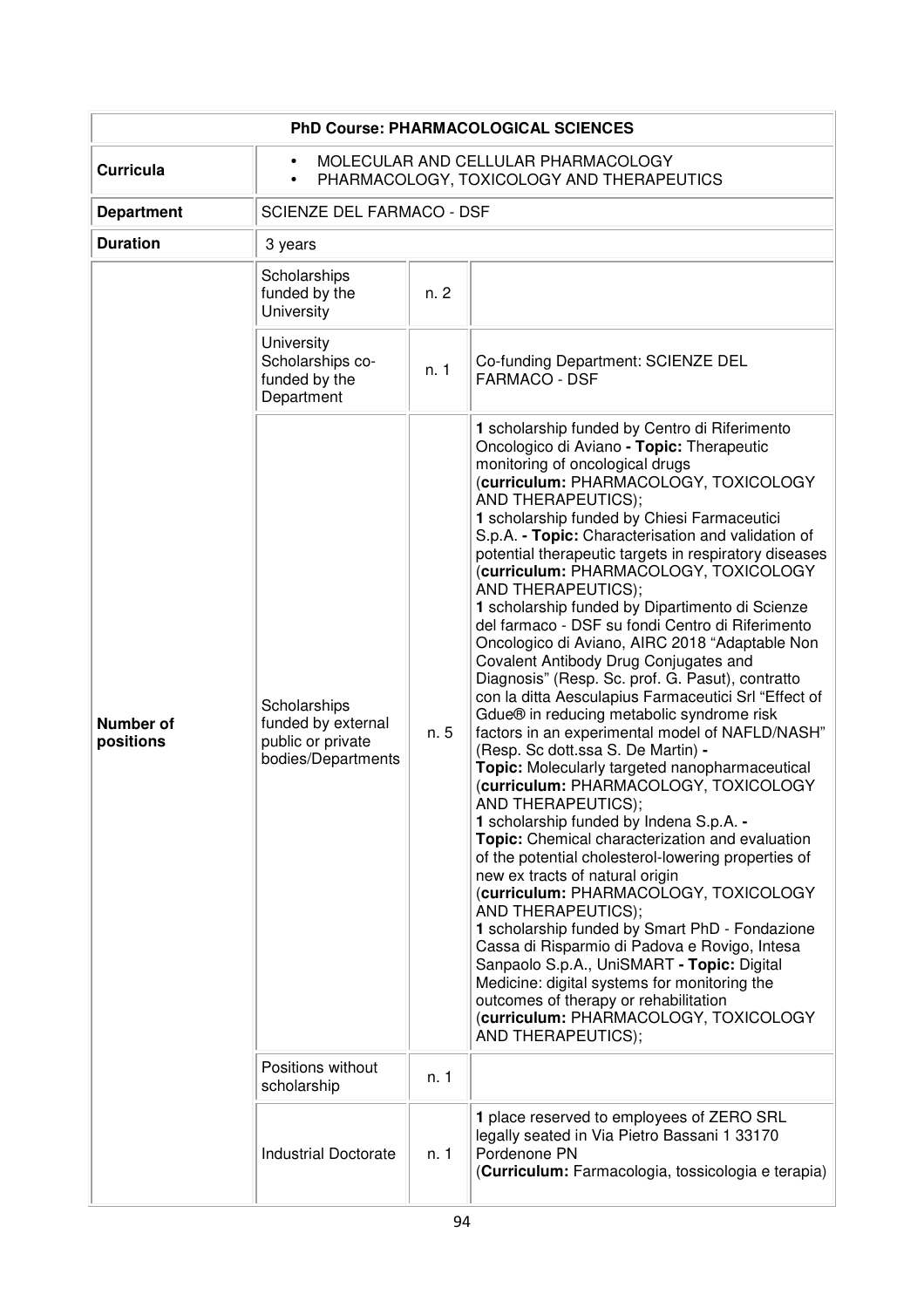| PhD Course: PHARMACOLOGICAL SCIENCES | | | |
|---|---|---|---|
| **Curricula** | • MOLECULAR AND CELLULAR PHARMACOLOGY<br>• PHARMACOLOGY, TOXICOLOGY AND THERAPEUTICS | | |
| **Department** | SCIENZE DEL FARMACO - DSF | | |
| **Duration** | 3 years | | |
| **Number of positions** | Scholarships funded by the University | n. 2 | |
| | University Scholarships co-funded by the Department | n. 1 | Co-funding Department: SCIENZE DEL FARMACO - DSF |
| | Scholarships funded by external public or private bodies/Departments | n. 5 | **1** scholarship funded by Centro di Riferimento Oncologico di Aviano **- Topic:** Therapeutic monitoring of oncological drugs (**curriculum:** PHARMACOLOGY, TOXICOLOGY AND THERAPEUTICS);<br>**1** scholarship funded by Chiesi Farmaceutici S.p.A. **- Topic:** Characterisation and validation of potential therapeutic targets in respiratory diseases (**curriculum:** PHARMACOLOGY, TOXICOLOGY AND THERAPEUTICS);<br>**1** scholarship funded by Dipartimento di Scienze del farmaco - DSF su fondi Centro di Riferimento Oncologico di Aviano, AIRC 2018 "Adaptable Non Covalent Antibody Drug Conjugates and Diagnosis" (Resp. Sc. prof. G. Pasut), contratto con la ditta Aesculapius Farmaceutici Srl "Effect of Gdue® in reducing metabolic syndrome risk factors in an experimental model of NAFLD/NASH" (Resp. Sc dott.ssa S. De Martin) **- Topic:** Molecularly targeted nanopharmaceutical (**curriculum:** PHARMACOLOGY, TOXICOLOGY AND THERAPEUTICS);<br>**1** scholarship funded by Indena S.p.A. **- Topic:** Chemical characterization and evaluation of the potential cholesterol-lowering properties of new ex tracts of natural origin (**curriculum:** PHARMACOLOGY, TOXICOLOGY AND THERAPEUTICS);<br>**1** scholarship funded by Smart PhD - Fondazione Cassa di Risparmio di Padova e Rovigo, Intesa Sanpaolo S.p.A., UniSMART **- Topic:** Digital Medicine: digital systems for monitoring the outcomes of therapy or rehabilitation (**curriculum:** PHARMACOLOGY, TOXICOLOGY AND THERAPEUTICS); |
| | Positions without scholarship | n. 1 | |
| | Industrial Doctorate | n. 1 | **1** place reserved to employees of ZERO SRL legally seated in Via Pietro Bassani 1 33170 Pordenone PN (**Curriculum:** Farmacologia, tossicologia e terapia) |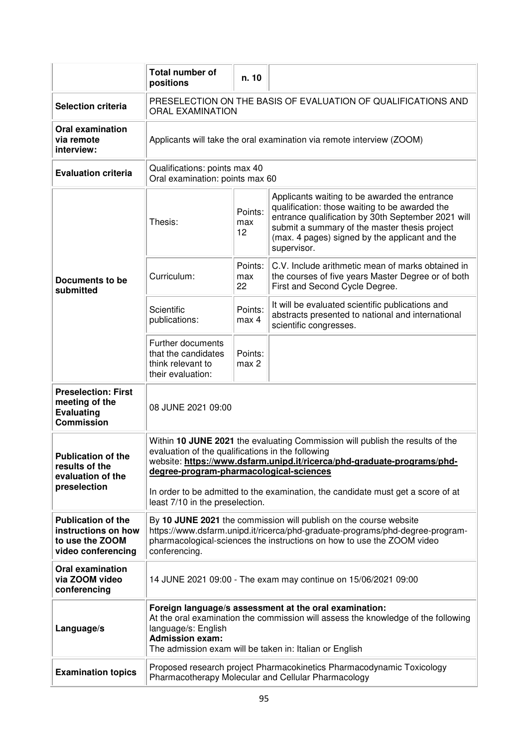| | | | |
|---|---|---|---|
| | **Total number of positions** | n. 10 | |
| **Selection criteria** | PRESELECTION ON THE BASIS OF EVALUATION OF QUALIFICATIONS AND ORAL EXAMINATION | | |
| **Oral examination via remote interview:** | Applicants will take the oral examination via remote interview (ZOOM) | | |
| **Evaluation criteria** | Qualifications: points max 40<br>Oral examination: points max 60 | | |
| **Documents to be submitted** | Thesis: | Points: max 12 | Applicants waiting to be awarded the entrance qualification: those waiting to be awarded the entrance qualification by 30th September 2021 will submit a summary of the master thesis project (max. 4 pages) signed by the applicant and the supervisor. |
| | Curriculum: | Points: max 22 | C.V. Include arithmetic mean of marks obtained in the courses of five years Master Degree or of both First and Second Cycle Degree. |
| | Scientific publications: | Points: max 4 | It will be evaluated scientific publications and abstracts presented to national and international scientific congresses. |
| | Further documents that the candidates think relevant to their evaluation: | Points: max 2 | |
| **Preselection: First meeting of the Evaluating Commission** | 08 JUNE 2021 09:00 | | |
| **Publication of the results of the evaluation of the preselection** | Within **10 JUNE 2021** the evaluating Commission will publish the results of the evaluation of the qualifications in the following website: **https://www.dsfarm.unipd.it/ricerca/phd-graduate-programs/phd-degree-program-pharmacological-sciences**<br><br>In order to be admitted to the examination, the candidate must get a score of at least 7/10 in the preselection. | | |
| **Publication of the instructions on how to use the ZOOM video conferencing** | By **10 JUNE 2021** the commission will publish on the course website https://www.dsfarm.unipd.it/ricerca/phd-graduate-programs/phd-degree-program-pharmacological-sciences the instructions on how to use the ZOOM video conferencing. | | |
| **Oral examination via ZOOM video conferencing** | 14 JUNE 2021 09:00 - The exam may continue on 15/06/2021 09:00 | | |
| **Language/s** | **Foreign language/s assessment at the oral examination:**<br>At the oral examination the commission will assess the knowledge of the following language/s: English<br>**Admission exam:**<br>The admission exam will be taken in: Italian or English | | |
| **Examination topics** | Proposed research project Pharmacokinetics Pharmacodynamic Toxicology Pharmacotherapy Molecular and Cellular Pharmacology | | |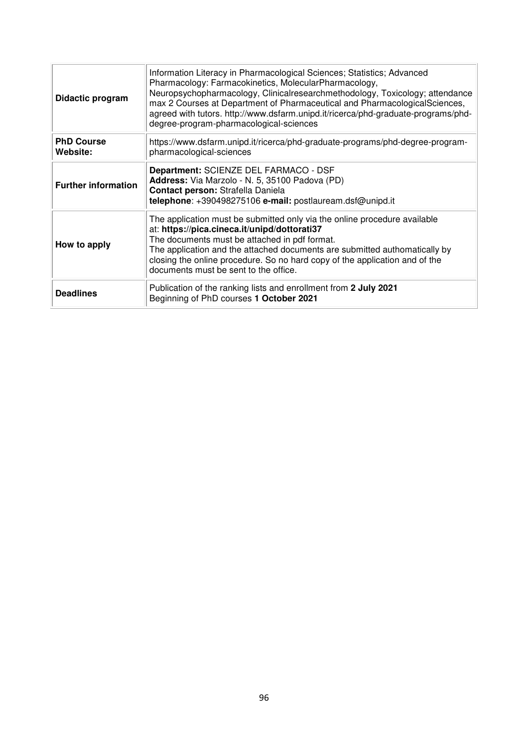| | |
|---|---|
| **Didactic program** | Information Literacy in Pharmacological Sciences; Statistics; Advanced Pharmacology: Farmacokinetics, MolecularPharmacology, Neuropsychopharmacology, Clinicalresearchmethodology, Toxicology; attendance max 2 Courses at Department of Pharmaceutical and PharmacologicalSciences, agreed with tutors. http://www.dsfarm.unipd.it/ricerca/phd-graduate-programs/phd-degree-program-pharmacological-sciences |
| **PhD Course Website:** | https://www.dsfarm.unipd.it/ricerca/phd-graduate-programs/phd-degree-program-pharmacological-sciences |
| **Further information** | **Department:** SCIENZE DEL FARMACO - DSF<br>**Address:** Via Marzolo - N. 5, 35100 Padova (PD)<br>**Contact person:** Strafella Daniela<br>**telephone**: +390498275106 **e-mail:** postlauream.dsf@unipd.it |
| **How to apply** | The application must be submitted only via the online procedure available at: **https://pica.cineca.it/unipd/dottorati37**<br>The documents must be attached in pdf format.<br>The application and the attached documents are submitted authomatically by closing the online procedure. So no hard copy of the application and of the documents must be sent to the office. |
| **Deadlines** | Publication of the ranking lists and enrollment from **2 July 2021**<br>Beginning of PhD courses **1 October 2021** |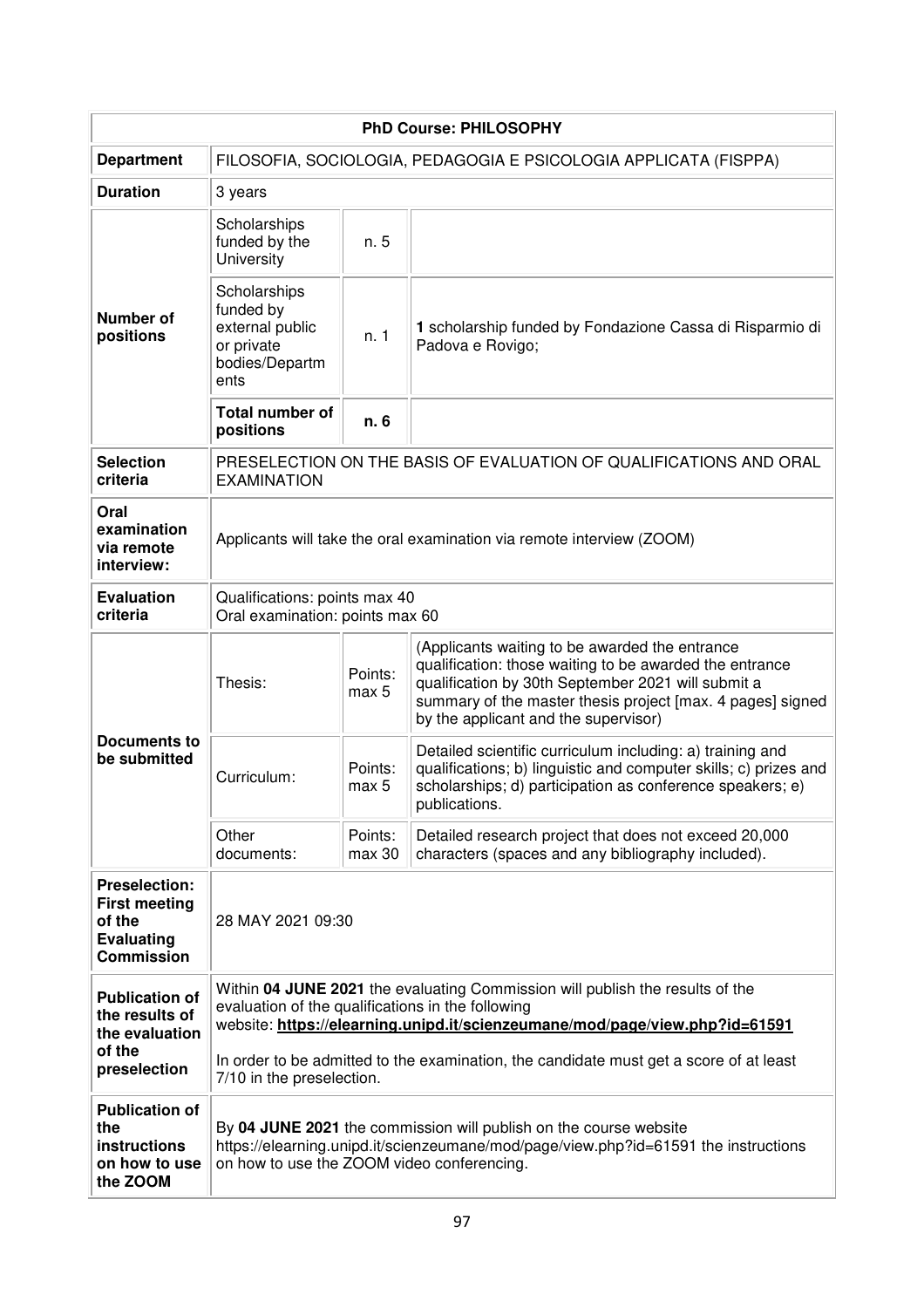| PhD Course: PHILOSOPHY | | | |
|---|---|---|---|
| **Department** | FILOSOFIA, SOCIOLOGIA, PEDAGOGIA E PSICOLOGIA APPLICATA (FISPPA) | | |
| **Duration** | 3 years | | |
| **Number of positions** | Scholarships funded by the University | n. 5 | |
| | Scholarships funded by external public or private bodies/Departments | n. 1 | **1** scholarship funded by Fondazione Cassa di Risparmio di Padova e Rovigo; |
| | **Total number of positions** | **n. 6** | |
| **Selection criteria** | PRESELECTION ON THE BASIS OF EVALUATION OF QUALIFICATIONS AND ORAL EXAMINATION | | |
| **Oral examination via remote interview:** | Applicants will take the oral examination via remote interview (ZOOM) | | |
| **Evaluation criteria** | Qualifications: points max 40<br>Oral examination: points max 60 | | |
| **Documents to be submitted** | Thesis: | Points: max 5 | (Applicants waiting to be awarded the entrance qualification: those waiting to be awarded the entrance qualification by 30th September 2021 will submit a summary of the master thesis project [max. 4 pages] signed by the applicant and the supervisor) |
| | Curriculum: | Points: max 5 | Detailed scientific curriculum including: a) training and qualifications; b) linguistic and computer skills; c) prizes and scholarships; d) participation as conference speakers; e) publications. |
| | Other documents: | Points: max 30 | Detailed research project that does not exceed 20,000 characters (spaces and any bibliography included). |
| **Preselection: First meeting of the Evaluating Commission** | 28 MAY 2021 09:30 | | |
| **Publication of the results of the evaluation of the preselection** | Within **04 JUNE 2021** the evaluating Commission will publish the results of the evaluation of the qualifications in the following website: **https://elearning.unipd.it/scienzeumane/mod/page/view.php?id=61591**<br><br>In order to be admitted to the examination, the candidate must get a score of at least 7/10 in the preselection. | | |
| **Publication of the instructions on how to use the ZOOM** | By **04 JUNE 2021** the commission will publish on the course website https://elearning.unipd.it/scienzeumane/mod/page/view.php?id=61591 the instructions on how to use the ZOOM video conferencing. | | |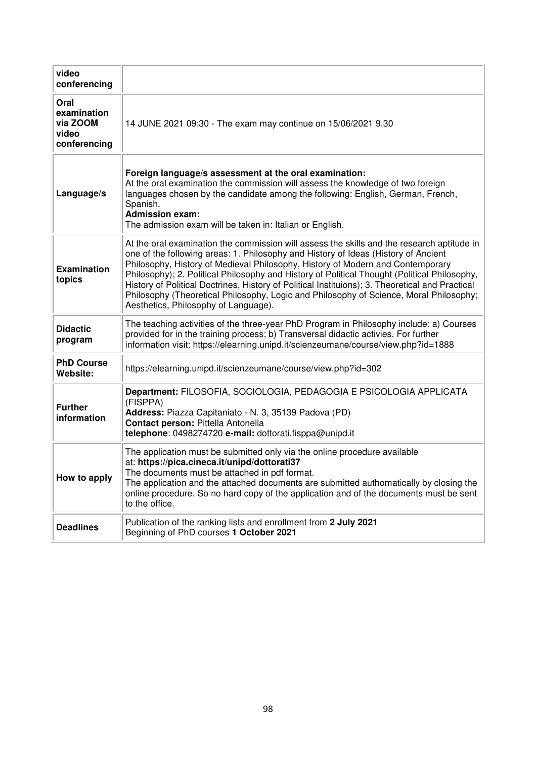| | |
|---|---|
| **video conferencing** | |
| **Oral examination via ZOOM video conferencing** | 14 JUNE 2021 09:30 - The exam may continue on 15/06/2021 9.30 |
| **Language/s** | **Foreign language/s assessment at the oral examination:**<br>At the oral examination the commission will assess the knowledge of two foreign languages chosen by the candidate among the following: English, German, French, Spanish.<br>**Admission exam:**<br>The admission exam will be taken in: Italian or English. |
| **Examination topics** | At the oral examination the commission will assess the skills and the research aptitude in one of the following areas: 1. Philosophy and History of Ideas (History of Ancient Philosophy, History of Medieval Philosophy, History of Modern and Contemporary Philosophy); 2. Political Philosophy and History of Political Thought (Political Philosophy, History of Political Doctrines, History of Political Instituions); 3. Theoretical and Practical Philosophy (Theoretical Philosophy, Logic and Philosophy of Science, Moral Philosophy; Aesthetics, Philosophy of Language). |
| **Didactic program** | The teaching activities of the three-year PhD Program in Philosophy include: a) Courses provided for in the training process; b) Transversal didactic activies. For further information visit: https://elearning.unipd.it/scienzeumane/course/view.php?id=1888 |
| **PhD Course Website:** | https://elearning.unipd.it/scienzeumane/course/view.php?id=302 |
| **Further information** | **Department:** FILOSOFIA, SOCIOLOGIA, PEDAGOGIA E PSICOLOGIA APPLICATA (FISPPA)<br>**Address:** Piazza Capitaniato - N. 3, 35139 Padova (PD)<br>**Contact person:** Pittella Antonella<br>**telephone**: 0498274720 **e-mail:** dottorati.fisppa@unipd.it |
| **How to apply** | The application must be submitted only via the online procedure available at: **https://pica.cineca.it/unipd/dottorati37**<br>The documents must be attached in pdf format.<br>The application and the attached documents are submitted authomatically by closing the online procedure. So no hard copy of the application and of the documents must be sent to the office. |
| **Deadlines** | Publication of the ranking lists and enrollment from **2 July 2021**<br>Beginning of PhD courses **1 October 2021** |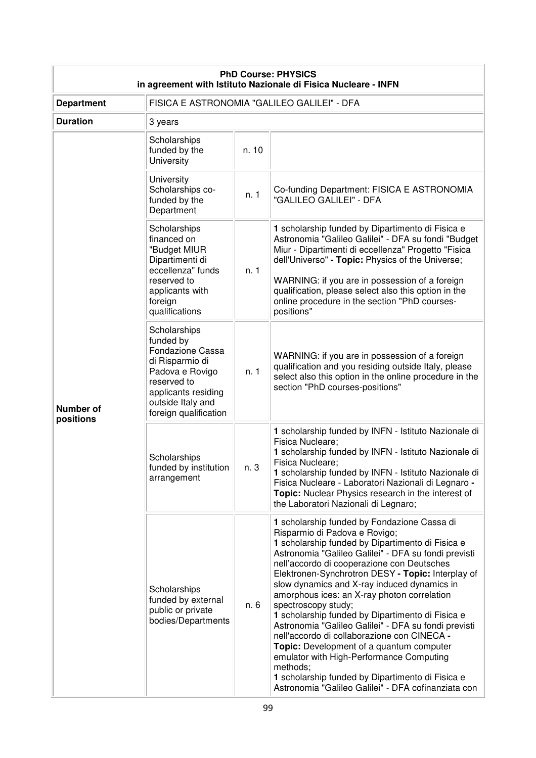| **PhD Course: PHYSICS in agreement with Istituto Nazionale di Fisica Nucleare - INFN** | | | |
|---|---|---|---|
| **Department** | FISICA E ASTRONOMIA "GALILEO GALILEI" - DFA | | |
| **Duration** | 3 years | | |
| **Number of positions** | Scholarships funded by the University | n. 10 | |
| | University Scholarships co-funded by the Department | n. 1 | Co-funding Department: FISICA E ASTRONOMIA "GALILEO GALILEI" - DFA |
| | Scholarships financed on "Budget MIUR Dipartimenti di eccellenza" funds reserved to applicants with foreign qualifications | n. 1 | **1** scholarship funded by Dipartimento di Fisica e Astronomia "Galileo Galilei" - DFA su fondi "Budget Miur - Dipartimenti di eccellenza" Progetto "Fisica dell'Universo" **- Topic:** Physics of the Universe;<br><br>WARNING: if you are in possession of a foreign qualification, please select also this option in the online procedure in the section "PhD courses-positions" |
| | Scholarships funded by Fondazione Cassa di Risparmio di Padova e Rovigo reserved to applicants residing outside Italy and foreign qualification | n. 1 | WARNING: if you are in possession of a foreign qualification and you residing outside Italy, please select also this option in the online procedure in the section "PhD courses-positions" |
| | Scholarships funded by institution arrangement | n. 3 | **1** scholarship funded by INFN - Istituto Nazionale di Fisica Nucleare;<br>**1** scholarship funded by INFN - Istituto Nazionale di Fisica Nucleare;<br>**1** scholarship funded by INFN - Istituto Nazionale di Fisica Nucleare - Laboratori Nazionali di Legnaro **- Topic:** Nuclear Physics research in the interest of the Laboratori Nazionali di Legnaro; |
| | Scholarships funded by external public or private bodies/Departments | n. 6 | **1** scholarship funded by Fondazione Cassa di Risparmio di Padova e Rovigo;<br>**1** scholarship funded by Dipartimento di Fisica e Astronomia "Galileo Galilei" - DFA su fondi previsti nell'accordo di cooperazione con Deutsches Elektronen-Synchrotron DESY **- Topic:** Interplay of slow dynamics and X-ray induced dynamics in amorphous ices: an X-ray photon correlation spectroscopy study;<br>**1** scholarship funded by Dipartimento di Fisica e Astronomia "Galileo Galilei" - DFA su fondi previsti nell'accordo di collaborazione con CINECA **- Topic:** Development of a quantum computer emulator with High-Performance Computing methods;<br>**1** scholarship funded by Dipartimento di Fisica e Astronomia "Galileo Galilei" - DFA cofinanziata con |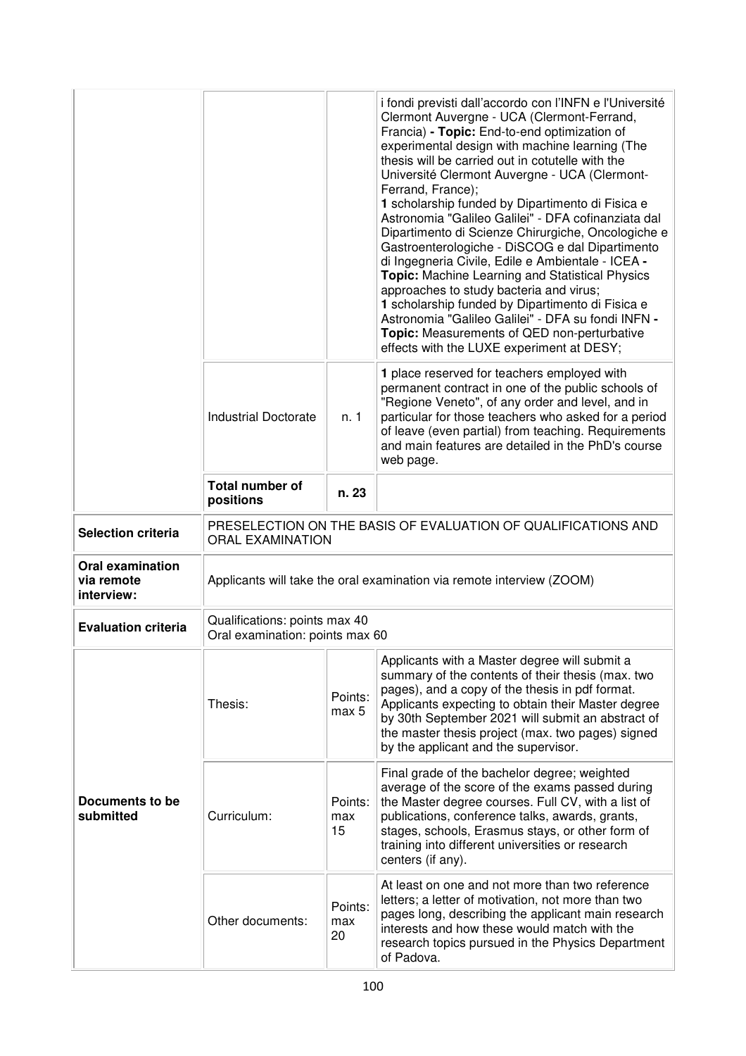| | | | |
|---|---|---|---|
| | | | i fondi previsti dall'accordo con l'INFN e l'Université Clermont Auvergne - UCA (Clermont-Ferrand, Francia) **- Topic:** End-to-end optimization of experimental design with machine learning (The thesis will be carried out in cotutelle with the Université Clermont Auvergne - UCA (Clermont-Ferrand, France);<br>**1** scholarship funded by Dipartimento di Fisica e Astronomia "Galileo Galilei" - DFA cofinanziata dal Dipartimento di Scienze Chirurgiche, Oncologiche e Gastroenterologiche - DiSCOG e dal Dipartimento di Ingegneria Civile, Edile e Ambientale - ICEA **- Topic:** Machine Learning and Statistical Physics approaches to study bacteria and virus;<br>**1** scholarship funded by Dipartimento di Fisica e Astronomia "Galileo Galilei" - DFA su fondi INFN **- Topic:** Measurements of QED non-perturbative effects with the LUXE experiment at DESY; |
| | Industrial Doctorate | n. 1 | **1** place reserved for teachers employed with permanent contract in one of the public schools of "Regione Veneto", of any order and level, and in particular for those teachers who asked for a period of leave (even partial) from teaching. Requirements and main features are detailed in the PhD's course web page. |
| | **Total number of positions** | **n. 23** | |
| **Selection criteria** | PRESELECTION ON THE BASIS OF EVALUATION OF QUALIFICATIONS AND ORAL EXAMINATION | | |
| **Oral examination via remote interview:** | Applicants will take the oral examination via remote interview (ZOOM) | | |
| **Evaluation criteria** | Qualifications: points max 40<br>Oral examination: points max 60 | | |
| **Documents to be submitted** | Thesis: | Points: max 5 | Applicants with a Master degree will submit a summary of the contents of their thesis (max. two pages), and a copy of the thesis in pdf format. Applicants expecting to obtain their Master degree by 30th September 2021 will submit an abstract of the master thesis project (max. two pages) signed by the applicant and the supervisor. |
| | Curriculum: | Points: max 15 | Final grade of the bachelor degree; weighted average of the score of the exams passed during the Master degree courses. Full CV, with a list of publications, conference talks, awards, grants, stages, schools, Erasmus stays, or other form of training into different universities or research centers (if any). |
| | Other documents: | Points: max 20 | At least on one and not more than two reference letters; a letter of motivation, not more than two pages long, describing the applicant main research interests and how these would match with the research topics pursued in the Physics Department of Padova. |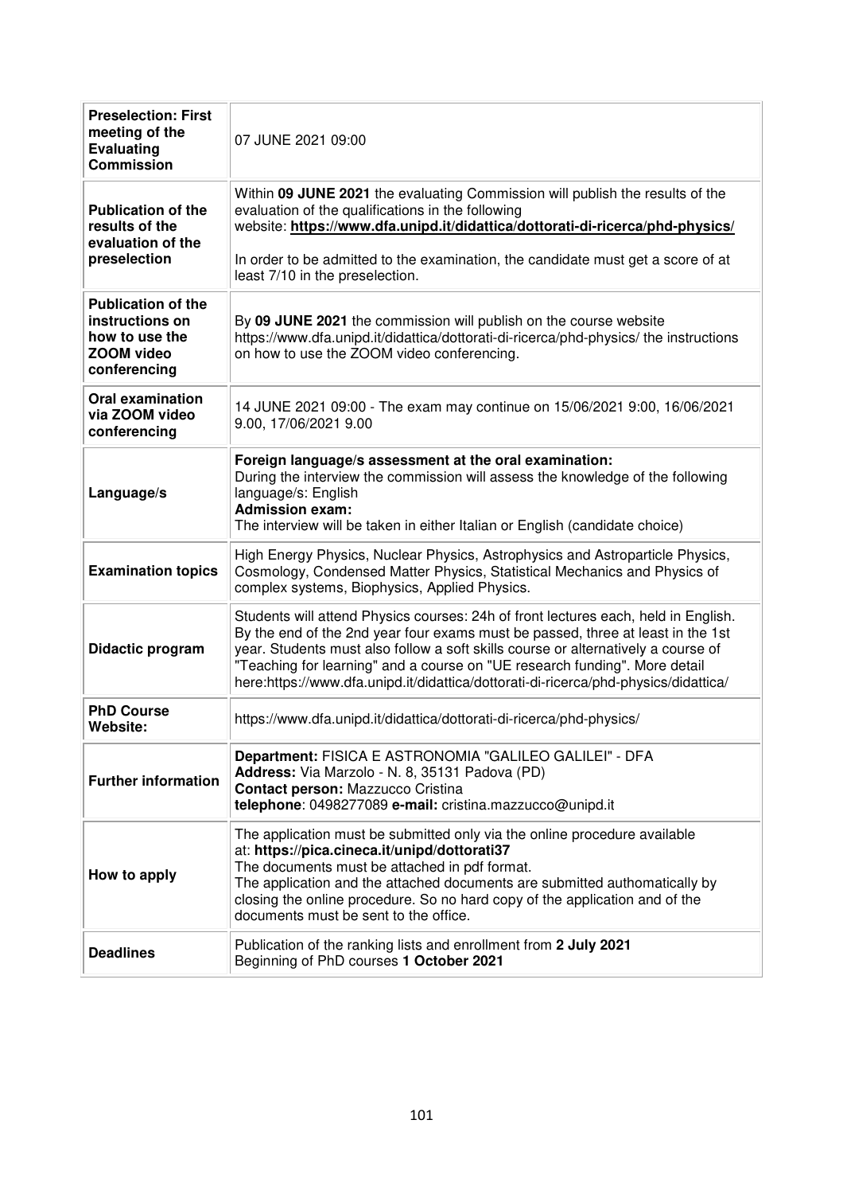| | |
|---|---|
| **Preselection: First meeting of the Evaluating Commission** | 07 JUNE 2021 09:00 |
| **Publication of the results of the evaluation of the preselection** | Within **09 JUNE 2021** the evaluating Commission will publish the results of the evaluation of the qualifications in the following website: **https://www.dfa.unipd.it/didattica/dottorati-di-ricerca/phd-physics/**<br><br>In order to be admitted to the examination, the candidate must get a score of at least 7/10 in the preselection. |
| **Publication of the instructions on how to use the ZOOM video conferencing** | By **09 JUNE 2021** the commission will publish on the course website https://www.dfa.unipd.it/didattica/dottorati-di-ricerca/phd-physics/ the instructions on how to use the ZOOM video conferencing. |
| **Oral examination via ZOOM video conferencing** | 14 JUNE 2021 09:00 - The exam may continue on 15/06/2021 9:00, 16/06/2021 9.00, 17/06/2021 9.00 |
| **Language/s** | **Foreign language/s assessment at the oral examination:**<br>During the interview the commission will assess the knowledge of the following language/s: English<br>**Admission exam:**<br>The interview will be taken in either Italian or English (candidate choice) |
| **Examination topics** | High Energy Physics, Nuclear Physics, Astrophysics and Astroparticle Physics, Cosmology, Condensed Matter Physics, Statistical Mechanics and Physics of complex systems, Biophysics, Applied Physics. |
| **Didactic program** | Students will attend Physics courses: 24h of front lectures each, held in English. By the end of the 2nd year four exams must be passed, three at least in the 1st year. Students must also follow a soft skills course or alternatively a course of "Teaching for learning" and a course on "UE research funding". More detail here:https://www.dfa.unipd.it/didattica/dottorati-di-ricerca/phd-physics/didattica/ |
| **PhD Course Website:** | https://www.dfa.unipd.it/didattica/dottorati-di-ricerca/phd-physics/ |
| **Further information** | **Department:** FISICA E ASTRONOMIA "GALILEO GALILEI" - DFA<br>**Address:** Via Marzolo - N. 8, 35131 Padova (PD)<br>**Contact person:** Mazzucco Cristina<br>**telephone**: 0498277089 **e-mail:** cristina.mazzucco@unipd.it |
| **How to apply** | The application must be submitted only via the online procedure available at: **https://pica.cineca.it/unipd/dottorati37**<br>The documents must be attached in pdf format.<br>The application and the attached documents are submitted authomatically by closing the online procedure. So no hard copy of the application and of the documents must be sent to the office. |
| **Deadlines** | Publication of the ranking lists and enrollment from **2 July 2021**<br>Beginning of PhD courses **1 October 2021** |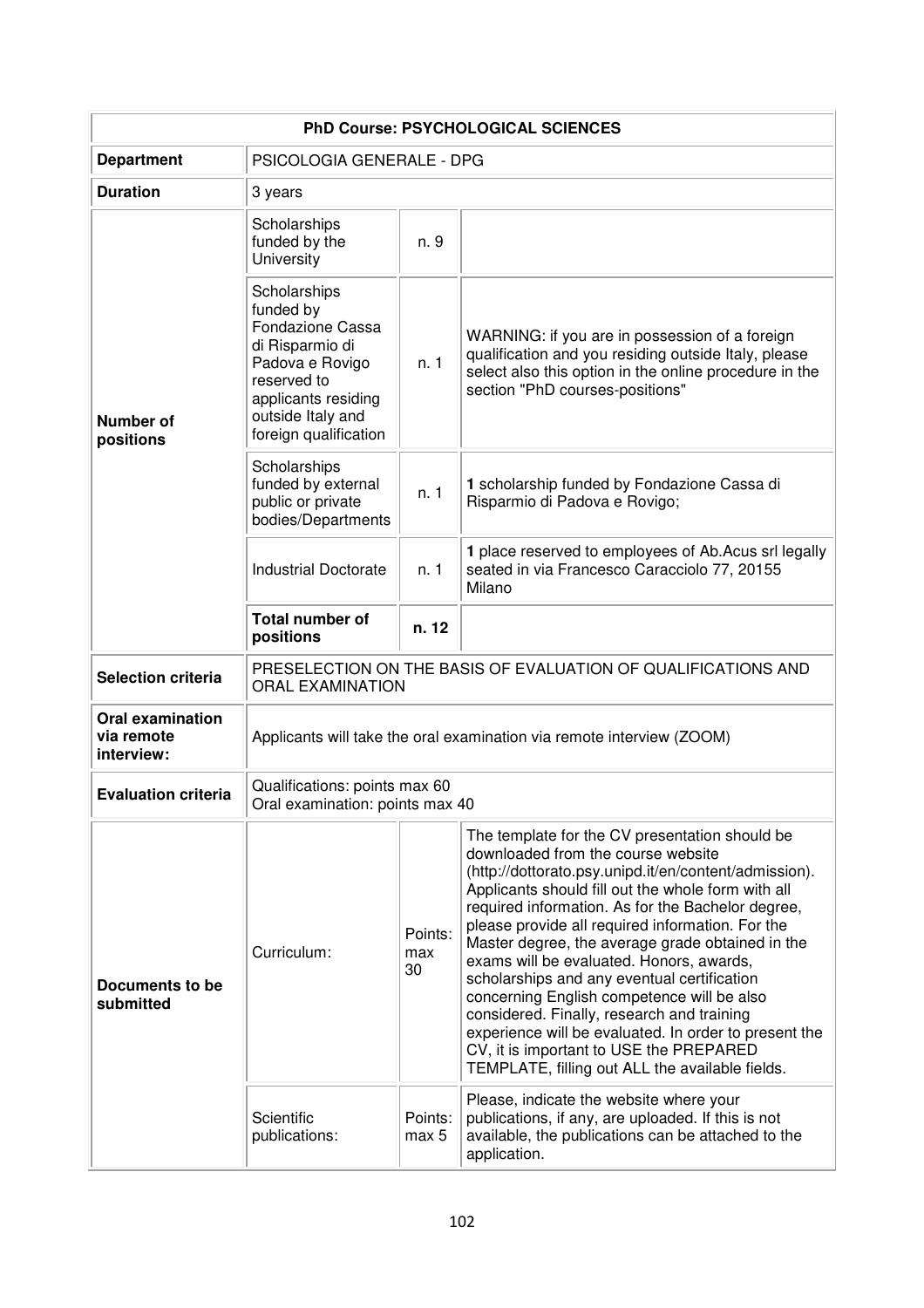| PhD Course: PSYCHOLOGICAL SCIENCES | | | |
|---|---|---|---|
| **Department** | PSICOLOGIA GENERALE - DPG | | |
| **Duration** | 3 years | | |
| **Number of positions** | Scholarships funded by the University | n. 9 | |
| | Scholarships funded by Fondazione Cassa di Risparmio di Padova e Rovigo reserved to applicants residing outside Italy and foreign qualification | n. 1 | WARNING: if you are in possession of a foreign qualification and you residing outside Italy, please select also this option in the online procedure in the section "PhD courses-positions" |
| | Scholarships funded by external public or private bodies/Departments | n. 1 | **1** scholarship funded by Fondazione Cassa di Risparmio di Padova e Rovigo; |
| | Industrial Doctorate | n. 1 | **1** place reserved to employees of Ab.Acus srl legally seated in via Francesco Caracciolo 77, 20155 Milano |
| | **Total number of positions** | **n. 12** | |
| **Selection criteria** | PRESELECTION ON THE BASIS OF EVALUATION OF QUALIFICATIONS AND ORAL EXAMINATION | | |
| **Oral examination via remote interview:** | Applicants will take the oral examination via remote interview (ZOOM) | | |
| **Evaluation criteria** | Qualifications: points max 60<br>Oral examination: points max 40 | | |
| **Documents to be submitted** | Curriculum: | Points: max 30 | The template for the CV presentation should be downloaded from the course website (http://dottorato.psy.unipd.it/en/content/admission). Applicants should fill out the whole form with all required information. As for the Bachelor degree, please provide all required information. For the Master degree, the average grade obtained in the exams will be evaluated. Honors, awards, scholarships and any eventual certification concerning English competence will be also considered. Finally, research and training experience will be evaluated. In order to present the CV, it is important to USE the PREPARED TEMPLATE, filling out ALL the available fields. |
| | Scientific publications: | Points: max 5 | Please, indicate the website where your publications, if any, are uploaded. If this is not available, the publications can be attached to the application. |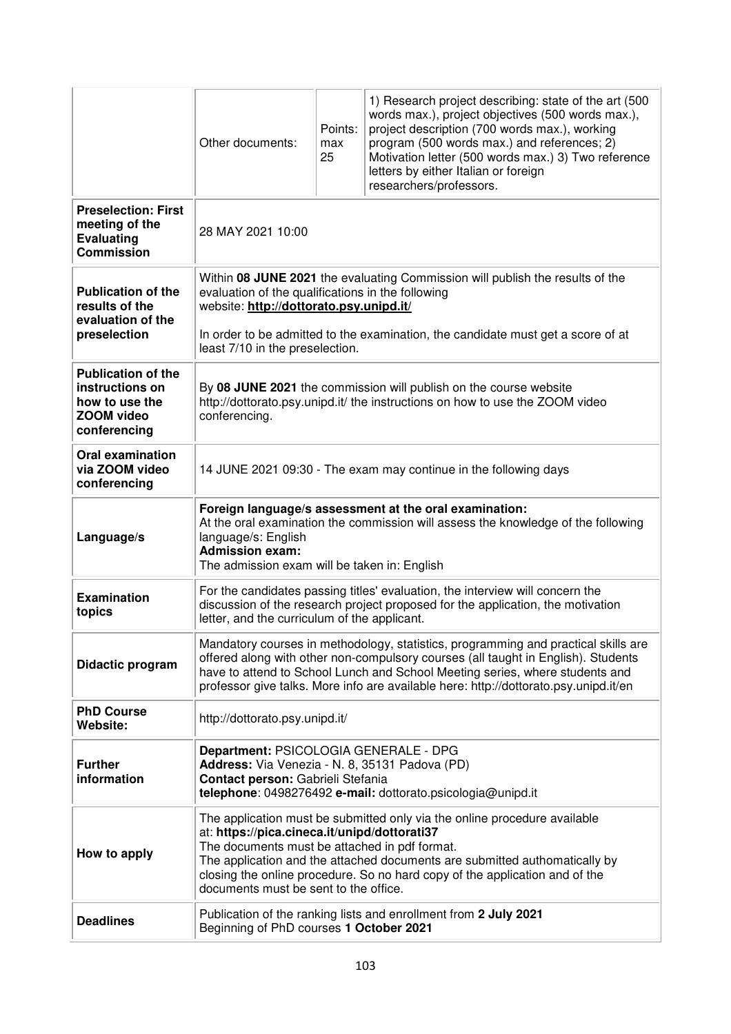| | | | |
|---|---|---|---|
| | Other documents: | Points: max 25 | 1) Research project describing: state of the art (500 words max.), project objectives (500 words max.), project description (700 words max.), working program (500 words max.) and references; 2) Motivation letter (500 words max.) 3) Two reference letters by either Italian or foreign researchers/professors. |
| **Preselection: First meeting of the Evaluating Commission** | 28 MAY 2021 10:00 | | |
| **Publication of the results of the evaluation of the preselection** | Within **08 JUNE 2021** the evaluating Commission will publish the results of the evaluation of the qualifications in the following website: **http://dottorato.psy.unipd.it/**<br><br>In order to be admitted to the examination, the candidate must get a score of at least 7/10 in the preselection. | | |
| **Publication of the instructions on how to use the ZOOM video conferencing** | By **08 JUNE 2021** the commission will publish on the course website http://dottorato.psy.unipd.it/ the instructions on how to use the ZOOM video conferencing. | | |
| **Oral examination via ZOOM video conferencing** | 14 JUNE 2021 09:30 - The exam may continue in the following days | | |
| **Language/s** | **Foreign language/s assessment at the oral examination:**<br>At the oral examination the commission will assess the knowledge of the following language/s: English<br>**Admission exam:**<br>The admission exam will be taken in: English | | |
| **Examination topics** | For the candidates passing titles' evaluation, the interview will concern the discussion of the research project proposed for the application, the motivation letter, and the curriculum of the applicant. | | |
| **Didactic program** | Mandatory courses in methodology, statistics, programming and practical skills are offered along with other non-compulsory courses (all taught in English). Students have to attend to School Lunch and School Meeting series, where students and professor give talks. More info are available here: http://dottorato.psy.unipd.it/en | | |
| **PhD Course Website:** | http://dottorato.psy.unipd.it/ | | |
| **Further information** | **Department:** PSICOLOGIA GENERALE - DPG<br>**Address:** Via Venezia - N. 8, 35131 Padova (PD)<br>**Contact person:** Gabrieli Stefania<br>**telephone**: 0498276492 **e-mail:** dottorato.psicologia@unipd.it | | |
| **How to apply** | The application must be submitted only via the online procedure available at: **https://pica.cineca.it/unipd/dottorati37**<br>The documents must be attached in pdf format.<br>The application and the attached documents are submitted authomatically by closing the online procedure. So no hard copy of the application and of the documents must be sent to the office. | | |
| **Deadlines** | Publication of the ranking lists and enrollment from **2 July 2021**<br>Beginning of PhD courses **1 October 2021** | | |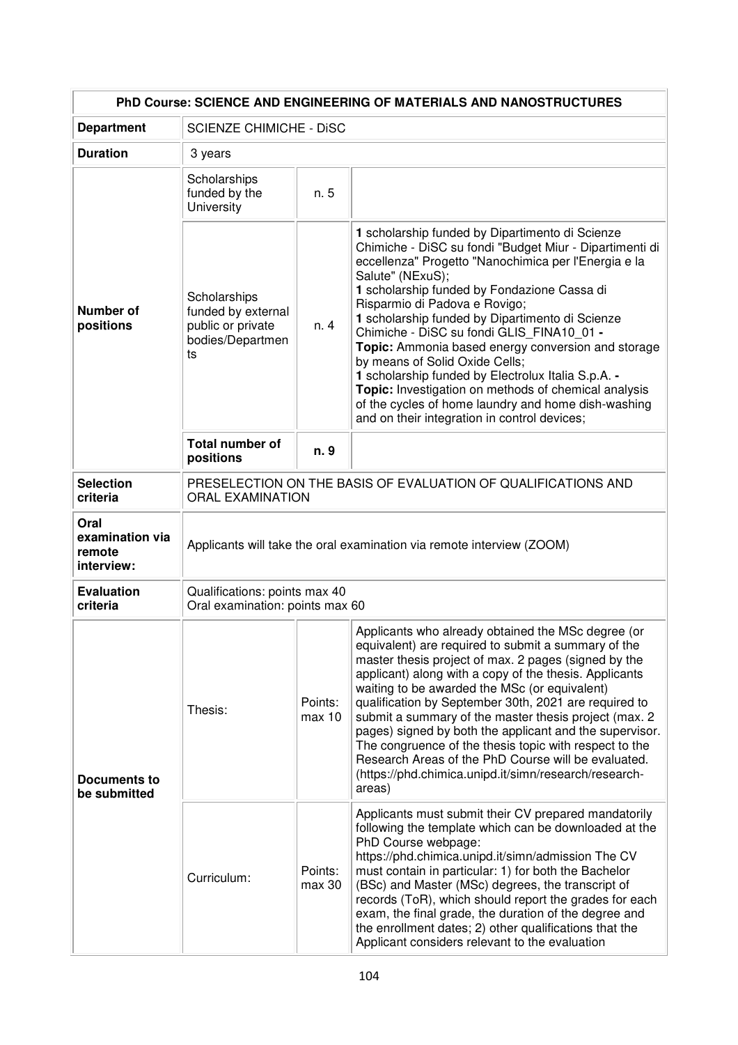| PhD Course: SCIENCE AND ENGINEERING OF MATERIALS AND NANOSTRUCTURES | | | |
|---|---|---|---|
| **Department** | SCIENZE CHIMICHE - DiSC | | |
| **Duration** | 3 years | | |
| **Number of positions** | Scholarships funded by the University | n. 5 | |
| | Scholarships funded by external public or private bodies/Departments | n. 4 | **1** scholarship funded by Dipartimento di Scienze Chimiche - DiSC su fondi "Budget Miur - Dipartimenti di eccellenza" Progetto "Nanochimica per l'Energia e la Salute" (NExuS);<br>**1** scholarship funded by Fondazione Cassa di Risparmio di Padova e Rovigo;<br>**1** scholarship funded by Dipartimento di Scienze Chimiche - DiSC su fondi GLIS_FINA10_01 - **Topic:** Ammonia based energy conversion and storage by means of Solid Oxide Cells;<br>**1** scholarship funded by Electrolux Italia S.p.A. - **Topic:** Investigation on methods of chemical analysis of the cycles of home laundry and home dish-washing and on their integration in control devices; |
| | **Total number of positions** | **n. 9** | |
| **Selection criteria** | PRESELECTION ON THE BASIS OF EVALUATION OF QUALIFICATIONS AND ORAL EXAMINATION | | |
| **Oral examination via remote interview:** | Applicants will take the oral examination via remote interview (ZOOM) | | |
| **Evaluation criteria** | Qualifications: points max 40<br>Oral examination: points max 60 | | |
| **Documents to be submitted** | Thesis: | Points: max 10 | Applicants who already obtained the MSc degree (or equivalent) are required to submit a summary of the master thesis project of max. 2 pages (signed by the applicant) along with a copy of the thesis. Applicants waiting to be awarded the MSc (or equivalent) qualification by September 30th, 2021 are required to submit a summary of the master thesis project (max. 2 pages) signed by both the applicant and the supervisor. The congruence of the thesis topic with respect to the Research Areas of the PhD Course will be evaluated. (https://phd.chimica.unipd.it/simn/research/research-areas) |
| | Curriculum: | Points: max 30 | Applicants must submit their CV prepared mandatorily following the template which can be downloaded at the PhD Course webpage: https://phd.chimica.unipd.it/simn/admission The CV must contain in particular: 1) for both the Bachelor (BSc) and Master (MSc) degrees, the transcript of records (ToR), which should report the grades for each exam, the final grade, the duration of the degree and the enrollment dates; 2) other qualifications that the Applicant considers relevant to the evaluation |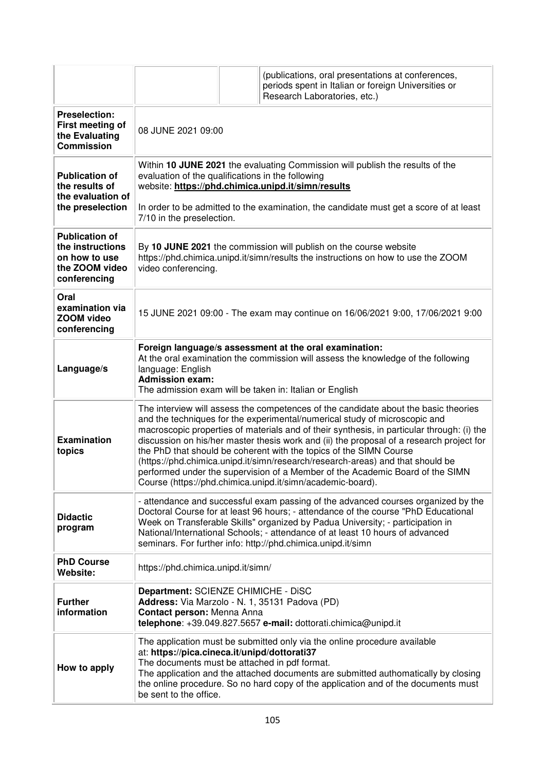| | | | |
|---|---|---|---|
| | | | (publications, oral presentations at conferences, periods spent in Italian or foreign Universities or Research Laboratories, etc.) |
| **Preselection: First meeting of the Evaluating Commission** | 08 JUNE 2021 09:00 | | |
| **Publication of the results of the evaluation of the preselection** | Within **10 JUNE 2021** the evaluating Commission will publish the results of the evaluation of the qualifications in the following website: **https://phd.chimica.unipd.it/simn/results**<br><br>In order to be admitted to the examination, the candidate must get a score of at least 7/10 in the preselection. | | |
| **Publication of the instructions on how to use the ZOOM video conferencing** | By **10 JUNE 2021** the commission will publish on the course website https://phd.chimica.unipd.it/simn/results the instructions on how to use the ZOOM video conferencing. | | |
| **Oral examination via ZOOM video conferencing** | 15 JUNE 2021 09:00 - The exam may continue on 16/06/2021 9:00, 17/06/2021 9:00 | | |
| **Language/s** | **Foreign language/s assessment at the oral examination:**<br>At the oral examination the commission will assess the knowledge of the following language: English<br>**Admission exam:**<br>The admission exam will be taken in: Italian or English | | |
| **Examination topics** | The interview will assess the competences of the candidate about the basic theories and the techniques for the experimental/numerical study of microscopic and macroscopic properties of materials and of their synthesis, in particular through: (i) the discussion on his/her master thesis work and (ii) the proposal of a research project for the PhD that should be coherent with the topics of the SIMN Course (https://phd.chimica.unipd.it/simn/research/research-areas) and that should be performed under the supervision of a Member of the Academic Board of the SIMN Course (https://phd.chimica.unipd.it/simn/academic-board). | | |
| **Didactic program** | - attendance and successful exam passing of the advanced courses organized by the Doctoral Course for at least 96 hours; - attendance of the course "PhD Educational Week on Transferable Skills" organized by Padua University; - participation in National/International Schools; - attendance of at least 10 hours of advanced seminars. For further info: http://phd.chimica.unipd.it/simn | | |
| **PhD Course Website:** | https://phd.chimica.unipd.it/simn/ | | |
| **Further information** | **Department:** SCIENZE CHIMICHE - DiSC<br>**Address:** Via Marzolo - N. 1, 35131 Padova (PD)<br>**Contact person:** Menna Anna<br>**telephone**: +39.049.827.5657 **e-mail:** dottorati.chimica@unipd.it | | |
| **How to apply** | The application must be submitted only via the online procedure available at: **https://pica.cineca.it/unipd/dottorati37**<br>The documents must be attached in pdf format.<br>The application and the attached documents are submitted authomatically by closing the online procedure. So no hard copy of the application and of the documents must be sent to the office. | | |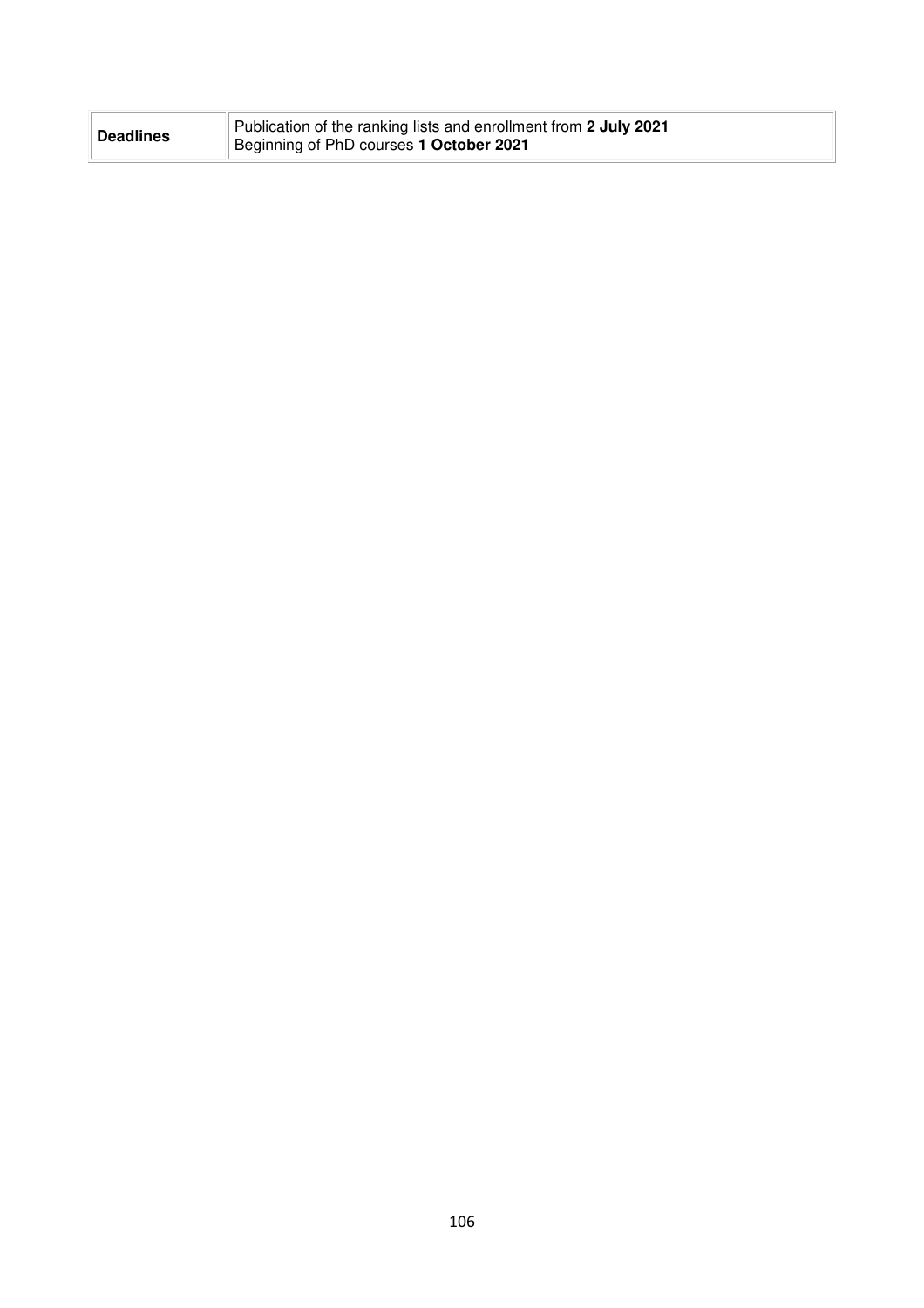| **Deadlines** | Publication of the ranking lists and enrollment from **2 July 2021**<br>Beginning of PhD courses **1 October 2021** |
|---|---|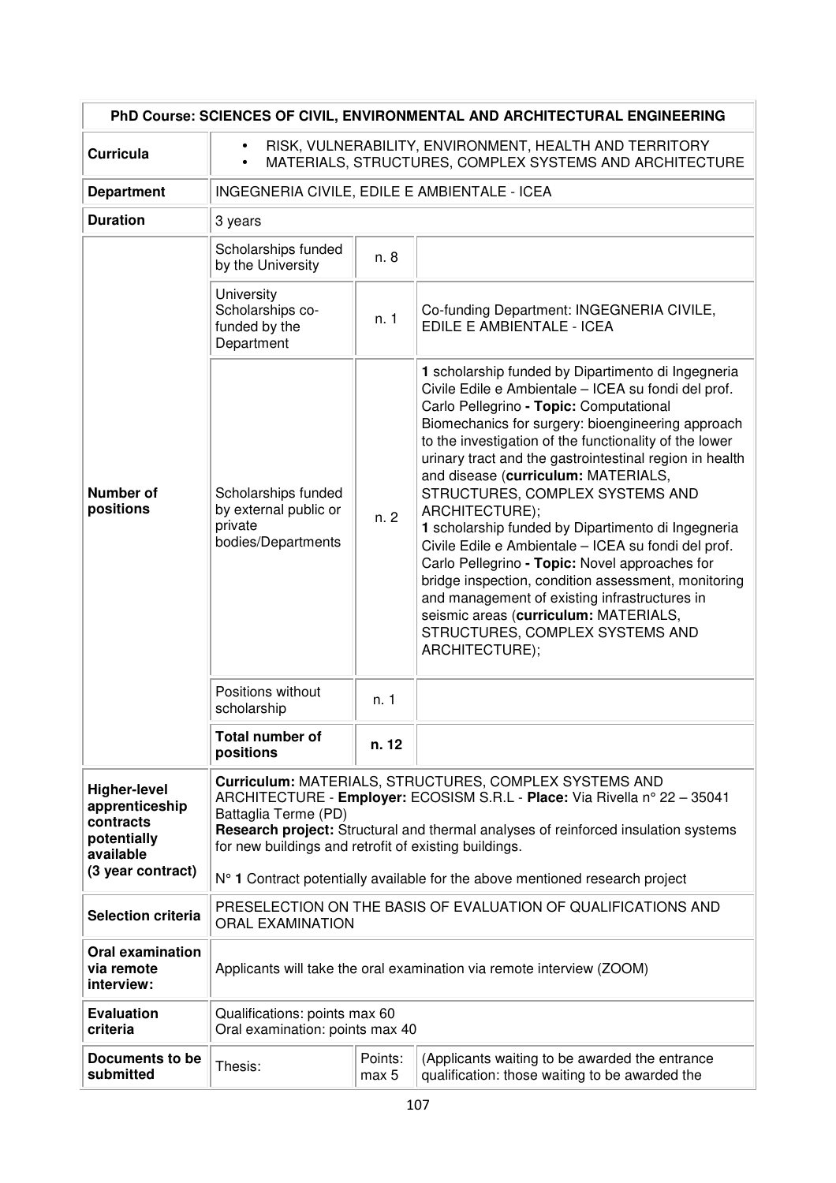| PhD Course: SCIENCES OF CIVIL, ENVIRONMENTAL AND ARCHITECTURAL ENGINEERING | | | |
|---|---|---|---|
| **Curricula** | • RISK, VULNERABILITY, ENVIRONMENT, HEALTH AND TERRITORY<br>• MATERIALS, STRUCTURES, COMPLEX SYSTEMS AND ARCHITECTURE | | |
| **Department** | INGEGNERIA CIVILE, EDILE E AMBIENTALE - ICEA | | |
| **Duration** | 3 years | | |
| **Number of positions** | Scholarships funded by the University | n. 8 | |
| | University Scholarships co-funded by the Department | n. 1 | Co-funding Department: INGEGNERIA CIVILE, EDILE E AMBIENTALE - ICEA |
| | Scholarships funded by external public or private bodies/Departments | n. 2 | **1** scholarship funded by Dipartimento di Ingegneria Civile Edile e Ambientale – ICEA su fondi del prof. Carlo Pellegrino **- Topic:** Computational Biomechanics for surgery: bioengineering approach to the investigation of the functionality of the lower urinary tract and the gastrointestinal region in health and disease (**curriculum:** MATERIALS, STRUCTURES, COMPLEX SYSTEMS AND ARCHITECTURE);<br>**1** scholarship funded by Dipartimento di Ingegneria Civile Edile e Ambientale – ICEA su fondi del prof. Carlo Pellegrino **- Topic:** Novel approaches for bridge inspection, condition assessment, monitoring and management of existing infrastructures in seismic areas (**curriculum:** MATERIALS, STRUCTURES, COMPLEX SYSTEMS AND ARCHITECTURE); |
| | Positions without scholarship | n. 1 | |
| | **Total number of positions** | **n. 12** | |
| **Higher-level apprenticeship contracts potentially available (3 year contract)** | **Curriculum:** MATERIALS, STRUCTURES, COMPLEX SYSTEMS AND ARCHITECTURE - **Employer:** ECOSISM S.R.L - **Place:** Via Rivella n° 22 – 35041 Battaglia Terme (PD)<br>**Research project:** Structural and thermal analyses of reinforced insulation systems for new buildings and retrofit of existing buildings.<br>N° **1** Contract potentially available for the above mentioned research project | | |
| **Selection criteria** | PRESELECTION ON THE BASIS OF EVALUATION OF QUALIFICATIONS AND ORAL EXAMINATION | | |
| **Oral examination via remote interview:** | Applicants will take the oral examination via remote interview (ZOOM) | | |
| **Evaluation criteria** | Qualifications: points max 60<br>Oral examination: points max 40 | | |
| **Documents to be submitted** | Thesis: | Points: max 5 | (Applicants waiting to be awarded the entrance qualification: those waiting to be awarded the |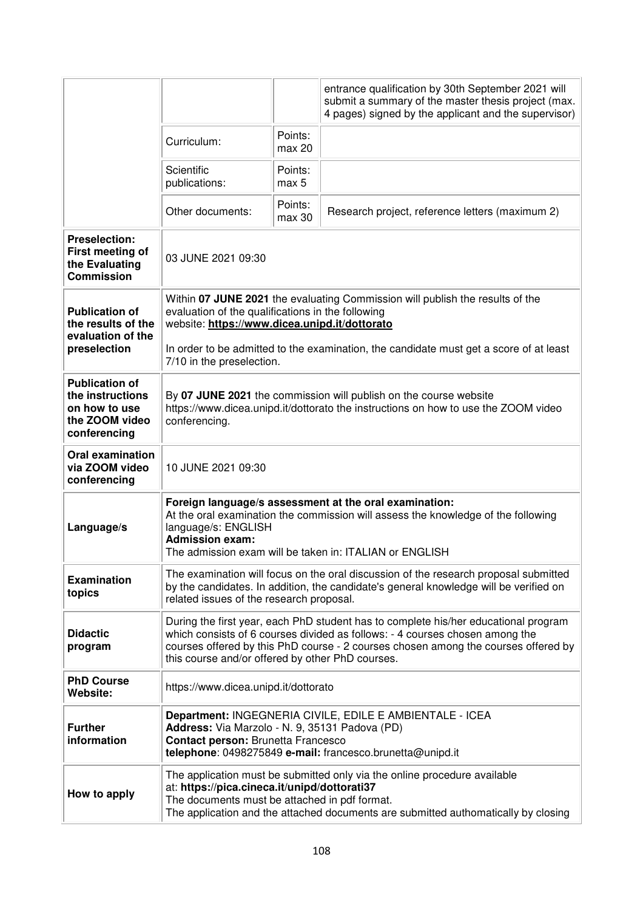| | | | |
|---|---|---|---|
| | | | entrance qualification by 30th September 2021 will submit a summary of the master thesis project (max. 4 pages) signed by the applicant and the supervisor) |
| | Curriculum: | Points: max 20 | |
| | Scientific publications: | Points: max 5 | |
| | Other documents: | Points: max 30 | Research project, reference letters (maximum 2) |
| **Preselection: First meeting of the Evaluating Commission** | 03 JUNE 2021 09:30 | | |
| **Publication of the results of the evaluation of the preselection** | Within **07 JUNE 2021** the evaluating Commission will publish the results of the evaluation of the qualifications in the following website: **https://www.dicea.unipd.it/dottorato**<br><br>In order to be admitted to the examination, the candidate must get a score of at least 7/10 in the preselection. | | |
| **Publication of the instructions on how to use the ZOOM video conferencing** | By **07 JUNE 2021** the commission will publish on the course website https://www.dicea.unipd.it/dottorato the instructions on how to use the ZOOM video conferencing. | | |
| **Oral examination via ZOOM video conferencing** | 10 JUNE 2021 09:30 | | |
| **Language/s** | **Foreign language/s assessment at the oral examination:**<br>At the oral examination the commission will assess the knowledge of the following language/s: ENGLISH<br>**Admission exam:**<br>The admission exam will be taken in: ITALIAN or ENGLISH | | |
| **Examination topics** | The examination will focus on the oral discussion of the research proposal submitted by the candidates. In addition, the candidate's general knowledge will be verified on related issues of the research proposal. | | |
| **Didactic program** | During the first year, each PhD student has to complete his/her educational program which consists of 6 courses divided as follows: - 4 courses chosen among the courses offered by this PhD course - 2 courses chosen among the courses offered by this course and/or offered by other PhD courses. | | |
| **PhD Course Website:** | https://www.dicea.unipd.it/dottorato | | |
| **Further information** | **Department:** INGEGNERIA CIVILE, EDILE E AMBIENTALE - ICEA<br>**Address:** Via Marzolo - N. 9, 35131 Padova (PD)<br>**Contact person:** Brunetta Francesco<br>**telephone**: 0498275849 **e-mail:** francesco.brunetta@unipd.it | | |
| **How to apply** | The application must be submitted only via the online procedure available at: **https://pica.cineca.it/unipd/dottorati37**<br>The documents must be attached in pdf format.<br>The application and the attached documents are submitted authomatically by closing | | |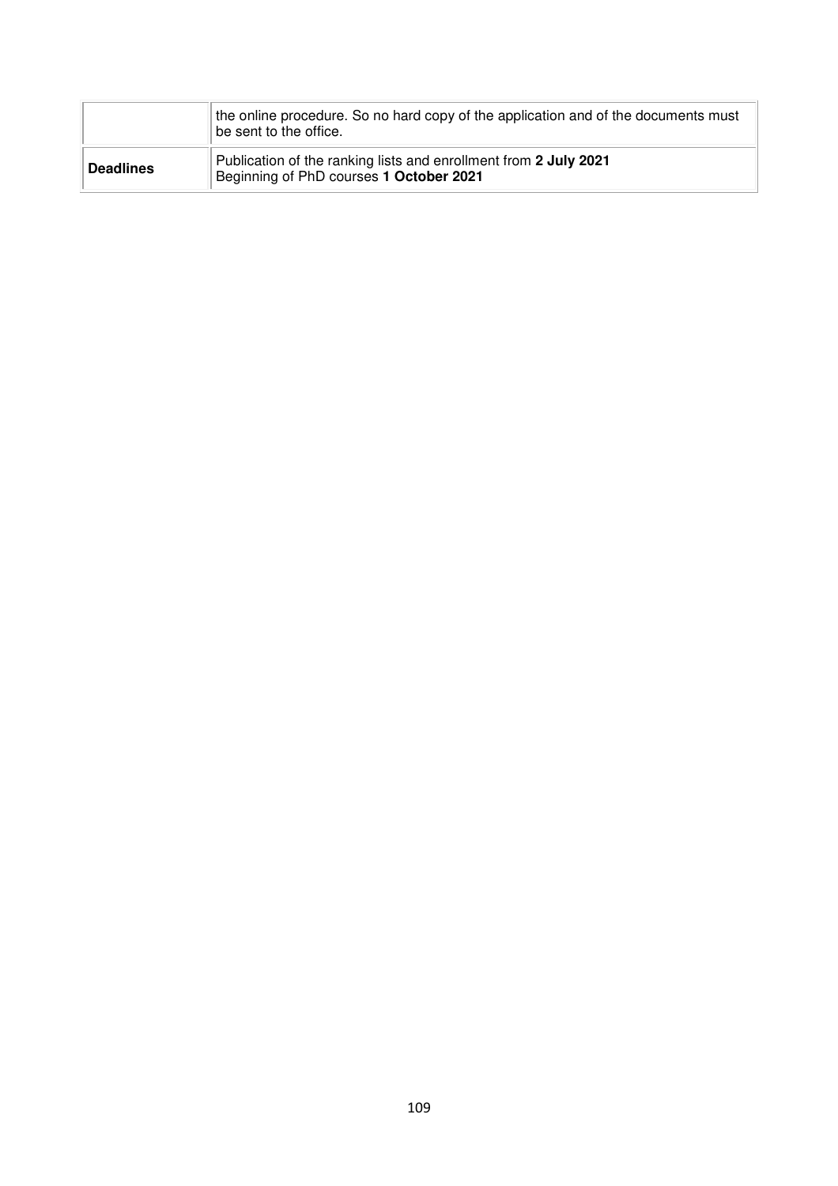| | |
|---|---|
| | the online procedure. So no hard copy of the application and of the documents must be sent to the office. |
| **Deadlines** | Publication of the ranking lists and enrollment from **2 July 2021**<br>Beginning of PhD courses **1 October 2021** |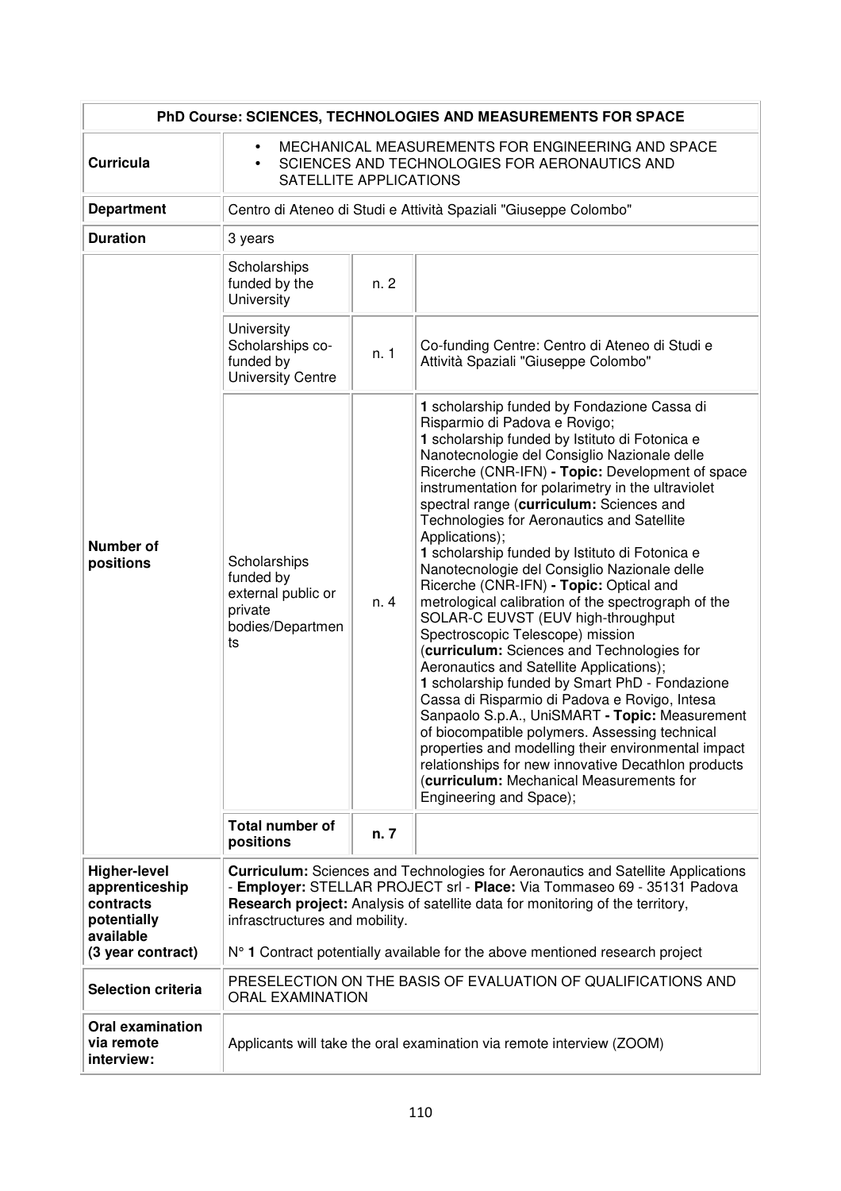| PhD Course: SCIENCES, TECHNOLOGIES AND MEASUREMENTS FOR SPACE | | | |
|---|---|---|---|
| **Curricula** | • MECHANICAL MEASUREMENTS FOR ENGINEERING AND SPACE<br>• SCIENCES AND TECHNOLOGIES FOR AERONAUTICS AND SATELLITE APPLICATIONS | | |
| **Department** | Centro di Ateneo di Studi e Attività Spaziali "Giuseppe Colombo" | | |
| **Duration** | 3 years | | |
| **Number of positions** | Scholarships funded by the University | n. 2 | |
| | University Scholarships co-funded by University Centre | n. 1 | Co-funding Centre: Centro di Ateneo di Studi e Attività Spaziali "Giuseppe Colombo" |
| | Scholarships funded by external public or private bodies/Departments | n. 4 | **1** scholarship funded by Fondazione Cassa di Risparmio di Padova e Rovigo;<br>**1** scholarship funded by Istituto di Fotonica e Nanotecnologie del Consiglio Nazionale delle Ricerche (CNR-IFN) **- Topic:** Development of space instrumentation for polarimetry in the ultraviolet spectral range (**curriculum:** Sciences and Technologies for Aeronautics and Satellite Applications);<br>**1** scholarship funded by Istituto di Fotonica e Nanotecnologie del Consiglio Nazionale delle Ricerche (CNR-IFN) **- Topic:** Optical and metrological calibration of the spectrograph of the SOLAR-C EUVST (EUV high-throughput Spectroscopic Telescope) mission (**curriculum:** Sciences and Technologies for Aeronautics and Satellite Applications);<br>**1** scholarship funded by Smart PhD - Fondazione Cassa di Risparmio di Padova e Rovigo, Intesa Sanpaolo S.p.A., UniSMART **- Topic:** Measurement of biocompatible polymers. Assessing technical properties and modelling their environmental impact relationships for new innovative Decathlon products (**curriculum:** Mechanical Measurements for Engineering and Space); |
| | **Total number of positions** | **n. 7** | |
| **Higher-level apprenticeship contracts potentially available (3 year contract)** | **Curriculum:** Sciences and Technologies for Aeronautics and Satellite Applications - **Employer:** STELLAR PROJECT srl - **Place:** Via Tommaseo 69 - 35131 Padova **Research project:** Analysis of satellite data for monitoring of the territory, infrasctructures and mobility.<br><br>N° **1** Contract potentially available for the above mentioned research project | | |
| **Selection criteria** | PRESELECTION ON THE BASIS OF EVALUATION OF QUALIFICATIONS AND ORAL EXAMINATION | | |
| **Oral examination via remote interview:** | Applicants will take the oral examination via remote interview (ZOOM) | | |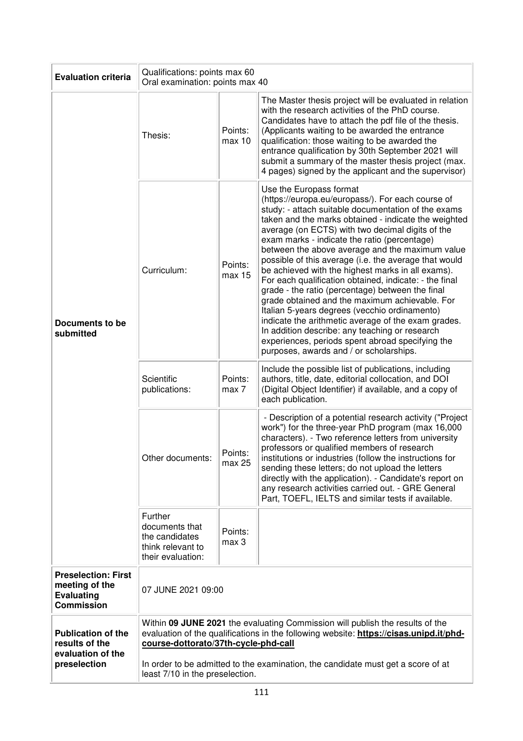| **Evaluation criteria** | Qualifications: points max 60<br>Oral examination: points max 40 | | |
|---|---|---|---|
| **Documents to be submitted** | Thesis: | Points: max 10 | The Master thesis project will be evaluated in relation with the research activities of the PhD course. Candidates have to attach the pdf file of the thesis. (Applicants waiting to be awarded the entrance qualification: those waiting to be awarded the entrance qualification by 30th September 2021 will submit a summary of the master thesis project (max. 4 pages) signed by the applicant and the supervisor) |
| | Curriculum: | Points: max 15 | Use the Europass format (https://europa.eu/europass/). For each course of study: - attach suitable documentation of the exams taken and the marks obtained - indicate the weighted average (on ECTS) with two decimal digits of the exam marks - indicate the ratio (percentage) between the above average and the maximum value possible of this average (i.e. the average that would be achieved with the highest marks in all exams). For each qualification obtained, indicate: - the final grade - the ratio (percentage) between the final grade obtained and the maximum achievable. For Italian 5-years degrees (vecchio ordinamento) indicate the arithmetic average of the exam grades. In addition describe: any teaching or research experiences, periods spent abroad specifying the purposes, awards and / or scholarships. |
| | Scientific publications: | Points: max 7 | Include the possible list of publications, including authors, title, date, editorial collocation, and DOI (Digital Object Identifier) if available, and a copy of each publication. |
| | Other documents: | Points: max 25 | - Description of a potential research activity ("Project work") for the three-year PhD program (max 16,000 characters). - Two reference letters from university professors or qualified members of research institutions or industries (follow the instructions for sending these letters; do not upload the letters directly with the application). - Candidate's report on any research activities carried out. - GRE General Part, TOEFL, IELTS and similar tests if available. |
| | Further documents that the candidates think relevant to their evaluation: | Points: max 3 | |
| **Preselection: First meeting of the Evaluating Commission** | 07 JUNE 2021 09:00 | | |
| **Publication of the results of the evaluation of the preselection** | Within **09 JUNE 2021** the evaluating Commission will publish the results of the evaluation of the qualifications in the following website: **https://cisas.unipd.it/phd-course-dottorato/37th-cycle-phd-call**<br><br>In order to be admitted to the examination, the candidate must get a score of at least 7/10 in the preselection. | | |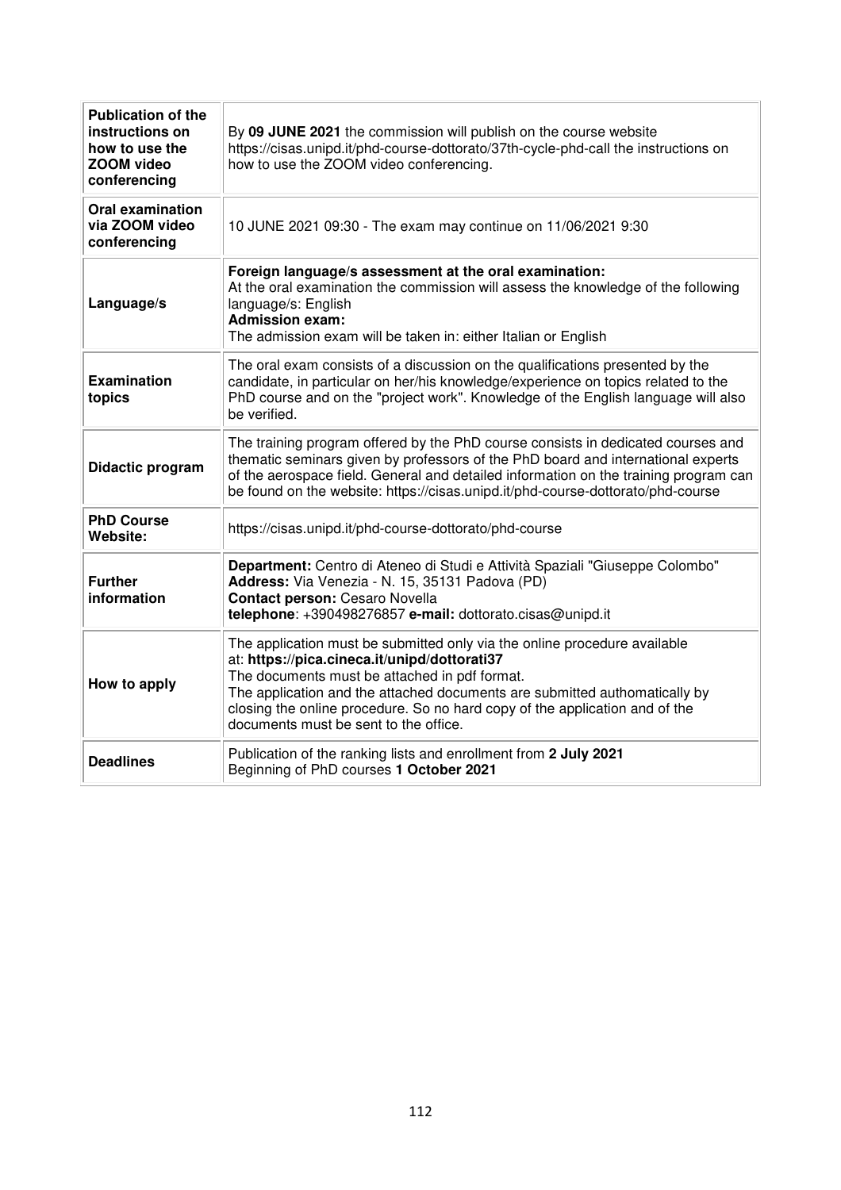| **Publication of the instructions on how to use the ZOOM video conferencing** | By **09 JUNE 2021** the commission will publish on the course website https://cisas.unipd.it/phd-course-dottorato/37th-cycle-phd-call the instructions on how to use the ZOOM video conferencing. |
|---|---|
| **Oral examination via ZOOM video conferencing** | 10 JUNE 2021 09:30 - The exam may continue on 11/06/2021 9:30 |
| **Language/s** | **Foreign language/s assessment at the oral examination:** At the oral examination the commission will assess the knowledge of the following language/s: English **Admission exam:** The admission exam will be taken in: either Italian or English |
| **Examination topics** | The oral exam consists of a discussion on the qualifications presented by the candidate, in particular on her/his knowledge/experience on topics related to the PhD course and on the "project work". Knowledge of the English language will also be verified. |
| **Didactic program** | The training program offered by the PhD course consists in dedicated courses and thematic seminars given by professors of the PhD board and international experts of the aerospace field. General and detailed information on the training program can be found on the website: https://cisas.unipd.it/phd-course-dottorato/phd-course |
| **PhD Course Website:** | https://cisas.unipd.it/phd-course-dottorato/phd-course |
| **Further information** | **Department:** Centro di Ateneo di Studi e Attività Spaziali "Giuseppe Colombo" **Address:** Via Venezia - N. 15, 35131 Padova (PD) **Contact person:** Cesaro Novella **telephone**: +390498276857 **e-mail:** dottorato.cisas@unipd.it |
| **How to apply** | The application must be submitted only via the online procedure available at: **https://pica.cineca.it/unipd/dottorati37** The documents must be attached in pdf format. The application and the attached documents are submitted authomatically by closing the online procedure. So no hard copy of the application and of the documents must be sent to the office. |
| **Deadlines** | Publication of the ranking lists and enrollment from **2 July 2021** Beginning of PhD courses **1 October 2021** |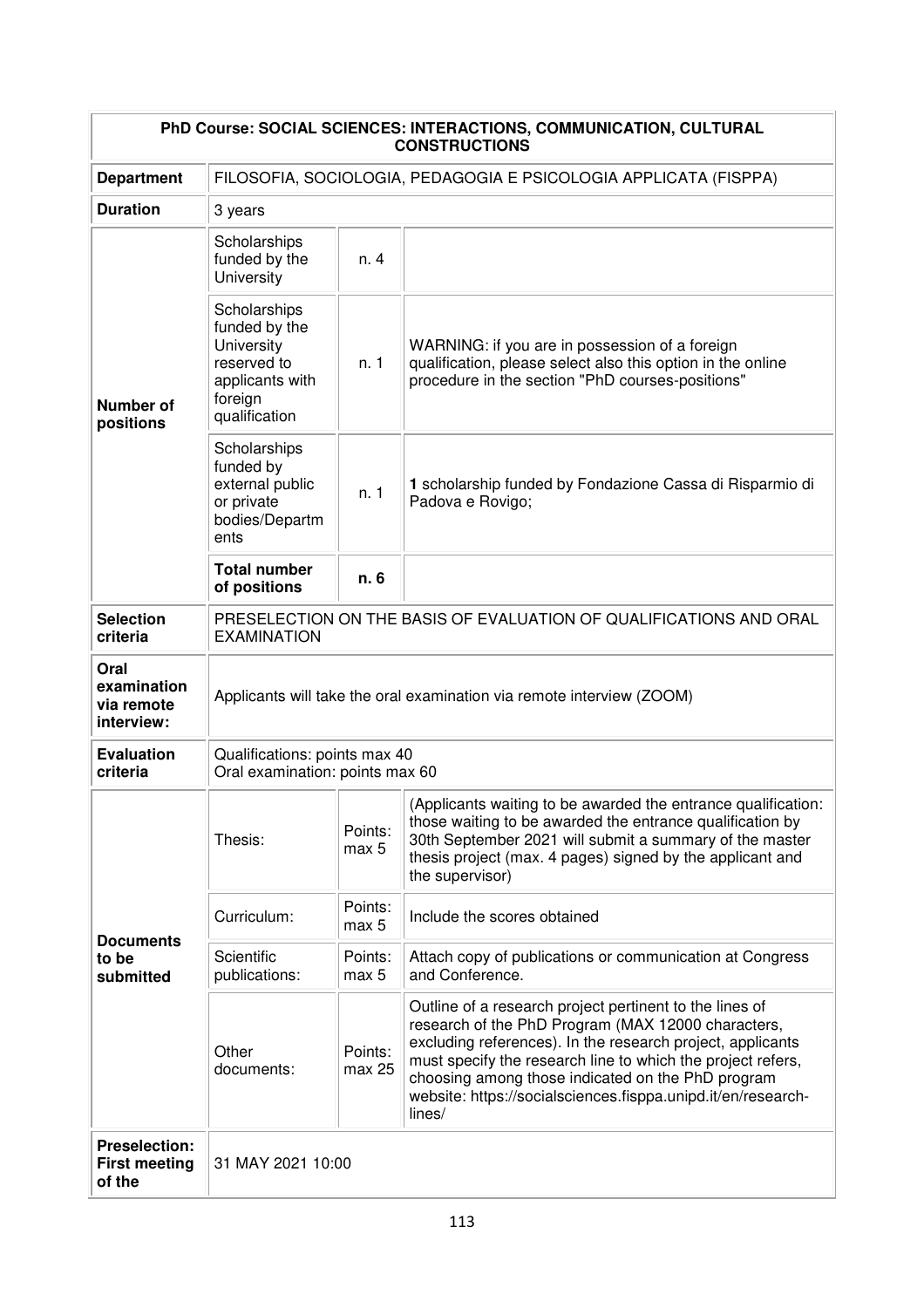| PhD Course: SOCIAL SCIENCES: INTERACTIONS, COMMUNICATION, CULTURAL CONSTRUCTIONS | | | |
|---|---|---|---|
| **Department** | FILOSOFIA, SOCIOLOGIA, PEDAGOGIA E PSICOLOGIA APPLICATA (FISPPA) | | |
| **Duration** | 3 years | | |
| **Number of positions** | Scholarships funded by the University | n. 4 | |
| | Scholarships funded by the University reserved to applicants with foreign qualification | n. 1 | WARNING: if you are in possession of a foreign qualification, please select also this option in the online procedure in the section "PhD courses-positions" |
| | Scholarships funded by external public or private bodies/Departments | n. 1 | **1** scholarship funded by Fondazione Cassa di Risparmio di Padova e Rovigo; |
| | **Total number of positions** | **n. 6** | |
| **Selection criteria** | PRESELECTION ON THE BASIS OF EVALUATION OF QUALIFICATIONS AND ORAL EXAMINATION | | |
| **Oral examination via remote interview:** | Applicants will take the oral examination via remote interview (ZOOM) | | |
| **Evaluation criteria** | Qualifications: points max 40<br>Oral examination: points max 60 | | |
| **Documents to be submitted** | Thesis: | Points: max 5 | (Applicants waiting to be awarded the entrance qualification: those waiting to be awarded the entrance qualification by 30th September 2021 will submit a summary of the master thesis project (max. 4 pages) signed by the applicant and the supervisor) |
| | Curriculum: | Points: max 5 | Include the scores obtained |
| | Scientific publications: | Points: max 5 | Attach copy of publications or communication at Congress and Conference. |
| | Other documents: | Points: max 25 | Outline of a research project pertinent to the lines of research of the PhD Program (MAX 12000 characters, excluding references). In the research project, applicants must specify the research line to which the project refers, choosing among those indicated on the PhD program website: https://socialsciences.fisppa.unipd.it/en/research-lines/ |
| **Preselection: First meeting of the** | 31 MAY 2021 10:00 | | |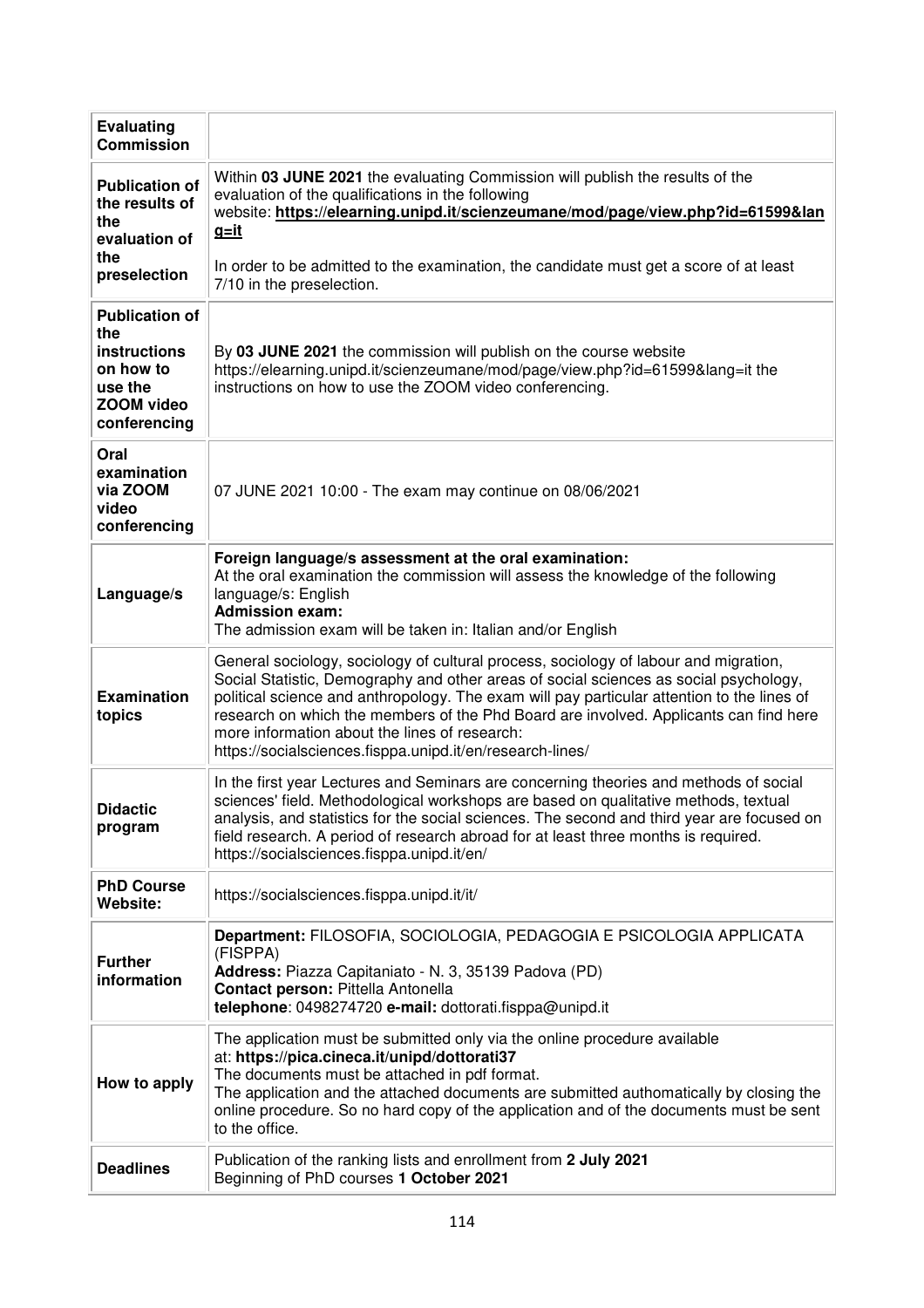| | |
|---|---|
| **Evaluating Commission** | |
| **Publication of the results of the evaluation of the preselection** | Within **03 JUNE 2021** the evaluating Commission will publish the results of the evaluation of the qualifications in the following website: **https://elearning.unipd.it/scienzeumane/mod/page/view.php?id=61599&lang=it**<br><br>In order to be admitted to the examination, the candidate must get a score of at least 7/10 in the preselection. |
| **Publication of the instructions on how to use the ZOOM video conferencing** | By **03 JUNE 2021** the commission will publish on the course website https://elearning.unipd.it/scienzeumane/mod/page/view.php?id=61599&lang=it the instructions on how to use the ZOOM video conferencing. |
| **Oral examination via ZOOM video conferencing** | 07 JUNE 2021 10:00 - The exam may continue on 08/06/2021 |
| **Language/s** | **Foreign language/s assessment at the oral examination:**<br>At the oral examination the commission will assess the knowledge of the following language/s: English<br>**Admission exam:**<br>The admission exam will be taken in: Italian and/or English |
| **Examination topics** | General sociology, sociology of cultural process, sociology of labour and migration, Social Statistic, Demography and other areas of social sciences as social psychology, political science and anthropology. The exam will pay particular attention to the lines of research on which the members of the Phd Board are involved. Applicants can find here more information about the lines of research: https://socialsciences.fisppa.unipd.it/en/research-lines/ |
| **Didactic program** | In the first year Lectures and Seminars are concerning theories and methods of social sciences' field. Methodological workshops are based on qualitative methods, textual analysis, and statistics for the social sciences. The second and third year are focused on field research. A period of research abroad for at least three months is required. https://socialsciences.fisppa.unipd.it/en/ |
| **PhD Course Website:** | https://socialsciences.fisppa.unipd.it/it/ |
| **Further information** | **Department:** FILOSOFIA, SOCIOLOGIA, PEDAGOGIA E PSICOLOGIA APPLICATA (FISPPA)<br>**Address:** Piazza Capitaniato - N. 3, 35139 Padova (PD)<br>**Contact person:** Pittella Antonella<br>**telephone**: 0498274720 **e-mail:** dottorati.fisppa@unipd.it |
| **How to apply** | The application must be submitted only via the online procedure available at: **https://pica.cineca.it/unipd/dottorati37**<br>The documents must be attached in pdf format.<br>The application and the attached documents are submitted authomatically by closing the online procedure. So no hard copy of the application and of the documents must be sent to the office. |
| **Deadlines** | Publication of the ranking lists and enrollment from **2 July 2021**<br>Beginning of PhD courses **1 October 2021** |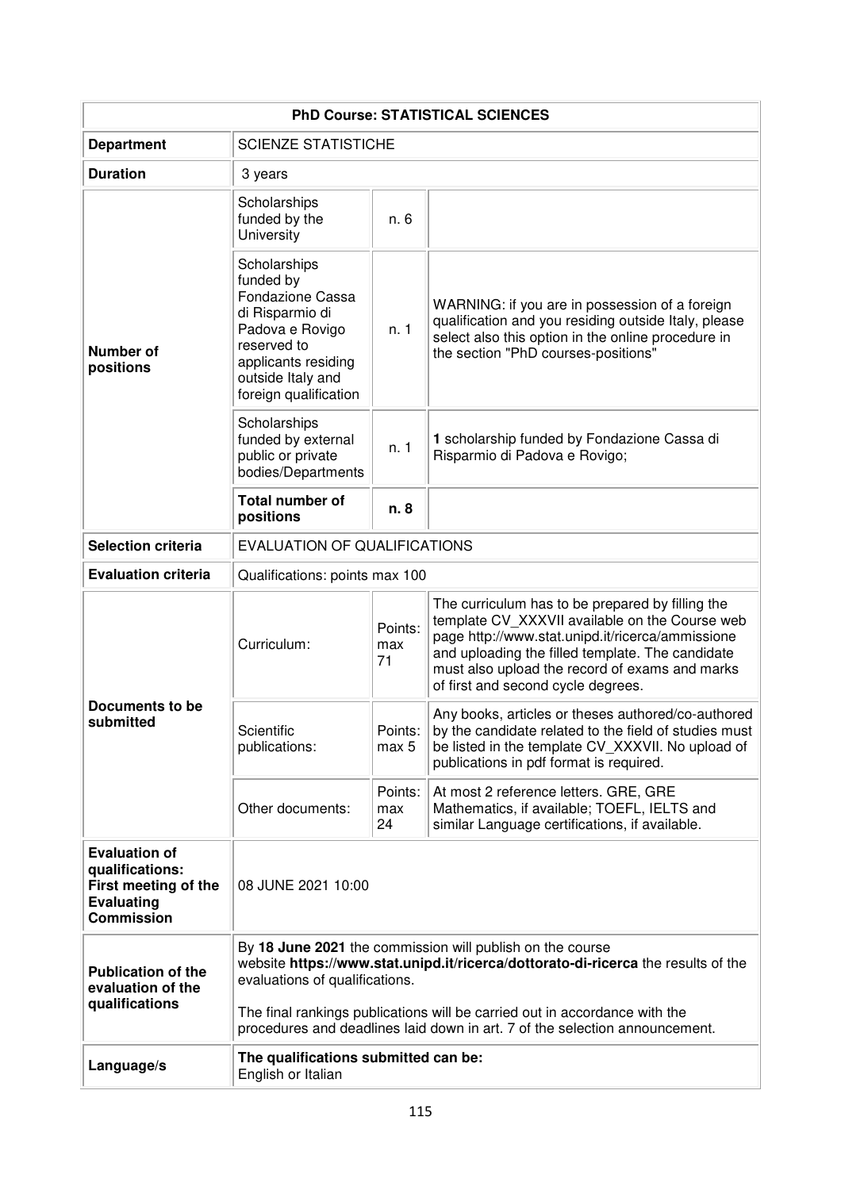| PhD Course: STATISTICAL SCIENCES | | | |
|---|---|---|---|
| **Department** | SCIENZE STATISTICHE | | |
| **Duration** | 3 years | | |
| **Number of positions** | Scholarships funded by the University | n. 6 | |
| | Scholarships funded by Fondazione Cassa di Risparmio di Padova e Rovigo reserved to applicants residing outside Italy and foreign qualification | n. 1 | WARNING: if you are in possession of a foreign qualification and you residing outside Italy, please select also this option in the online procedure in the section "PhD courses-positions" |
| | Scholarships funded by external public or private bodies/Departments | n. 1 | **1** scholarship funded by Fondazione Cassa di Risparmio di Padova e Rovigo; |
| | **Total number of positions** | **n. 8** | |
| **Selection criteria** | EVALUATION OF QUALIFICATIONS | | |
| **Evaluation criteria** | Qualifications: points max 100 | | |
| **Documents to be submitted** | Curriculum: | Points: max 71 | The curriculum has to be prepared by filling the template CV_XXXVII available on the Course web page http://www.stat.unipd.it/ricerca/ammissione and uploading the filled template. The candidate must also upload the record of exams and marks of first and second cycle degrees. |
| | Scientific publications: | Points: max 5 | Any books, articles or theses authored/co-authored by the candidate related to the field of studies must be listed in the template CV_XXXVII. No upload of publications in pdf format is required. |
| | Other documents: | Points: max 24 | At most 2 reference letters. GRE, GRE Mathematics, if available; TOEFL, IELTS and similar Language certifications, if available. |
| **Evaluation of qualifications: First meeting of the Evaluating Commission** | 08 JUNE 2021 10:00 | | |
| **Publication of the evaluation of the qualifications** | By **18 June 2021** the commission will publish on the course website **https://www.stat.unipd.it/ricerca/dottorato-di-ricerca** the results of the evaluations of qualifications.<br><br>The final rankings publications will be carried out in accordance with the procedures and deadlines laid down in art. 7 of the selection announcement. | | |
| **Language/s** | **The qualifications submitted can be:**<br>English or Italian | | |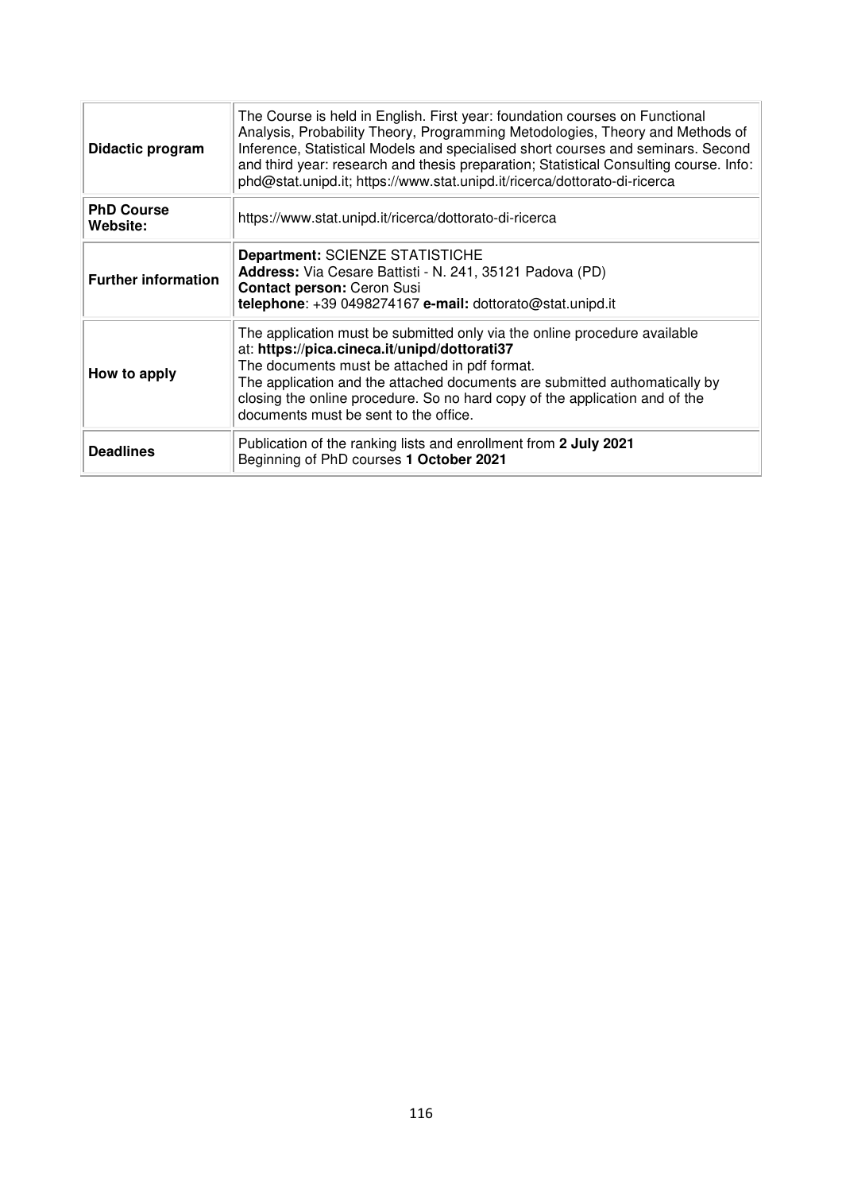| | |
|---|---|
| **Didactic program** | The Course is held in English. First year: foundation courses on Functional Analysis, Probability Theory, Programming Metodologies, Theory and Methods of Inference, Statistical Models and specialised short courses and seminars. Second and third year: research and thesis preparation; Statistical Consulting course. Info: phd@stat.unipd.it; https://www.stat.unipd.it/ricerca/dottorato-di-ricerca |
| **PhD Course Website:** | https://www.stat.unipd.it/ricerca/dottorato-di-ricerca |
| **Further information** | **Department:** SCIENZE STATISTICHE<br>**Address:** Via Cesare Battisti - N. 241, 35121 Padova (PD)<br>**Contact person:** Ceron Susi<br>**telephone**: +39 0498274167 **e-mail:** dottorato@stat.unipd.it |
| **How to apply** | The application must be submitted only via the online procedure available at: **https://pica.cineca.it/unipd/dottorati37**<br>The documents must be attached in pdf format.<br>The application and the attached documents are submitted authomatically by closing the online procedure. So no hard copy of the application and of the documents must be sent to the office. |
| **Deadlines** | Publication of the ranking lists and enrollment from **2 July 2021**<br>Beginning of PhD courses **1 October 2021** |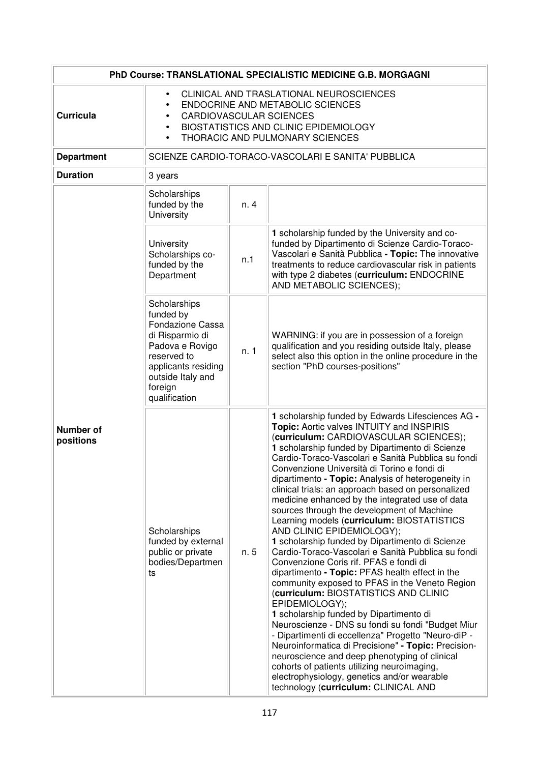| PhD Course: TRANSLATIONAL SPECIALISTIC MEDICINE G.B. MORGAGNI | | | |
|---|---|---|---|
| **Curricula** | • CLINICAL AND TRASLATIONAL NEUROSCIENCES<br>• ENDOCRINE AND METABOLIC SCIENCES<br>• CARDIOVASCULAR SCIENCES<br>• BIOSTATISTICS AND CLINIC EPIDEMIOLOGY<br>• THORACIC AND PULMONARY SCIENCES | | |
| **Department** | SCIENZE CARDIO-TORACO-VASCOLARI E SANITA' PUBBLICA | | |
| **Duration** | 3 years | | |
| **Number of positions** | Scholarships funded by the University | n. 4 | |
| | University Scholarships co-funded by the Department | n.1 | **1** scholarship funded by the University and co-funded by Dipartimento di Scienze Cardio-Toraco-Vascolari e Sanità Pubblica **- Topic:** The innovative treatments to reduce cardiovascular risk in patients with type 2 diabetes (**curriculum:** ENDOCRINE AND METABOLIC SCIENCES); |
| | Scholarships funded by Fondazione Cassa di Risparmio di Padova e Rovigo reserved to applicants residing outside Italy and foreign qualification | n. 1 | WARNING: if you are in possession of a foreign qualification and you residing outside Italy, please select also this option in the online procedure in the section "PhD courses-positions" |
| | Scholarships funded by external public or private bodies/Departments | n. 5 | **1** scholarship funded by Edwards Lifesciences AG **- Topic:** Aortic valves INTUITY and INSPIRIS (**curriculum:** CARDIOVASCULAR SCIENCES);<br>**1** scholarship funded by Dipartimento di Scienze Cardio-Toraco-Vascolari e Sanità Pubblica su fondi Convenzione Università di Torino e fondi di dipartimento **- Topic:** Analysis of heterogeneity in clinical trials: an approach based on personalized medicine enhanced by the integrated use of data sources through the development of Machine Learning models (**curriculum:** BIOSTATISTICS AND CLINIC EPIDEMIOLOGY);<br>**1** scholarship funded by Dipartimento di Scienze Cardio-Toraco-Vascolari e Sanità Pubblica su fondi Convenzione Coris rif. PFAS e fondi di dipartimento **- Topic:** PFAS health effect in the community exposed to PFAS in the Veneto Region (**curriculum:** BIOSTATISTICS AND CLINIC EPIDEMIOLOGY);<br>**1** scholarship funded by Dipartimento di Neuroscienze - DNS su fondi su fondi "Budget Miur - Dipartimenti di eccellenza" Progetto "Neuro-diP - Neuroinformatica di Precisione" **- Topic:** Precision-neuroscience and deep phenotyping of clinical cohorts of patients utilizing neuroimaging, electrophysiology, genetics and/or wearable technology (**curriculum:** CLINICAL AND |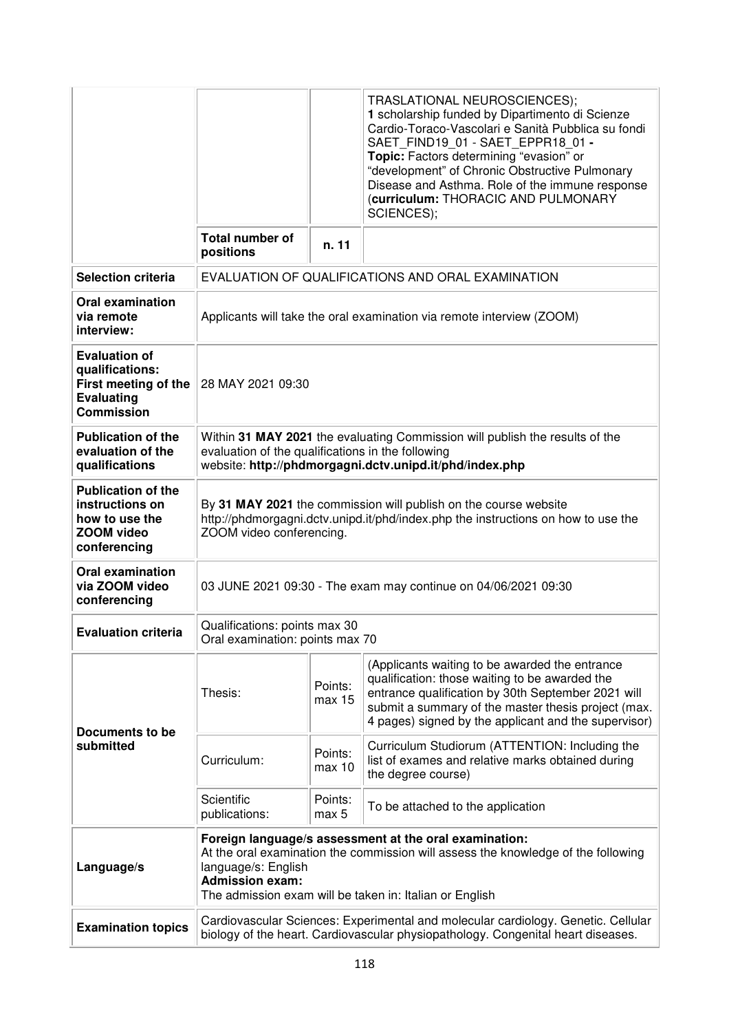| | | | |
|---|---|---|---|
| | | | TRASLATIONAL NEUROSCIENCES);<br>**1** scholarship funded by Dipartimento di Scienze Cardio-Toraco-Vascolari e Sanità Pubblica su fondi SAET_FIND19_01 - SAET_EPPR18_01 **-** **Topic:** Factors determining "evasion" or "development" of Chronic Obstructive Pulmonary Disease and Asthma. Role of the immune response (**curriculum:** THORACIC AND PULMONARY SCIENCES); |
| | **Total number of positions** | **n. 11** | |
| **Selection criteria** | EVALUATION OF QUALIFICATIONS AND ORAL EXAMINATION | | |
| **Oral examination via remote interview:** | Applicants will take the oral examination via remote interview (ZOOM) | | |
| **Evaluation of qualifications: First meeting of the Evaluating Commission** | 28 MAY 2021 09:30 | | |
| **Publication of the evaluation of the qualifications** | Within **31 MAY 2021** the evaluating Commission will publish the results of the evaluation of the qualifications in the following website: **http://phdmorgagni.dctv.unipd.it/phd/index.php** | | |
| **Publication of the instructions on how to use the ZOOM video conferencing** | By **31 MAY 2021** the commission will publish on the course website http://phdmorgagni.dctv.unipd.it/phd/index.php the instructions on how to use the ZOOM video conferencing. | | |
| **Oral examination via ZOOM video conferencing** | 03 JUNE 2021 09:30 - The exam may continue on 04/06/2021 09:30 | | |
| **Evaluation criteria** | Qualifications: points max 30<br>Oral examination: points max 70 | | |
| **Documents to be submitted** | Thesis: | Points: max 15 | (Applicants waiting to be awarded the entrance qualification: those waiting to be awarded the entrance qualification by 30th September 2021 will submit a summary of the master thesis project (max. 4 pages) signed by the applicant and the supervisor) |
| | Curriculum: | Points: max 10 | Curriculum Studiorum (ATTENTION: Including the list of exames and relative marks obtained during the degree course) |
| | Scientific publications: | Points: max 5 | To be attached to the application |
| **Language/s** | **Foreign language/s assessment at the oral examination:**<br>At the oral examination the commission will assess the knowledge of the following language/s: English<br>**Admission exam:**<br>The admission exam will be taken in: Italian or English | | |
| **Examination topics** | Cardiovascular Sciences: Experimental and molecular cardiology. Genetic. Cellular biology of the heart. Cardiovascular physiopathology. Congenital heart diseases. | | |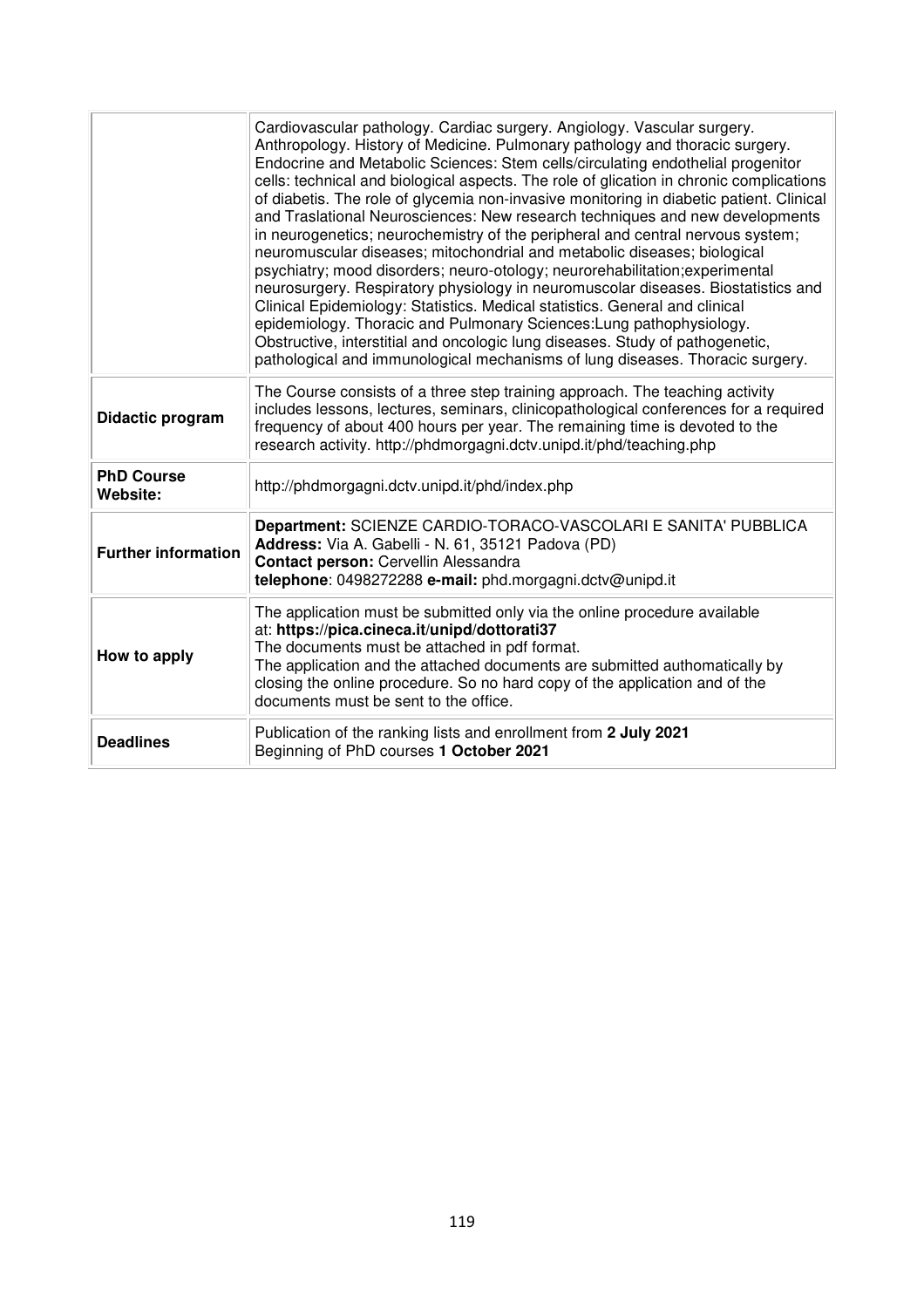| | |
|---|---|
| | Cardiovascular pathology. Cardiac surgery. Angiology. Vascular surgery. Anthropology. History of Medicine. Pulmonary pathology and thoracic surgery. Endocrine and Metabolic Sciences: Stem cells/circulating endothelial progenitor cells: technical and biological aspects. The role of glication in chronic complications of diabetis. The role of glycemia non-invasive monitoring in diabetic patient. Clinical and Traslational Neurosciences: New research techniques and new developments in neurogenetics; neurochemistry of the peripheral and central nervous system; neuromuscular diseases; mitochondrial and metabolic diseases; biological psychiatry; mood disorders; neuro-otology; neurorehabilitation;experimental neurosurgery. Respiratory physiology in neuromuscolar diseases. Biostatistics and Clinical Epidemiology: Statistics. Medical statistics. General and clinical epidemiology. Thoracic and Pulmonary Sciences:Lung pathophysiology. Obstructive, interstitial and oncologic lung diseases. Study of pathogenetic, pathological and immunological mechanisms of lung diseases. Thoracic surgery. |
| **Didactic program** | The Course consists of a three step training approach. The teaching activity includes lessons, lectures, seminars, clinicopathological conferences for a required frequency of about 400 hours per year. The remaining time is devoted to the research activity. http://phdmorgagni.dctv.unipd.it/phd/teaching.php |
| **PhD Course Website:** | http://phdmorgagni.dctv.unipd.it/phd/index.php |
| **Further information** | **Department:** SCIENZE CARDIO-TORACO-VASCOLARI E SANITA' PUBBLICA<br>**Address:** Via A. Gabelli - N. 61, 35121 Padova (PD)<br>**Contact person:** Cervellin Alessandra<br>**telephone**: 0498272288 **e-mail:** phd.morgagni.dctv@unipd.it |
| **How to apply** | The application must be submitted only via the online procedure available at: **https://pica.cineca.it/unipd/dottorati37**<br>The documents must be attached in pdf format.<br>The application and the attached documents are submitted authomatically by closing the online procedure. So no hard copy of the application and of the documents must be sent to the office. |
| **Deadlines** | Publication of the ranking lists and enrollment from **2 July 2021**<br>Beginning of PhD courses **1 October 2021** |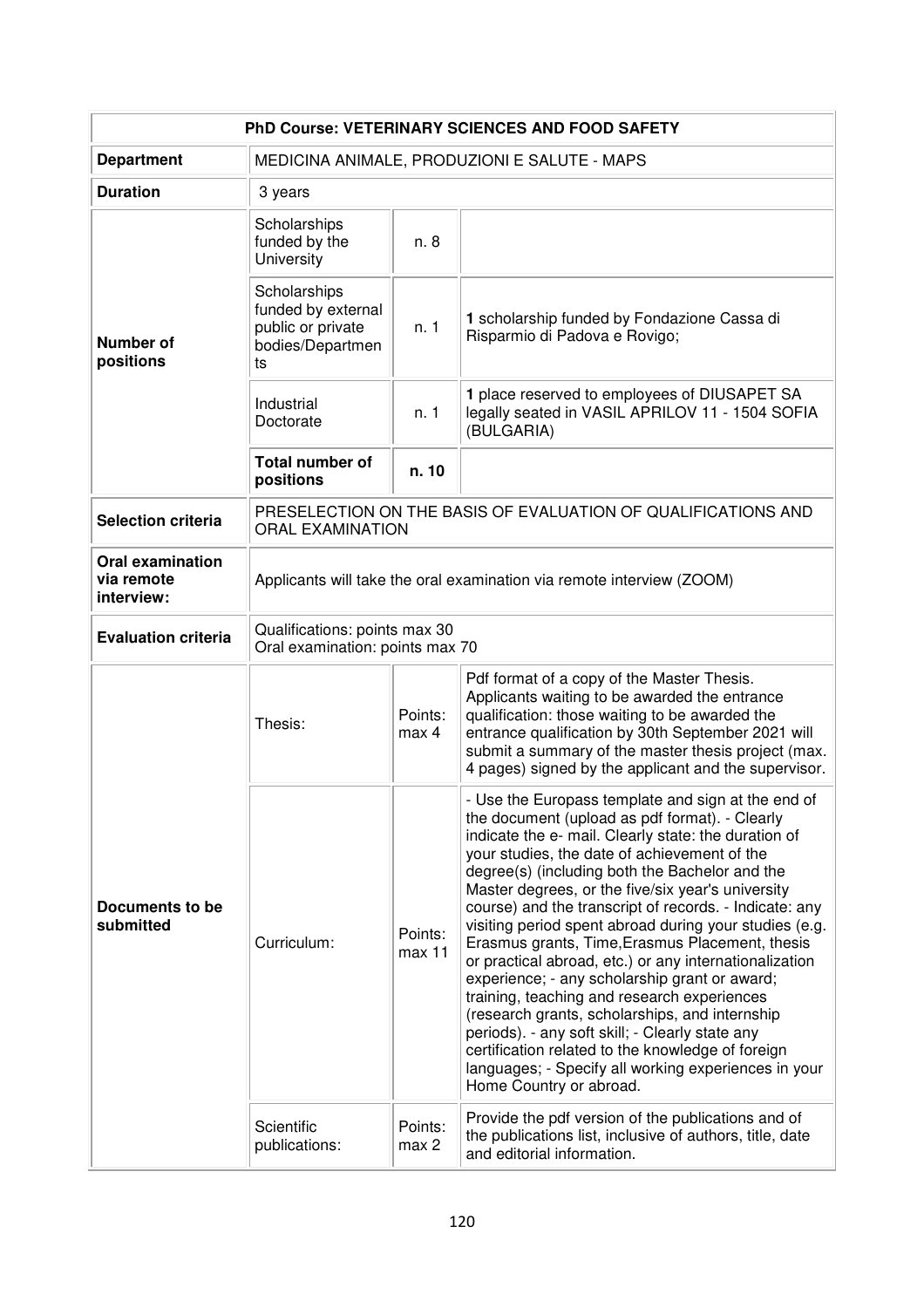| PhD Course: VETERINARY SCIENCES AND FOOD SAFETY | | | |
|---|---|---|---|
| **Department** | MEDICINA ANIMALE, PRODUZIONI E SALUTE - MAPS | | |
| **Duration** | 3 years | | |
| **Number of positions** | Scholarships funded by the University | n. 8 | |
| | Scholarships funded by external public or private bodies/Departments | n. 1 | **1** scholarship funded by Fondazione Cassa di Risparmio di Padova e Rovigo; |
| | Industrial Doctorate | n. 1 | **1** place reserved to employees of DIUSAPET SA legally seated in VASIL APRILOV 11 - 1504 SOFIA (BULGARIA) |
| | **Total number of positions** | **n. 10** | |
| **Selection criteria** | PRESELECTION ON THE BASIS OF EVALUATION OF QUALIFICATIONS AND ORAL EXAMINATION | | |
| **Oral examination via remote interview:** | Applicants will take the oral examination via remote interview (ZOOM) | | |
| **Evaluation criteria** | Qualifications: points max 30<br>Oral examination: points max 70 | | |
| **Documents to be submitted** | Thesis: | Points: max 4 | Pdf format of a copy of the Master Thesis. Applicants waiting to be awarded the entrance qualification: those waiting to be awarded the entrance qualification by 30th September 2021 will submit a summary of the master thesis project (max. 4 pages) signed by the applicant and the supervisor. |
| | Curriculum: | Points: max 11 | - Use the Europass template and sign at the end of the document (upload as pdf format). - Clearly indicate the e- mail. Clearly state: the duration of your studies, the date of achievement of the degree(s) (including both the Bachelor and the Master degrees, or the five/six year's university course) and the transcript of records. - Indicate: any visiting period spent abroad during your studies (e.g. Erasmus grants, Time,Erasmus Placement, thesis or practical abroad, etc.) or any internationalization experience; - any scholarship grant or award; training, teaching and research experiences (research grants, scholarships, and internship periods). - any soft skill; - Clearly state any certification related to the knowledge of foreign languages; - Specify all working experiences in your Home Country or abroad. |
| | Scientific publications: | Points: max 2 | Provide the pdf version of the publications and of the publications list, inclusive of authors, title, date and editorial information. |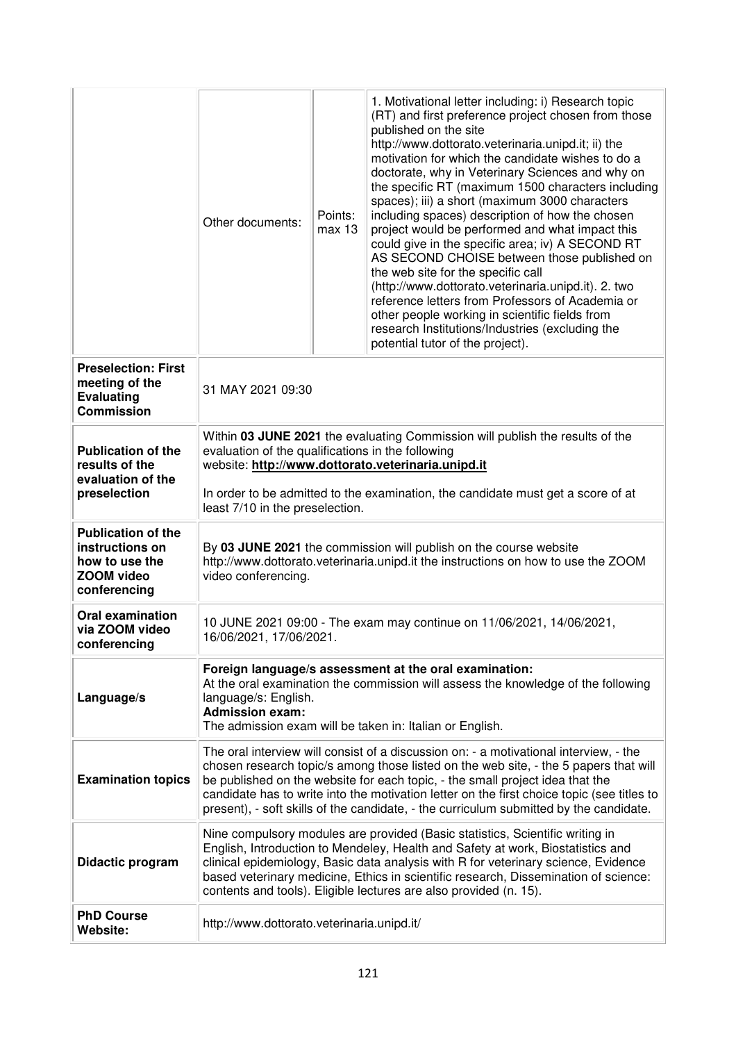| | | | |
|---|---|---|---|
| | Other documents: | Points: max 13 | 1. Motivational letter including: i) Research topic (RT) and first preference project chosen from those published on the site http://www.dottorato.veterinaria.unipd.it; ii) the motivation for which the candidate wishes to do a doctorate, why in Veterinary Sciences and why on the specific RT (maximum 1500 characters including spaces); iii) a short (maximum 3000 characters including spaces) description of how the chosen project would be performed and what impact this could give in the specific area; iv) A SECOND RT AS SECOND CHOISE between those published on the web site for the specific call (http://www.dottorato.veterinaria.unipd.it). 2. two reference letters from Professors of Academia or other people working in scientific fields from research Institutions/Industries (excluding the potential tutor of the project). |
| **Preselection: First meeting of the Evaluating Commission** | 31 MAY 2021 09:30 | | |
| **Publication of the results of the evaluation of the preselection** | Within **03 JUNE 2021** the evaluating Commission will publish the results of the evaluation of the qualifications in the following website: **http://www.dottorato.veterinaria.unipd.it**<br><br>In order to be admitted to the examination, the candidate must get a score of at least 7/10 in the preselection. | | |
| **Publication of the instructions on how to use the ZOOM video conferencing** | By **03 JUNE 2021** the commission will publish on the course website http://www.dottorato.veterinaria.unipd.it the instructions on how to use the ZOOM video conferencing. | | |
| **Oral examination via ZOOM video conferencing** | 10 JUNE 2021 09:00 - The exam may continue on 11/06/2021, 14/06/2021, 16/06/2021, 17/06/2021. | | |
| **Language/s** | **Foreign language/s assessment at the oral examination:**<br>At the oral examination the commission will assess the knowledge of the following language/s: English.<br>**Admission exam:**<br>The admission exam will be taken in: Italian or English. | | |
| **Examination topics** | The oral interview will consist of a discussion on: - a motivational interview, - the chosen research topic/s among those listed on the web site, - the 5 papers that will be published on the website for each topic, - the small project idea that the candidate has to write into the motivation letter on the first choice topic (see titles to present), - soft skills of the candidate, - the curriculum submitted by the candidate. | | |
| **Didactic program** | Nine compulsory modules are provided (Basic statistics, Scientific writing in English, Introduction to Mendeley, Health and Safety at work, Biostatistics and clinical epidemiology, Basic data analysis with R for veterinary science, Evidence based veterinary medicine, Ethics in scientific research, Dissemination of science: contents and tools). Eligible lectures are also provided (n. 15). | | |
| **PhD Course Website:** | http://www.dottorato.veterinaria.unipd.it/ | | |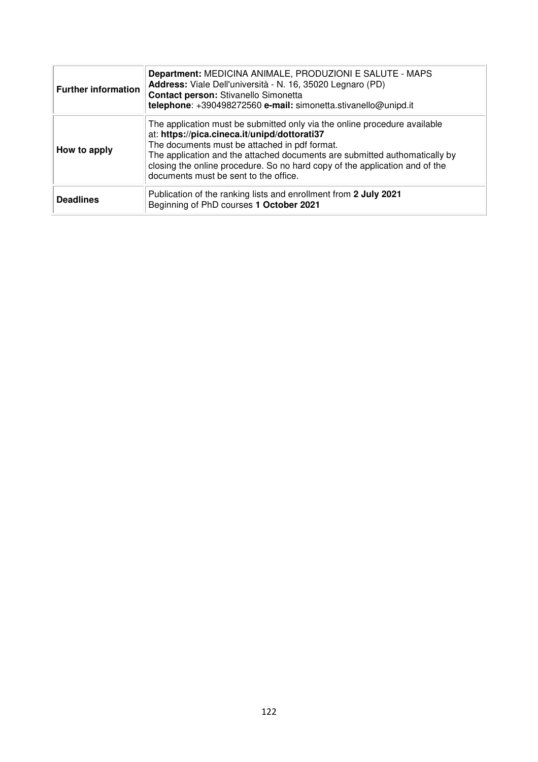| | |
|---|---|
| **Further information** | **Department:** MEDICINA ANIMALE, PRODUZIONI E SALUTE - MAPS<br>**Address:** Viale Dell'università - N. 16, 35020 Legnaro (PD)<br>**Contact person:** Stivanello Simonetta<br>**telephone**: +390498272560 **e-mail:** simonetta.stivanello@unipd.it |
| **How to apply** | The application must be submitted only via the online procedure available at: **https://pica.cineca.it/unipd/dottorati37**<br>The documents must be attached in pdf format.<br>The application and the attached documents are submitted authomatically by closing the online procedure. So no hard copy of the application and of the documents must be sent to the office. |
| **Deadlines** | Publication of the ranking lists and enrollment from **2 July 2021**<br>Beginning of PhD courses **1 October 2021** |